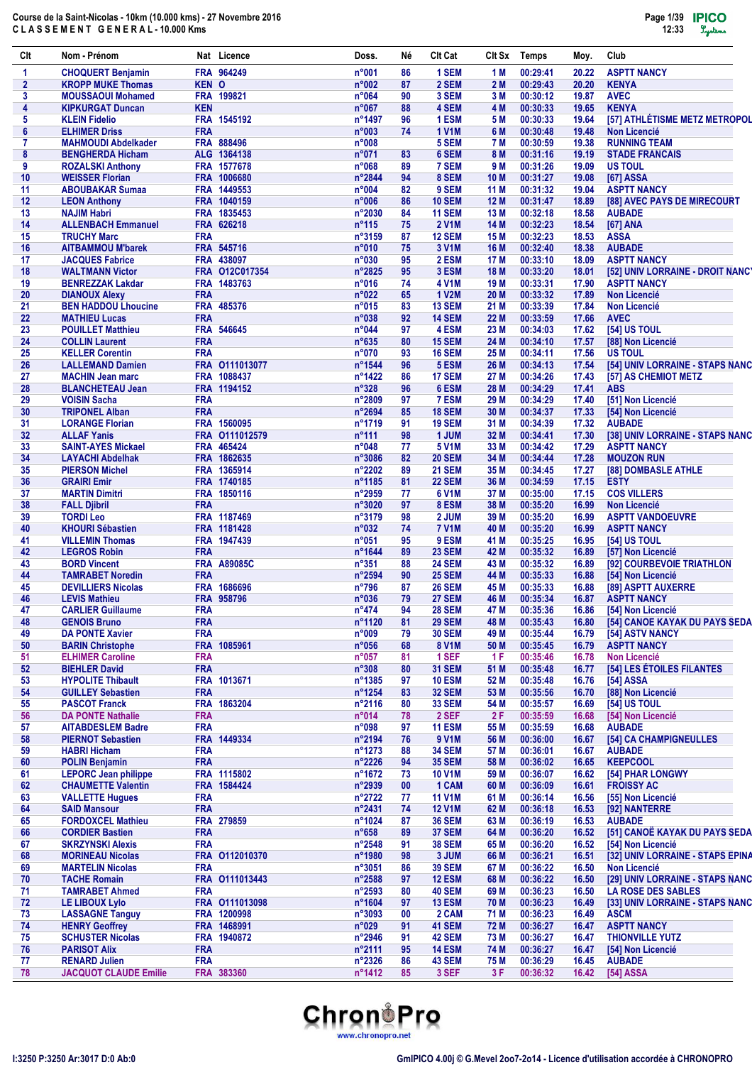# Course de la Saint-Nicolas - 10km (10.000 kms) - 27 Novembre 2016

## C L A S S E M E N T G E N E R A L - 10.000 Kms

| Clt | Nom - Prénom | Nat | Licence | Doss. | Né | Clt Cat | Clt Sx | Temps | Moy. | Club |
|---|---|---|---|---|---|---|---|---|---|---|
| 1 | CHOQUERT Benjamin | FRA | 964249 | n°001 | 86 | 1 SEM | 1 M | 00:29:41 | 20.22 | ASPTT NANCY |
| 2 | KROPP MUKE Thomas | KEN | O | n°002 | 87 | 2 SEM | 2 M | 00:29:43 | 20.20 | KENYA |
| 3 | MOUSSAOUI Mohamed | FRA | 199821 | n°064 | 90 | 3 SEM | 3 M | 00:30:12 | 19.87 | AVEC |
| 4 | KIPKURGAT Duncan | KEN | | n°067 | 88 | 4 SEM | 4 M | 00:30:33 | 19.65 | KENYA |
| 5 | KLEIN Fidelio | FRA | 1545192 | n°1497 | 96 | 1 ESM | 5 M | 00:30:33 | 19.64 | [57] ATHLÉTISME METZ METROPOL |
| 6 | ELHIMER Driss | FRA | | n°003 | 74 | 1 V1M | 6 M | 00:30:48 | 19.48 | Non Licencié |
| 7 | MAHMOUDI Abdelkader | FRA | 888496 | n°008 | | 5 SEM | 7 M | 00:30:59 | 19.38 | RUNNING TEAM |
| 8 | BENGHERDA Hicham | ALG | 1364138 | n°071 | 83 | 6 SEM | 8 M | 00:31:16 | 19.19 | STADE FRANCAIS |
| 9 | ROZALSKI Anthony | FRA | 1577678 | n°068 | 89 | 7 SEM | 9 M | 00:31:26 | 19.09 | US TOUL |
| 10 | WEISSER Florian | FRA | 1006680 | n°2844 | 94 | 8 SEM | 10 M | 00:31:27 | 19.08 | [67] ASSA |
| 11 | ABOUBAKAR Sumaa | FRA | 1449553 | n°004 | 82 | 9 SEM | 11 M | 00:31:32 | 19.04 | ASPTT NANCY |
| 12 | LEON Anthony | FRA | 1040159 | n°006 | 86 | 10 SEM | 12 M | 00:31:47 | 18.89 | [88] AVEC PAYS DE MIRECOURT |
| 13 | NAJIM Habri | FRA | 1835453 | n°2030 | 84 | 11 SEM | 13 M | 00:32:18 | 18.58 | AUBADE |
| 14 | ALLENBACH Emmanuel | FRA | 626218 | n°115 | 75 | 2 V1M | 14 M | 00:32:23 | 18.54 | [67] ANA |
| 15 | TRUCHY Marc | FRA | | n°3159 | 87 | 12 SEM | 15 M | 00:32:23 | 18.53 | ASSA |
| 16 | AITBAMMOU M'barek | FRA | 545716 | n°010 | 75 | 3 V1M | 16 M | 00:32:40 | 18.38 | AUBADE |
| 17 | JACQUES Fabrice | FRA | 438097 | n°030 | 95 | 2 ESM | 17 M | 00:33:10 | 18.09 | ASPTT NANCY |
| 18 | WALTMANN Victor | FRA | O12C017354 | n°2825 | 95 | 3 ESM | 18 M | 00:33:20 | 18.01 | [52] UNIV LORRAINE - DROIT NANC |
| 19 | BENREZZAK Lakdar | FRA | 1483763 | n°016 | 74 | 4 V1M | 19 M | 00:33:31 | 17.90 | ASPTT NANCY |
| 20 | DIANOUX Alexy | FRA | | n°022 | 65 | 1 V2M | 20 M | 00:33:32 | 17.89 | Non Licencié |
| 21 | BEN HADDOU Lhoucine | FRA | 485376 | n°015 | 83 | 13 SEM | 21 M | 00:33:39 | 17.84 | Non Licencié |
| 22 | MATHIEU Lucas | FRA | | n°038 | 92 | 14 SEM | 22 M | 00:33:59 | 17.66 | AVEC |
| 23 | POUILLET Matthieu | FRA | 546645 | n°044 | 97 | 4 ESM | 23 M | 00:34:03 | 17.62 | [54] US TOUL |
| 24 | COLLIN Laurent | FRA | | n°635 | 80 | 15 SEM | 24 M | 00:34:10 | 17.57 | [88] Non Licencié |
| 25 | KELLER Corentin | FRA | | n°070 | 93 | 16 SEM | 25 M | 00:34:11 | 17.56 | US TOUL |
| 26 | LALLEMAND Damien | FRA | O111013077 | n°1544 | 96 | 5 ESM | 26 M | 00:34:13 | 17.54 | [54] UNIV LORRAINE - STAPS NANC |
| 27 | MACHIN Jean marc | FRA | 1088437 | n°1422 | 86 | 17 SEM | 27 M | 00:34:26 | 17.43 | [57] AS CHEMIOT METZ |
| 28 | BLANCHETEAU Jean | FRA | 1194152 | n°328 | 96 | 6 ESM | 28 M | 00:34:29 | 17.41 | ABS |
| 29 | VOISIN Sacha | FRA | | n°2809 | 97 | 7 ESM | 29 M | 00:34:29 | 17.40 | [51] Non Licencié |
| 30 | TRIPONEL Alban | FRA | | n°2694 | 85 | 18 SEM | 30 M | 00:34:37 | 17.33 | [54] Non Licencié |
| 31 | LORANGE Florian | FRA | 1560095 | n°1719 | 91 | 19 SEM | 31 M | 00:34:39 | 17.32 | AUBADE |
| 32 | ALLAF Yanis | FRA | O111012579 | n°111 | 98 | 1 JUM | 32 M | 00:34:41 | 17.30 | [38] UNIV LORRAINE - STAPS NANC |
| 33 | SAINT-AYES Mickael | FRA | 465424 | n°048 | 77 | 5 V1M | 33 M | 00:34:42 | 17.29 | ASPTT NANCY |
| 34 | LAYACHI Abdelhak | FRA | 1862635 | n°3086 | 82 | 20 SEM | 34 M | 00:34:44 | 17.28 | MOUZON RUN |
| 35 | PIERSON Michel | FRA | 1365914 | n°2202 | 89 | 21 SEM | 35 M | 00:34:45 | 17.27 | [88] DOMBASLE ATHLE |
| 36 | GRAIRI Emir | FRA | 1740185 | n°1185 | 81 | 22 SEM | 36 M | 00:34:59 | 17.15 | ESTY |
| 37 | MARTIN Dimitri | FRA | 1850116 | n°2959 | 77 | 6 V1M | 37 M | 00:35:00 | 17.15 | COS VILLERS |
| 38 | FALL Djibril | FRA | | n°3020 | 97 | 8 ESM | 38 M | 00:35:20 | 16.99 | Non Licencié |
| 39 | TORDI Leo | FRA | 1187469 | n°3179 | 98 | 2 JUM | 39 M | 00:35:20 | 16.99 | ASPTT VANDOEUVRE |
| 40 | KHOURI Sébastien | FRA | 1181428 | n°032 | 74 | 7 V1M | 40 M | 00:35:20 | 16.99 | ASPTT NANCY |
| 41 | VILLEMIN Thomas | FRA | 1947439 | n°051 | 95 | 9 ESM | 41 M | 00:35:25 | 16.95 | [54] US TOUL |
| 42 | LEGROS Robin | FRA | | n°1644 | 89 | 23 SEM | 42 M | 00:35:32 | 16.89 | [57] Non Licencié |
| 43 | BORD Vincent | FRA | A89085C | n°351 | 88 | 24 SEM | 43 M | 00:35:32 | 16.89 | [92] COURBEVOIE TRIATHLON |
| 44 | TAMRABET Noredin | FRA | | n°2594 | 90 | 25 SEM | 44 M | 00:35:33 | 16.88 | [54] Non Licencié |
| 45 | DEVILLIERS Nicolas | FRA | 1686696 | n°796 | 87 | 26 SEM | 45 M | 00:35:33 | 16.88 | [89] ASPTT AUXERRE |
| 46 | LEVIS Mathieu | FRA | 958796 | n°036 | 79 | 27 SEM | 46 M | 00:35:34 | 16.87 | ASPTT NANCY |
| 47 | CARLIER Guillaume | FRA | | n°474 | 94 | 28 SEM | 47 M | 00:35:36 | 16.86 | [54] Non Licencié |
| 48 | GENOIS Bruno | FRA | | n°1120 | 81 | 29 SEM | 48 M | 00:35:43 | 16.80 | [54] CANOE KAYAK DU PAYS SEDA |
| 49 | DA PONTE Xavier | FRA | | n°009 | 79 | 30 SEM | 49 M | 00:35:44 | 16.79 | [54] ASTV NANCY |
| 50 | BARIN Christophe | FRA | 1085961 | n°056 | 68 | 8 V1M | 50 M | 00:35:45 | 16.79 | ASPTT NANCY |
| 51 | ELHIMER Caroline | FRA | | n°057 | 81 | 1 SEF | 1 F | 00:35:46 | 16.78 | Non Licencié |
| 52 | BIEHLER David | FRA | | n°308 | 80 | 31 SEM | 51 M | 00:35:48 | 16.77 | [54] LES ÉTOILES FILANTES |
| 53 | HYPOLITE Thibault | FRA | 1013671 | n°1385 | 97 | 10 ESM | 52 M | 00:35:48 | 16.76 | [54] ASSA |
| 54 | GUILLEY Sebastien | FRA | | n°1254 | 83 | 32 SEM | 53 M | 00:35:56 | 16.70 | [88] Non Licencié |
| 55 | PASCOT Franck | FRA | 1863204 | n°2116 | 80 | 33 SEM | 54 M | 00:35:57 | 16.69 | [54] US TOUL |
| 56 | DA PONTE Nathalie | FRA | | n°014 | 78 | 2 SEF | 2 F | 00:35:59 | 16.68 | [54] Non Licencié |
| 57 | AITABDESLEM Badre | FRA | | n°098 | 97 | 11 ESM | 55 M | 00:35:59 | 16.68 | AUBADE |
| 58 | PIERNOT Sebastien | FRA | 1449334 | n°2194 | 76 | 9 V1M | 56 M | 00:36:00 | 16.67 | [54] CA CHAMPIGNEULLES |
| 59 | HABRI Hicham | FRA | | n°1273 | 88 | 34 SEM | 57 M | 00:36:01 | 16.67 | AUBADE |
| 60 | POLIN Benjamin | FRA | | n°2226 | 94 | 35 SEM | 58 M | 00:36:02 | 16.65 | KEEPCOOL |
| 61 | LEPORC Jean philippe | FRA | 1115802 | n°1672 | 73 | 10 V1M | 59 M | 00:36:07 | 16.62 | [54] PHAR LONGWY |
| 62 | CHAUMETTE Valentin | FRA | 1584424 | n°2939 | 00 | 1 CAM | 60 M | 00:36:09 | 16.61 | FROISSY AC |
| 63 | VALLETTE Hugues | FRA | | n°2722 | 77 | 11 V1M | 61 M | 00:36:14 | 16.56 | [55] Non Licencié |
| 64 | SAID Mansour | FRA | | n°2431 | 74 | 12 V1M | 62 M | 00:36:18 | 16.53 | [92] NANTERRE |
| 65 | FORDOXCEL Mathieu | FRA | 279859 | n°1024 | 87 | 36 SEM | 63 M | 00:36:19 | 16.53 | AUBADE |
| 66 | CORDIER Bastien | FRA | | n°658 | 89 | 37 SEM | 64 M | 00:36:20 | 16.52 | [51] CANOË KAYAK DU PAYS SEDA |
| 67 | SKRZYNSKI Alexis | FRA | | n°2548 | 91 | 38 SEM | 65 M | 00:36:20 | 16.52 | [54] Non Licencié |
| 68 | MORINEAU Nicolas | FRA | O112010370 | n°1980 | 98 | 3 JUM | 66 M | 00:36:21 | 16.51 | [32] UNIV LORRAINE - STAPS EPINA |
| 69 | MARTELIN Nicolas | FRA | | n°3051 | 86 | 39 SEM | 67 M | 00:36:22 | 16.50 | Non Licencié |
| 70 | TACHE Romain | FRA | O111013443 | n°2588 | 97 | 12 ESM | 68 M | 00:36:22 | 16.50 | [29] UNIV LORRAINE - STAPS NANC |
| 71 | TAMRABET Ahmed | FRA | | n°2593 | 80 | 40 SEM | 69 M | 00:36:23 | 16.50 | LA ROSE DES SABLES |
| 72 | LE LOUSSY Lylo | FRA | O111013098 | n°1604 | 97 | 13 ESM | 70 M | 00:36:23 | 16.49 | [33] UNIV LORRAINE - STAPS NANC |
| 73 | LASSAGNE Tanguy | FRA | 1200998 | n°3093 | 00 | 2 CAM | 71 M | 00:36:23 | 16.49 | ASCM |
| 74 | HENRY Geoffrey | FRA | 1468991 | n°029 | 91 | 41 SEM | 72 M | 00:36:27 | 16.47 | ASPTT NANCY |
| 75 | SCHUSTER Nicolas | FRA | 1940872 | n°2946 | 91 | 42 SEM | 73 M | 00:36:27 | 16.47 | THIONVILLE YUTZ |
| 76 | PARISOT Alix | FRA | | n°2111 | 95 | 14 ESM | 74 M | 00:36:27 | 16.47 | [54] Non Licencié |
| 77 | RENARD Julien | FRA | | n°2326 | 86 | 43 SEM | 75 M | 00:36:29 | 16.45 | AUBADE |
| 78 | JACQUOT CLAUDE Emilie | FRA | 383360 | n°1412 | 85 | 3 SEF | 3 F | 00:36:32 | 16.42 | [54] ASSA |

I:3250 P:3250 Ar:3017 D:0 Ab:0

GmIPICO 4.00j © G.Mevel 2oo7-2o14 - Licence d'utilisation accordée à CHRONOPRO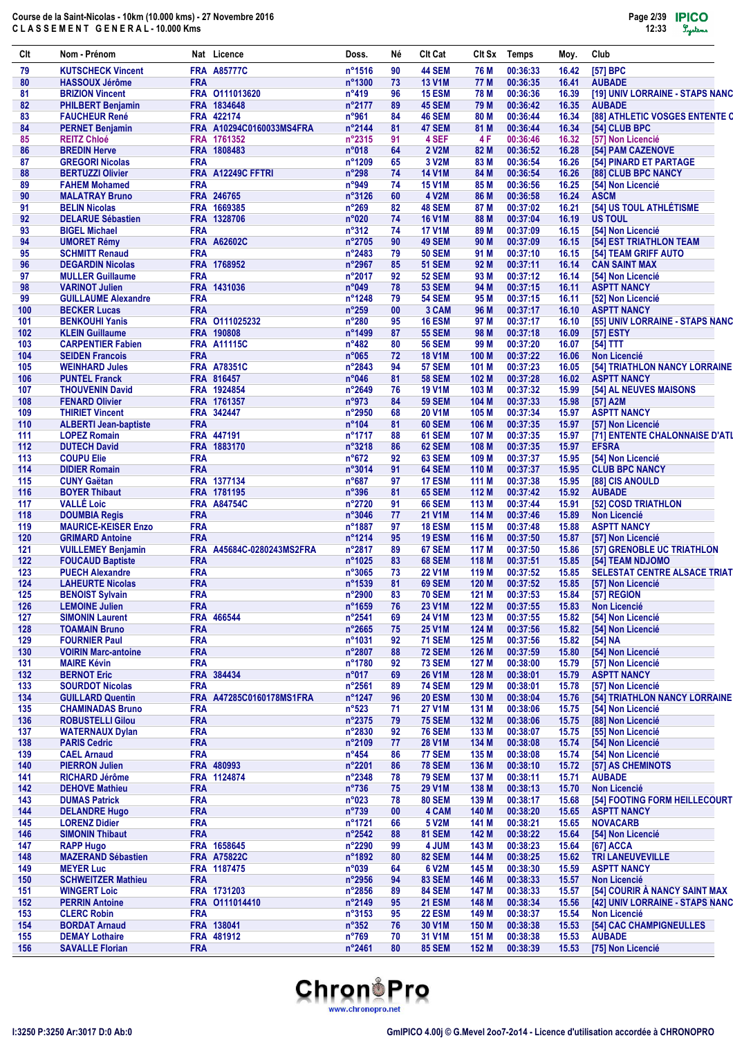**Course de la Saint-Nicolas - 10km (10.000 kms) - 27 Novembre 2016**
**CLASSEMENT GENERAL - 10.000 Kms**

| Clt | Nom - Prénom | Nat | Licence | Doss. | Né | Clt Cat | Clt Sx | Temps | Moy. | Club |
|---|---|---|---|---|---|---|---|---|---|---|
| 79 | KUTSCHECK Vincent | FRA | A85777C | n°1516 | 90 | 44 SEM | 76 M | 00:36:33 | 16.42 | [57] BPC |
| 80 | HASSOUX Jérôme | FRA | | n°1300 | 73 | 13 V1M | 77 M | 00:36:35 | 16.41 | AUBADE |
| 81 | BRIZION Vincent | FRA | O111013620 | n°419 | 96 | 15 ESM | 78 M | 00:36:36 | 16.39 | [19] UNIV LORRAINE - STAPS NANC |
| 82 | PHILBERT Benjamin | FRA | 1834648 | n°2177 | 89 | 45 SEM | 79 M | 00:36:42 | 16.35 | AUBADE |
| 83 | FAUCHEUR René | FRA | 422174 | n°961 | 84 | 46 SEM | 80 M | 00:36:44 | 16.34 | [88] ATHLETIC VOSGES ENTENTE C |
| 84 | PERNET Benjamin | FRA | A10294C0160033MS4FRA | n°2144 | 81 | 47 SEM | 81 M | 00:36:44 | 16.34 | [54] CLUB BPC |
| 85 | REITZ Chloé | FRA | 1761352 | n°2315 | 91 | 4 SEF | 4 F | 00:36:46 | 16.32 | [57] Non Licencié |
| 86 | BREDIN Herve | FRA | 1808483 | n°018 | 64 | 2 V2M | 82 M | 00:36:52 | 16.28 | [54] PAM CAZENOVE |
| 87 | GREGORI Nicolas | FRA | | n°1209 | 65 | 3 V2M | 83 M | 00:36:54 | 16.26 | [54] PINARD ET PARTAGE |
| 88 | BERTUZZI Olivier | FRA | A12249C FFTRI | n°298 | 74 | 14 V1M | 84 M | 00:36:54 | 16.26 | [88] CLUB BPC NANCY |
| 89 | FAHEM Mohamed | FRA | | n°949 | 74 | 15 V1M | 85 M | 00:36:56 | 16.25 | [54] Non Licencié |
| 90 | MALATRAY Bruno | FRA | 246765 | n°3126 | 60 | 4 V2M | 86 M | 00:36:58 | 16.24 | ASCM |
| 91 | BELIN Nicolas | FRA | 1669385 | n°269 | 82 | 48 SEM | 87 M | 00:37:02 | 16.21 | [54] US TOUL ATHLÉTISME |
| 92 | DELARUE Sébastien | FRA | 1328706 | n°020 | 74 | 16 V1M | 88 M | 00:37:04 | 16.19 | US TOUL |
| 93 | BIGEL Michael | FRA | | n°312 | 74 | 17 V1M | 89 M | 00:37:09 | 16.15 | [54] Non Licencié |
| 94 | UMORET Rémy | FRA | A62602C | n°2705 | 90 | 49 SEM | 90 M | 00:37:09 | 16.15 | [54] EST TRIATHLON TEAM |
| 95 | SCHMITT Renaud | FRA | | n°2483 | 79 | 50 SEM | 91 M | 00:37:10 | 16.15 | [54] TEAM GRIFF AUTO |
| 96 | DEGARDIN Nicolas | FRA | 1768952 | n°2967 | 85 | 51 SEM | 92 M | 00:37:11 | 16.14 | CAN SAINT MAX |
| 97 | MULLER Guillaume | FRA | | n°2017 | 92 | 52 SEM | 93 M | 00:37:12 | 16.14 | [54] Non Licencié |
| 98 | VARINOT Julien | FRA | 1431036 | n°049 | 78 | 53 SEM | 94 M | 00:37:15 | 16.11 | ASPTT NANCY |
| 99 | GUILLAUME Alexandre | FRA | | n°1248 | 79 | 54 SEM | 95 M | 00:37:15 | 16.11 | [52] Non Licencié |
| 100 | BECKER Lucas | FRA | | n°259 | 00 | 3 CAM | 96 M | 00:37:17 | 16.10 | ASPTT NANCY |
| 101 | BENKOUHI Yanis | FRA | O111025232 | n°280 | 95 | 16 ESM | 97 M | 00:37:17 | 16.10 | [55] UNIV LORRAINE - STAPS NANC |
| 102 | KLEIN Guillaume | FRA | 190808 | n°1499 | 87 | 55 SEM | 98 M | 00:37:18 | 16.09 | [57] ESTY |
| 103 | CARPENTIER Fabien | FRA | A11115C | n°482 | 80 | 56 SEM | 99 M | 00:37:20 | 16.07 | [54] TTT |
| 104 | SEIDEN Francois | FRA | | n°065 | 72 | 18 V1M | 100 M | 00:37:22 | 16.06 | Non Licencié |
| 105 | WEINHARD Jules | FRA | A78351C | n°2843 | 94 | 57 SEM | 101 M | 00:37:23 | 16.05 | [54] TRIATHLON NANCY LORRAINE |
| 106 | PUNTEL Franck | FRA | 816457 | n°046 | 81 | 58 SEM | 102 M | 00:37:28 | 16.02 | ASPTT NANCY |
| 107 | THOUVENIN David | FRA | 1924854 | n°2649 | 76 | 19 V1M | 103 M | 00:37:32 | 15.99 | [54] AL NEUVES MAISONS |
| 108 | FENARD Olivier | FRA | 1761357 | n°973 | 84 | 59 SEM | 104 M | 00:37:33 | 15.98 | [57] A2M |
| 109 | THIRIET Vincent | FRA | 342447 | n°2950 | 76 | 20 V1M | 105 M | 00:37:34 | 15.97 | ASPTT NANCY |
| 110 | ALBERTI Jean-baptiste | FRA | | n°104 | 81 | 60 SEM | 106 M | 00:37:35 | 15.97 | [57] Non Licencié |
| 111 | LOPEZ Romain | FRA | 447191 | n°1717 | 88 | 61 SEM | 107 M | 00:37:35 | 15.97 | [71] ENTENTE CHALONNAISE D'ATL |
| 112 | DUTECH David | FRA | 1883170 | n°3218 | 86 | 62 SEM | 108 M | 00:37:35 | 15.97 | EFSRA |
| 113 | COUPU Elie | FRA | | n°672 | 92 | 63 SEM | 109 M | 00:37:37 | 15.95 | [54] Non Licencié |
| 114 | DIDIER Romain | FRA | | n°3014 | 91 | 64 SEM | 110 M | 00:37:37 | 15.95 | CLUB BPC NANCY |
| 115 | CUNY Gaëtan | FRA | 1377134 | n°687 | 97 | 17 ESM | 111 M | 00:37:38 | 15.95 | [88] CIS ANOULD |
| 116 | BOYER Thibaut | FRA | 1781195 | n°396 | 91 | 65 SEM | 112 M | 00:37:42 | 15.92 | AUBADE |
| 117 | VALLÉ Loic | FRA | A84754C | n°2720 | 91 | 66 SEM | 113 M | 00:37:44 | 15.91 | [52] COSD TRIATHLON |
| 118 | DOUMBIA Regis | FRA | | n°3046 | 77 | 21 V1M | 114 M | 00:37:46 | 15.89 | Non Licencié |
| 119 | MAURICE-KEISER Enzo | FRA | | n°1887 | 97 | 18 ESM | 115 M | 00:37:48 | 15.88 | ASPTT NANCY |
| 120 | GRIMARD Antoine | FRA | | n°1214 | 95 | 19 ESM | 116 M | 00:37:50 | 15.87 | [57] Non Licencié |
| 121 | VUILLEMEY Benjamin | FRA | A45684C-0280243MS2FRA | n°2817 | 89 | 67 SEM | 117 M | 00:37:50 | 15.86 | [57] GRENOBLE UC TRIATHLON |
| 122 | FOUCAUD Baptiste | FRA | | n°1025 | 83 | 68 SEM | 118 M | 00:37:51 | 15.85 | [54] TEAM NDJOMO |
| 123 | PUECH Alexandre | FRA | | n°3065 | 73 | 22 V1M | 119 M | 00:37:52 | 15.85 | SELESTAT CENTRE ALSACE TRIAT |
| 124 | LAHEURTE Nicolas | FRA | | n°1539 | 81 | 69 SEM | 120 M | 00:37:52 | 15.85 | [57] Non Licencié |
| 125 | BENOIST Sylvain | FRA | | n°2900 | 83 | 70 SEM | 121 M | 00:37:53 | 15.84 | [57] REGION |
| 126 | LEMOINE Julien | FRA | | n°1659 | 76 | 23 V1M | 122 M | 00:37:55 | 15.83 | Non Licencié |
| 127 | SIMONIN Laurent | FRA | 466544 | n°2541 | 69 | 24 V1M | 123 M | 00:37:55 | 15.82 | [54] Non Licencié |
| 128 | TOAMAIN Bruno | FRA | | n°2665 | 75 | 25 V1M | 124 M | 00:37:56 | 15.82 | [54] Non Licencié |
| 129 | FOURNIER Paul | FRA | | n°1031 | 92 | 71 SEM | 125 M | 00:37:56 | 15.82 | [54] NA |
| 130 | VOIRIN Marc-antoine | FRA | | n°2807 | 88 | 72 SEM | 126 M | 00:37:59 | 15.80 | [54] Non Licencié |
| 131 | MAIRE Kévin | FRA | | n°1780 | 92 | 73 SEM | 127 M | 00:38:00 | 15.79 | [57] Non Licencié |
| 132 | BERNOT Eric | FRA | 384434 | n°017 | 69 | 26 V1M | 128 M | 00:38:01 | 15.79 | ASPTT NANCY |
| 133 | SOURDOT Nicolas | FRA | | n°2561 | 89 | 74 SEM | 129 M | 00:38:01 | 15.78 | [57] Non Licencié |
| 134 | GUILLARD Quentin | FRA | A47285C0160178MS1FRA | n°1247 | 96 | 20 ESM | 130 M | 00:38:04 | 15.76 | [54] TRIATHLON NANCY LORRAINE |
| 135 | CHAMINADAS Bruno | FRA | | n°523 | 71 | 27 V1M | 131 M | 00:38:06 | 15.75 | [54] Non Licencié |
| 136 | ROBUSTELLI Gilou | FRA | | n°2375 | 79 | 75 SEM | 132 M | 00:38:06 | 15.75 | [88] Non Licencié |
| 137 | WATERNAUX Dylan | FRA | | n°2830 | 92 | 76 SEM | 133 M | 00:38:07 | 15.75 | [55] Non Licencié |
| 138 | PARIS Cedric | FRA | | n°2109 | 77 | 28 V1M | 134 M | 00:38:08 | 15.74 | [54] Non Licencié |
| 139 | CAEL Arnaud | FRA | | n°454 | 86 | 77 SEM | 135 M | 00:38:08 | 15.74 | [54] Non Licencié |
| 140 | PIERRON Julien | FRA | 480993 | n°2201 | 86 | 78 SEM | 136 M | 00:38:10 | 15.72 | [57] AS CHEMINOTS |
| 141 | RICHARD Jérôme | FRA | 1124874 | n°2348 | 78 | 79 SEM | 137 M | 00:38:11 | 15.71 | AUBADE |
| 142 | DEHOVE Mathieu | FRA | | n°736 | 75 | 29 V1M | 138 M | 00:38:13 | 15.70 | Non Licencié |
| 143 | DUMAS Patrick | FRA | | n°023 | 78 | 80 SEM | 139 M | 00:38:17 | 15.68 | [54] FOOTING FORM HEILLECOURT |
| 144 | DELANDRE Hugo | FRA | | n°739 | 00 | 4 CAM | 140 M | 00:38:20 | 15.65 | ASPTT NANCY |
| 145 | LORENZ Didier | FRA | | n°1721 | 66 | 5 V2M | 141 M | 00:38:21 | 15.65 | NOVACARB |
| 146 | SIMONIN Thibaut | FRA | | n°2542 | 88 | 81 SEM | 142 M | 00:38:22 | 15.64 | [54] Non Licencié |
| 147 | RAPP Hugo | FRA | 1658645 | n°2290 | 99 | 4 JUM | 143 M | 00:38:23 | 15.64 | [67] ACCA |
| 148 | MAZERAND Sébastien | FRA | A75822C | n°1892 | 80 | 82 SEM | 144 M | 00:38:25 | 15.62 | TRI LANEUVEVILLE |
| 149 | MEYER Luc | FRA | 1187475 | n°039 | 64 | 6 V2M | 145 M | 00:38:30 | 15.59 | ASPTT NANCY |
| 150 | SCHWEITZER Mathieu | FRA | | n°2956 | 94 | 83 SEM | 146 M | 00:38:33 | 15.57 | Non Licencié |
| 151 | WINGERT Loic | FRA | 1731203 | n°2856 | 89 | 84 SEM | 147 M | 00:38:33 | 15.57 | [54] COURIR À NANCY SAINT MAX |
| 152 | PERRIN Antoine | FRA | O111014410 | n°2149 | 95 | 21 ESM | 148 M | 00:38:34 | 15.56 | [42] UNIV LORRAINE - STAPS NANC |
| 153 | CLERC Robin | FRA | | n°3153 | 95 | 22 ESM | 149 M | 00:38:37 | 15.54 | Non Licencié |
| 154 | BORDAT Arnaud | FRA | 138041 | n°352 | 76 | 30 V1M | 150 M | 00:38:38 | 15.53 | [54] CAC CHAMPIGNEULLES |
| 155 | DEMAY Lothaire | FRA | 481912 | n°769 | 70 | 31 V1M | 151 M | 00:38:38 | 15.53 | AUBADE |
| 156 | SAVALLE Florian | FRA | | n°2461 | 80 | 85 SEM | 152 M | 00:38:39 | 15.53 | [75] Non Licencié |

I:3250 P:3250 Ar:3017 D:0 Ab:0

GmIPICO 4.00j © G.Mevel 2oo7-2o14 - Licence d'utilisation accordée à CHRONOPRO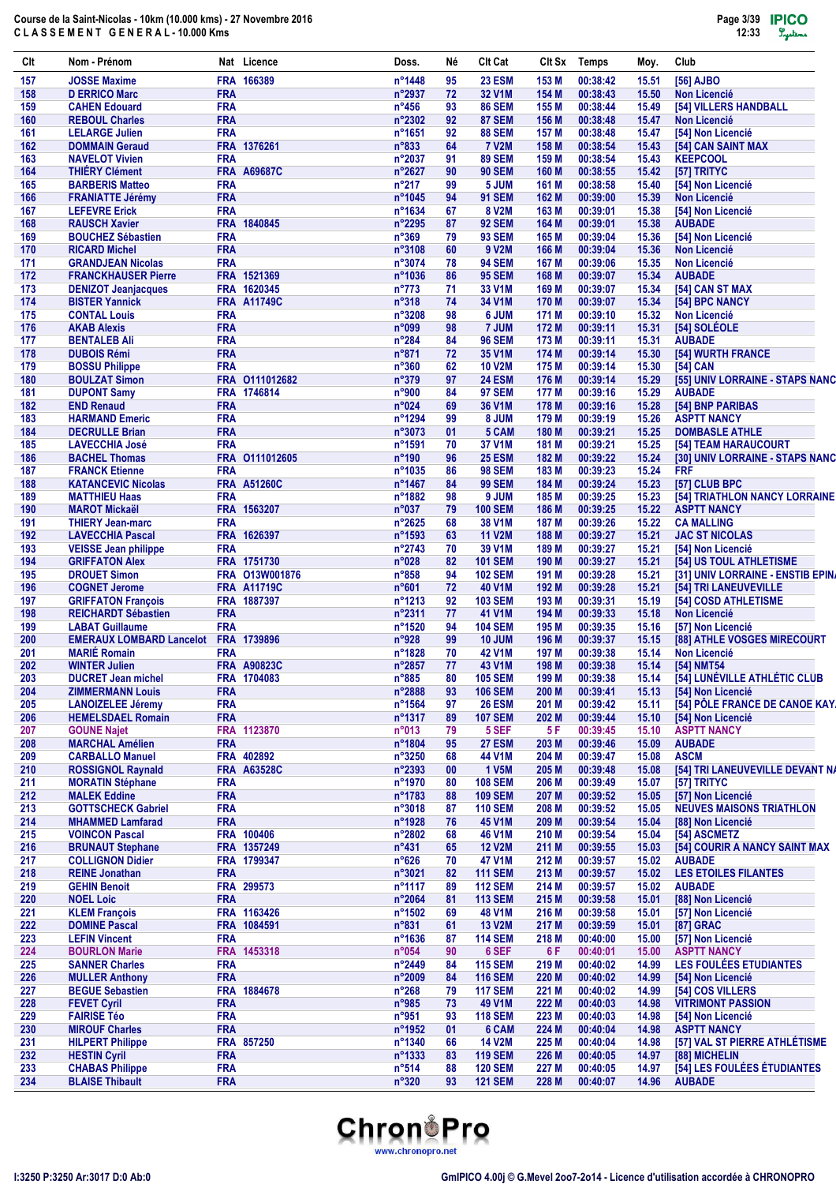Course de la Saint-Nicolas - 10km (10.000 kms) - 27 Novembre 2016

CLASSEMENT GENERAL - 10.000 Kms

| Clt | Nom - Prénom | Nat | Licence | Doss. | Né | Clt Cat | Clt Sx | Temps | Moy. | Club |
|---|---|---|---|---|---|---|---|---|---|---|
| 157 | JOSSE Maxime | FRA | 166389 | n°1448 | 95 | 23 ESM | 153 M | 00:38:42 | 15.51 | [56] AJBO |
| 158 | D ERRICO Marc | FRA | | n°2937 | 72 | 32 V1M | 154 M | 00:38:43 | 15.50 | Non Licencié |
| 159 | CAHEN Edouard | FRA | | n°456 | 93 | 86 SEM | 155 M | 00:38:44 | 15.49 | [54] VILLERS HANDBALL |
| 160 | REBOUL Charles | FRA | | n°2302 | 92 | 87 SEM | 156 M | 00:38:48 | 15.47 | Non Licencié |
| 161 | LELARGE Julien | FRA | | n°1651 | 92 | 88 SEM | 157 M | 00:38:48 | 15.47 | [54] Non Licencié |
| 162 | DOMMAIN Geraud | FRA | 1376261 | n°833 | 64 | 7 V2M | 158 M | 00:38:54 | 15.43 | [54] CAN SAINT MAX |
| 163 | NAVELOT Vivien | FRA | | n°2037 | 91 | 89 SEM | 159 M | 00:38:54 | 15.43 | KEEPCOOL |
| 164 | THIÉRY Clément | FRA | A69687C | n°2627 | 90 | 90 SEM | 160 M | 00:38:55 | 15.42 | [57] TRITYC |
| 165 | BARBERIS Matteo | FRA | | n°217 | 99 | 5 JUM | 161 M | 00:38:58 | 15.40 | [54] Non Licencié |
| 166 | FRANIATTE Jérémy | FRA | | n°1045 | 94 | 91 SEM | 162 M | 00:39:00 | 15.39 | Non Licencié |
| 167 | LEFEVRE Erick | FRA | | n°1634 | 67 | 8 V2M | 163 M | 00:39:01 | 15.38 | [54] Non Licencié |
| 168 | RAUSCH Xavier | FRA | 1840845 | n°2295 | 87 | 92 SEM | 164 M | 00:39:01 | 15.38 | AUBADE |
| 169 | BOUCHEZ Sébastien | FRA | | n°369 | 79 | 93 SEM | 165 M | 00:39:04 | 15.36 | [54] Non Licencié |
| 170 | RICARD Michel | FRA | | n°3108 | 60 | 9 V2M | 166 M | 00:39:04 | 15.36 | Non Licencié |
| 171 | GRANDJEAN Nicolas | FRA | | n°3074 | 78 | 94 SEM | 167 M | 00:39:06 | 15.35 | Non Licencié |
| 172 | FRANCKHAUSER Pierre | FRA | 1521369 | n°1036 | 86 | 95 SEM | 168 M | 00:39:07 | 15.34 | AUBADE |
| 173 | DENIZOT Jeanjacques | FRA | 1620345 | n°773 | 71 | 33 V1M | 169 M | 00:39:07 | 15.34 | [54] CAN ST MAX |
| 174 | BISTER Yannick | FRA | A11749C | n°318 | 74 | 34 V1M | 170 M | 00:39:07 | 15.34 | [54] BPC NANCY |
| 175 | CONTAL Louis | FRA | | n°3208 | 98 | 6 JUM | 171 M | 00:39:10 | 15.32 | Non Licencié |
| 176 | AKAB Alexis | FRA | | n°099 | 98 | 7 JUM | 172 M | 00:39:11 | 15.31 | [54] SOLÉOLE |
| 177 | BENTALEB Ali | FRA | | n°284 | 84 | 96 SEM | 173 M | 00:39:11 | 15.31 | AUBADE |
| 178 | DUBOIS Rémi | FRA | | n°871 | 72 | 35 V1M | 174 M | 00:39:14 | 15.30 | [54] WURTH FRANCE |
| 179 | BOSSU Philippe | FRA | | n°360 | 62 | 10 V2M | 175 M | 00:39:14 | 15.30 | [54] CAN |
| 180 | BOULZAT Simon | FRA | O111012682 | n°379 | 97 | 24 ESM | 176 M | 00:39:14 | 15.29 | [55] UNIV LORRAINE - STAPS NANC |
| 181 | DUPONT Samy | FRA | 1746814 | n°900 | 84 | 97 SEM | 177 M | 00:39:16 | 15.29 | AUBADE |
| 182 | END Renaud | FRA | | n°024 | 69 | 36 V1M | 178 M | 00:39:16 | 15.28 | [54] BNP PARIBAS |
| 183 | HARMAND Emeric | FRA | | n°1294 | 99 | 8 JUM | 179 M | 00:39:19 | 15.26 | ASPTT NANCY |
| 184 | DECRULLE Brian | FRA | | n°3073 | 01 | 5 CAM | 180 M | 00:39:21 | 15.25 | DOMBASLE ATHLE |
| 185 | LAVECCHIA José | FRA | | n°1591 | 70 | 37 V1M | 181 M | 00:39:21 | 15.25 | [54] TEAM HARAUCOURT |
| 186 | BACHEL Thomas | FRA | O111012605 | n°190 | 96 | 25 ESM | 182 M | 00:39:22 | 15.24 | [30] UNIV LORRAINE - STAPS NANC |
| 187 | FRANCK Etienne | FRA | | n°1035 | 86 | 98 SEM | 183 M | 00:39:23 | 15.24 | FRF |
| 188 | KATANCEVIC Nicolas | FRA | A51260C | n°1467 | 84 | 99 SEM | 184 M | 00:39:24 | 15.23 | [57] CLUB BPC |
| 189 | MATTHIEU Haas | FRA | | n°1882 | 98 | 9 JUM | 185 M | 00:39:25 | 15.23 | [54] TRIATHLON NANCY LORRAINE |
| 190 | MAROT Mickaël | FRA | 1563207 | n°037 | 79 | 100 SEM | 186 M | 00:39:25 | 15.22 | ASPTT NANCY |
| 191 | THIERY Jean-marc | FRA | | n°2625 | 68 | 38 V1M | 187 M | 00:39:26 | 15.22 | CA MALLING |
| 192 | LAVECCHIA Pascal | FRA | 1626397 | n°1593 | 63 | 11 V2M | 188 M | 00:39:27 | 15.21 | JAC ST NICOLAS |
| 193 | VEISSE Jean philippe | FRA | | n°2743 | 70 | 39 V1M | 189 M | 00:39:27 | 15.21 | [54] Non Licencié |
| 194 | GRIFFATON Alex | FRA | 1751730 | n°028 | 82 | 101 SEM | 190 M | 00:39:27 | 15.21 | [54] US TOUL ATHLETISME |
| 195 | DROUET Simon | FRA | O13W001876 | n°858 | 94 | 102 SEM | 191 M | 00:39:28 | 15.21 | [31] UNIV LORRAINE - ENSTIB EPIN |
| 196 | COGNET Jerome | FRA | A11719C | n°601 | 72 | 40 V1M | 192 M | 00:39:28 | 15.21 | [54] TRI LANEUVEVILLE |
| 197 | GRIFFATON François | FRA | 1887397 | n°1213 | 92 | 103 SEM | 193 M | 00:39:31 | 15.19 | [54] COSD ATHLETISME |
| 198 | REICHARDT Sébastien | FRA | | n°2311 | 77 | 41 V1M | 194 M | 00:39:33 | 15.18 | Non Licencié |
| 199 | LABAT Guillaume | FRA | | n°1520 | 94 | 104 SEM | 195 M | 00:39:35 | 15.16 | [57] Non Licencié |
| 200 | EMERAUX LOMBARD Lancelot | FRA | 1739896 | n°928 | 99 | 10 JUM | 196 M | 00:39:37 | 15.15 | [88] ATHLE VOSGES MIRECOURT |
| 201 | MARIÉ Romain | FRA | | n°1828 | 70 | 42 V1M | 197 M | 00:39:38 | 15.14 | Non Licencié |
| 202 | WINTER Julien | FRA | A90823C | n°2857 | 77 | 43 V1M | 198 M | 00:39:38 | 15.14 | [54] NMT54 |
| 203 | DUCRET Jean michel | FRA | 1704083 | n°885 | 80 | 105 SEM | 199 M | 00:39:38 | 15.14 | [54] LUNÉVILLE ATHLÉTIC CLUB |
| 204 | ZIMMERMANN Louis | FRA | | n°2888 | 93 | 106 SEM | 200 M | 00:39:41 | 15.13 | [54] Non Licencié |
| 205 | LANOIZELEE Jéremy | FRA | | n°1564 | 97 | 26 ESM | 201 M | 00:39:42 | 15.11 | [54] PÔLE FRANCE DE CANOE KAY |
| 206 | HEMELSDAEL Romain | FRA | | n°1317 | 89 | 107 SEM | 202 M | 00:39:44 | 15.10 | [54] Non Licencié |
| 207 | GOUNE Najet | FRA | 1123870 | n°013 | 79 | 5 SEF | 5 F | 00:39:45 | 15.10 | ASPTT NANCY |
| 208 | MARCHAL Amélien | FRA | | n°1804 | 95 | 27 ESM | 203 M | 00:39:46 | 15.09 | AUBADE |
| 209 | CARBALLO Manuel | FRA | 402892 | n°3250 | 68 | 44 V1M | 204 M | 00:39:47 | 15.08 | ASCM |
| 210 | ROSSIGNOL Raynald | FRA | A63528C | n°2393 | 00 | 1 V5M | 205 M | 00:39:48 | 15.08 | [54] TRI LANEUVEVILLE DEVANT N |
| 211 | MORATIN Stéphane | FRA | | n°1970 | 80 | 108 SEM | 206 M | 00:39:49 | 15.07 | [57] TRITYC |
| 212 | MALEK Eddine | FRA | | n°1783 | 88 | 109 SEM | 207 M | 00:39:52 | 15.05 | [57] Non Licencié |
| 213 | GOTTSCHECK Gabriel | FRA | | n°3018 | 87 | 110 SEM | 208 M | 00:39:52 | 15.05 | NEUVES MAISONS TRIATHLON |
| 214 | MHAMMED Lamfarad | FRA | | n°1928 | 76 | 45 V1M | 209 M | 00:39:54 | 15.04 | [88] Non Licencié |
| 215 | VOINCON Pascal | FRA | 100406 | n°2802 | 68 | 46 V1M | 210 M | 00:39:54 | 15.04 | [54] ASCMETZ |
| 216 | BRUNAUT Stephane | FRA | 1357249 | n°431 | 65 | 12 V2M | 211 M | 00:39:55 | 15.03 | [54] COURIR A NANCY SAINT MAX |
| 217 | COLLIGNON Didier | FRA | 1799347 | n°626 | 70 | 47 V1M | 212 M | 00:39:57 | 15.02 | AUBADE |
| 218 | REINE Jonathan | FRA | | n°3021 | 82 | 111 SEM | 213 M | 00:39:57 | 15.02 | LES ETOILES FILANTES |
| 219 | GEHIN Benoit | FRA | 299573 | n°1117 | 89 | 112 SEM | 214 M | 00:39:57 | 15.02 | AUBADE |
| 220 | NOEL Loic | FRA | | n°2064 | 81 | 113 SEM | 215 M | 00:39:58 | 15.01 | [88] Non Licencié |
| 221 | KLEM François | FRA | 1163426 | n°1502 | 69 | 48 V1M | 216 M | 00:39:58 | 15.01 | [57] Non Licencié |
| 222 | DOMINE Pascal | FRA | 1084591 | n°831 | 61 | 13 V2M | 217 M | 00:39:59 | 15.01 | [87] GRAC |
| 223 | LEFIN Vincent | FRA | | n°1636 | 87 | 114 SEM | 218 M | 00:40:00 | 15.00 | [57] Non Licencié |
| 224 | BOURLON Marie | FRA | 1453318 | n°054 | 90 | 6 SEF | 6 F | 00:40:01 | 15.00 | ASPTT NANCY |
| 225 | SANNER Charles | FRA | | n°2449 | 84 | 115 SEM | 219 M | 00:40:02 | 14.99 | LES FOULÉES ETUDIANTES |
| 226 | MULLER Anthony | FRA | | n°2009 | 84 | 116 SEM | 220 M | 00:40:02 | 14.99 | [54] Non Licencié |
| 227 | BEGUE Sebastien | FRA | 1884678 | n°268 | 79 | 117 SEM | 221 M | 00:40:02 | 14.99 | [54] COS VILLERS |
| 228 | FEVET Cyril | FRA | | n°985 | 73 | 49 V1M | 222 M | 00:40:03 | 14.98 | VITRIMONT PASSION |
| 229 | FAIRISE Téo | FRA | | n°951 | 93 | 118 SEM | 223 M | 00:40:03 | 14.98 | [54] Non Licencié |
| 230 | MIROUF Charles | FRA | | n°1952 | 01 | 6 CAM | 224 M | 00:40:04 | 14.98 | ASPTT NANCY |
| 231 | HILPERT Philippe | FRA | 857250 | n°1340 | 66 | 14 V2M | 225 M | 00:40:04 | 14.98 | [57] VAL ST PIERRE ATHLÉTISME |
| 232 | HESTIN Cyril | FRA | | n°1333 | 83 | 119 SEM | 226 M | 00:40:05 | 14.97 | [88] MICHELIN |
| 233 | CHABAS Philippe | FRA | | n°514 | 88 | 120 SEM | 227 M | 00:40:05 | 14.97 | [54] LES FOULÉES ÉTUDIANTES |
| 234 | BLAISE Thibault | FRA | | n°320 | 93 | 121 SEM | 228 M | 00:40:07 | 14.96 | AUBADE |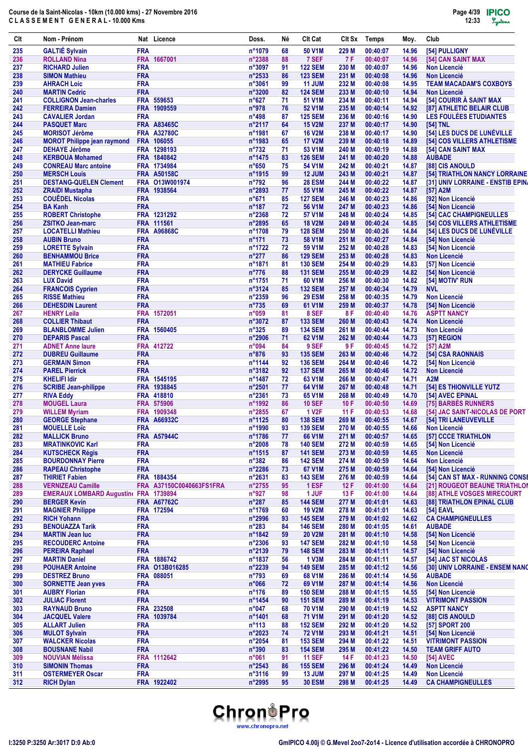Course de la Saint-Nicolas - 10km (10.000 kms) - 27 Novembre 2016
C L A S S E M E N T   G E N E R A L - 10.000 Kms

| Clt | Nom - Prénom | Nat | Licence | Doss. | Né | Clt Cat | Clt Sx | Temps | Moy. | Club |
|---|---|---|---|---|---|---|---|---|---|---|
| 235 | GALTIÉ Sylvain | FRA | | n°1079 | 68 | 50 V1M | 229 M | 00:40:07 | 14.96 | [54] PULLIGNY |
| 236 | ROLLAND Nina | FRA | 1667001 | n°2388 | 88 | 7 SEF | 7 F | 00:40:07 | 14.96 | [54] CAN SAINT MAX |
| 237 | RICHARD Julien | FRA | | n°3097 | 91 | 122 SEM | 230 M | 00:40:07 | 14.96 | Non Licencié |
| 238 | SIMON Mathieu | FRA | | n°2533 | 86 | 123 SEM | 231 M | 00:40:08 | 14.96 | Non Licencié |
| 239 | AHRACH Loic | FRA | | n°3061 | 99 | 11 JUM | 232 M | 00:40:08 | 14.95 | TEAM MACADAM'S COXBOYS |
| 240 | MARTIN Cedric | FRA | | n°3200 | 82 | 124 SEM | 233 M | 00:40:10 | 14.94 | Non Licencié |
| 241 | COLLIGNON Jean-charles | FRA | 559653 | n°627 | 71 | 51 V1M | 234 M | 00:40:11 | 14.94 | [54] COURIR À SAINT MAX |
| 242 | FERREIRA Damien | FRA | 1909559 | n°978 | 76 | 52 V1M | 235 M | 00:40:14 | 14.92 | [87] ATHLETIC BELAIR CLUB |
| 243 | CAVALIER Jordan | FRA | | n°498 | 87 | 125 SEM | 236 M | 00:40:16 | 14.90 | LES FOULÉES ETUDIANTES |
| 244 | PASQUET Marc | FRA | A83465C | n°2117 | 64 | 15 V2M | 237 M | 00:40:17 | 14.90 | [54] TNL |
| 245 | MORISOT Jérôme | FRA | A32780C | n°1981 | 67 | 16 V2M | 238 M | 00:40:17 | 14.90 | [54] LES DUCS DE LUNÉVILLE |
| 246 | MOROT Philippe jean raymond | FRA | 106055 | n°1983 | 65 | 17 V2M | 239 M | 00:40:18 | 14.89 | [54] COS VILLERS ATHLETISME |
| 247 | DEHAYE Jérôme | FRA | 1298193 | n°732 | 71 | 53 V1M | 240 M | 00:40:19 | 14.88 | [54] CAN SAINT MAX |
| 248 | KERBOUA Mohamed | FRA | 1840842 | n°1475 | 83 | 126 SEM | 241 M | 00:40:20 | 14.88 | AUBADE |
| 249 | CONREAU Marc antoine | FRA | 1734984 | n°650 | 75 | 54 V1M | 242 M | 00:40:21 | 14.87 | [88] CIS ANOULD |
| 250 | MERSCH Louis | FRA | A50158C | n°1915 | 99 | 12 JUM | 243 M | 00:40:21 | 14.87 | [54] TRIATHLON NANCY LORRAINE |
| 251 | DESTANG-QUELEN Clement | FRA | O13W001974 | n°792 | 96 | 28 ESM | 244 M | 00:40:22 | 14.87 | [31] UNIV LORRAINE - ENSTIB EPIN |
| 252 | ZRAIDI Mustapha | FRA | 1938564 | n°2893 | 77 | 55 V1M | 245 M | 00:40:22 | 14.87 | [57] A2M |
| 253 | COUËDEL Nicolas | FRA | | n°671 | 85 | 127 SEM | 246 M | 00:40:23 | 14.86 | [92] Non Licencié |
| 254 | BA Kanh | FRA | | n°187 | 72 | 56 V1M | 247 M | 00:40:23 | 14.86 | [54] Non Licencié |
| 255 | ROBERT Christophe | FRA | 1231292 | n°2368 | 72 | 57 V1M | 248 M | 00:40:24 | 14.85 | [54] CAC CHAMPIGNEULLES |
| 256 | ZSITKO Jean-marc | FRA | 111561 | n°2895 | 65 | 18 V2M | 249 M | 00:40:24 | 14.85 | [54] COS VILLERS ATHLETISME |
| 257 | LOCATELLI Mathieu | FRA | A96868C | n°1708 | 79 | 128 SEM | 250 M | 00:40:26 | 14.84 | [54] LES DUCS DE LUNÉVILLE |
| 258 | AUBIN Bruno | FRA | | n°171 | 73 | 58 V1M | 251 M | 00:40:27 | 14.84 | [54] Non Licencié |
| 259 | LORETTE Sylvain | FRA | | n°1722 | 72 | 59 V1M | 252 M | 00:40:28 | 14.83 | [54] Non Licencié |
| 260 | BENHAMMOU Brice | FRA | | n°277 | 86 | 129 SEM | 253 M | 00:40:28 | 14.83 | Non Licencié |
| 261 | MATHIEU Fabrice | FRA | | n°1871 | 81 | 130 SEM | 254 M | 00:40:29 | 14.83 | [57] Non Licencié |
| 262 | DERYCKE Guillaume | FRA | | n°776 | 88 | 131 SEM | 255 M | 00:40:29 | 14.82 | [54] Non Licencié |
| 263 | LUX David | FRA | | n°1751 | 71 | 60 V1M | 256 M | 00:40:30 | 14.82 | [54] MOTIV' RUN |
| 264 | FRANCOIS Cyprien | FRA | | n°3124 | 85 | 132 SEM | 257 M | 00:40:34 | 14.79 | NVL |
| 265 | RISSE Mathieu | FRA | | n°2359 | 96 | 29 ESM | 258 M | 00:40:35 | 14.79 | Non Licencié |
| 266 | DEHESDIN Laurent | FRA | | n°735 | 69 | 61 V1M | 259 M | 00:40:37 | 14.78 | [54] Non Licencié |
| 267 | HENRY Leila | FRA | 1572051 | n°059 | 81 | 8 SEF | 8 F | 00:40:40 | 14.76 | ASPTT NANCY |
| 268 | COLLIER Thibaut | FRA | | n°3072 | 87 | 133 SEM | 260 M | 00:40:43 | 14.74 | Non Licencié |
| 269 | BLANBLOMME Julien | FRA | 1560405 | n°325 | 89 | 134 SEM | 261 M | 00:40:44 | 14.73 | Non Licencié |
| 270 | DEPARIS Pascal | FRA | | n°2906 | 71 | 62 V1M | 262 M | 00:40:44 | 14.73 | [57] REGION |
| 271 | ADNET Anne laure | FRA | 412722 | n°094 | 84 | 9 SEF | 9 F | 00:40:45 | 14.72 | [57] A2M |
| 272 | DUBREU Guillaume | FRA | | n°876 | 93 | 135 SEM | 263 M | 00:40:46 | 14.72 | [54] CSA RAONNAIS |
| 273 | GERMAIN Simon | FRA | | n°1144 | 92 | 136 SEM | 264 M | 00:40:46 | 14.72 | [54] Non Licencié |
| 274 | PAREL Pierrick | FRA | | n°3182 | 92 | 137 SEM | 265 M | 00:40:46 | 14.72 | Non Licencié |
| 275 | KHELIFI Idir | FRA | 1545195 | n°1487 | 72 | 63 V1M | 266 M | 00:40:47 | 14.71 | A2M |
| 276 | SCRIBE Jean-philippe | FRA | 1938845 | n°2501 | 77 | 64 V1M | 267 M | 00:40:48 | 14.71 | [54] ES THIONVILLE YUTZ |
| 277 | RIVA Eddy | FRA | 418810 | n°2361 | 73 | 65 V1M | 268 M | 00:40:49 | 14.70 | [54] AVEC EPINAL |
| 278 | MOUGEL Laura | FRA | 575906 | n°1992 | 86 | 10 SEF | 10 F | 00:40:50 | 14.69 | [75] BARBÈS RUNNERS |
| 279 | WILLEM Myriam | FRA | 1909348 | n°2855 | 67 | 1 V2F | 11 F | 00:40:53 | 14.68 | [54] JAC SAINT-NICOLAS DE PORT |
| 280 | GEORGE Stephane | FRA | A66932C | n°1125 | 80 | 138 SEM | 269 M | 00:40:55 | 14.67 | [54] TRI LANEUVEVILLE |
| 281 | MOUELLE Loïc | FRA | | n°1990 | 93 | 139 SEM | 270 M | 00:40:55 | 14.66 | Non Licencié |
| 282 | MALLICK Bruno | FRA | A57944C | n°1786 | 77 | 66 V1M | 271 M | 00:40:57 | 14.65 | [57] CCCE TRIATHLON |
| 283 | MRATINKOVIC Karl | FRA | | n°2008 | 78 | 140 SEM | 272 M | 00:40:59 | 14.65 | [54] Non Licencié |
| 284 | KUTSCHECK Régis | FRA | | n°1515 | 87 | 141 SEM | 273 M | 00:40:59 | 14.65 | Non Licencié |
| 285 | BOURDONNAY Pierre | FRA | | n°382 | 86 | 142 SEM | 274 M | 00:40:59 | 14.64 | Non Licencié |
| 286 | RAPEAU Christophe | FRA | | n°2286 | 73 | 67 V1M | 275 M | 00:40:59 | 14.64 | [54] Non Licencié |
| 287 | THIRIET Fabien | FRA | 1884354 | n°2631 | 83 | 143 SEM | 276 M | 00:40:59 | 14.64 | [54] CAN ST MAX - RUNNING CONSE |
| 288 | VERNIZEAU Camille | FRA | A37150C0040663FS1FRA | n°2755 | 95 | 1 ESF | 12 F | 00:41:00 | 14.64 | [21] ROUGEOT BEAUNE TRIATHLON |
| 289 | EMERAUX LOMBARD Augustine | FRA | 1739894 | n°927 | 98 | 1 JUF | 13 F | 00:41:00 | 14.64 | [88] ATHLE VOSGES MIRECOURT |
| 290 | BERGER Kevin | FRA | A67762C | n°287 | 85 | 144 SEM | 277 M | 00:41:01 | 14.63 | [88] TRIATHLON EPINAL CLUB |
| 291 | MAGNIER Philippe | FRA | 172594 | n°1769 | 60 | 19 V2M | 278 M | 00:41:01 | 14.63 | [54] EAVL |
| 292 | RICH Yohann | FRA | | n°2996 | 93 | 145 SEM | 279 M | 00:41:02 | 14.62 | CA CHAMPIGNEULLES |
| 293 | BENOUAZZA Tarik | FRA | | n°283 | 84 | 146 SEM | 280 M | 00:41:05 | 14.61 | AUBADE |
| 294 | MARTIN Jean luc | FRA | | n°1842 | 59 | 20 V2M | 281 M | 00:41:10 | 14.58 | [54] Non Licencié |
| 295 | RECOUDERC Antoine | FRA | | n°2306 | 93 | 147 SEM | 282 M | 00:41:10 | 14.58 | [54] Non Licencié |
| 296 | PEREIRA Raphael | FRA | | n°2139 | 79 | 148 SEM | 283 M | 00:41:11 | 14.57 | [54] Non Licencié |
| 297 | MARTIN Daniel | FRA | 1886742 | n°1837 | 56 | 1 V3M | 284 M | 00:41:11 | 14.57 | [54] JAC ST NICOLAS |
| 298 | POUHAER Antoine | FRA | O13B016285 | n°2239 | 94 | 149 SEM | 285 M | 00:41:12 | 14.56 | [30] UNIV LORRAINE - ENSEM NANC |
| 299 | DESTREZ Bruno | FRA | 088051 | n°793 | 69 | 68 V1M | 286 M | 00:41:14 | 14.56 | AUBADE |
| 300 | SORNETTE Jean yves | FRA | | n°066 | 72 | 69 V1M | 287 M | 00:41:14 | 14.56 | Non Licencié |
| 301 | AUBRY Florian | FRA | | n°176 | 89 | 150 SEM | 288 M | 00:41:15 | 14.55 | [54] Non Licencié |
| 302 | JULIAC Florent | FRA | | n°1454 | 90 | 151 SEM | 289 M | 00:41:19 | 14.53 | VITRIMONT PASSION |
| 303 | RAYNAUD Bruno | FRA | 232508 | n°047 | 68 | 70 V1M | 290 M | 00:41:19 | 14.52 | ASPTT NANCY |
| 304 | JACQUEL Valere | FRA | 1039784 | n°1401 | 68 | 71 V1M | 291 M | 00:41:20 | 14.52 | [88] CIS ANOULD |
| 305 | ALLART Julien | FRA | | n°113 | 88 | 152 SEM | 292 M | 00:41:20 | 14.52 | [57] SPORT 200 |
| 306 | MULOT Sylvain | FRA | | n°2023 | 74 | 72 V1M | 293 M | 00:41:21 | 14.51 | [54] Non Licencié |
| 307 | WALCKER Nicolas | FRA | | n°2054 | 81 | 153 SEM | 294 M | 00:41:22 | 14.51 | VITRIMONT PASSION |
| 308 | BOUSNANE Nabil | FRA | | n°390 | 83 | 154 SEM | 295 M | 00:41:22 | 14.50 | TEAM GRIFF AUTO |
| 309 | NOUVIAN Mélissa | FRA | 1112642 | n°061 | 91 | 11 SEF | 14 F | 00:41:23 | 14.50 | [54] AVEC |
| 310 | SIMONIN Thomas | FRA | | n°2543 | 86 | 155 SEM | 296 M | 00:41:24 | 14.49 | Non Licencié |
| 311 | OSTERMEYER Oscar | FRA | | n°3116 | 99 | 13 JUM | 297 M | 00:41:25 | 14.49 | Non Licencié |
| 312 | RICH Dylan | FRA | 1922402 | n°2995 | 95 | 30 ESM | 298 M | 00:41:25 | 14.49 | CA CHAMPIGNEULLES |

I:3250 P:3250 Ar:3017 D:0 Ab:0

GmIPICO 4.00j © G.Mevel 2oo7-2o14 - Licence d'utilisation accordée à CHRONOPRO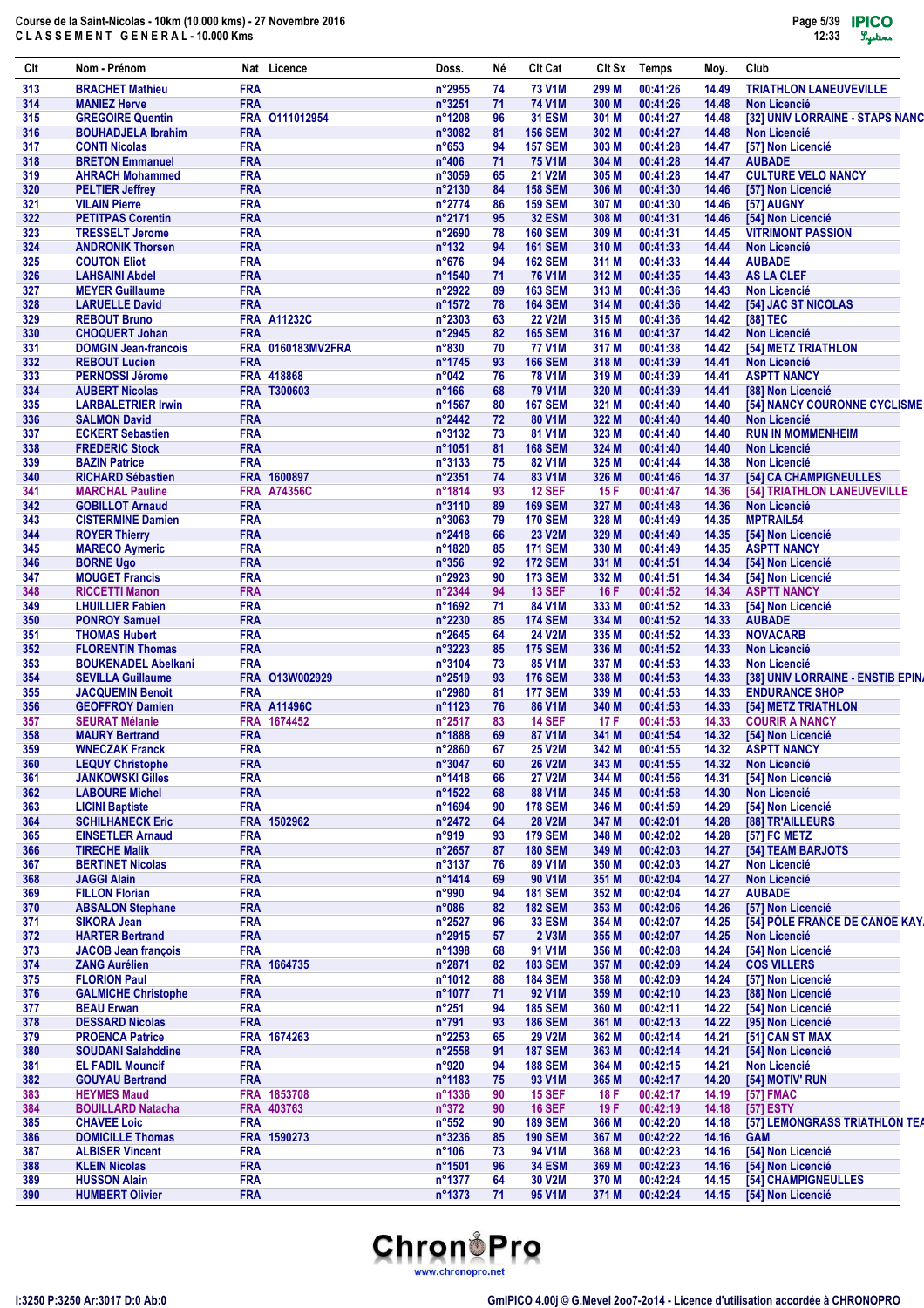Course de la Saint-Nicolas - 10km (10.000 kms) - 27 Novembre 2016
CLASSEMENT GENERAL - 10.000 Kms

| Clt | Nom - Prénom | Nat | Licence | Doss. | Né | Clt Cat | Clt Sx | Temps | Moy. | Club |
|---|---|---|---|---|---|---|---|---|---|---|
| 313 | BRACHET Mathieu | FRA | | n°2955 | 74 | 73 V1M | 299 M | 00:41:26 | 14.49 | TRIATHLON LANEUVEVILLE |
| 314 | MANIEZ Herve | FRA | | n°3251 | 71 | 74 V1M | 300 M | 00:41:26 | 14.48 | Non Licencié |
| 315 | GREGOIRE Quentin | FRA | 0111012954 | n°1208 | 96 | 31 ESM | 301 M | 00:41:27 | 14.48 | [32] UNIV LORRAINE - STAPS NANC |
| 316 | BOUHADJELA Ibrahim | FRA | | n°3082 | 81 | 156 SEM | 302 M | 00:41:27 | 14.48 | Non Licencié |
| 317 | CONTI Nicolas | FRA | | n°653 | 94 | 157 SEM | 303 M | 00:41:28 | 14.47 | [57] Non Licencié |
| 318 | BRETON Emmanuel | FRA | | n°406 | 71 | 75 V1M | 304 M | 00:41:28 | 14.47 | AUBADE |
| 319 | AHRACH Mohammed | FRA | | n°3059 | 65 | 21 V2M | 305 M | 00:41:28 | 14.47 | CULTURE VELO NANCY |
| 320 | PELTIER Jeffrey | FRA | | n°2130 | 84 | 158 SEM | 306 M | 00:41:30 | 14.46 | [57] Non Licencié |
| 321 | VILAIN Pierre | FRA | | n°2774 | 86 | 159 SEM | 307 M | 00:41:30 | 14.46 | [57] AUGNY |
| 322 | PETITPAS Corentin | FRA | | n°2171 | 95 | 32 ESM | 308 M | 00:41:31 | 14.46 | [54] Non Licencié |
| 323 | TRESSELT Jerome | FRA | | n°2690 | 78 | 160 SEM | 309 M | 00:41:31 | 14.45 | VITRIMONT PASSION |
| 324 | ANDRONIK Thorsen | FRA | | n°132 | 94 | 161 SEM | 310 M | 00:41:33 | 14.44 | Non Licencié |
| 325 | COUTON Eliot | FRA | | n°676 | 94 | 162 SEM | 311 M | 00:41:33 | 14.44 | AUBADE |
| 326 | LAHSAINI Abdel | FRA | | n°1540 | 71 | 76 V1M | 312 M | 00:41:35 | 14.43 | AS LA CLEF |
| 327 | MEYER Guillaume | FRA | | n°2922 | 89 | 163 SEM | 313 M | 00:41:36 | 14.43 | Non Licencié |
| 328 | LARUELLE David | FRA | | n°1572 | 78 | 164 SEM | 314 M | 00:41:36 | 14.42 | [54] JAC ST NICOLAS |
| 329 | REBOUT Bruno | FRA | A11232C | n°2303 | 63 | 22 V2M | 315 M | 00:41:36 | 14.42 | [88] TEC |
| 330 | CHOQUERT Johan | FRA | | n°2945 | 82 | 165 SEM | 316 M | 00:41:37 | 14.42 | Non Licencié |
| 331 | DOMGIN Jean-francois | FRA | 0160183MV2FRA | n°830 | 70 | 77 V1M | 317 M | 00:41:38 | 14.42 | [54] METZ TRIATHLON |
| 332 | REBOUT Lucien | FRA | | n°1745 | 93 | 166 SEM | 318 M | 00:41:39 | 14.41 | Non Licencié |
| 333 | PERNOSSI Jérome | FRA | 418868 | n°042 | 76 | 78 V1M | 319 M | 00:41:39 | 14.41 | ASPTT NANCY |
| 334 | AUBERT Nicolas | FRA | T300603 | n°166 | 68 | 79 V1M | 320 M | 00:41:39 | 14.41 | [88] Non Licencié |
| 335 | LARBALETRIER Irwin | FRA | | n°1567 | 80 | 167 SEM | 321 M | 00:41:40 | 14.40 | [54] NANCY COURONNE CYCLISME |
| 336 | SALMON David | FRA | | n°2442 | 72 | 80 V1M | 322 M | 00:41:40 | 14.40 | Non Licencié |
| 337 | ECKERT Sebastien | FRA | | n°3132 | 73 | 81 V1M | 323 M | 00:41:40 | 14.40 | RUN IN MOMMENHEIM |
| 338 | FREDERIC Stock | FRA | | n°1051 | 81 | 168 SEM | 324 M | 00:41:40 | 14.40 | Non Licencié |
| 339 | BAZIN Patrice | FRA | | n°3133 | 75 | 82 V1M | 325 M | 00:41:44 | 14.38 | Non Licencié |
| 340 | RICHARD Sébastien | FRA | 1600897 | n°2351 | 74 | 83 V1M | 326 M | 00:41:46 | 14.37 | [54] CA CHAMPIGNEULLES |
| 341 | MARCHAL Pauline | FRA | A74356C | n°1814 | 93 | 12 SEF | 15 F | 00:41:47 | 14.36 | [54] TRIATHLON LANEUVEVILLE |
| 342 | GOBILLOT Arnaud | FRA | | n°3110 | 89 | 169 SEM | 327 M | 00:41:48 | 14.36 | Non Licencié |
| 343 | CISTERMINE Damien | FRA | | n°3063 | 79 | 170 SEM | 328 M | 00:41:49 | 14.35 | MPTRAIL54 |
| 344 | ROYER Thierry | FRA | | n°2418 | 66 | 23 V2M | 329 M | 00:41:49 | 14.35 | [54] Non Licencié |
| 345 | MARECO Aymeric | FRA | | n°1820 | 85 | 171 SEM | 330 M | 00:41:49 | 14.35 | ASPTT NANCY |
| 346 | BORNE Ugo | FRA | | n°356 | 92 | 172 SEM | 331 M | 00:41:51 | 14.34 | [54] Non Licencié |
| 347 | MOUGET Francis | FRA | | n°2923 | 90 | 173 SEM | 332 M | 00:41:51 | 14.34 | [54] Non Licencié |
| 348 | RICCETTI Manon | FRA | | n°2344 | 94 | 13 SEF | 16 F | 00:41:52 | 14.34 | ASPTT NANCY |
| 349 | LHUILLIER Fabien | FRA | | n°1692 | 71 | 84 V1M | 333 M | 00:41:52 | 14.33 | [54] Non Licencié |
| 350 | PONROY Samuel | FRA | | n°2230 | 85 | 174 SEM | 334 M | 00:41:52 | 14.33 | AUBADE |
| 351 | THOMAS Hubert | FRA | | n°2645 | 64 | 24 V2M | 335 M | 00:41:52 | 14.33 | NOVACARB |
| 352 | FLORENTIN Thomas | FRA | | n°3223 | 85 | 175 SEM | 336 M | 00:41:52 | 14.33 | Non Licencié |
| 353 | BOUKENADEL Abelkani | FRA | | n°3104 | 73 | 85 V1M | 337 M | 00:41:53 | 14.33 | Non Licencié |
| 354 | SEVILLA Guillaume | FRA | O13W002929 | n°2519 | 93 | 176 SEM | 338 M | 00:41:53 | 14.33 | [38] UNIV LORRAINE - ENSTIB EPIN |
| 355 | JACQUEMIN Benoit | FRA | | n°2980 | 81 | 177 SEM | 339 M | 00:41:53 | 14.33 | ENDURANCE SHOP |
| 356 | GEOFFROY Damien | FRA | A11496C | n°1123 | 76 | 86 V1M | 340 M | 00:41:53 | 14.33 | [54] METZ TRIATHLON |
| 357 | SEURAT Mélanie | FRA | 1674452 | n°2517 | 83 | 14 SEF | 17 F | 00:41:53 | 14.33 | COURIR A NANCY |
| 358 | MAURY Bertrand | FRA | | n°1888 | 69 | 87 V1M | 341 M | 00:41:54 | 14.32 | [54] Non Licencié |
| 359 | WNECZAK Franck | FRA | | n°2860 | 67 | 25 V2M | 342 M | 00:41:55 | 14.32 | ASPTT NANCY |
| 360 | LEQUY Christophe | FRA | | n°3047 | 60 | 26 V2M | 343 M | 00:41:55 | 14.32 | Non Licencié |
| 361 | JANKOWSKI Gilles | FRA | | n°1418 | 66 | 27 V2M | 344 M | 00:41:56 | 14.31 | [54] Non Licencié |
| 362 | LABOURE Michel | FRA | | n°1522 | 68 | 88 V1M | 345 M | 00:41:58 | 14.30 | Non Licencié |
| 363 | LICINI Baptiste | FRA | | n°1694 | 90 | 178 SEM | 346 M | 00:41:59 | 14.29 | [54] Non Licencié |
| 364 | SCHILHANECK Eric | FRA | 1502962 | n°2472 | 64 | 28 V2M | 347 M | 00:42:01 | 14.28 | [88] TR'AILLEURS |
| 365 | EINSETLER Arnaud | FRA | | n°919 | 93 | 179 SEM | 348 M | 00:42:02 | 14.28 | [57] FC METZ |
| 366 | TIRECHE Malik | FRA | | n°2657 | 87 | 180 SEM | 349 M | 00:42:03 | 14.27 | [54] TEAM BARJOTS |
| 367 | BERTINET Nicolas | FRA | | n°3137 | 76 | 89 V1M | 350 M | 00:42:03 | 14.27 | Non Licencié |
| 368 | JAGGI Alain | FRA | | n°1414 | 69 | 90 V1M | 351 M | 00:42:04 | 14.27 | Non Licencié |
| 369 | FILLON Florian | FRA | | n°990 | 94 | 181 SEM | 352 M | 00:42:04 | 14.27 | AUBADE |
| 370 | ABSALON Stephane | FRA | | n°086 | 82 | 182 SEM | 353 M | 00:42:06 | 14.26 | [57] Non Licencié |
| 371 | SIKORA Jean | FRA | | n°2527 | 96 | 33 ESM | 354 M | 00:42:07 | 14.25 | [54] PÔLE FRANCE DE CANOE KAY |
| 372 | HARTER Bertrand | FRA | | n°2915 | 57 | 2 V3M | 355 M | 00:42:07 | 14.25 | Non Licencié |
| 373 | JACOB Jean françois | FRA | | n°1398 | 68 | 91 V1M | 356 M | 00:42:08 | 14.24 | [54] Non Licencié |
| 374 | ZANG Aurélien | FRA | 1664735 | n°2871 | 82 | 183 SEM | 357 M | 00:42:09 | 14.24 | COS VILLERS |
| 375 | FLORION Paul | FRA | | n°1012 | 88 | 184 SEM | 358 M | 00:42:09 | 14.24 | [57] Non Licencié |
| 376 | GALMICHE Christophe | FRA | | n°1077 | 71 | 92 V1M | 359 M | 00:42:10 | 14.23 | [88] Non Licencié |
| 377 | BEAU Erwan | FRA | | n°251 | 94 | 185 SEM | 360 M | 00:42:11 | 14.22 | [54] Non Licencié |
| 378 | DESSARD Nicolas | FRA | | n°791 | 93 | 186 SEM | 361 M | 00:42:13 | 14.22 | [95] Non Licencié |
| 379 | PROENCA Patrice | FRA | 1674263 | n°2253 | 65 | 29 V2M | 362 M | 00:42:14 | 14.21 | [51] CAN ST MAX |
| 380 | SOUDANI Salahddine | FRA | | n°2558 | 91 | 187 SEM | 363 M | 00:42:14 | 14.21 | [54] Non Licencié |
| 381 | EL FADIL Mouncif | FRA | | n°920 | 94 | 188 SEM | 364 M | 00:42:15 | 14.21 | Non Licencié |
| 382 | GOUYAU Bertrand | FRA | | n°1183 | 75 | 93 V1M | 365 M | 00:42:17 | 14.20 | [54] MOTIV' RUN |
| 383 | HEYMES Maud | FRA | 1853708 | n°1336 | 90 | 15 SEF | 18 F | 00:42:17 | 14.19 | [57] FMAC |
| 384 | BOUILLARD Natacha | FRA | 403763 | n°372 | 90 | 16 SEF | 19 F | 00:42:19 | 14.18 | [57] ESTY |
| 385 | CHAVEE Loic | FRA | | n°552 | 90 | 189 SEM | 366 M | 00:42:20 | 14.18 | [57] LEMONGRASS TRIATHLON TEA |
| 386 | DOMICILE Thomas | FRA | 1590273 | n°3236 | 85 | 190 SEM | 367 M | 00:42:22 | 14.16 | GAM |
| 387 | ALBISER Vincent | FRA | | n°106 | 73 | 94 V1M | 368 M | 00:42:23 | 14.16 | [54] Non Licencié |
| 388 | KLEIN Nicolas | FRA | | n°1501 | 96 | 34 ESM | 369 M | 00:42:23 | 14.16 | [54] Non Licencié |
| 389 | HUSSON Alain | FRA | | n°1377 | 64 | 30 V2M | 370 M | 00:42:24 | 14.15 | [54] CHAMPIGNEULLES |
| 390 | HUMBERT Olivier | FRA | | n°1373 | 71 | 95 V1M | 371 M | 00:42:24 | 14.15 | [54] Non Licencié |

I:3250 P:3250 Ar:3017 D:0 Ab:0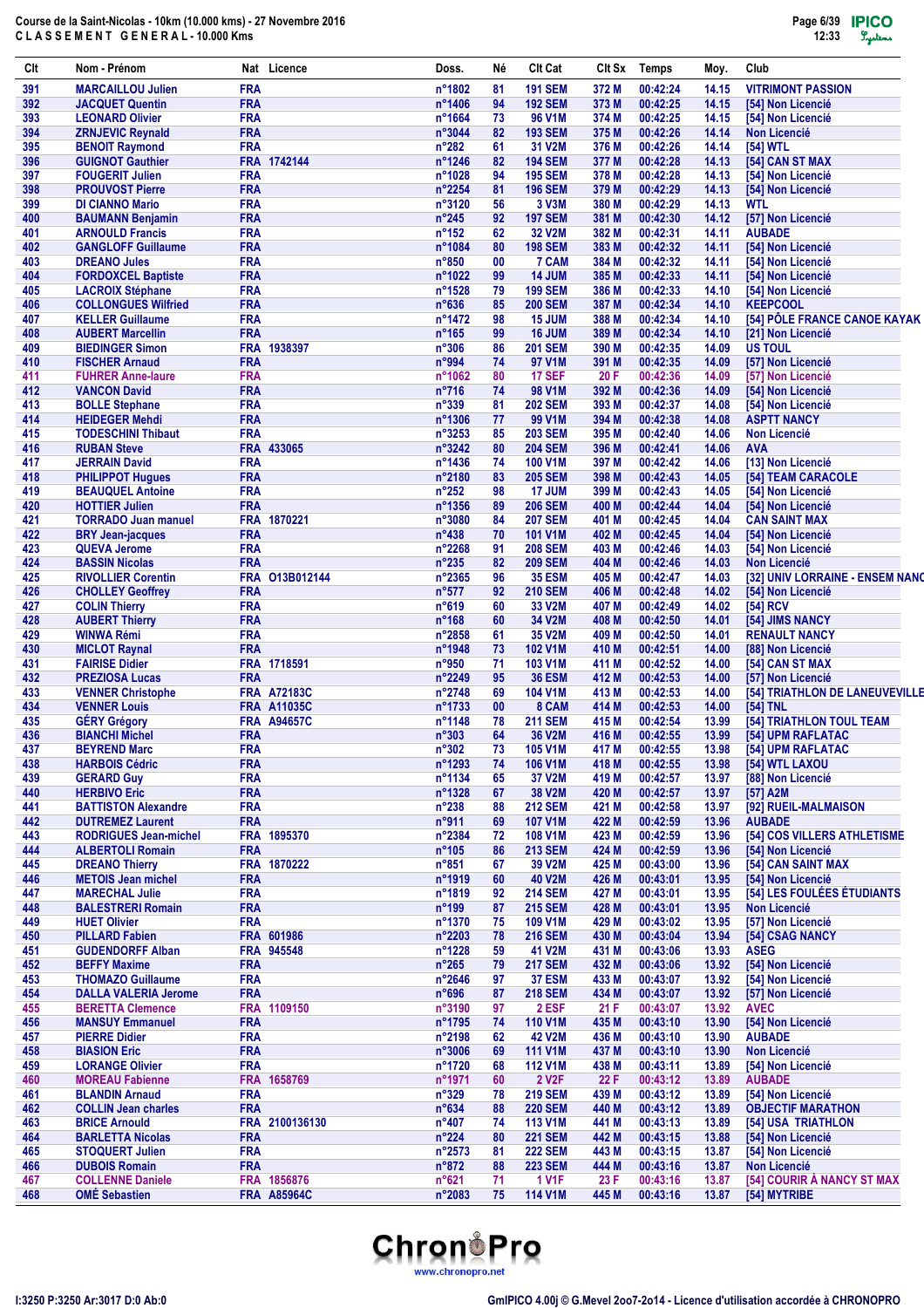# Course de la Saint-Nicolas - 10km (10.000 kms) - 27 Novembre 2016

## C L A S S E M E N T   G E N E R A L - 10.000 Kms

| Clt | Nom - Prénom | Nat | Licence | Doss. | Né | Clt Cat | Clt Sx | Temps | Moy. | Club |
|---|---|---|---|---|---|---|---|---|---|---|
| 391 | MARCAILLOU Julien | FRA | | n°1802 | 81 | 191 SEM | 372 M | 00:42:24 | 14.15 | VITRIMONT PASSION |
| 392 | JACQUET Quentin | FRA | | n°1406 | 94 | 192 SEM | 373 M | 00:42:25 | 14.15 | [54] Non Licencié |
| 393 | LEONARD Olivier | FRA | | n°1664 | 73 | 96 V1M | 374 M | 00:42:25 | 14.15 | [54] Non Licencié |
| 394 | ZRNJEVIC Reynald | FRA | | n°3044 | 82 | 193 SEM | 375 M | 00:42:26 | 14.14 | Non Licencié |
| 395 | BENOIT Raymond | FRA | | n°282 | 61 | 31 V2M | 376 M | 00:42:26 | 14.14 | [54] WTL |
| 396 | GUIGNOT Gauthier | FRA | 1742144 | n°1246 | 82 | 194 SEM | 377 M | 00:42:28 | 14.13 | [54] CAN ST MAX |
| 397 | FOUGERIT Julien | FRA | | n°1028 | 94 | 195 SEM | 378 M | 00:42:28 | 14.13 | [54] Non Licencié |
| 398 | PROUVOST Pierre | FRA | | n°2254 | 81 | 196 SEM | 379 M | 00:42:29 | 14.13 | [54] Non Licencié |
| 399 | DI CIANNO Mario | FRA | | n°3120 | 56 | 3 V3M | 380 M | 00:42:29 | 14.13 | WTL |
| 400 | BAUMANN Benjamin | FRA | | n°245 | 92 | 197 SEM | 381 M | 00:42:30 | 14.12 | [57] Non Licencié |
| 401 | ARNOULD Francis | FRA | | n°152 | 62 | 32 V2M | 382 M | 00:42:31 | 14.11 | AUBADE |
| 402 | GANGLOFF Guillaume | FRA | | n°1084 | 80 | 198 SEM | 383 M | 00:42:32 | 14.11 | [54] Non Licencié |
| 403 | DREANO Jules | FRA | | n°850 | 00 | 7 CAM | 384 M | 00:42:32 | 14.11 | [54] Non Licencié |
| 404 | FORDOXCEL Baptiste | FRA | | n°1022 | 99 | 14 JUM | 385 M | 00:42:33 | 14.11 | [54] Non Licencié |
| 405 | LACROIX Stéphane | FRA | | n°1528 | 79 | 199 SEM | 386 M | 00:42:33 | 14.10 | [54] Non Licencié |
| 406 | COLLONGUES Wilfried | FRA | | n°636 | 85 | 200 SEM | 387 M | 00:42:34 | 14.10 | KEEPCOOL |
| 407 | KELLER Guillaume | FRA | | n°1472 | 98 | 15 JUM | 388 M | 00:42:34 | 14.10 | [54] PÔLE FRANCE CANOE KAYAK |
| 408 | AUBERT Marcellin | FRA | | n°165 | 99 | 16 JUM | 389 M | 00:42:34 | 14.10 | [21] Non Licencié |
| 409 | BIEDINGER Simon | FRA | 1938397 | n°306 | 86 | 201 SEM | 390 M | 00:42:35 | 14.09 | US TOUL |
| 410 | FISCHER Arnaud | FRA | | n°994 | 74 | 97 V1M | 391 M | 00:42:35 | 14.09 | [57] Non Licencié |
| 411 | FUHRER Anne-laure | FRA | | n°1062 | 80 | 17 SEF | 20 F | 00:42:35 | 14.09 | [57] Non Licencié |
| 412 | VANCON David | FRA | | n°716 | 74 | 98 V1M | 392 M | 00:42:36 | 14.09 | [54] Non Licencié |
| 413 | BOLLE Stephane | FRA | | n°339 | 81 | 202 SEM | 393 M | 00:42:37 | 14.08 | [54] Non Licencié |
| 414 | HEIDEGER Mehdi | FRA | | n°1306 | 77 | 99 V1M | 394 M | 00:42:38 | 14.08 | ASPTT NANCY |
| 415 | TODESCHINI Thibaut | FRA | | n°3253 | 85 | 203 SEM | 395 M | 00:42:40 | 14.06 | Non Licencié |
| 416 | RUBAN Steve | FRA | 433065 | n°3242 | 80 | 204 SEM | 396 M | 00:42:41 | 14.06 | AVA |
| 417 | JERRAIN David | FRA | | n°1436 | 74 | 100 V1M | 397 M | 00:42:42 | 14.06 | [13] Non Licencié |
| 418 | PHILIPPOT Hugues | FRA | | n°2180 | 83 | 205 SEM | 398 M | 00:42:43 | 14.05 | [54] TEAM CARACOLE |
| 419 | BEAUQUEL Antoine | FRA | | n°252 | 98 | 17 JUM | 399 M | 00:42:43 | 14.05 | [54] Non Licencié |
| 420 | HOTTIER Julien | FRA | | n°1356 | 89 | 206 SEM | 400 M | 00:42:44 | 14.04 | [54] Non Licencié |
| 421 | TORRADO Juan manuel | FRA | 1870221 | n°3080 | 84 | 207 SEM | 401 M | 00:42:45 | 14.04 | CAN SAINT MAX |
| 422 | BRY Jean-jacques | FRA | | n°438 | 70 | 101 V1M | 402 M | 00:42:45 | 14.04 | [54] Non Licencié |
| 423 | QUEVA Jerome | FRA | | n°2268 | 91 | 208 SEM | 403 M | 00:42:46 | 14.03 | [54] Non Licencié |
| 424 | BASSIN Nicolas | FRA | | n°235 | 82 | 209 SEM | 404 M | 00:42:46 | 14.03 | Non Licencié |
| 425 | RIVOLLIER Corentin | FRA | O13B012144 | n°2365 | 96 | 35 ESM | 405 M | 00:42:47 | 14.03 | [32] UNIV LORRAINE - ENSEM NANC |
| 426 | CHOLLEY Geoffrey | FRA | | n°577 | 92 | 210 SEM | 406 M | 00:42:48 | 14.02 | [54] Non Licencié |
| 427 | COLIN Thierry | FRA | | n°619 | 60 | 33 V2M | 407 M | 00:42:49 | 14.02 | [54] RCV |
| 428 | AUBERT Thierry | FRA | | n°168 | 60 | 34 V2M | 408 M | 00:42:50 | 14.01 | [54] JIMS NANCY |
| 429 | WINWA Rémi | FRA | | n°2858 | 61 | 35 V2M | 409 M | 00:42:50 | 14.01 | RENAULT NANCY |
| 430 | MICLOT Raynal | FRA | | n°1948 | 73 | 102 V1M | 410 M | 00:42:51 | 14.00 | [88] Non Licencié |
| 431 | FAIRISE Didier | FRA | 1718591 | n°950 | 71 | 103 V1M | 411 M | 00:42:52 | 14.00 | [54] CAN ST MAX |
| 432 | PREZIOSA Lucas | FRA | | n°2249 | 95 | 36 ESM | 412 M | 00:42:53 | 14.00 | [57] Non Licencié |
| 433 | VENNER Christophe | FRA | A72183C | n°2748 | 69 | 104 V1M | 413 M | 00:42:53 | 14.00 | [54] TRIATHLON DE LANEUVEVILLE |
| 434 | VENNER Louis | FRA | A11035C | n°1733 | 00 | 8 CAM | 414 M | 00:42:53 | 14.00 | [54] TNL |
| 435 | GÉRY Grégory | FRA | A94657C | n°1148 | 78 | 211 SEM | 415 M | 00:42:54 | 13.99 | [54] TRIATHLON TOUL TEAM |
| 436 | BIANCHI Michel | FRA | | n°303 | 64 | 36 V2M | 416 M | 00:42:55 | 13.99 | [54] UPM RAFLATAC |
| 437 | BEYREND Marc | FRA | | n°302 | 73 | 105 V1M | 417 M | 00:42:55 | 13.98 | [54] UPM RAFLATAC |
| 438 | HARBOIS Cédric | FRA | | n°1293 | 74 | 106 V1M | 418 M | 00:42:55 | 13.98 | [54] WTL LAXOU |
| 439 | GERARD Guy | FRA | | n°1134 | 65 | 37 V2M | 419 M | 00:42:57 | 13.97 | [88] Non Licencié |
| 440 | HERBIVO Eric | FRA | | n°1328 | 67 | 38 V2M | 420 M | 00:42:57 | 13.97 | [57] A2M |
| 441 | BATTISTON Alexandre | FRA | | n°238 | 88 | 212 SEM | 421 M | 00:42:58 | 13.97 | [92] RUEIL-MALMAISON |
| 442 | DUTREMEZ Laurent | FRA | | n°911 | 69 | 107 V1M | 422 M | 00:42:59 | 13.96 | AUBADE |
| 443 | RODRIGUES Jean-michel | FRA | 1895370 | n°2384 | 72 | 108 V1M | 423 M | 00:42:59 | 13.96 | [54] COS VILLERS ATHLETISME |
| 444 | ALBERTOLI Romain | FRA | | n°105 | 86 | 213 SEM | 424 M | 00:42:59 | 13.96 | [54] Non Licencié |
| 445 | DREANO Thierry | FRA | 1870222 | n°851 | 67 | 39 V2M | 425 M | 00:43:00 | 13.96 | [54] CAN SAINT MAX |
| 446 | METOIS Jean michel | FRA | | n°1919 | 60 | 40 V2M | 426 M | 00:43:01 | 13.95 | [54] Non Licencié |
| 447 | MARECHAL Julie | FRA | | n°1819 | 92 | 214 SEM | 427 M | 00:43:01 | 13.95 | [54] LES FOULÉES ÉTUDIANTS |
| 448 | BALESTRERI Romain | FRA | | n°199 | 87 | 215 SEM | 428 M | 00:43:01 | 13.95 | Non Licencié |
| 449 | HUET Olivier | FRA | | n°1370 | 75 | 109 V1M | 429 M | 00:43:02 | 13.95 | [57] Non Licencié |
| 450 | PILLARD Fabien | FRA | 601986 | n°2203 | 78 | 216 SEM | 430 M | 00:43:04 | 13.94 | [54] CSAG NANCY |
| 451 | GUDENDORFF Alban | FRA | 945548 | n°1228 | 59 | 41 V2M | 431 M | 00:43:06 | 13.93 | ASEG |
| 452 | BEFFY Maxime | FRA | | n°265 | 79 | 217 SEM | 432 M | 00:43:06 | 13.92 | [54] Non Licencié |
| 453 | THOMAZO Guillaume | FRA | | n°2646 | 97 | 37 ESM | 433 M | 00:43:07 | 13.92 | [54] Non Licencié |
| 454 | DALLA VALERIA Jerome | FRA | | n°696 | 87 | 218 SEM | 434 M | 00:43:07 | 13.92 | [57] Non Licencié |
| 455 | BERETTA Clemence | FRA | 1109150 | n°3190 | 97 | 2 ESF | 21 F | 00:43:07 | 13.92 | AVEC |
| 456 | MANSUY Emmanuel | FRA | | n°1795 | 74 | 110 V1M | 435 M | 00:43:10 | 13.90 | [54] Non Licencié |
| 457 | PIERRE Didier | FRA | | n°2198 | 62 | 42 V2M | 436 M | 00:43:10 | 13.90 | AUBADE |
| 458 | BIASION Eric | FRA | | n°3006 | 69 | 111 V1M | 437 M | 00:43:10 | 13.90 | Non Licencié |
| 459 | LORANGE Olivier | FRA | | n°1720 | 68 | 112 V1M | 438 M | 00:43:11 | 13.89 | [54] Non Licencié |
| 460 | MOREAU Fabienne | FRA | 1658769 | n°1971 | 60 | 2 V2F | 22 F | 00:43:12 | 13.89 | AUBADE |
| 461 | BLANDIN Arnaud | FRA | | n°329 | 78 | 219 SEM | 439 M | 00:43:12 | 13.89 | [54] Non Licencié |
| 462 | COLLIN Jean charles | FRA | | n°634 | 88 | 220 SEM | 440 M | 00:43:12 | 13.89 | OBJECTIF MARATHON |
| 463 | BRICE Arnould | FRA | 2100136130 | n°407 | 74 | 113 V1M | 441 M | 00:43:13 | 13.89 | [54] USA TRIATHLON |
| 464 | BARLETTA Nicolas | FRA | | n°224 | 80 | 221 SEM | 442 M | 00:43:15 | 13.88 | [54] Non Licencié |
| 465 | STOQUERT Julien | FRA | | n°2573 | 81 | 222 SEM | 443 M | 00:43:15 | 13.87 | [54] Non Licencié |
| 466 | DUBOIS Romain | FRA | | n°872 | 88 | 223 SEM | 444 M | 00:43:16 | 13.87 | Non Licencié |
| 467 | COLLENNE Daniele | FRA | 1856876 | n°621 | 71 | 1 V1F | 23 F | 00:43:16 | 13.87 | [54] COURIR À NANCY ST MAX |
| 468 | OMÉ Sebastien | FRA | A85964C | n°2083 | 75 | 114 V1M | 445 M | 00:43:16 | 13.87 | [54] MYTRIBE |

I:3250 P:3250 Ar:3017 D:0 Ab:0

GmIPICO 4.00j © G.Mevel 2oo7-2o14 - Licence d'utilisation accordée à CHRONOPRO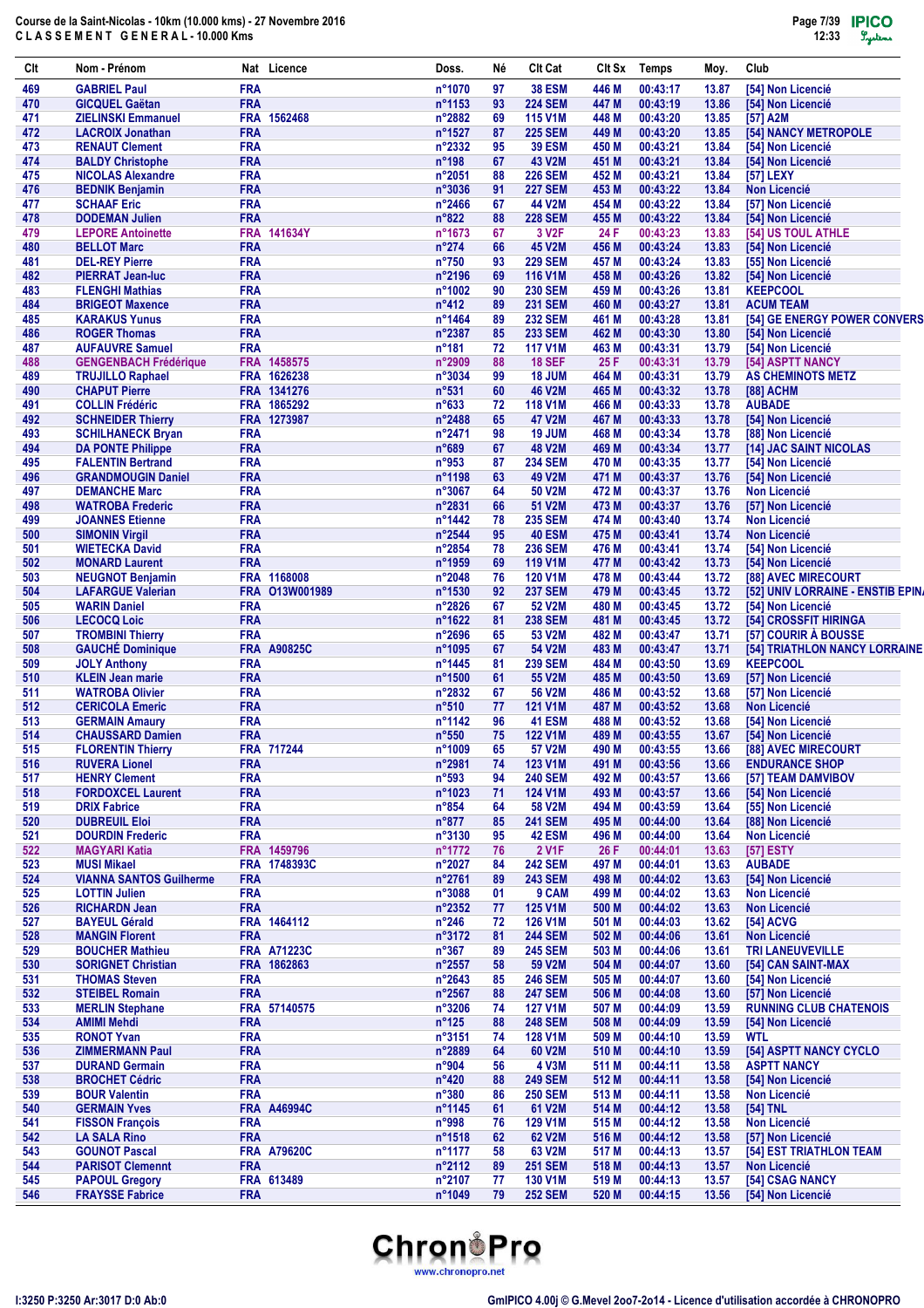Course de la Saint-Nicolas - 10km (10.000 kms) - 27 Novembre 2016

CLASSEMENT GENERAL - 10.000 Kms

| Clt | Nom - Prénom | Nat | Licence | Doss. | Né | Clt Cat | Clt Sx | Temps | Moy. | Club |
|---|---|---|---|---|---|---|---|---|---|---|
| 469 | GABRIEL Paul | FRA | | n°1070 | 97 | 38 ESM | 446 M | 00:43:17 | 13.87 | [54] Non Licencié |
| 470 | GICQUEL Gaëtan | FRA | | n°1153 | 93 | 224 SEM | 447 M | 00:43:19 | 13.86 | [54] Non Licencié |
| 471 | ZIELINSKI Emmanuel | FRA | 1562468 | n°2882 | 69 | 115 V1M | 448 M | 00:43:20 | 13.85 | [57] A2M |
| 472 | LACROIX Jonathan | FRA | | n°1527 | 87 | 225 SEM | 449 M | 00:43:20 | 13.85 | [54] NANCY METROPOLE |
| 473 | RENAUT Clement | FRA | | n°2332 | 95 | 39 ESM | 450 M | 00:43:21 | 13.84 | [54] Non Licencié |
| 474 | BALDY Christophe | FRA | | n°198 | 67 | 43 V2M | 451 M | 00:43:21 | 13.84 | [54] Non Licencié |
| 475 | NICOLAS Alexandre | FRA | | n°2051 | 88 | 226 SEM | 452 M | 00:43:21 | 13.84 | [57] LEXY |
| 476 | BEDNIK Benjamin | FRA | | n°3036 | 91 | 227 SEM | 453 M | 00:43:22 | 13.84 | Non Licencié |
| 477 | SCHAAF Eric | FRA | | n°2466 | 67 | 44 V2M | 454 M | 00:43:22 | 13.84 | [57] Non Licencié |
| 478 | DODEMAN Julien | FRA | | n°822 | 88 | 228 SEM | 455 M | 00:43:22 | 13.84 | [54] Non Licencié |
| 479 | LEPORE Antoinette | FRA | 141634Y | n°1673 | 67 | 3 V2F | 24 F | 00:43:23 | 13.83 | [54] US TOUL ATHLE |
| 480 | BELLOT Marc | FRA | | n°274 | 66 | 45 V2M | 456 M | 00:43:24 | 13.83 | [54] Non Licencié |
| 481 | DEL-REY Pierre | FRA | | n°750 | 93 | 229 SEM | 457 M | 00:43:24 | 13.83 | [55] Non Licencié |
| 482 | PIERRAT Jean-luc | FRA | | n°2196 | 69 | 116 V1M | 458 M | 00:43:26 | 13.82 | [54] Non Licencié |
| 483 | FLENGHI Mathias | FRA | | n°1002 | 90 | 230 SEM | 459 M | 00:43:26 | 13.81 | KEEPCOOL |
| 484 | BRIGEOT Maxence | FRA | | n°412 | 89 | 231 SEM | 460 M | 00:43:27 | 13.81 | ACUM TEAM |
| 485 | KARAKUS Yunus | FRA | | n°1464 | 89 | 232 SEM | 461 M | 00:43:28 | 13.81 | [54] GE ENERGY POWER CONVERS |
| 486 | ROGER Thomas | FRA | | n°2387 | 85 | 233 SEM | 462 M | 00:43:30 | 13.80 | [54] Non Licencié |
| 487 | AUFAUVRE Samuel | FRA | | n°181 | 72 | 117 V1M | 463 M | 00:43:31 | 13.79 | [54] Non Licencié |
| 488 | GENGENBACH Frédérique | FRA | 1458575 | n°2909 | 88 | 18 SEF | 25 F | 00:43:31 | 13.79 | [54] ASPTT NANCY |
| 489 | TRUJILLO Raphael | FRA | 1626238 | n°3034 | 99 | 18 JUM | 464 M | 00:43:31 | 13.79 | AS CHEMINOTS METZ |
| 490 | CHAPUT Pierre | FRA | 1341276 | n°531 | 60 | 46 V2M | 465 M | 00:43:32 | 13.78 | [88] ACHM |
| 491 | COLLIN Frédéric | FRA | 1865292 | n°633 | 72 | 118 V1M | 466 M | 00:43:33 | 13.78 | AUBADE |
| 492 | SCHNEIDER Thierry | FRA | 1273987 | n°2488 | 65 | 47 V2M | 467 M | 00:43:33 | 13.78 | [54] Non Licencié |
| 493 | SCHILHANECK Bryan | FRA | | n°2471 | 98 | 19 JUM | 468 M | 00:43:34 | 13.78 | [88] Non Licencié |
| 494 | DA PONTE Philippe | FRA | | n°689 | 67 | 48 V2M | 469 M | 00:43:34 | 13.77 | [14] JAC SAINT NICOLAS |
| 495 | FALENTIN Bertrand | FRA | | n°953 | 87 | 234 SEM | 470 M | 00:43:35 | 13.77 | [54] Non Licencié |
| 496 | GRANDMOUGIN Daniel | FRA | | n°1198 | 63 | 49 V2M | 471 M | 00:43:37 | 13.76 | [54] Non Licencié |
| 497 | DEMANCHE Marc | FRA | | n°3067 | 64 | 50 V2M | 472 M | 00:43:37 | 13.76 | Non Licencié |
| 498 | WATROBA Frederic | FRA | | n°2831 | 66 | 51 V2M | 473 M | 00:43:37 | 13.76 | [57] Non Licencié |
| 499 | JOANNES Etienne | FRA | | n°1442 | 78 | 235 SEM | 474 M | 00:43:40 | 13.74 | Non Licencié |
| 500 | SIMONIN Virgil | FRA | | n°2544 | 95 | 40 ESM | 475 M | 00:43:41 | 13.74 | Non Licencié |
| 501 | WIETECKA David | FRA | | n°2854 | 78 | 236 SEM | 476 M | 00:43:41 | 13.74 | [54] Non Licencié |
| 502 | MONARD Laurent | FRA | | n°1959 | 69 | 119 V1M | 477 M | 00:43:42 | 13.73 | [54] Non Licencié |
| 503 | NEUGNOT Benjamin | FRA | 1168008 | n°2048 | 76 | 120 V1M | 478 M | 00:43:44 | 13.72 | [88] AVEC MIRECOURT |
| 504 | LAFARGUE Valerian | FRA | O13W001989 | n°1530 | 92 | 237 SEM | 479 M | 00:43:45 | 13.72 | [52] UNIV LORRAINE - ENSTIB EPIN |
| 505 | WARIN Daniel | FRA | | n°2826 | 67 | 52 V2M | 480 M | 00:43:45 | 13.72 | [54] Non Licencié |
| 506 | LECOCQ Loic | FRA | | n°1622 | 81 | 238 SEM | 481 M | 00:43:45 | 13.72 | [54] CROSSFIT HIRINGA |
| 507 | TROMBINI Thierry | FRA | | n°2696 | 65 | 53 V2M | 482 M | 00:43:47 | 13.71 | [57] COURIR À BOUSSE |
| 508 | GAUCHÉ Dominique | FRA | A90825C | n°1095 | 67 | 54 V2M | 483 M | 00:43:47 | 13.71 | [54] TRIATHLON NANCY LORRAINE |
| 509 | JOLY Anthony | FRA | | n°1445 | 81 | 239 SEM | 484 M | 00:43:50 | 13.69 | KEEPCOOL |
| 510 | KLEIN Jean marie | FRA | | n°1500 | 61 | 55 V2M | 485 M | 00:43:50 | 13.69 | [57] Non Licencié |
| 511 | WATROBA Olivier | FRA | | n°2832 | 67 | 56 V2M | 486 M | 00:43:52 | 13.68 | [57] Non Licencié |
| 512 | CERICOLA Emeric | FRA | | n°510 | 77 | 121 V1M | 487 M | 00:43:52 | 13.68 | Non Licencié |
| 513 | GERMAIN Amaury | FRA | | n°1142 | 96 | 41 ESM | 488 M | 00:43:52 | 13.68 | [54] Non Licencié |
| 514 | CHAUSSARD Damien | FRA | | n°550 | 75 | 122 V1M | 489 M | 00:43:55 | 13.67 | [54] Non Licencié |
| 515 | FLORENTIN Thierry | FRA | 717244 | n°1009 | 65 | 57 V2M | 490 M | 00:43:55 | 13.66 | [88] AVEC MIRECOURT |
| 516 | RUVERA Lionel | FRA | | n°2981 | 74 | 123 V1M | 491 M | 00:43:56 | 13.66 | ENDURANCE SHOP |
| 517 | HENRY Clement | FRA | | n°593 | 94 | 240 SEM | 492 M | 00:43:57 | 13.66 | [57] TEAM DAMVIBOV |
| 518 | FORDOXCEL Laurent | FRA | | n°1023 | 71 | 124 V1M | 493 M | 00:43:57 | 13.66 | [54] Non Licencié |
| 519 | DRIX Fabrice | FRA | | n°854 | 64 | 58 V2M | 494 M | 00:43:59 | 13.64 | [55] Non Licencié |
| 520 | DUBREUIL Eloi | FRA | | n°877 | 85 | 241 SEM | 495 M | 00:44:00 | 13.64 | [88] Non Licencié |
| 521 | DOURDIN Frederic | FRA | | n°3130 | 95 | 42 ESM | 496 M | 00:44:00 | 13.64 | Non Licencié |
| 522 | MAGYARI Katia | FRA | 1459796 | n°1772 | 76 | 2 V1F | 26 F | 00:44:01 | 13.63 | [57] ESTY |
| 523 | MUSI Mikael | FRA | 1748393C | n°2027 | 84 | 242 SEM | 497 M | 00:44:01 | 13.63 | AUBADE |
| 524 | VIANNA SANTOS Guilherme | FRA | | n°2761 | 89 | 243 SEM | 498 M | 00:44:02 | 13.63 | [54] Non Licencié |
| 525 | LOTTIN Julien | FRA | | n°3088 | 01 | 9 CAM | 499 M | 00:44:02 | 13.63 | Non Licencié |
| 526 | RICHARDN Jean | FRA | | n°2352 | 77 | 125 V1M | 500 M | 00:44:02 | 13.63 | Non Licencié |
| 527 | BAYEUL Gérald | FRA | 1464112 | n°246 | 72 | 126 V1M | 501 M | 00:44:03 | 13.62 | [54] ACVG |
| 528 | MANGIN Florent | FRA | | n°3172 | 81 | 244 SEM | 502 M | 00:44:06 | 13.61 | Non Licencié |
| 529 | BOUCHER Mathieu | FRA | A71223C | n°367 | 89 | 245 SEM | 503 M | 00:44:06 | 13.61 | TRI LANEUVEVILLE |
| 530 | SORIGNET Christian | FRA | 1862863 | n°2557 | 58 | 59 V2M | 504 M | 00:44:07 | 13.60 | [54] CAN SAINT-MAX |
| 531 | THOMAS Steven | FRA | | n°2643 | 85 | 246 SEM | 505 M | 00:44:07 | 13.60 | [54] Non Licencié |
| 532 | STEIBEL Romain | FRA | | n°2567 | 88 | 247 SEM | 506 M | 00:44:08 | 13.60 | [57] Non Licencié |
| 533 | MERLIN Stephane | FRA | 57140575 | n°3206 | 74 | 127 V1M | 507 M | 00:44:09 | 13.59 | RUNNING CLUB CHATENOIS |
| 534 | AMIMI Mehdi | FRA | | n°125 | 88 | 248 SEM | 508 M | 00:44:09 | 13.59 | [54] Non Licencié |
| 535 | RONOT Yvan | FRA | | n°3151 | 74 | 128 V1M | 509 M | 00:44:10 | 13.59 | WTL |
| 536 | ZIMMERMANN Paul | FRA | | n°2889 | 64 | 60 V2M | 510 M | 00:44:10 | 13.59 | [54] ASPTT NANCY CYCLO |
| 537 | DURAND Germain | FRA | | n°904 | 56 | 4 V3M | 511 M | 00:44:11 | 13.58 | ASPTT NANCY |
| 538 | BROCHET Cédric | FRA | | n°420 | 88 | 249 SEM | 512 M | 00:44:11 | 13.58 | [54] Non Licencié |
| 539 | BOUR Valentin | FRA | | n°380 | 86 | 250 SEM | 513 M | 00:44:11 | 13.58 | Non Licencié |
| 540 | GERMAIN Yves | FRA | A46994C | n°1145 | 61 | 61 V2M | 514 M | 00:44:12 | 13.58 | [54] TNL |
| 541 | FISSON François | FRA | | n°998 | 76 | 129 V1M | 515 M | 00:44:12 | 13.58 | Non Licencié |
| 542 | LA SALA Rino | FRA | | n°1518 | 62 | 62 V2M | 516 M | 00:44:12 | 13.58 | [57] Non Licencié |
| 543 | GOUNOT Pascal | FRA | A79620C | n°1177 | 58 | 63 V2M | 517 M | 00:44:13 | 13.57 | [54] EST TRIATHLON TEAM |
| 544 | PARISOT Clemennt | FRA | | n°2112 | 89 | 251 SEM | 518 M | 00:44:13 | 13.57 | Non Licencié |
| 545 | PAPOUL Gregory | FRA | 613489 | n°2107 | 77 | 130 V1M | 519 M | 00:44:13 | 13.57 | [54] CSAG NANCY |
| 546 | FRAYSSE Fabrice | FRA | | n°1049 | 79 | 252 SEM | 520 M | 00:44:15 | 13.56 | [54] Non Licencié |

I:3250 P:3250 Ar:3017 D:0 Ab:0

GmIPICO 4.00j © G.Mevel 2oo7-2o14 - Licence d'utilisation accordée à CHRONOPRO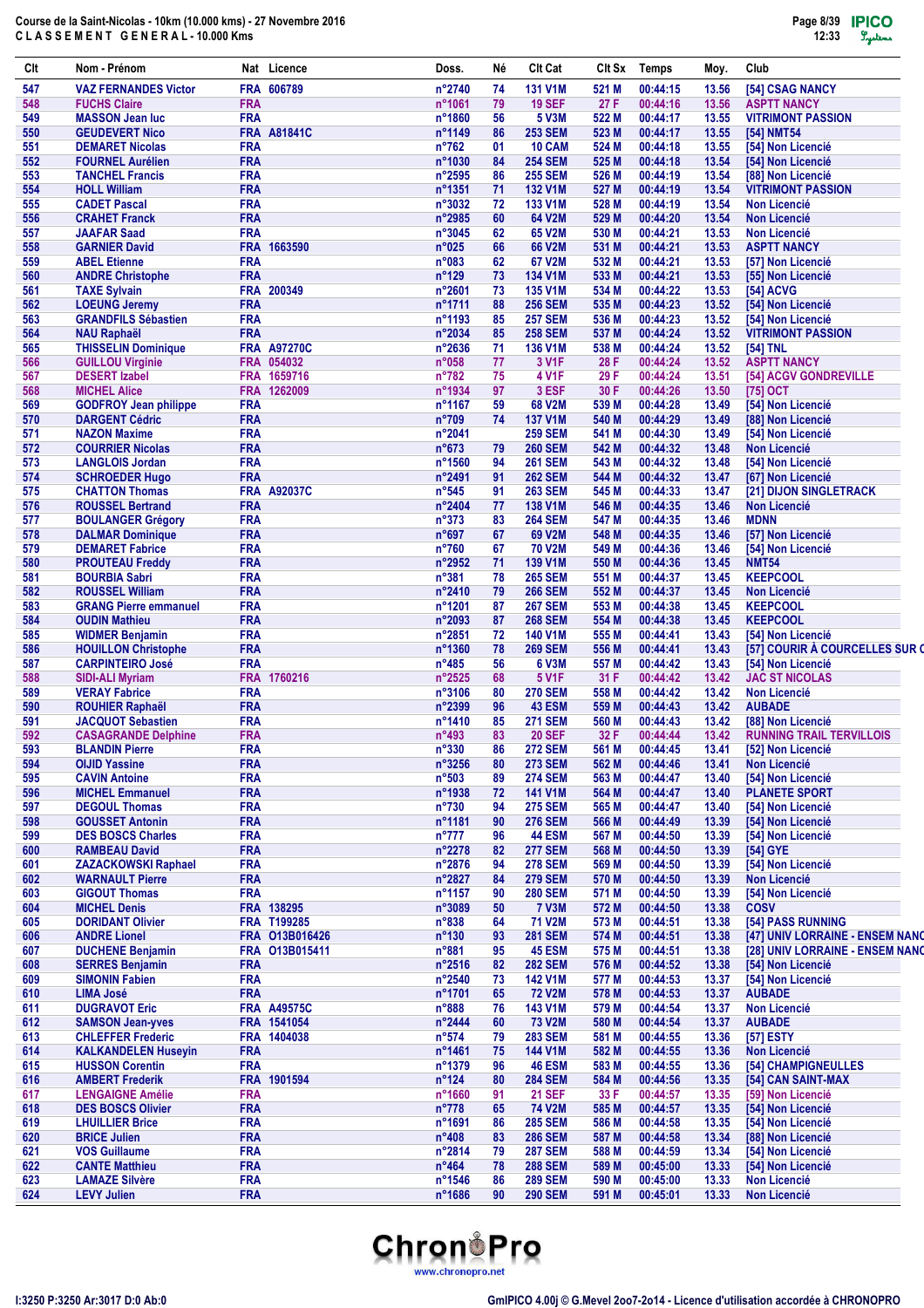Course de la Saint-Nicolas - 10km (10.000 kms) - 27 Novembre 2016
CLASSEMENT GENERAL - 10.000 Kms

| Clt | Nom - Prénom | Nat | Licence | Doss. | Né | Clt Cat | Clt Sx | Temps | Moy. | Club |
|---|---|---|---|---|---|---|---|---|---|---|
| 547 | VAZ FERNANDES Victor | FRA | 606789 | n°2740 | 74 | 131 V1M | 521 M | 00:44:15 | 13.56 | [54] CSAG NANCY |
| 548 | FUCHS Claire | FRA | | n°1061 | 79 | 19 SEF | 27 F | 00:44:16 | 13.56 | ASPTT NANCY |
| 549 | MASSON Jean luc | FRA | | n°1860 | 56 | 5 V3M | 522 M | 00:44:17 | 13.55 | VITRIMONT PASSION |
| 550 | GEUDEVERT Nico | FRA | A81841C | n°1149 | 86 | 253 SEM | 523 M | 00:44:17 | 13.55 | [54] NMT54 |
| 551 | DEMARET Nicolas | FRA | | n°762 | 01 | 10 CAM | 524 M | 00:44:18 | 13.55 | [54] Non Licencié |
| 552 | FOURNEL Aurélien | FRA | | n°1030 | 84 | 254 SEM | 525 M | 00:44:18 | 13.54 | [54] Non Licencié |
| 553 | TANCHEL Francis | FRA | | n°2595 | 86 | 255 SEM | 526 M | 00:44:19 | 13.54 | [88] Non Licencié |
| 554 | HOLL William | FRA | | n°1351 | 71 | 132 V1M | 527 M | 00:44:19 | 13.54 | VITRIMONT PASSION |
| 555 | CADET Pascal | FRA | | n°3032 | 72 | 133 V1M | 528 M | 00:44:19 | 13.54 | Non Licencié |
| 556 | CRAHET Franck | FRA | | n°2985 | 60 | 64 V2M | 529 M | 00:44:20 | 13.54 | Non Licencié |
| 557 | JAAFAR Saad | FRA | | n°3045 | 62 | 65 V2M | 530 M | 00:44:21 | 13.53 | Non Licencié |
| 558 | GARNIER David | FRA | 1663590 | n°025 | 66 | 66 V2M | 531 M | 00:44:21 | 13.53 | ASPTT NANCY |
| 559 | ABEL Etienne | FRA | | n°083 | 62 | 67 V2M | 532 M | 00:44:21 | 13.53 | [57] Non Licencié |
| 560 | ANDRE Christophe | FRA | | n°129 | 73 | 134 V1M | 533 M | 00:44:21 | 13.53 | [55] Non Licencié |
| 561 | TAXE Sylvain | FRA | 200349 | n°2601 | 73 | 135 V1M | 534 M | 00:44:22 | 13.53 | [54] ACVG |
| 562 | LOEUNG Jeremy | FRA | | n°1711 | 88 | 256 SEM | 535 M | 00:44:23 | 13.52 | [54] Non Licencié |
| 563 | GRANDFILS Sébastien | FRA | | n°1193 | 85 | 257 SEM | 536 M | 00:44:23 | 13.52 | [54] Non Licencié |
| 564 | NAU Raphaël | FRA | | n°2034 | 85 | 258 SEM | 537 M | 00:44:24 | 13.52 | VITRIMONT PASSION |
| 565 | THISSELIN Dominique | FRA | A97270C | n°2636 | 71 | 136 V1M | 538 M | 00:44:24 | 13.52 | [54] TNL |
| 566 | GUILLOU Virginie | FRA | 054032 | n°058 | 77 | 3 V1F | 28 F | 00:44:24 | 13.52 | ASPTT NANCY |
| 567 | DESERT Izabel | FRA | 1659716 | n°782 | 75 | 4 V1F | 29 F | 00:44:24 | 13.51 | [54] ACGV GONDREVILLE |
| 568 | MICHEL Alice | FRA | 1262009 | n°1934 | 97 | 3 ESF | 30 F | 00:44:26 | 13.50 | [75] OCT |
| 569 | GODFROY Jean philippe | FRA | | n°1167 | 59 | 68 V2M | 539 M | 00:44:28 | 13.49 | [54] Non Licencié |
| 570 | DARGENT Cédric | FRA | | n°709 | 74 | 137 V1M | 540 M | 00:44:29 | 13.49 | [88] Non Licencié |
| 571 | NAZON Maxime | FRA | | n°2041 | | 259 SEM | 541 M | 00:44:30 | 13.49 | [54] Non Licencié |
| 572 | COURRIER Nicolas | FRA | | n°673 | 79 | 260 SEM | 542 M | 00:44:32 | 13.48 | Non Licencié |
| 573 | LANGLOIS Jordan | FRA | | n°1560 | 94 | 261 SEM | 543 M | 00:44:32 | 13.48 | [54] Non Licencié |
| 574 | SCHROEDER Hugo | FRA | | n°2491 | 91 | 262 SEM | 544 M | 00:44:32 | 13.47 | [67] Non Licencié |
| 575 | CHATTON Thomas | FRA | A92037C | n°545 | 91 | 263 SEM | 545 M | 00:44:33 | 13.47 | [21] DIJON SINGLETRACK |
| 576 | ROUSSEL Bertrand | FRA | | n°2404 | 77 | 138 V1M | 546 M | 00:44:35 | 13.46 | Non Licencié |
| 577 | BOULANGER Grégory | FRA | | n°373 | 83 | 264 SEM | 547 M | 00:44:35 | 13.46 | MDNN |
| 578 | DALMAR Dominique | FRA | | n°697 | 67 | 69 V2M | 548 M | 00:44:35 | 13.46 | [57] Non Licencié |
| 579 | DEMARET Fabrice | FRA | | n°760 | 67 | 70 V2M | 549 M | 00:44:36 | 13.46 | [54] Non Licencié |
| 580 | PROUTEAU Freddy | FRA | | n°2952 | 71 | 139 V1M | 550 M | 00:44:36 | 13.45 | NMT54 |
| 581 | BOURBIA Sabri | FRA | | n°381 | 78 | 265 SEM | 551 M | 00:44:37 | 13.45 | KEEPCOOL |
| 582 | ROUSSEL William | FRA | | n°2410 | 79 | 266 SEM | 552 M | 00:44:37 | 13.45 | Non Licencié |
| 583 | GRANG Pierre emmanuel | FRA | | n°1201 | 87 | 267 SEM | 553 M | 00:44:38 | 13.45 | KEEPCOOL |
| 584 | OUDIN Mathieu | FRA | | n°2093 | 87 | 268 SEM | 554 M | 00:44:38 | 13.45 | KEEPCOOL |
| 585 | WIDMER Benjamin | FRA | | n°2851 | 72 | 140 V1M | 555 M | 00:44:41 | 13.43 | [54] Non Licencié |
| 586 | HOUILLON Christophe | FRA | | n°1360 | 78 | 269 SEM | 556 M | 00:44:41 | 13.43 | [57] COURIR À COURCELLES SUR C |
| 587 | CARPINTEIRO José | FRA | | n°485 | 56 | 6 V3M | 557 M | 00:44:42 | 13.43 | [54] Non Licencié |
| 588 | SIDI-ALI Myriam | FRA | 1760216 | n°2525 | 68 | 5 V1F | 31 F | 00:44:42 | 13.42 | JAC ST NICOLAS |
| 589 | VERAY Fabrice | FRA | | n°3106 | 80 | 270 SEM | 558 M | 00:44:42 | 13.42 | Non Licencié |
| 590 | ROUHIER Raphaël | FRA | | n°2399 | 96 | 43 ESM | 559 M | 00:44:43 | 13.42 | AUBADE |
| 591 | JACQUOT Sebastien | FRA | | n°1410 | 85 | 271 SEM | 560 M | 00:44:43 | 13.42 | [88] Non Licencié |
| 592 | CASAGRANDE Delphine | FRA | | n°493 | 83 | 20 SEF | 32 F | 00:44:44 | 13.42 | RUNNING TRAIL TERVILLOIS |
| 593 | BLANDIN Pierre | FRA | | n°330 | 86 | 272 SEM | 561 M | 00:44:45 | 13.41 | [52] Non Licencié |
| 594 | OIJID Yassine | FRA | | n°3256 | 80 | 273 SEM | 562 M | 00:44:46 | 13.41 | Non Licencié |
| 595 | CAVIN Antoine | FRA | | n°503 | 89 | 274 SEM | 563 M | 00:44:47 | 13.40 | [54] Non Licencié |
| 596 | MICHEL Emmanuel | FRA | | n°1938 | 72 | 141 V1M | 564 M | 00:44:47 | 13.40 | PLANETE SPORT |
| 597 | DEGOUL Thomas | FRA | | n°730 | 94 | 275 SEM | 565 M | 00:44:47 | 13.40 | [54] Non Licencié |
| 598 | GOUSSET Antonin | FRA | | n°1181 | 90 | 276 SEM | 566 M | 00:44:49 | 13.39 | [54] Non Licencié |
| 599 | DES BOSCS Charles | FRA | | n°777 | 96 | 44 ESM | 567 M | 00:44:50 | 13.39 | [54] Non Licencié |
| 600 | RAMBEAU David | FRA | | n°2278 | 82 | 277 SEM | 568 M | 00:44:50 | 13.39 | [54] GYE |
| 601 | ZAZACKOWSKI Raphael | FRA | | n°2876 | 94 | 278 SEM | 569 M | 00:44:50 | 13.39 | [54] Non Licencié |
| 602 | WARNAULT Pierre | FRA | | n°2827 | 84 | 279 SEM | 570 M | 00:44:50 | 13.39 | Non Licencié |
| 603 | GIGOUT Thomas | FRA | | n°1157 | 90 | 280 SEM | 571 M | 00:44:50 | 13.39 | [54] Non Licencié |
| 604 | MICHEL Denis | FRA | 138295 | n°3089 | 50 | 7 V3M | 572 M | 00:44:50 | 13.38 | COSV |
| 605 | DORIDANT Olivier | FRA | T199285 | n°838 | 64 | 71 V2M | 573 M | 00:44:51 | 13.38 | [54] PASS RUNNING |
| 606 | ANDRE Lionel | FRA | O13B016426 | n°130 | 93 | 281 SEM | 574 M | 00:44:51 | 13.38 | [47] UNIV LORRAINE - ENSEM NANC |
| 607 | DUCHENE Benjamin | FRA | O13B015411 | n°881 | 95 | 45 ESM | 575 M | 00:44:51 | 13.38 | [28] UNIV LORRAINE - ENSEM NANC |
| 608 | SERRES Benjamin | FRA | | n°2516 | 82 | 282 SEM | 576 M | 00:44:52 | 13.38 | [54] Non Licencié |
| 609 | SIMONIN Fabien | FRA | | n°2540 | 73 | 142 V1M | 577 M | 00:44:53 | 13.37 | [54] Non Licencié |
| 610 | LIMA José | FRA | | n°1701 | 65 | 72 V2M | 578 M | 00:44:53 | 13.37 | AUBADE |
| 611 | DUGRAVOT Eric | FRA | A49575C | n°888 | 76 | 143 V1M | 579 M | 00:44:54 | 13.37 | Non Licencié |
| 612 | SAMSON Jean-yves | FRA | 1541054 | n°2444 | 60 | 73 V2M | 580 M | 00:44:54 | 13.37 | AUBADE |
| 613 | CHLEFFER Frederic | FRA | 1404038 | n°574 | 79 | 283 SEM | 581 M | 00:44:55 | 13.36 | [57] ESTY |
| 614 | KALKANDELEN Huseyin | FRA | | n°1461 | 75 | 144 V1M | 582 M | 00:44:55 | 13.36 | Non Licencié |
| 615 | HUSSON Corentin | FRA | | n°1379 | 96 | 46 ESM | 583 M | 00:44:55 | 13.36 | [54] CHAMPIGNEULLES |
| 616 | AMBERT Frederik | FRA | 1901594 | n°124 | 80 | 284 SEM | 584 M | 00:44:56 | 13.35 | [54] CAN SAINT-MAX |
| 617 | LENGAIGNE Amélie | FRA | | n°1660 | 91 | 21 SEF | 33 F | 00:44:57 | 13.35 | [59] Non Licencié |
| 618 | DES BOSCS Olivier | FRA | | n°778 | 65 | 74 V2M | 585 M | 00:44:57 | 13.35 | [54] Non Licencié |
| 619 | LHUILLIER Brice | FRA | | n°1691 | 86 | 285 SEM | 586 M | 00:44:58 | 13.35 | [54] Non Licencié |
| 620 | BRICE Julien | FRA | | n°408 | 83 | 286 SEM | 587 M | 00:44:58 | 13.34 | [88] Non Licencié |
| 621 | VOS Guillaume | FRA | | n°2814 | 79 | 287 SEM | 588 M | 00:44:59 | 13.34 | [54] Non Licencié |
| 622 | CANTE Matthieu | FRA | | n°464 | 78 | 288 SEM | 589 M | 00:45:00 | 13.33 | [54] Non Licencié |
| 623 | LAMAZE Silvère | FRA | | n°1546 | 86 | 289 SEM | 590 M | 00:45:00 | 13.33 | Non Licencié |
| 624 | LEVY Julien | FRA | | n°1686 | 90 | 290 SEM | 591 M | 00:45:01 | 13.33 | Non Licencié |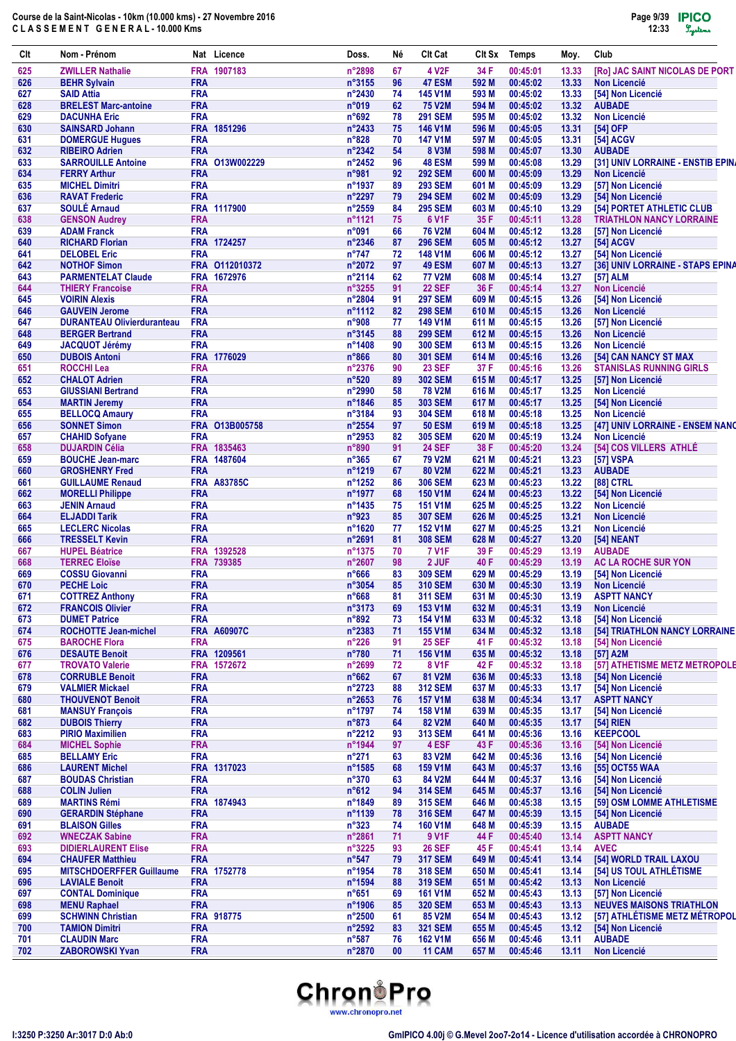Course de la Saint-Nicolas - 10km (10.000 kms) - 27 Novembre 2016
CLASSEMENT GENERAL - 10.000 Kms

| Clt | Nom - Prénom | Nat | Licence | Doss. | Né | Clt Cat | Clt Sx | Temps | Moy. | Club |
|---|---|---|---|---|---|---|---|---|---|---|
| 625 | ZWILLER Nathalie | FRA | 1907183 | n°2898 | 67 | 4 V2F | 34 F | 00:45:01 | 13.33 | [Ro] JAC SAINT NICOLAS DE PORT |
| 626 | BEHR Sylvain | FRA | | n°3155 | 96 | 47 ESM | 592 M | 00:45:02 | 13.33 | Non Licencié |
| 627 | SAID Attia | FRA | | n°2430 | 74 | 145 V1M | 593 M | 00:45:02 | 13.33 | [54] Non Licencié |
| 628 | BRELEST Marc-antoine | FRA | | n°019 | 62 | 75 V2M | 594 M | 00:45:02 | 13.32 | AUBADE |
| 629 | DACUNHA Eric | FRA | | n°692 | 78 | 291 SEM | 595 M | 00:45:02 | 13.32 | Non Licencié |
| 630 | SAINSARD Johann | FRA | 1851296 | n°2433 | 75 | 146 V1M | 596 M | 00:45:05 | 13.31 | [54] OFP |
| 631 | DOMERGUE Hugues | FRA | | n°828 | 70 | 147 V1M | 597 M | 00:45:05 | 13.31 | [54] ACGV |
| 632 | RIBEIRO Adrien | FRA | | n°2342 | 54 | 8 V3M | 598 M | 00:45:07 | 13.30 | AUBADE |
| 633 | SARROUILLE Antoine | FRA | O13W002229 | n°2452 | 96 | 48 ESM | 599 M | 00:45:08 | 13.29 | [31] UNIV LORRAINE - ENSTIB EPIN |
| 634 | FERRY Arthur | FRA | | n°981 | 92 | 292 SEM | 600 M | 00:45:09 | 13.29 | Non Licencié |
| 635 | MICHEL Dimitri | FRA | | n°1937 | 89 | 293 SEM | 601 M | 00:45:09 | 13.29 | [57] Non Licencié |
| 636 | RAVAT Frederic | FRA | | n°2297 | 79 | 294 SEM | 602 M | 00:45:09 | 13.29 | [54] Non Licencié |
| 637 | SOULÉ Arnaud | FRA | 1117900 | n°2559 | 84 | 295 SEM | 603 M | 00:45:10 | 13.29 | [54] PORTET ATHLETIC CLUB |
| 638 | GENSON Audrey | FRA | | n°1121 | 75 | 6 V1F | 35 F | 00:45:11 | 13.28 | TRIATHLON NANCY LORRAINE |
| 639 | ADAM Franck | FRA | | n°091 | 66 | 76 V2M | 604 M | 00:45:12 | 13.28 | [57] Non Licencié |
| 640 | RICHARD Florian | FRA | 1724257 | n°2346 | 87 | 296 SEM | 605 M | 00:45:12 | 13.27 | [54] ACGV |
| 641 | DELOBEL Eric | FRA | | n°747 | 72 | 148 V1M | 606 M | 00:45:12 | 13.27 | [54] Non Licencié |
| 642 | NOTHOF Simon | FRA | O112010372 | n°2072 | 97 | 49 ESM | 607 M | 00:45:13 | 13.27 | [36] UNIV LORRAINE - STAPS EPINA |
| 643 | PARMENTELAT Claude | FRA | 1672976 | n°2114 | 62 | 77 V2M | 608 M | 00:45:14 | 13.27 | [57] ALM |
| 644 | THIERY Francoise | FRA | | n°3255 | 91 | 22 SEF | 36 F | 00:45:14 | 13.27 | Non Licencié |
| 645 | VOIRIN Alexis | FRA | | n°2804 | 91 | 297 SEM | 609 M | 00:45:15 | 13.26 | [54] Non Licencié |
| 646 | GAUVEIN Jerome | FRA | | n°1112 | 82 | 298 SEM | 610 M | 00:45:15 | 13.26 | Non Licencié |
| 647 | DURANTEAU Olivierduranteau | FRA | | n°908 | 77 | 149 V1M | 611 M | 00:45:15 | 13.26 | [57] Non Licencié |
| 648 | BERGER Bertrand | FRA | | n°3145 | 88 | 299 SEM | 612 M | 00:45:15 | 13.26 | Non Licencié |
| 649 | JACQUOT Jérémy | FRA | | n°1408 | 90 | 300 SEM | 613 M | 00:45:15 | 13.26 | Non Licencié |
| 650 | DUBOIS Antoni | FRA | 1776029 | n°866 | 80 | 301 SEM | 614 M | 00:45:16 | 13.26 | [54] CAN NANCY ST MAX |
| 651 | ROCCHI Lea | FRA | | n°2376 | 90 | 23 SEF | 37 F | 00:45:16 | 13.26 | STANISLAS RUNNING GIRLS |
| 652 | CHALOT Adrien | FRA | | n°520 | 89 | 302 SEM | 615 M | 00:45:17 | 13.25 | [57] Non Licencié |
| 653 | GIUSSIANI Bertrand | FRA | | n°2990 | 58 | 78 V2M | 616 M | 00:45:17 | 13.25 | Non Licencié |
| 654 | MARTIN Jeremy | FRA | | n°1846 | 85 | 303 SEM | 617 M | 00:45:17 | 13.25 | [54] Non Licencié |
| 655 | BELLOCQ Amaury | FRA | | n°3184 | 93 | 304 SEM | 618 M | 00:45:18 | 13.25 | Non Licencié |
| 656 | SONNET Simon | FRA | O13B005758 | n°2554 | 97 | 50 ESM | 619 M | 00:45:18 | 13.25 | [47] UNIV LORRAINE - ENSEM NANC |
| 657 | CHAHID Sofyane | FRA | | n°2953 | 82 | 305 SEM | 620 M | 00:45:19 | 13.24 | Non Licencié |
| 658 | DUJARDIN Célia | FRA | 1835463 | n°890 | 91 | 24 SEF | 38 F | 00:45:20 | 13.24 | [54] COS VILLERS ATHLÉ |
| 659 | BOUCHE Jean-marc | FRA | 1487604 | n°365 | 67 | 79 V2M | 621 M | 00:45:21 | 13.23 | [57] VSPA |
| 660 | GROSHENRY Fred | FRA | | n°1219 | 67 | 80 V2M | 622 M | 00:45:21 | 13.23 | AUBADE |
| 661 | GUILLAUME Renaud | FRA | A83785C | n°1252 | 86 | 306 SEM | 623 M | 00:45:23 | 13.22 | [88] CTRL |
| 662 | MORELLI Philippe | FRA | | n°1977 | 68 | 150 V1M | 624 M | 00:45:23 | 13.22 | [54] Non Licencié |
| 663 | JENIN Arnaud | FRA | | n°1435 | 75 | 151 V1M | 625 M | 00:45:25 | 13.22 | Non Licencié |
| 664 | ELJADDI Tarik | FRA | | n°923 | 85 | 307 SEM | 626 M | 00:45:25 | 13.21 | Non Licencié |
| 665 | LECLERC Nicolas | FRA | | n°1620 | 77 | 152 V1M | 627 M | 00:45:25 | 13.21 | Non Licencié |
| 666 | TRESSELT Kevin | FRA | | n°2691 | 81 | 308 SEM | 628 M | 00:45:27 | 13.20 | [54] NEANT |
| 667 | HUPEL Béatrice | FRA | 1392528 | n°1375 | 70 | 7 V1F | 39 F | 00:45:29 | 13.19 | AUBADE |
| 668 | TERREC Eloïse | FRA | 739385 | n°2607 | 98 | 2 JUF | 40 F | 00:45:29 | 13.19 | AC LA ROCHE SUR YON |
| 669 | COSSU Giovanni | FRA | | n°666 | 83 | 309 SEM | 629 M | 00:45:29 | 13.19 | [54] Non Licencié |
| 670 | PECHE Loic | FRA | | n°3054 | 85 | 310 SEM | 630 M | 00:45:30 | 13.19 | Non Licencié |
| 671 | COTTREZ Anthony | FRA | | n°668 | 81 | 311 SEM | 631 M | 00:45:30 | 13.19 | ASPTT NANCY |
| 672 | FRANCOIS Olivier | FRA | | n°3173 | 69 | 153 V1M | 632 M | 00:45:31 | 13.19 | Non Licencié |
| 673 | DUMET Patrice | FRA | | n°892 | 73 | 154 V1M | 633 M | 00:45:32 | 13.18 | [54] Non Licencié |
| 674 | ROCHOTTE Jean-michel | FRA | A60907C | n°2383 | 71 | 155 V1M | 634 M | 00:45:32 | 13.18 | [54] TRIATHLON NANCY LORRAINE |
| 675 | BAROCHE Flora | FRA | | n°226 | 91 | 25 SEF | 41 F | 00:45:32 | 13.18 | [54] Non Licencié |
| 676 | DESAUTE Benoit | FRA | 1209561 | n°780 | 71 | 156 V1M | 635 M | 00:45:32 | 13.18 | [57] A2M |
| 677 | TROVATO Valerie | FRA | 1572672 | n°2699 | 72 | 8 V1F | 42 F | 00:45:32 | 13.18 | [57] ATHETISME METZ METROPOLE |
| 678 | CORRUBLE Benoit | FRA | | n°662 | 67 | 81 V2M | 636 M | 00:45:33 | 13.18 | [54] Non Licencié |
| 679 | VALMIER Mickael | FRA | | n°2723 | 88 | 312 SEM | 637 M | 00:45:33 | 13.17 | [54] Non Licencié |
| 680 | THOUVENOT Benoit | FRA | | n°2653 | 76 | 157 V1M | 638 M | 00:45:34 | 13.17 | ASPTT NANCY |
| 681 | MANSUY François | FRA | | n°1797 | 74 | 158 V1M | 639 M | 00:45:35 | 13.17 | [54] Non Licencié |
| 682 | DUBOIS Thierry | FRA | | n°873 | 64 | 82 V2M | 640 M | 00:45:35 | 13.17 | [54] RIEN |
| 683 | PIRIO Maximilien | FRA | | n°2212 | 93 | 313 SEM | 641 M | 00:45:36 | 13.16 | KEEPCOOL |
| 684 | MICHEL Sophie | FRA | | n°1944 | 97 | 4 ESF | 43 F | 00:45:36 | 13.16 | [54] Non Licencié |
| 685 | BELLAMY Eric | FRA | | n°271 | 63 | 83 V2M | 642 M | 00:45:36 | 13.16 | [54] Non Licencié |
| 686 | LAURENT Michel | FRA | 1317023 | n°1585 | 68 | 159 V1M | 643 M | 00:45:37 | 13.16 | [55] OCT55 WAA |
| 687 | BOUDAS Christian | FRA | | n°370 | 63 | 84 V2M | 644 M | 00:45:37 | 13.16 | [54] Non Licencié |
| 688 | COLIN Julien | FRA | | n°612 | 94 | 314 SEM | 645 M | 00:45:37 | 13.16 | [54] Non Licencié |
| 689 | MARTINS Rémi | FRA | 1874943 | n°1849 | 89 | 315 SEM | 646 M | 00:45:38 | 13.15 | [59] OSM LOMME ATHLETISME |
| 690 | GERARDIN Stéphane | FRA | | n°1139 | 78 | 316 SEM | 647 M | 00:45:39 | 13.15 | [54] Non Licencié |
| 691 | BLAISON Gilles | FRA | | n°323 | 74 | 160 V1M | 648 M | 00:45:39 | 13.15 | AUBADE |
| 692 | WNECZAK Sabine | FRA | | n°2861 | 71 | 9 V1F | 44 F | 00:45:40 | 13.14 | ASPTT NANCY |
| 693 | DIDIERLAURENT Elise | FRA | | n°3225 | 93 | 26 SEF | 45 F | 00:45:41 | 13.14 | AVEC |
| 694 | CHAUFER Matthieu | FRA | | n°547 | 79 | 317 SEM | 649 M | 00:45:41 | 13.14 | [54] WORLD TRAIL LAXOU |
| 695 | MITSCHDOERFFER Guillaume | FRA | 1752778 | n°1954 | 78 | 318 SEM | 650 M | 00:45:41 | 13.14 | [54] US TOUL ATHLÉTISME |
| 696 | LAVIALE Benoit | FRA | | n°1594 | 88 | 319 SEM | 651 M | 00:45:42 | 13.13 | Non Licencié |
| 697 | CONTAL Dominique | FRA | | n°651 | 69 | 161 V1M | 652 M | 00:45:43 | 13.13 | [57] Non Licencié |
| 698 | MENU Raphael | FRA | | n°1906 | 85 | 320 SEM | 653 M | 00:45:43 | 13.13 | NEUVES MAISONS TRIATHLON |
| 699 | SCHWINN Christian | FRA | 918775 | n°2500 | 61 | 85 V2M | 654 M | 00:45:43 | 13.12 | [57] ATHLÉTISME METZ MÉTROPOL |
| 700 | TAMION Dimitri | FRA | | n°2592 | 83 | 321 SEM | 655 M | 00:45:45 | 13.12 | [54] Non Licencié |
| 701 | CLAUDIN Marc | FRA | | n°587 | 76 | 162 V1M | 656 M | 00:45:46 | 13.11 | AUBADE |
| 702 | ZABOROWSKI Yvan | FRA | | n°2870 | 00 | 11 CAM | 657 M | 00:45:46 | 13.11 | Non Licencié |

I:3250 P:3250 Ar:3017 D:0 Ab:0

GmIPICO 4.00j © G.Mevel 2oo7-2o14 - Licence d'utilisation accordée à CHRONOPRO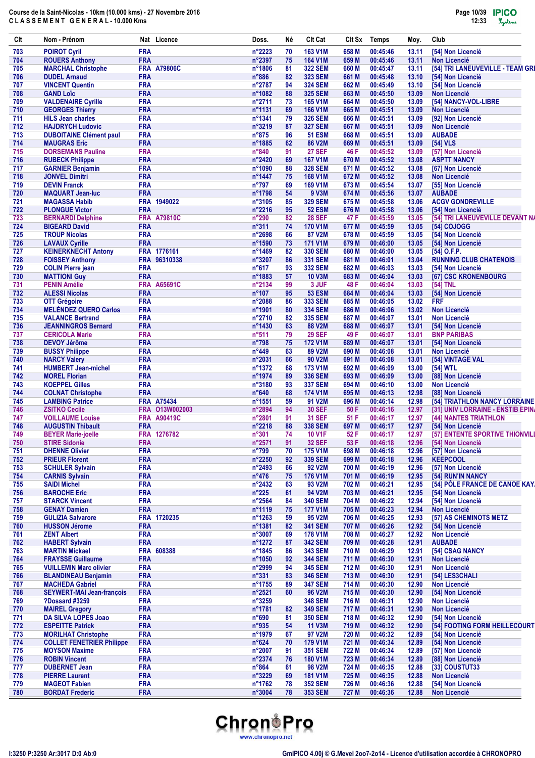Course de la Saint-Nicolas - 10km (10.000 kms) - 27 Novembre 2016
C L A S S E M E N T   G E N E R A L - 10.000 Kms

| Clt | Nom - Prénom | Nat | Licence | Doss. | Né | Clt Cat | Clt Sx | Temps | Moy. | Club |
|---|---|---|---|---|---|---|---|---|---|---|
| 703 | POIROT Cyril | FRA | | n°2223 | 70 | 163 V1M | 658 M | 00:45:46 | 13.11 | [54] Non Licencié |
| 704 | ROUERS Anthony | FRA | | n°2397 | 75 | 164 V1M | 659 M | 00:45:46 | 13.11 | Non Licencié |
| 705 | MARCHAL Christophe | FRA | A79806C | n°1806 | 81 | 322 SEM | 660 M | 00:45:47 | 13.11 | [54] TRI LANEUVEVILLE - TEAM GRI |
| 706 | DUDEL Arnaud | FRA | | n°886 | 82 | 323 SEM | 661 M | 00:45:48 | 13.10 | [54] Non Licencié |
| 707 | VINCENT Quentin | FRA | | n°2787 | 94 | 324 SEM | 662 M | 00:45:49 | 13.10 | [54] Non Licencié |
| 708 | GAND Loïc | FRA | | n°1082 | 88 | 325 SEM | 663 M | 00:45:50 | 13.09 | Non Licencié |
| 709 | VALDENAIRE Cyrille | FRA | | n°2711 | 73 | 165 V1M | 664 M | 00:45:50 | 13.09 | [54] NANCY-VOL-LIBRE |
| 710 | GEORGES Thierry | FRA | | n°1131 | 69 | 166 V1M | 665 M | 00:45:51 | 13.09 | Non Licencié |
| 711 | HILS Jean charles | FRA | | n°1341 | 79 | 326 SEM | 666 M | 00:45:51 | 13.09 | [92] Non Licencié |
| 712 | HAJDRYCH Ludovic | FRA | | n°3219 | 87 | 327 SEM | 667 M | 00:45:51 | 13.09 | Non Licencié |
| 713 | DUBOITAINE Clément paul | FRA | | n°875 | 96 | 51 ESM | 668 M | 00:45:51 | 13.09 | AUBADE |
| 714 | MAUGRAS Eric | FRA | | n°1885 | 62 | 86 V2M | 669 M | 00:45:51 | 13.09 | [54] VLS |
| 715 | DORSEMANS Pauline | FRA | | n°840 | 91 | 27 SEF | 46 F | 00:45:52 | 13.09 | [57] Non Licencié |
| 716 | RUBECK Philippe | FRA | | n°2420 | 69 | 167 V1M | 670 M | 00:45:52 | 13.08 | ASPTT NANCY |
| 717 | GARNIER Benjamin | FRA | | n°1090 | 88 | 328 SEM | 671 M | 00:45:52 | 13.08 | [67] Non Licencié |
| 718 | JONVEL Dimitri | FRA | | n°1447 | 75 | 168 V1M | 672 M | 00:45:52 | 13.08 | Non Licencié |
| 719 | DEVIN Franck | FRA | | n°797 | 69 | 169 V1M | 673 M | 00:45:54 | 13.07 | [55] Non Licencié |
| 720 | MAQUART Jean-luc | FRA | | n°1798 | 54 | 9 V3M | 674 M | 00:45:56 | 13.07 | AUBADE |
| 721 | MAGASSA Habib | FRA | 1949022 | n°3105 | 85 | 329 SEM | 675 M | 00:45:58 | 13.06 | ACGV GONDREVILLE |
| 722 | PLONGUE Victor | FRA | | n°2216 | 95 | 52 ESM | 676 M | 00:45:58 | 13.06 | [54] Non Licencié |
| 723 | BERNARDI Delphine | FRA | A79810C | n°290 | 82 | 28 SEF | 47 F | 00:45:59 | 13.05 | [54] TRI LANEUVEVILLE DEVANT N/ |
| 724 | BIGEARD David | FRA | | n°311 | 74 | 170 V1M | 677 M | 00:45:59 | 13.05 | [54] COJOGG |
| 725 | TROUP Nicolas | FRA | | n°2698 | 66 | 87 V2M | 678 M | 00:45:59 | 13.05 | [54] Non Licencié |
| 726 | LAVAUX Cyrille | FRA | | n°1590 | 73 | 171 V1M | 679 M | 00:46:00 | 13.05 | [54] Non Licencié |
| 727 | KEINERKNECHT Antony | FRA | 1776161 | n°1469 | 82 | 330 SEM | 680 M | 00:46:00 | 13.05 | [54] O.F.P. |
| 728 | FOISSEY Anthony | FRA | 96310338 | n°3207 | 86 | 331 SEM | 681 M | 00:46:01 | 13.04 | RUNNING CLUB CHATENOIS |
| 729 | COLIN Pierre jean | FRA | | n°617 | 93 | 332 SEM | 682 M | 00:46:03 | 13.03 | [54] Non Licencié |
| 730 | MATTIONI Guy | FRA | | n°1883 | 57 | 10 V3M | 683 M | 00:46:04 | 13.03 | [67] CSC KRONENBOURG |
| 731 | PENIN Amélie | FRA | A65691C | n°2134 | 99 | 3 JUF | 48 F | 00:46:04 | 13.03 | [54] TNL |
| 732 | ALESSI Nicolas | FRA | | n°107 | 95 | 53 ESM | 684 M | 00:46:04 | 13.03 | [54] Non Licencié |
| 733 | OTT Grégoire | FRA | | n°2088 | 86 | 333 SEM | 685 M | 00:46:05 | 13.02 | FRF |
| 734 | MELÉNDEZ QUERO Carlos | FRA | | n°1901 | 80 | 334 SEM | 686 M | 00:46:06 | 13.02 | Non Licencié |
| 735 | VALANCE Bertrand | FRA | | n°2710 | 82 | 335 SEM | 687 M | 00:46:07 | 13.01 | Non Licencié |
| 736 | JEANNINGROS Bernard | FRA | | n°1430 | 63 | 88 V2M | 688 M | 00:46:07 | 13.01 | [54] Non Licencié |
| 737 | CERICOLA Marie | FRA | | n°511 | 79 | 29 SEF | 49 F | 00:46:07 | 13.01 | BNP PARIBAS |
| 738 | DEVOY Jérôme | FRA | | n°798 | 75 | 172 V1M | 689 M | 00:46:07 | 13.01 | [54] Non Licencié |
| 739 | BUSSY Philippe | FRA | | n°449 | 63 | 89 V2M | 690 M | 00:46:08 | 13.01 | Non Licencié |
| 740 | NARCY Valery | FRA | | n°2031 | 66 | 90 V2M | 691 M | 00:46:08 | 13.01 | [54] VINTAGE VAL |
| 741 | HUMBERT Jean-michel | FRA | | n°1372 | 68 | 173 V1M | 692 M | 00:46:09 | 13.00 | [54] WTL |
| 742 | MOREL Florian | FRA | | n°1974 | 89 | 336 SEM | 693 M | 00:46:09 | 13.00 | [88] Non Licencié |
| 743 | KOEPPEL Gilles | FRA | | n°3180 | 93 | 337 SEM | 694 M | 00:46:10 | 13.00 | Non Licencié |
| 744 | COLNAT Christophe | FRA | | n°640 | 68 | 174 V1M | 695 M | 00:46:13 | 12.98 | [88] Non Licencié |
| 745 | LAMBING Patrice | FRA | A75434 | n°1551 | 59 | 91 V2M | 696 M | 00:46:14 | 12.98 | [54] TRIATHLON NANCY LORRAINE |
| 746 | ZSITKO Cecile | FRA | O13W002003 | n°2894 | 94 | 30 SEF | 50 F | 00:46:16 | 12.97 | [31] UNIV LORRAINE - ENSTIB EPIN/ |
| 747 | VOILLAUME Louise | FRA | A90419C | n°2801 | 91 | 31 SEF | 51 F | 00:46:17 | 12.97 | [44] NANTES TRIATHLON |
| 748 | AUGUSTIN Thibault | FRA | | n°2218 | 88 | 338 SEM | 697 M | 00:46:17 | 12.97 | [54] Non Licencié |
| 749 | BEYER Marie-joelle | FRA | 1276782 | n°301 | 74 | 10 V1F | 52 F | 00:46:17 | 12.97 | [57] ENTENTE SPORTIVE THIONVILI |
| 750 | STIRE Sidonie | FRA | | n°2571 | 91 | 32 SEF | 53 F | 00:46:18 | 12.96 | [54] Non Licencié |
| 751 | DHENNE Olivier | FRA | | n°799 | 70 | 175 V1M | 698 M | 00:46:18 | 12.96 | [57] Non Licencié |
| 752 | PRIEUR Florent | FRA | | n°2250 | 92 | 339 SEM | 699 M | 00:46:18 | 12.96 | KEEPCOOL |
| 753 | SCHULER Sylvain | FRA | | n°2493 | 66 | 92 V2M | 700 M | 00:46:19 | 12.96 | [57] Non Licencié |
| 754 | CARNIS Sylvain | FRA | | n°476 | 75 | 176 V1M | 701 M | 00:46:19 | 12.95 | [54] RUN'IN NANCY |
| 755 | SAIDI Michel | FRA | | n°2432 | 63 | 93 V2M | 702 M | 00:46:21 | 12.95 | [54] PÔLE FRANCE DE CANOE KAY |
| 756 | BAROCHE Eric | FRA | | n°225 | 61 | 94 V2M | 703 M | 00:46:21 | 12.95 | [54] Non Licencié |
| 757 | STARCK Vincent | FRA | | n°2564 | 84 | 340 SEM | 704 M | 00:46:22 | 12.94 | [54] Non Licencié |
| 758 | GENAY Damien | FRA | | n°1119 | 75 | 177 V1M | 705 M | 00:46:23 | 12.94 | Non Licencié |
| 759 | GULIZIA Salvarore | FRA | 1720235 | n°1263 | 59 | 95 V2M | 706 M | 00:46:25 | 12.93 | [57] AS CHEMINOTS METZ |
| 760 | HUSSON Jérome | FRA | | n°1381 | 82 | 341 SEM | 707 M | 00:46:26 | 12.92 | [54] Non Licencié |
| 761 | ZENT Albert | FRA | | n°3007 | 69 | 178 V1M | 708 M | 00:46:27 | 12.92 | Non Licencié |
| 762 | HABERT Sylvain | FRA | | n°1272 | 87 | 342 SEM | 709 M | 00:46:28 | 12.91 | AUBADE |
| 763 | MARTIN Mickael | FRA | 608388 | n°1845 | 86 | 343 SEM | 710 M | 00:46:29 | 12.91 | [54] CSAG NANCY |
| 764 | FRAYSSE Guillaume | FRA | | n°1050 | 92 | 344 SEM | 711 M | 00:46:30 | 12.91 | Non Licencié |
| 765 | VUILLEMIN Marc olivier | FRA | | n°2999 | 94 | 345 SEM | 712 M | 00:46:30 | 12.91 | Non Licencié |
| 766 | BLANDINEAU Benjamin | FRA | | n°331 | 83 | 346 SEM | 713 M | 00:46:30 | 12.91 | [54] LES3CHALI |
| 767 | MACHEDA Gabriel | FRA | | n°1755 | 89 | 347 SEM | 714 M | 00:46:30 | 12.90 | Non Licencié |
| 768 | SEYWERT-MAI Jean-françois | FRA | | n°2521 | 60 | 96 V2M | 715 M | 00:46:30 | 12.90 | [54] Non Licencié |
| 769 | ?Dossard #3259 | FRA | | n°3259 | | 348 SEM | 716 M | 00:46:31 | 12.90 | Non Licencié |
| 770 | MAIREL Gregory | FRA | | n°1781 | 82 | 349 SEM | 717 M | 00:46:31 | 12.90 | Non Licencié |
| 771 | DA SILVA LOPES Joao | FRA | | n°690 | 81 | 350 SEM | 718 M | 00:46:32 | 12.90 | [54] Non Licencié |
| 772 | ESPEITTE Patrick | FRA | | n°935 | 54 | 11 V3M | 719 M | 00:46:32 | 12.90 | [54] FOOTING FORM HEILLECOURT |
| 773 | MORILHAT Christophe | FRA | | n°1979 | 67 | 97 V2M | 720 M | 00:46:32 | 12.89 | [54] Non Licencié |
| 774 | COLLET FENETRIER Philippe | FRA | | n°624 | 70 | 179 V1M | 721 M | 00:46:34 | 12.89 | [54] Non Licencié |
| 775 | MOYSON Maxime | FRA | | n°2007 | 91 | 351 SEM | 722 M | 00:46:34 | 12.89 | [57] Non Licencié |
| 776 | ROBIN Vincent | FRA | | n°2374 | 76 | 180 V1M | 723 M | 00:46:34 | 12.89 | [88] Non Licencié |
| 777 | DUBERNET Jean | FRA | | n°864 | 61 | 98 V2M | 724 M | 00:46:35 | 12.88 | [33] COUSTUT33 |
| 778 | PIERRE Laurent | FRA | | n°3229 | 69 | 181 V1M | 725 M | 00:46:35 | 12.88 | Non Licencié |
| 779 | MAGEOT Fabien | FRA | | n°1762 | 78 | 352 SEM | 726 M | 00:46:36 | 12.88 | [54] Non Licencié |
| 780 | BORDAT Frederic | FRA | | n°3004 | 78 | 353 SEM | 727 M | 00:46:36 | 12.88 | Non Licencié |

I:3250 P:3250 Ar:3017 D:0 Ab:0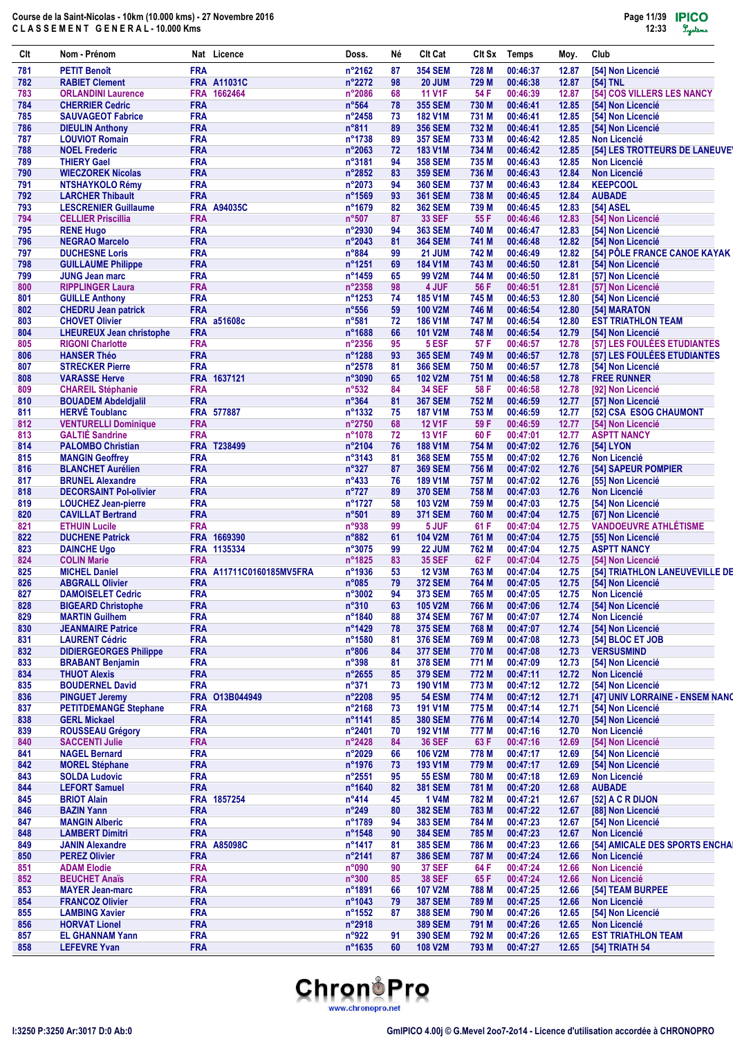Course de la Saint-Nicolas - 10km (10.000 kms) - 27 Novembre 2016

CLASSEMENT GENERAL - 10.000 Kms

| Clt | Nom - Prénom | Nat | Licence | Doss. | Né | Clt Cat | Clt Sx | Temps | Moy. | Club |
|---|---|---|---|---|---|---|---|---|---|---|
| 781 | PETIT Benoit | FRA | | n°2162 | 87 | 354 SEM | 728 M | 00:46:37 | 12.87 | [54] Non Licencié |
| 782 | RABIET Clement | FRA | A11031C | n°2272 | 98 | 20 JUM | 729 M | 00:46:38 | 12.87 | [54] TNL |
| 783 | ORLANDINI Laurence | FRA | 1662464 | n°2086 | 68 | 11 V1F | 54 F | 00:46:39 | 12.87 | [54] COS VILLERS LES NANCY |
| 784 | CHERRIER Cedric | FRA | | n°564 | 78 | 355 SEM | 730 M | 00:46:41 | 12.85 | [54] Non Licencié |
| 785 | SAUVAGEOT Fabrice | FRA | | n°2458 | 73 | 182 V1M | 731 M | 00:46:41 | 12.85 | [54] Non Licencié |
| 786 | DIEULIN Anthony | FRA | | n°811 | 89 | 356 SEM | 732 M | 00:46:41 | 12.85 | [54] Non Licencié |
| 787 | LOUVIOT Romain | FRA | | n°1738 | 89 | 357 SEM | 733 M | 00:46:42 | 12.85 | Non Licencié |
| 788 | NOEL Frederic | FRA | | n°2063 | 72 | 183 V1M | 734 M | 00:46:42 | 12.85 | [54] LES TROTTEURS DE LANEUVE |
| 789 | THIERY Gael | FRA | | n°3181 | 94 | 358 SEM | 735 M | 00:46:43 | 12.85 | Non Licencié |
| 790 | WIECZOREK Nicolas | FRA | | n°2852 | 83 | 359 SEM | 736 M | 00:46:43 | 12.84 | Non Licencié |
| 791 | NTSHAYKOLO Rémy | FRA | | n°2073 | 94 | 360 SEM | 737 M | 00:46:43 | 12.84 | KEEPCOOL |
| 792 | LARCHER Thibault | FRA | | n°1569 | 93 | 361 SEM | 738 M | 00:46:45 | 12.84 | AUBADE |
| 793 | LESCRENIER Guillaume | FRA | A94035C | n°1679 | 82 | 362 SEM | 739 M | 00:46:45 | 12.83 | [54] ASEL |
| 794 | CELLIER Priscillia | FRA | | n°507 | 87 | 33 SEF | 55 F | 00:46:46 | 12.83 | [54] Non Licencié |
| 795 | RENE Hugo | FRA | | n°2930 | 94 | 363 SEM | 740 M | 00:46:47 | 12.83 | [54] Non Licencié |
| 796 | NEGRAO Marcelo | FRA | | n°2043 | 81 | 364 SEM | 741 M | 00:46:48 | 12.82 | [54] Non Licencié |
| 797 | DUCHESNE Loris | FRA | | n°884 | 99 | 21 JUM | 742 M | 00:46:49 | 12.82 | [54] PÔLE FRANCE CANOE KAYAK |
| 798 | GUILLAUME Philippe | FRA | | n°1251 | 69 | 184 V1M | 743 M | 00:46:50 | 12.81 | [54] Non Licencié |
| 799 | JUNG Jean marc | FRA | | n°1459 | 65 | 99 V2M | 744 M | 00:46:50 | 12.81 | [57] Non Licencié |
| 800 | RIPPLINGER Laura | FRA | | n°2358 | 98 | 4 JUF | 56 F | 00:46:51 | 12.81 | [57] Non Licencié |
| 801 | GUILLE Anthony | FRA | | n°1253 | 74 | 185 V1M | 745 M | 00:46:53 | 12.80 | [54] Non Licencié |
| 802 | CHEDRU Jean patrick | FRA | | n°556 | 59 | 100 V2M | 746 M | 00:46:54 | 12.80 | [54] MARATON |
| 803 | CHOVET Olivier | FRA | a51608c | n°581 | 72 | 186 V1M | 747 M | 00:46:54 | 12.80 | EST TRIATHLON TEAM |
| 804 | LHEUREUX Jean christophe | FRA | | n°1688 | 66 | 101 V2M | 748 M | 00:46:54 | 12.79 | [54] Non Licencié |
| 805 | RIGONI Charlotte | FRA | | n°2356 | 95 | 5 ESF | 57 F | 00:46:57 | 12.78 | [57] LES FOULÉES ETUDIANTES |
| 806 | HANSER Théo | FRA | | n°1288 | 93 | 365 SEM | 749 M | 00:46:57 | 12.78 | [57] LES FOULÉES ETUDIANTES |
| 807 | STRECKER Pierre | FRA | | n°2578 | 81 | 366 SEM | 750 M | 00:46:57 | 12.78 | [54] Non Licencié |
| 808 | VARASSE Herve | FRA | 1637121 | n°3090 | 65 | 102 V2M | 751 M | 00:46:58 | 12.78 | FREE RUNNER |
| 809 | CHAREIL Stéphanie | FRA | | n°532 | 84 | 34 SEF | 58 F | 00:46:58 | 12.78 | [92] Non Licencié |
| 810 | BOUADEM Abdeldjalil | FRA | | n°364 | 81 | 367 SEM | 752 M | 00:46:59 | 12.77 | [57] Non Licencié |
| 811 | HERVÉ Toublanc | FRA | 577887 | n°1332 | 75 | 187 V1M | 753 M | 00:46:59 | 12.77 | [52] CSA ESOG CHAUMONT |
| 812 | VENTURELLI Dominique | FRA | | n°2750 | 68 | 12 V1F | 59 F | 00:46:59 | 12.77 | [54] Non Licencié |
| 813 | GALTIÉ Sandrine | FRA | | n°1078 | 72 | 13 V1F | 60 F | 00:47:01 | 12.77 | ASPTT NANCY |
| 814 | PALOMBO Christian | FRA | T238499 | n°2104 | 76 | 188 V1M | 754 M | 00:47:02 | 12.76 | [54] LYON |
| 815 | MANGIN Geoffrey | FRA | | n°3143 | 81 | 368 SEM | 755 M | 00:47:02 | 12.76 | Non Licencié |
| 816 | BLANCHET Aurélien | FRA | | n°327 | 87 | 369 SEM | 756 M | 00:47:02 | 12.76 | [54] SAPEUR POMPIER |
| 817 | BRUNEL Alexandre | FRA | | n°433 | 76 | 189 V1M | 757 M | 00:47:02 | 12.76 | [55] Non Licencié |
| 818 | DECORSAINT Pol-olivier | FRA | | n°727 | 89 | 370 SEM | 758 M | 00:47:03 | 12.76 | Non Licencié |
| 819 | LOUCHEZ Jean-pierre | FRA | | n°1727 | 58 | 103 V2M | 759 M | 00:47:03 | 12.75 | [54] Non Licencié |
| 820 | CAVILLAT Bertrand | FRA | | n°501 | 89 | 371 SEM | 760 M | 00:47:04 | 12.75 | [67] Non Licencié |
| 821 | ETHUIN Lucile | FRA | | n°938 | 99 | 5 JUF | 61 F | 00:47:04 | 12.75 | VANDOEUVRE ATHLÉTISME |
| 822 | DUCHENE Patrick | FRA | 1669390 | n°882 | 61 | 104 V2M | 761 M | 00:47:04 | 12.75 | [55] Non Licencié |
| 823 | DAINCHE Ugo | FRA | 1135334 | n°3075 | 99 | 22 JUM | 762 M | 00:47:04 | 12.75 | ASPTT NANCY |
| 824 | COLIN Marie | FRA | | n°1825 | 83 | 35 SEF | 62 F | 00:47:04 | 12.75 | [54] Non Licencié |
| 825 | MICHEL Daniel | FRA | A11711C0160185MV5FRA | n°1936 | 53 | 12 V3M | 763 M | 00:47:04 | 12.75 | [54] TRIATHLON LANEUVEVILLE DE |
| 826 | ABGRALL Olivier | FRA | | n°085 | 79 | 372 SEM | 764 M | 00:47:05 | 12.75 | [54] Non Licencié |
| 827 | DAMOISELET Cedric | FRA | | n°3002 | 94 | 373 SEM | 765 M | 00:47:05 | 12.75 | Non Licencié |
| 828 | BIGEARD Christophe | FRA | | n°310 | 63 | 105 V2M | 766 M | 00:47:06 | 12.74 | [54] Non Licencié |
| 829 | MARTIN Guilhem | FRA | | n°1840 | 88 | 374 SEM | 767 M | 00:47:07 | 12.74 | Non Licencié |
| 830 | JEANMAIRE Patrice | FRA | | n°1429 | 78 | 375 SEM | 768 M | 00:47:07 | 12.74 | [54] Non Licencié |
| 831 | LAURENT Cédric | FRA | | n°1580 | 81 | 376 SEM | 769 M | 00:47:08 | 12.73 | [54] BLOC ET JOB |
| 832 | DIDIERGEORGES Philippe | FRA | | n°806 | 84 | 377 SEM | 770 M | 00:47:08 | 12.73 | VERSUSMIND |
| 833 | BRABANT Benjamin | FRA | | n°398 | 81 | 378 SEM | 771 M | 00:47:09 | 12.73 | [54] Non Licencié |
| 834 | THUOT Alexis | FRA | | n°2655 | 85 | 379 SEM | 772 M | 00:47:11 | 12.72 | Non Licencié |
| 835 | BOUDERNEL David | FRA | | n°371 | 73 | 190 V1M | 773 M | 00:47:12 | 12.72 | [54] Non Licencié |
| 836 | PINGUET Jeremy | FRA | O13B044949 | n°2208 | 95 | 54 ESM | 774 M | 00:47:12 | 12.71 | [47] UNIV LORRAINE - ENSEM NANC |
| 837 | PETITDEMANGE Stephane | FRA | | n°2168 | 73 | 191 V1M | 775 M | 00:47:14 | 12.71 | [54] Non Licencié |
| 838 | GERL Mickael | FRA | | n°1141 | 85 | 380 SEM | 776 M | 00:47:15 | 12.70 | [54] Non Licencié |
| 839 | ROUSSEAU Grégory | FRA | | n°2401 | 70 | 192 V1M | 777 M | 00:47:16 | 12.70 | Non Licencié |
| 840 | SACCENTI Julie | FRA | | n°2428 | 84 | 36 SEF | 63 F | 00:47:16 | 12.69 | [54] Non Licencié |
| 841 | NAGEL Bernard | FRA | | n°2029 | 66 | 106 V2M | 778 M | 00:47:17 | 12.69 | [54] Non Licencié |
| 842 | MOREL Stéphane | FRA | | n°1976 | 73 | 193 V1M | 779 M | 00:47:17 | 12.69 | [54] Non Licencié |
| 843 | SOLDA Ludovic | FRA | | n°2551 | 95 | 55 ESM | 780 M | 00:47:18 | 12.69 | Non Licencié |
| 844 | LEFORT Samuel | FRA | | n°1640 | 82 | 381 SEM | 781 M | 00:47:20 | 12.68 | AUBADE |
| 845 | BRIOT Alain | FRA | 1857254 | n°414 | 45 | 1 V4M | 782 M | 00:47:21 | 12.67 | [52] A C R DIJON |
| 846 | BAZIN Yann | FRA | | n°249 | 80 | 382 SEM | 783 M | 00:47:22 | 12.67 | [88] Non Licencié |
| 847 | MANGIN Alberic | FRA | | n°1789 | 94 | 383 SEM | 784 M | 00:47:23 | 12.67 | [54] Non Licencié |
| 848 | LAMBERT Dimitri | FRA | | n°1548 | 90 | 384 SEM | 785 M | 00:47:23 | 12.67 | Non Licencié |
| 849 | JANIN Alexandre | FRA | A85098C | n°1417 | 81 | 385 SEM | 786 M | 00:47:23 | 12.66 | [54] AMICALE DES SPORTS ENCHA |
| 850 | PEREZ Olivier | FRA | | n°2141 | 87 | 386 SEM | 787 M | 00:47:24 | 12.66 | Non Licencié |
| 851 | ADAM Elodie | FRA | | n°090 | 90 | 37 SEF | 64 F | 00:47:24 | 12.66 | Non Licencié |
| 852 | BEUCHET Anaïs | FRA | | n°300 | 85 | 38 SEF | 65 F | 00:47:24 | 12.66 | Non Licencié |
| 853 | MAYER Jean-marc | FRA | | n°1891 | 66 | 107 V2M | 788 M | 00:47:25 | 12.66 | [54] TEAM BURPEE |
| 854 | FRANCOZ Olivier | FRA | | n°1043 | 79 | 387 SEM | 789 M | 00:47:25 | 12.66 | Non Licencié |
| 855 | LAMBING Xavier | FRA | | n°1552 | 87 | 388 SEM | 790 M | 00:47:26 | 12.65 | [54] Non Licencié |
| 856 | HORVAT Lionel | FRA | | n°2918 | | 389 SEM | 791 M | 00:47:26 | 12.65 | Non Licencié |
| 857 | EL GHANNAM Yann | FRA | | n°922 | 91 | 390 SEM | 792 M | 00:47:26 | 12.65 | EST TRIATHLON TEAM |
| 858 | LEFEVRE Yvan | FRA | | n°1635 | 60 | 108 V2M | 793 M | 00:47:27 | 12.65 | [54] TRIATH 54 |

I:3250 P:3250 Ar:3017 D:0 Ab:0

GmIPICO 4.00j © G.Mevel 2oo7-2o14 - Licence d'utilisation accordée à CHRONOPRO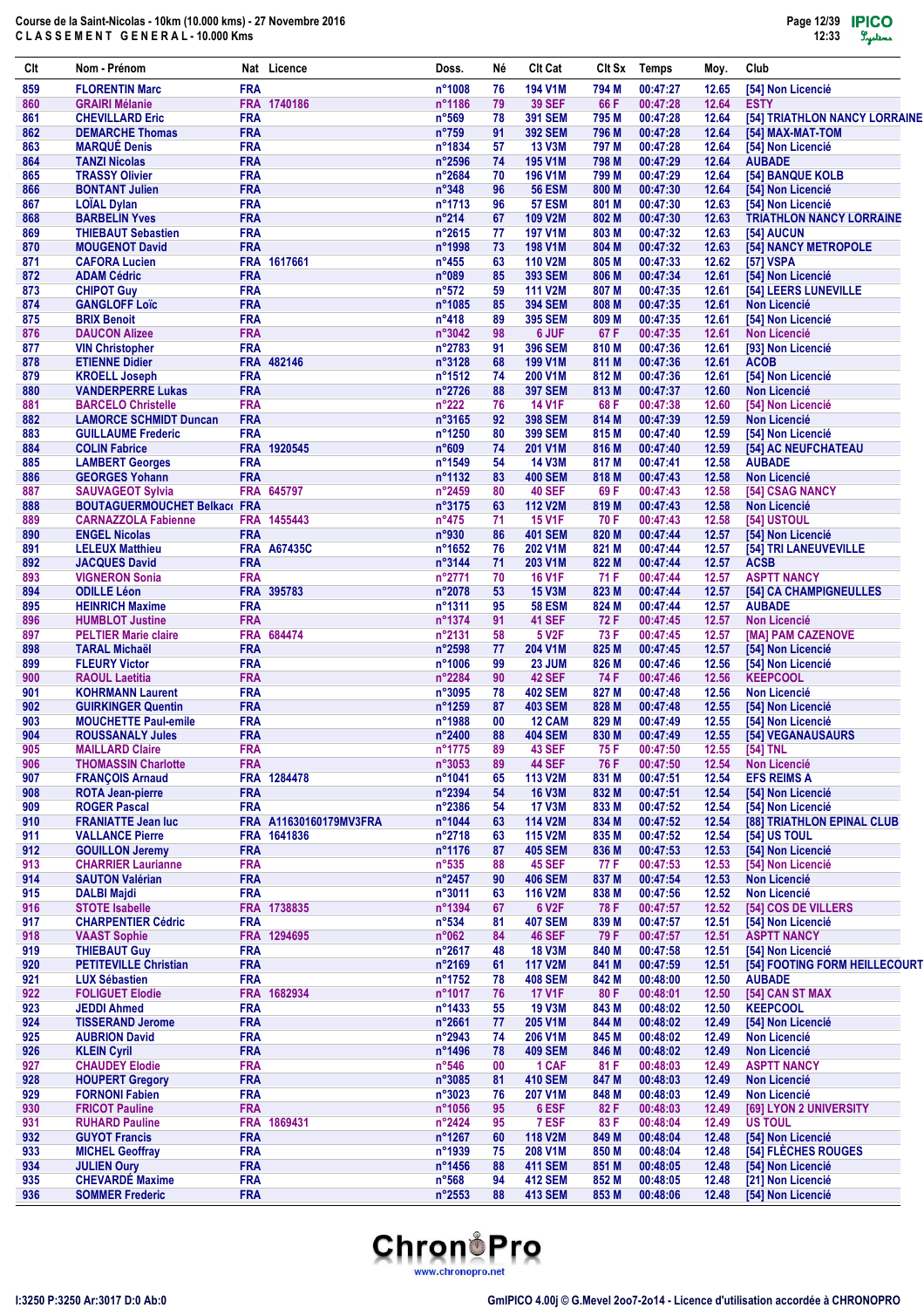Course de la Saint-Nicolas - 10km (10.000 kms) - 27 Novembre 2016
CLASSEMENT GENERAL - 10.000 Kms

| Clt | Nom - Prénom | Nat | Licence | Doss. | Né | Clt Cat | Clt Sx | Temps | Moy. | Club |
|---|---|---|---|---|---|---|---|---|---|---|
| 859 | FLORENTIN Marc | FRA | | n°1008 | 76 | 194 V1M | 794 M | 00:47:27 | 12.65 | [54] Non Licencié |
| 860 | GRAIRI Mélanie | FRA | 1740186 | n°1186 | 79 | 39 SEF | 66 F | 00:47:28 | 12.64 | ESTY |
| 861 | CHEVILLARD Eric | FRA | | n°569 | 78 | 391 SEM | 795 M | 00:47:28 | 12.64 | [54] TRIATHLON NANCY LORRAINE |
| 862 | DEMARCHE Thomas | FRA | | n°759 | 91 | 392 SEM | 796 M | 00:47:28 | 12.64 | [54] MAX-MAT-TOM |
| 863 | MARQUÉ Denis | FRA | | n°1834 | 57 | 13 V3M | 797 M | 00:47:28 | 12.64 | [54] Non Licencié |
| 864 | TANZI Nicolas | FRA | | n°2596 | 74 | 195 V1M | 798 M | 00:47:29 | 12.64 | AUBADE |
| 865 | TRASSY Olivier | FRA | | n°2684 | 70 | 196 V1M | 799 M | 00:47:29 | 12.64 | [54] BANQUE KOLB |
| 866 | BONTANT Julien | FRA | | n°348 | 96 | 56 ESM | 800 M | 00:47:30 | 12.64 | [54] Non Licencié |
| 867 | LOÏAL Dylan | FRA | | n°1713 | 96 | 57 ESM | 801 M | 00:47:30 | 12.63 | [54] Non Licencié |
| 868 | BARBELIN Yves | FRA | | n°214 | 67 | 109 V2M | 802 M | 00:47:30 | 12.63 | TRIATHLON NANCY LORRAINE |
| 869 | THIEBAUT Sebastien | FRA | | n°2615 | 77 | 197 V1M | 803 M | 00:47:32 | 12.63 | [54] AUCUN |
| 870 | MOUGENOT David | FRA | | n°1998 | 73 | 198 V1M | 804 M | 00:47:32 | 12.63 | [54] NANCY METROPOLE |
| 871 | CAFORA Lucien | FRA | 1617661 | n°455 | 63 | 110 V2M | 805 M | 00:47:33 | 12.62 | [57] VSPA |
| 872 | ADAM Cédric | FRA | | n°089 | 85 | 393 SEM | 806 M | 00:47:34 | 12.61 | [54] Non Licencié |
| 873 | CHIPOT Guy | FRA | | n°572 | 59 | 111 V2M | 807 M | 00:47:35 | 12.61 | [54] LEERS LUNEVILLE |
| 874 | GANGLOFF Loïc | FRA | | n°1085 | 85 | 394 SEM | 808 M | 00:47:35 | 12.61 | Non Licencié |
| 875 | BRIX Benoit | FRA | | n°418 | 89 | 395 SEM | 809 M | 00:47:35 | 12.61 | [54] Non Licencié |
| 876 | DAUCON Alizee | FRA | | n°3042 | 98 | 6 JUF | 67 F | 00:47:35 | 12.61 | Non Licencié |
| 877 | VIN Christopher | FRA | | n°2783 | 91 | 396 SEM | 810 M | 00:47:36 | 12.61 | [93] Non Licencié |
| 878 | ETIENNE Didier | FRA | 482146 | n°3128 | 68 | 199 V1M | 811 M | 00:47:36 | 12.61 | ACOB |
| 879 | KROELL Joseph | FRA | | n°1512 | 74 | 200 V1M | 812 M | 00:47:36 | 12.61 | [54] Non Licencié |
| 880 | VANDERPERRE Lukas | FRA | | n°2726 | 88 | 397 SEM | 813 M | 00:47:37 | 12.60 | Non Licencié |
| 881 | BARCELO Christelle | FRA | | n°222 | 76 | 14 V1F | 68 F | 00:47:38 | 12.60 | [54] Non Licencié |
| 882 | LAMORCE SCHMIDT Duncan | FRA | | n°3165 | 92 | 398 SEM | 814 M | 00:47:39 | 12.59 | Non Licencié |
| 883 | GUILLAUME Frederic | FRA | | n°1250 | 80 | 399 SEM | 815 M | 00:47:40 | 12.59 | [54] Non Licencié |
| 884 | COLIN Fabrice | FRA | 1920545 | n°609 | 74 | 201 V1M | 816 M | 00:47:40 | 12.59 | [54] AC NEUFCHATEAU |
| 885 | LAMBERT Georges | FRA | | n°1549 | 54 | 14 V3M | 817 M | 00:47:41 | 12.58 | AUBADE |
| 886 | GEORGES Yohann | FRA | | n°1132 | 83 | 400 SEM | 818 M | 00:47:43 | 12.58 | Non Licencié |
| 887 | SAUVAGEOT Sylvia | FRA | 645797 | n°2459 | 80 | 40 SEF | 69 F | 00:47:43 | 12.58 | [54] CSAG NANCY |
| 888 | BOUTAGUERMOUCHET Belkacem | FRA | | n°3175 | 63 | 112 V2M | 819 M | 00:47:43 | 12.58 | Non Licencié |
| 889 | CARNAZZOLA Fabienne | FRA | 1455443 | n°475 | 71 | 15 V1F | 70 F | 00:47:43 | 12.58 | [54] USTOUL |
| 890 | ENGEL Nicolas | FRA | | n°930 | 86 | 401 SEM | 820 M | 00:47:44 | 12.57 | [54] Non Licencié |
| 891 | LELEUX Matthieu | FRA | A67435C | n°1652 | 76 | 202 V1M | 821 M | 00:47:44 | 12.57 | [54] TRI LANEUVEVILLE |
| 892 | JACQUES David | FRA | | n°3144 | 71 | 203 V1M | 822 M | 00:47:44 | 12.57 | ACSB |
| 893 | VIGNERON Sonia | FRA | | n°2771 | 70 | 16 V1F | 71 F | 00:47:44 | 12.57 | ASPTT NANCY |
| 894 | ODILLE Léon | FRA | 395783 | n°2078 | 53 | 15 V3M | 823 M | 00:47:44 | 12.57 | [54] CA CHAMPIGNEULLES |
| 895 | HEINRICH Maxime | FRA | | n°1311 | 95 | 58 ESM | 824 M | 00:47:44 | 12.57 | AUBADE |
| 896 | HUMBLOT Justine | FRA | | n°1374 | 91 | 41 SEF | 72 F | 00:47:45 | 12.57 | Non Licencié |
| 897 | PELTIER Marie claire | FRA | 684474 | n°2131 | 58 | 5 V2F | 73 F | 00:47:45 | 12.57 | [MA] PAM CAZENOVE |
| 898 | TARAL Michaël | FRA | | n°2598 | 77 | 204 V1M | 825 M | 00:47:45 | 12.57 | [54] Non Licencié |
| 899 | FLEURY Victor | FRA | | n°1006 | 99 | 23 JUM | 826 M | 00:47:46 | 12.56 | [54] Non Licencié |
| 900 | RAOUL Laetitia | FRA | | n°2284 | 90 | 42 SEF | 74 F | 00:47:46 | 12.56 | KEEPCOOL |
| 901 | KOHRMANN Laurent | FRA | | n°3095 | 78 | 402 SEM | 827 M | 00:47:48 | 12.56 | Non Licencié |
| 902 | GUIRKINGER Quentin | FRA | | n°1259 | 87 | 403 SEM | 828 M | 00:47:48 | 12.55 | [54] Non Licencié |
| 903 | MOUCHETTE Paul-emile | FRA | | n°1988 | 00 | 12 CAM | 829 M | 00:47:49 | 12.55 | [54] Non Licencié |
| 904 | ROUSSANALY Jules | FRA | | n°2400 | 88 | 404 SEM | 830 M | 00:47:49 | 12.55 | [54] VEGANAUSAURS |
| 905 | MAILLARD Claire | FRA | | n°1775 | 89 | 43 SEF | 75 F | 00:47:50 | 12.55 | [54] TNL |
| 906 | THOMASSIN Charlotte | FRA | | n°3053 | 89 | 44 SEF | 76 F | 00:47:50 | 12.54 | Non Licencié |
| 907 | FRANÇOIS Arnaud | FRA | 1284478 | n°1041 | 65 | 113 V2M | 831 M | 00:47:51 | 12.54 | EFS REIMS A |
| 908 | ROTA Jean-pierre | FRA | | n°2394 | 54 | 16 V3M | 832 M | 00:47:51 | 12.54 | [54] Non Licencié |
| 909 | ROGER Pascal | FRA | | n°2386 | 54 | 17 V3M | 833 M | 00:47:52 | 12.54 | [54] Non Licencié |
| 910 | FRANIATTE Jean luc | FRA | A11630160179MV3FRA | n°1044 | 63 | 114 V2M | 834 M | 00:47:52 | 12.54 | [88] TRIATHLON EPINAL CLUB |
| 911 | VALLANCE Pierre | FRA | 1641836 | n°2718 | 63 | 115 V2M | 835 M | 00:47:52 | 12.54 | [54] US TOUL |
| 912 | GOUILLON Jeremy | FRA | | n°1176 | 87 | 405 SEM | 836 M | 00:47:53 | 12.53 | [54] Non Licencié |
| 913 | CHARRIER Laurianne | FRA | | n°535 | 88 | 45 SEF | 77 F | 00:47:53 | 12.53 | [54] Non Licencié |
| 914 | SAUTON Valérian | FRA | | n°2457 | 90 | 406 SEM | 837 M | 00:47:54 | 12.53 | Non Licencié |
| 915 | DALBI Majdi | FRA | | n°3011 | 63 | 116 V2M | 838 M | 00:47:56 | 12.52 | Non Licencié |
| 916 | STOTE Isabelle | FRA | 1738835 | n°1394 | 67 | 6 V2F | 78 F | 00:47:57 | 12.52 | [54] COS DE VILLERS |
| 917 | CHARPENTIER Cédric | FRA | | n°534 | 81 | 407 SEM | 839 M | 00:47:57 | 12.51 | [54] Non Licencié |
| 918 | VAAST Sophie | FRA | 1294695 | n°062 | 84 | 46 SEF | 79 F | 00:47:57 | 12.51 | ASPTT NANCY |
| 919 | THIEBAUT Guy | FRA | | n°2617 | 48 | 18 V3M | 840 M | 00:47:58 | 12.51 | [54] Non Licencié |
| 920 | PETITEVILLE Christian | FRA | | n°2169 | 61 | 117 V2M | 841 M | 00:47:59 | 12.51 | [54] FOOTING FORM HEILLECOURT |
| 921 | LUX Sébastien | FRA | | n°1752 | 78 | 408 SEM | 842 M | 00:48:00 | 12.50 | AUBADE |
| 922 | FOLIGUET Elodie | FRA | 1682934 | n°1017 | 76 | 17 V1F | 80 F | 00:48:01 | 12.50 | [54] CAN ST MAX |
| 923 | JEDDI Ahmed | FRA | | n°1433 | 55 | 19 V3M | 843 M | 00:48:02 | 12.50 | KEEPCOOL |
| 924 | TISSERAND Jerome | FRA | | n°2661 | 77 | 205 V1M | 844 M | 00:48:02 | 12.49 | [54] Non Licencié |
| 925 | AUBRION David | FRA | | n°2943 | 74 | 206 V1M | 845 M | 00:48:02 | 12.49 | Non Licencié |
| 926 | KLEIN Cyril | FRA | | n°1496 | 78 | 409 SEM | 846 M | 00:48:02 | 12.49 | Non Licencié |
| 927 | CHAUDEY Elodie | FRA | | n°546 | 00 | 1 CAF | 81 F | 00:48:03 | 12.49 | ASPTT NANCY |
| 928 | HOUPERT Gregory | FRA | | n°3085 | 81 | 410 SEM | 847 M | 00:48:03 | 12.49 | Non Licencié |
| 929 | FORNONI Fabien | FRA | | n°3023 | 76 | 207 V1M | 848 M | 00:48:03 | 12.49 | Non Licencié |
| 930 | FRICOT Pauline | FRA | | n°1056 | 95 | 6 ESF | 82 F | 00:48:03 | 12.49 | [69] LYON 2 UNIVERSITY |
| 931 | RUHARD Pauline | FRA | 1869431 | n°2424 | 95 | 7 ESF | 83 F | 00:48:04 | 12.49 | US TOUL |
| 932 | GUYOT Francis | FRA | | n°1267 | 60 | 118 V2M | 849 M | 00:48:04 | 12.48 | [54] Non Licencié |
| 933 | MICHEL Geoffray | FRA | | n°1939 | 75 | 208 V1M | 850 M | 00:48:04 | 12.48 | [54] FLÈCHES ROUGES |
| 934 | JULIEN Oury | FRA | | n°1456 | 88 | 411 SEM | 851 M | 00:48:05 | 12.48 | [54] Non Licencié |
| 935 | CHEVARDÉ Maxime | FRA | | n°568 | 94 | 412 SEM | 852 M | 00:48:05 | 12.48 | [21] Non Licencié |
| 936 | SOMMER Frederic | FRA | | n°2553 | 88 | 413 SEM | 853 M | 00:48:06 | 12.48 | [54] Non Licencié |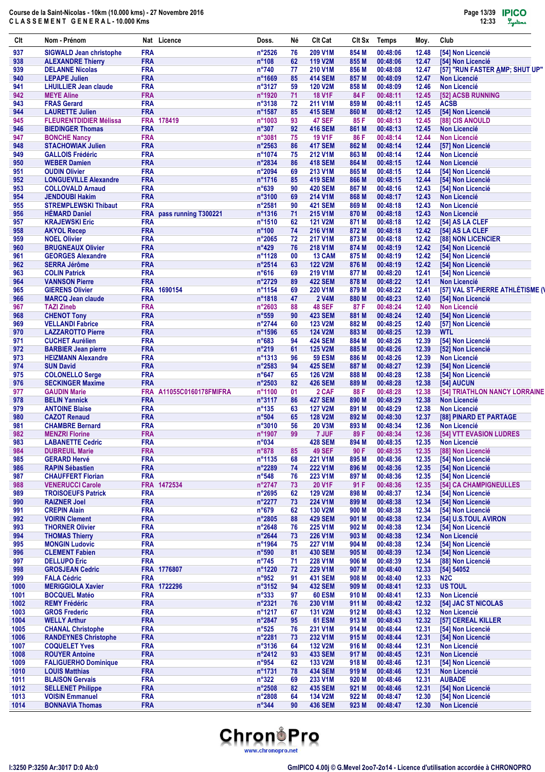Course de la Saint-Nicolas - 10km (10.000 kms) - 27 Novembre 2016
C L A S S E M E N T   G E N E R A L - 10.000 Kms

| Clt | Nom - Prénom | Nat | Licence | Doss. | Né | Clt Cat | Clt Sx | Temps | Moy. | Club |
|---|---|---|---|---|---|---|---|---|---|---|
| 937 | SIGWALD Jean christophe | FRA | | n°2526 | 76 | 209 V1M | 854 M | 00:48:06 | 12.48 | [54] Non Licencié |
| 938 | ALEXANDRE Thierry | FRA | | n°108 | 62 | 119 V2M | 855 M | 00:48:06 | 12.47 | [54] Non Licencié |
| 939 | DELANNE Nicolas | FRA | | n°740 | 77 | 210 V1M | 856 M | 00:48:08 | 12.47 | [57] "RUN FASTER AMP; SHUT UP" |
| 940 | LEPAPE Julien | FRA | | n°1669 | 85 | 414 SEM | 857 M | 00:48:09 | 12.47 | Non Licencié |
| 941 | LHUILLIER Jean claude | FRA | | n°3127 | 59 | 120 V2M | 858 M | 00:48:09 | 12.46 | Non Licencié |
| 942 | MEYE Aline | FRA | | n°1920 | 71 | 18 V1F | 84 F | 00:48:11 | 12.45 | [52] ACSB RUNNING |
| 943 | FRAS Gerard | FRA | | n°3138 | 72 | 211 V1M | 859 M | 00:48:11 | 12.45 | ACSB |
| 944 | LAURETTE Julien | FRA | | n°1587 | 85 | 415 SEM | 860 M | 00:48:12 | 12.45 | [54] Non Licencié |
| 945 | FLEURENTDIDIER Mélissa | FRA | 178419 | n°1003 | 93 | 47 SEF | 85 F | 00:48:13 | 12.45 | [88] CIS ANOULD |
| 946 | BIEDINGER Thomas | FRA | | n°307 | 92 | 416 SEM | 861 M | 00:48:13 | 12.45 | Non Licencié |
| 947 | BONCHE Nancy | FRA | | n°3081 | 75 | 19 V1F | 86 F | 00:48:14 | 12.44 | Non Licencié |
| 948 | STACHOWIAK Julien | FRA | | n°2563 | 86 | 417 SEM | 862 M | 00:48:14 | 12.44 | [57] Non Licencié |
| 949 | GALLOIS Frédéric | FRA | | n°1074 | 75 | 212 V1M | 863 M | 00:48:14 | 12.44 | Non Licencié |
| 950 | WEBER Damien | FRA | | n°2834 | 86 | 418 SEM | 864 M | 00:48:15 | 12.44 | Non Licencié |
| 951 | OUDIN Olivier | FRA | | n°2094 | 69 | 213 V1M | 865 M | 00:48:15 | 12.44 | [54] Non Licencié |
| 952 | LONGUEVILLE Alexandre | FRA | | n°1716 | 85 | 419 SEM | 866 M | 00:48:15 | 12.44 | [54] Non Licencié |
| 953 | COLLOVALD Arnaud | FRA | | n°639 | 90 | 420 SEM | 867 M | 00:48:16 | 12.43 | [54] Non Licencié |
| 954 | JENDOUBI Hakim | FRA | | n°3100 | 69 | 214 V1M | 868 M | 00:48:17 | 12.43 | Non Licencié |
| 955 | STREMPLEWSKI Thibaut | FRA | | n°2581 | 90 | 421 SEM | 869 M | 00:48:18 | 12.43 | Non Licencié |
| 956 | HÉMARD Daniel | FRA | pass running T300221 | n°1316 | 71 | 215 V1M | 870 M | 00:48:18 | 12.43 | Non Licencié |
| 957 | KRAJEWSKI Eric | FRA | | n°1510 | 62 | 121 V2M | 871 M | 00:48:18 | 12.42 | [54] AS LA CLEF |
| 958 | AKYOL Recep | FRA | | n°100 | 74 | 216 V1M | 872 M | 00:48:18 | 12.42 | [54] AS LA CLEF |
| 959 | NOEL Olivier | FRA | | n°2065 | 72 | 217 V1M | 873 M | 00:48:18 | 12.42 | [88] NON LICENCIER |
| 960 | BRUGNEAUX Olivier | FRA | | n°429 | 76 | 218 V1M | 874 M | 00:48:19 | 12.42 | [54] Non Licencié |
| 961 | GEORGES Alexandre | FRA | | n°1128 | 00 | 13 CAM | 875 M | 00:48:19 | 12.42 | [54] Non Licencié |
| 962 | SERRA Jérôme | FRA | | n°2514 | 63 | 122 V2M | 876 M | 00:48:19 | 12.42 | [54] Non Licencié |
| 963 | COLIN Patrick | FRA | | n°616 | 69 | 219 V1M | 877 M | 00:48:20 | 12.41 | [54] Non Licencié |
| 964 | VANNSON Pierre | FRA | | n°2729 | 89 | 422 SEM | 878 M | 00:48:22 | 12.41 | Non Licencié |
| 965 | GIERENS Olivier | FRA | 1690154 | n°1154 | 69 | 220 V1M | 879 M | 00:48:22 | 12.41 | [57] VAL ST-PIERRE ATHLÉTISME (\ |
| 966 | MARCQ Jean claude | FRA | | n°1818 | 47 | 2 V4M | 880 M | 00:48:23 | 12.40 | [54] Non Licencié |
| 967 | TAZI Zineb | FRA | | n°2603 | 88 | 48 SEF | 87 F | 00:48:24 | 12.40 | Non Licencié |
| 968 | CHENOT Tony | FRA | | n°559 | 90 | 423 SEM | 881 M | 00:48:24 | 12.40 | [54] Non Licencié |
| 969 | VELLANDI Fabrice | FRA | | n°2744 | 60 | 123 V2M | 882 M | 00:48:25 | 12.40 | [57] Non Licencié |
| 970 | LAZZAROTTO Pierre | FRA | | n°1596 | 65 | 124 V2M | 883 M | 00:48:25 | 12.39 | WTL |
| 971 | CUCHET Aurélien | FRA | | n°683 | 94 | 424 SEM | 884 M | 00:48:26 | 12.39 | [54] Non Licencié |
| 972 | BARBIER Jean pierre | FRA | | n°219 | 61 | 125 V2M | 885 M | 00:48:26 | 12.39 | [52] Non Licencié |
| 973 | HEIZMANN Alexandre | FRA | | n°1313 | 96 | 59 ESM | 886 M | 00:48:26 | 12.39 | Non Licencié |
| 974 | SUN David | FRA | | n°2583 | 94 | 425 SEM | 887 M | 00:48:27 | 12.39 | [54] Non Licencié |
| 975 | COLONELLO Serge | FRA | | n°647 | 65 | 126 V2M | 888 M | 00:48:28 | 12.38 | [54] Non Licencié |
| 976 | SECKINGER Maxime | FRA | | n°2503 | 82 | 426 SEM | 889 M | 00:48:28 | 12.38 | [54] AUCUN |
| 977 | GAUDIN Marie | FRA | A11055C0160178FMIFRA | n°1100 | 01 | 2 CAF | 88 F | 00:48:28 | 12.38 | [54] TRIATHLON NANCY LORRAINE |
| 978 | BELIN Yannick | FRA | | n°3117 | 86 | 427 SEM | 890 M | 00:48:29 | 12.38 | Non Licencié |
| 979 | ANTOINE Blaise | FRA | | n°135 | 63 | 127 V2M | 891 M | 00:48:29 | 12.38 | Non Licencié |
| 980 | CAZOT Renaud | FRA | | n°504 | 65 | 128 V2M | 892 M | 00:48:30 | 12.37 | [88] PINARD ET PARTAGE |
| 981 | CHAMBRE Bernard | FRA | | n°3010 | 56 | 20 V3M | 893 M | 00:48:34 | 12.36 | Non Licencié |
| 982 | MENZRI Florine | FRA | | n°1907 | 99 | 7 JUF | 89 F | 00:48:34 | 12.36 | [54] VTT EVASION LUDRES |
| 983 | LABANETTE Cedric | FRA | | n°034 | | 428 SEM | 894 M | 00:48:35 | 12.35 | Non Licencié |
| 984 | DUBREUIL Marie | FRA | | n°878 | 85 | 49 SEF | 90 F | 00:48:35 | 12.35 | [88] Non Licencié |
| 985 | GERARD Hervé | FRA | | n°1135 | 68 | 221 V1M | 895 M | 00:48:36 | 12.35 | [54] Non Licencié |
| 986 | RAPIN Sébastien | FRA | | n°2289 | 74 | 222 V1M | 896 M | 00:48:36 | 12.35 | [54] Non Licencié |
| 987 | CHAUFFERT Florian | FRA | | n°548 | 76 | 223 V1M | 897 M | 00:48:36 | 12.35 | [54] Non Licencié |
| 988 | VENERUCCI Carole | FRA | 1472534 | n°2747 | 73 | 20 V1F | 91 F | 00:48:36 | 12.35 | [54] CA CHAMPIGNEULLES |
| 989 | TROISOEUFS Patrick | FRA | | n°2695 | 62 | 129 V2M | 898 M | 00:48:37 | 12.34 | [54] Non Licencié |
| 990 | RAIZNER Joel | FRA | | n°2277 | 73 | 224 V1M | 899 M | 00:48:38 | 12.34 | [54] Non Licencié |
| 991 | CREPIN Alain | FRA | | n°679 | 62 | 130 V2M | 900 M | 00:48:38 | 12.34 | [54] Non Licencié |
| 992 | VOIRIN Clement | FRA | | n°2805 | 88 | 429 SEM | 901 M | 00:48:38 | 12.34 | [54] U.S.TOUL AVIRON |
| 993 | THORNER Olivier | FRA | | n°2648 | 76 | 225 V1M | 902 M | 00:48:38 | 12.34 | [54] Non Licencié |
| 994 | THOMAS Thierry | FRA | | n°2644 | 73 | 226 V1M | 903 M | 00:48:38 | 12.34 | Non Licencié |
| 995 | MONGIN Ludovic | FRA | | n°1964 | 75 | 227 V1M | 904 M | 00:48:38 | 12.34 | [54] Non Licencié |
| 996 | CLEMENT Fabien | FRA | | n°590 | 81 | 430 SEM | 905 M | 00:48:39 | 12.34 | [54] Non Licencié |
| 997 | DELLUPO Eric | FRA | | n°745 | 71 | 228 V1M | 906 M | 00:48:39 | 12.34 | [88] Non Licencié |
| 998 | GROSJEAN Cedric | FRA | 1776807 | n°1220 | 72 | 229 V1M | 907 M | 00:48:40 | 12.33 | [54] 54052 |
| 999 | FALA Cédric | FRA | | n°952 | 91 | 431 SEM | 908 M | 00:48:40 | 12.33 | N2C |
| 1000 | MERIGGIOLA Xavier | FRA | 1722296 | n°3152 | 94 | 432 SEM | 909 M | 00:48:41 | 12.33 | US TOUL |
| 1001 | BOCQUEL Matéo | FRA | | n°333 | 97 | 60 ESM | 910 M | 00:48:41 | 12.33 | Non Licencié |
| 1002 | REMY Frédéric | FRA | | n°2321 | 76 | 230 V1M | 911 M | 00:48:42 | 12.32 | [54] JAC ST NICOLAS |
| 1003 | GROS Frederic | FRA | | n°1217 | 67 | 131 V2M | 912 M | 00:48:43 | 12.32 | Non Licencié |
| 1004 | WELLY Arthur | FRA | | n°2847 | 95 | 61 ESM | 913 M | 00:48:43 | 12.32 | [57] CEREAL KILLER |
| 1005 | CHANAL Christophe | FRA | | n°525 | 76 | 231 V1M | 914 M | 00:48:44 | 12.31 | [54] Non Licencié |
| 1006 | RANDEYNES Christophe | FRA | | n°2281 | 73 | 232 V1M | 915 M | 00:48:44 | 12.31 | [54] Non Licencié |
| 1007 | COQUELET Yves | FRA | | n°3136 | 64 | 132 V2M | 916 M | 00:48:44 | 12.31 | Non Licencié |
| 1008 | ROUYER Antoine | FRA | | n°2412 | 93 | 433 SEM | 917 M | 00:48:45 | 12.31 | Non Licencié |
| 1009 | FALIGUERHO Dominique | FRA | | n°954 | 62 | 133 V2M | 918 M | 00:48:46 | 12.31 | [54] Non Licencié |
| 1010 | LOUIS Matthias | FRA | | n°1731 | 78 | 434 SEM | 919 M | 00:48:46 | 12.31 | Non Licencié |
| 1011 | BLAISON Gervais | FRA | | n°322 | 69 | 233 V1M | 920 M | 00:48:46 | 12.31 | AUBADE |
| 1012 | SELLENET Philippe | FRA | | n°2508 | 82 | 435 SEM | 921 M | 00:48:46 | 12.31 | [54] Non Licencié |
| 1013 | VOISIN Emmanuel | FRA | | n°2808 | 64 | 134 V2M | 922 M | 00:48:47 | 12.30 | [54] Non Licencié |
| 1014 | BONNAVIA Thomas | FRA | | n°344 | 90 | 436 SEM | 923 M | 00:48:47 | 12.30 | Non Licencié |

I:3250 P:3250 Ar:3017 D:0 Ab:0

GmIPICO 4.00j © G.Mevel 2oo7-2o14 - Licence d'utilisation accordée à CHRONOPRO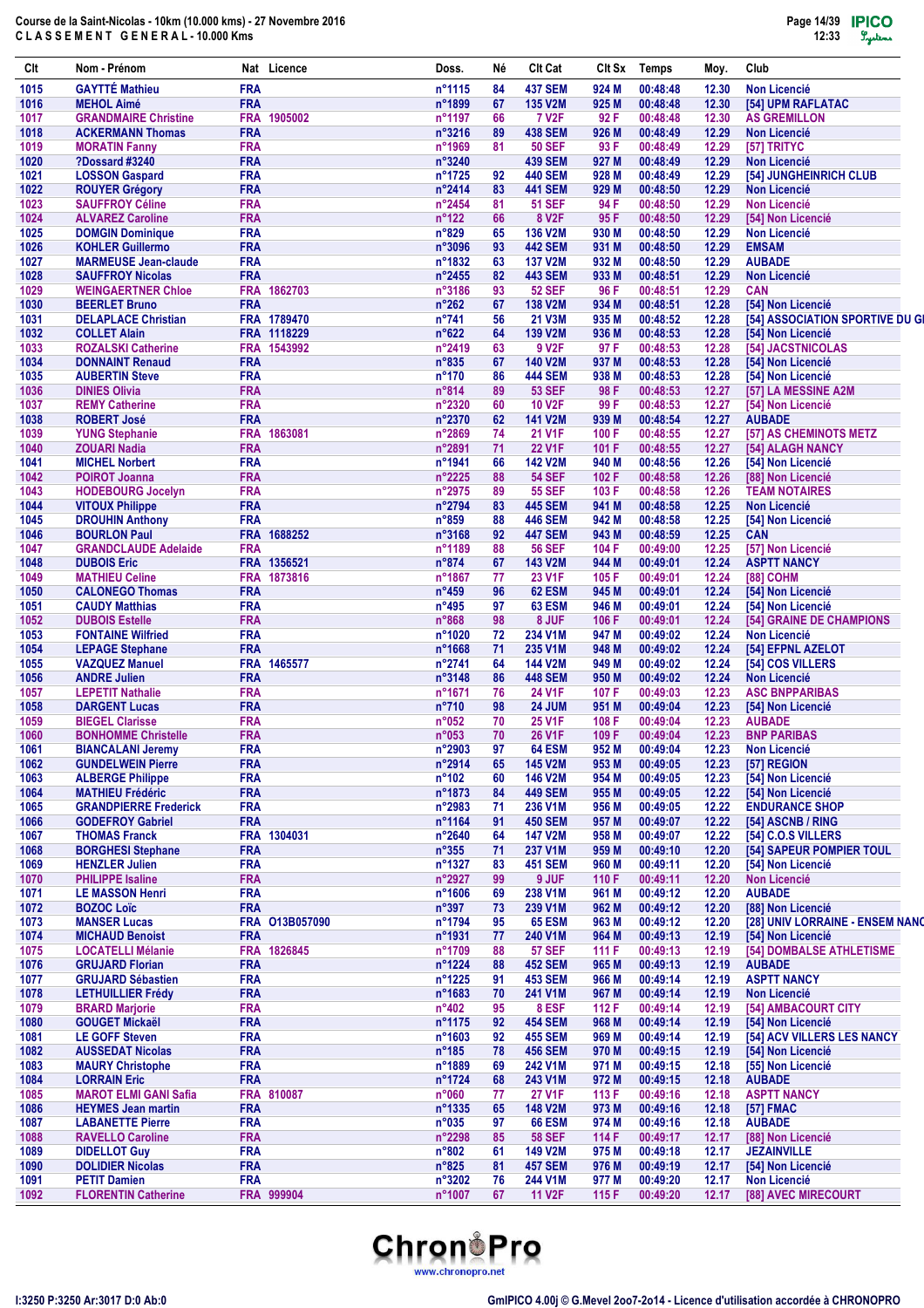Course de la Saint-Nicolas - 10km (10.000 kms) - 27 Novembre 2016
CLASSEMENT GENERAL - 10.000 Kms

| Clt | Nom - Prénom | Nat | Licence | Doss. | Né | Clt Cat | Clt Sx | Temps | Moy. | Club |
|---|---|---|---|---|---|---|---|---|---|---|
| 1015 | GAYTTÉ Mathieu | FRA | | n°1115 | 84 | 437 SEM | 924 M | 00:48:48 | 12.30 | Non Licencié |
| 1016 | MEHOL Aimé | FRA | | n°1899 | 67 | 135 V2M | 925 M | 00:48:48 | 12.30 | [54] UPM RAFLATAC |
| 1017 | GRANDMAIRE Christine | FRA | 1905002 | n°1197 | 66 | 7 V2F | 92 F | 00:48:48 | 12.30 | AS GREMILLON |
| 1018 | ACKERMANN Thomas | FRA | | n°3216 | 89 | 438 SEM | 926 M | 00:48:49 | 12.29 | Non Licencié |
| 1019 | MORATIN Fanny | FRA | | n°1969 | 81 | 50 SEF | 93 F | 00:48:49 | 12.29 | [57] TRITYC |
| 1020 | ?Dossard #3240 | FRA | | n°3240 | | 439 SEM | 927 M | 00:48:49 | 12.29 | Non Licencié |
| 1021 | LOSSON Gaspard | FRA | | n°1725 | 92 | 440 SEM | 928 M | 00:48:49 | 12.29 | [54] JUNGHEINRICH CLUB |
| 1022 | ROUYER Grégory | FRA | | n°2414 | 83 | 441 SEM | 929 M | 00:48:50 | 12.29 | Non Licencié |
| 1023 | SAUFFROY Céline | FRA | | n°2454 | 81 | 51 SEF | 94 F | 00:48:50 | 12.29 | Non Licencié |
| 1024 | ALVAREZ Caroline | FRA | | n°122 | 66 | 8 V2F | 95 F | 00:48:50 | 12.29 | [54] Non Licencié |
| 1025 | DOMGIN Dominique | FRA | | n°829 | 65 | 136 V2M | 930 M | 00:48:50 | 12.29 | Non Licencié |
| 1026 | KOHLER Guillermo | FRA | | n°3096 | 93 | 442 SEM | 931 M | 00:48:50 | 12.29 | EMSAM |
| 1027 | MARMEUSE Jean-claude | FRA | | n°1832 | 63 | 137 V2M | 932 M | 00:48:50 | 12.29 | AUBADE |
| 1028 | SAUFFROY Nicolas | FRA | | n°2455 | 82 | 443 SEM | 933 M | 00:48:51 | 12.29 | Non Licencié |
| 1029 | WEINGAERTNER Chloe | FRA | 1862703 | n°3186 | 93 | 52 SEF | 96 F | 00:48:51 | 12.29 | CAN |
| 1030 | BEERLET Bruno | FRA | | n°262 | 67 | 138 V2M | 934 M | 00:48:51 | 12.28 | [54] Non Licencié |
| 1031 | DELAPLACE Christian | FRA | 1789470 | n°741 | 56 | 21 V3M | 935 M | 00:48:52 | 12.28 | [54] ASSOCIATION SPORTIVE DU GI |
| 1032 | COLLET Alain | FRA | 1118229 | n°622 | 64 | 139 V2M | 936 M | 00:48:53 | 12.28 | [54] Non Licencié |
| 1033 | ROZALSKI Catherine | FRA | 1543992 | n°2419 | 63 | 9 V2F | 97 F | 00:48:53 | 12.28 | [54] JACSTNICOLAS |
| 1034 | DONNAINT Renaud | FRA | | n°835 | 67 | 140 V2M | 937 M | 00:48:53 | 12.28 | [54] Non Licencié |
| 1035 | AUBERTIN Steve | FRA | | n°170 | 86 | 444 SEM | 938 M | 00:48:53 | 12.28 | [54] Non Licencié |
| 1036 | DINIES Olivia | FRA | | n°814 | 89 | 53 SEF | 98 F | 00:48:53 | 12.27 | [57] LA MESSINE A2M |
| 1037 | REMY Catherine | FRA | | n°2320 | 60 | 10 V2F | 99 F | 00:48:53 | 12.27 | [54] Non Licencié |
| 1038 | ROBERT José | FRA | | n°2370 | 62 | 141 V2M | 939 M | 00:48:54 | 12.27 | AUBADE |
| 1039 | YUNG Stephanie | FRA | 1863081 | n°2869 | 74 | 21 V1F | 100 F | 00:48:55 | 12.27 | [57] AS CHEMINOTS METZ |
| 1040 | ZOUARI Nadia | FRA | | n°2891 | 71 | 22 V1F | 101 F | 00:48:55 | 12.27 | [54] ALAGH NANCY |
| 1041 | MICHEL Norbert | FRA | | n°1941 | 66 | 142 V2M | 940 M | 00:48:56 | 12.26 | [54] Non Licencié |
| 1042 | POIROT Joanna | FRA | | n°2225 | 88 | 54 SEF | 102 F | 00:48:58 | 12.26 | [88] Non Licencié |
| 1043 | HODEBOURG Jocelyn | FRA | | n°2975 | 89 | 55 SEF | 103 F | 00:48:58 | 12.26 | TEAM NOTAIRES |
| 1044 | VITOUX Philippe | FRA | | n°2794 | 83 | 445 SEM | 941 M | 00:48:58 | 12.25 | Non Licencié |
| 1045 | DROUHIN Anthony | FRA | | n°859 | 88 | 446 SEM | 942 M | 00:48:58 | 12.25 | [54] Non Licencié |
| 1046 | BOURLON Paul | FRA | 1688252 | n°3168 | 92 | 447 SEM | 943 M | 00:48:59 | 12.25 | CAN |
| 1047 | GRANDCLAUDE Adelaide | FRA | | n°1189 | 88 | 56 SEF | 104 F | 00:49:00 | 12.25 | [57] Non Licencié |
| 1048 | DUBOIS Eric | FRA | 1356521 | n°874 | 67 | 143 V2M | 944 M | 00:49:01 | 12.24 | ASPTT NANCY |
| 1049 | MATHIEU Celine | FRA | 1873816 | n°1867 | 77 | 23 V1F | 105 F | 00:49:01 | 12.24 | [88] COHM |
| 1050 | CALONEGO Thomas | FRA | | n°459 | 96 | 62 ESM | 945 M | 00:49:01 | 12.24 | [54] Non Licencié |
| 1051 | CAUDY Matthias | FRA | | n°495 | 97 | 63 ESM | 946 M | 00:49:01 | 12.24 | [54] Non Licencié |
| 1052 | DUBOIS Estelle | FRA | | n°868 | 98 | 8 JUF | 106 F | 00:49:01 | 12.24 | [54] GRAINE DE CHAMPIONS |
| 1053 | FONTAINE Wilfried | FRA | | n°1020 | 72 | 234 V1M | 947 M | 00:49:02 | 12.24 | Non Licencié |
| 1054 | LEPAGE Stephane | FRA | | n°1668 | 71 | 235 V1M | 948 M | 00:49:02 | 12.24 | [54] EFPNL AZELOT |
| 1055 | VAZQUEZ Manuel | FRA | 1465577 | n°2741 | 64 | 144 V2M | 949 M | 00:49:02 | 12.24 | [54] COS VILLERS |
| 1056 | ANDRE Julien | FRA | | n°3148 | 86 | 448 SEM | 950 M | 00:49:02 | 12.24 | Non Licencié |
| 1057 | LEPETIT Nathalie | FRA | | n°1671 | 76 | 24 V1F | 107 F | 00:49:03 | 12.23 | ASC BNPPARIBAS |
| 1058 | DARGENT Lucas | FRA | | n°710 | 98 | 24 JUM | 951 M | 00:49:04 | 12.23 | [54] Non Licencié |
| 1059 | BIEGEL Clarisse | FRA | | n°052 | 70 | 25 V1F | 108 F | 00:49:04 | 12.23 | AUBADE |
| 1060 | BONHOMME Christelle | FRA | | n°053 | 70 | 26 V1F | 109 F | 00:49:04 | 12.23 | BNP PARIBAS |
| 1061 | BIANCALANI Jeremy | FRA | | n°2903 | 97 | 64 ESM | 952 M | 00:49:04 | 12.23 | Non Licencié |
| 1062 | GUNDELWEIN Pierre | FRA | | n°2914 | 65 | 145 V2M | 953 M | 00:49:05 | 12.23 | [57] REGION |
| 1063 | ALBERGE Philippe | FRA | | n°102 | 60 | 146 V2M | 954 M | 00:49:05 | 12.23 | [54] Non Licencié |
| 1064 | MATHIEU Frédéric | FRA | | n°1873 | 84 | 449 SEM | 955 M | 00:49:05 | 12.22 | [54] Non Licencié |
| 1065 | GRANDPIERRE Frederick | FRA | | n°2983 | 71 | 236 V1M | 956 M | 00:49:05 | 12.22 | ENDURANCE SHOP |
| 1066 | GODEFROY Gabriel | FRA | | n°1164 | 91 | 450 SEM | 957 M | 00:49:07 | 12.22 | [54] ASCNB / RING |
| 1067 | THOMAS Franck | FRA | 1304031 | n°2640 | 64 | 147 V2M | 958 M | 00:49:07 | 12.22 | [54] C.O.S VILLERS |
| 1068 | BORGHESI Stephane | FRA | | n°355 | 71 | 237 V1M | 959 M | 00:49:10 | 12.20 | [54] SAPEUR POMPIER TOUL |
| 1069 | HENZLER Julien | FRA | | n°1327 | 83 | 451 SEM | 960 M | 00:49:11 | 12.20 | [54] Non Licencié |
| 1070 | PHILIPPE Isaline | FRA | | n°2927 | 99 | 9 JUF | 110 F | 00:49:11 | 12.20 | Non Licencié |
| 1071 | LE MASSON Henri | FRA | | n°1606 | 69 | 238 V1M | 961 M | 00:49:12 | 12.20 | AUBADE |
| 1072 | BOZOC Loïc | FRA | | n°397 | 73 | 239 V1M | 962 M | 00:49:12 | 12.20 | [88] Non Licencié |
| 1073 | MANSER Lucas | FRA | O13B057090 | n°1794 | 95 | 65 ESM | 963 M | 00:49:12 | 12.20 | [28] UNIV LORRAINE - ENSEM NANC |
| 1074 | MICHAUD Benoist | FRA | | n°1931 | 77 | 240 V1M | 964 M | 00:49:13 | 12.19 | [54] Non Licencié |
| 1075 | LOCATELLI Mélanie | FRA | 1826845 | n°1709 | 88 | 57 SEF | 111 F | 00:49:13 | 12.19 | [54] DOMBALSE ATHLETISME |
| 1076 | GRUJARD Florian | FRA | | n°1224 | 88 | 452 SEM | 965 M | 00:49:13 | 12.19 | AUBADE |
| 1077 | GRUJARD Sébastien | FRA | | n°1225 | 91 | 453 SEM | 966 M | 00:49:14 | 12.19 | ASPTT NANCY |
| 1078 | LETHUILLIER Frédy | FRA | | n°1683 | 70 | 241 V1M | 967 M | 00:49:14 | 12.19 | Non Licencié |
| 1079 | BRARD Marjorie | FRA | | n°402 | 95 | 8 ESF | 112 F | 00:49:14 | 12.19 | [54] AMBACOURT CITY |
| 1080 | GOUGET Mickaël | FRA | | n°1175 | 92 | 454 SEM | 968 M | 00:49:14 | 12.19 | [54] Non Licencié |
| 1081 | LE GOFF Steven | FRA | | n°1603 | 92 | 455 SEM | 969 M | 00:49:14 | 12.19 | [54] ACV VILLERS LES NANCY |
| 1082 | AUSSEDAT Nicolas | FRA | | n°185 | 78 | 456 SEM | 970 M | 00:49:15 | 12.19 | [54] Non Licencié |
| 1083 | MAURY Christophe | FRA | | n°1889 | 69 | 242 V1M | 971 M | 00:49:15 | 12.18 | [55] Non Licencié |
| 1084 | LORRAIN Eric | FRA | | n°1724 | 68 | 243 V1M | 972 M | 00:49:15 | 12.18 | AUBADE |
| 1085 | MAROT ELMI GANI Safia | FRA | 810087 | n°060 | 77 | 27 V1F | 113 F | 00:49:16 | 12.18 | ASPTT NANCY |
| 1086 | HEYMES Jean martin | FRA | | n°1335 | 65 | 148 V2M | 973 M | 00:49:16 | 12.18 | [57] FMAC |
| 1087 | LABANETTE Pierre | FRA | | n°035 | 97 | 66 ESM | 974 M | 00:49:16 | 12.18 | AUBADE |
| 1088 | RAVELLO Caroline | FRA | | n°2298 | 85 | 58 SEF | 114 F | 00:49:17 | 12.17 | [88] Non Licencié |
| 1089 | DIDELLOT Guy | FRA | | n°802 | 61 | 149 V2M | 975 M | 00:49:18 | 12.17 | JEZAINVILLE |
| 1090 | DOLIDIER Nicolas | FRA | | n°825 | 81 | 457 SEM | 976 M | 00:49:19 | 12.17 | [54] Non Licencié |
| 1091 | PETIT Damien | FRA | | n°3202 | 76 | 244 V1M | 977 M | 00:49:20 | 12.17 | Non Licencié |
| 1092 | FLORENTIN Catherine | FRA | 999904 | n°1007 | 67 | 11 V2F | 115 F | 00:49:20 | 12.17 | [88] AVEC MIRECOURT |

I:3250 P:3250 Ar:3017 D:0 Ab:0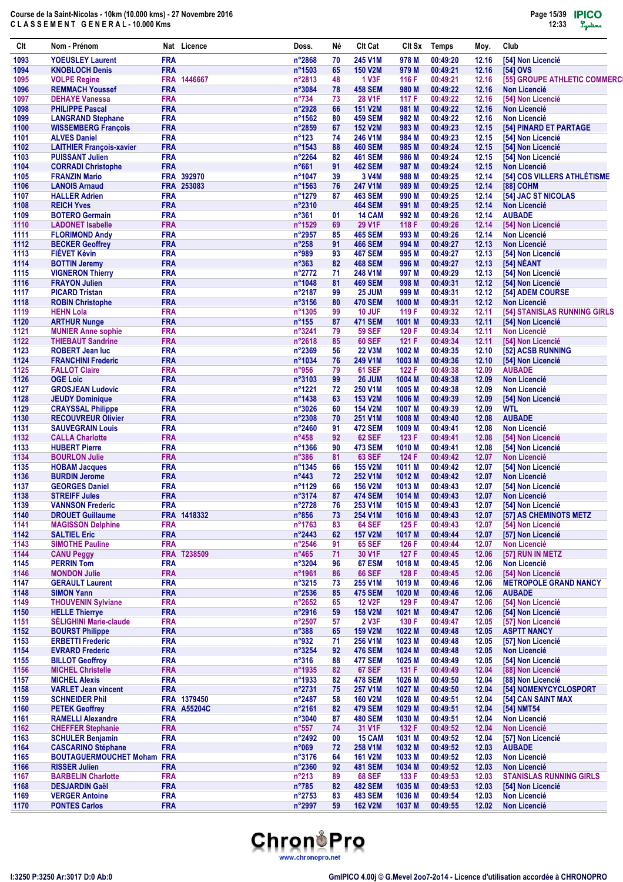Course de la Saint-Nicolas - 10km (10.000 kms) - 27 Novembre 2016
CLASSEMENT GENERAL - 10.000 Kms

| Clt | Nom - Prénom | Nat | Licence | Doss. | Né | Clt Cat | Clt Sx | Temps | Moy. | Club |
|---|---|---|---|---|---|---|---|---|---|---|
| 1093 | YOEUSLEY Laurent | FRA | | n°2868 | 70 | 245 V1M | 978 M | 00:49:20 | 12.16 | [54] Non Licencié |
| 1094 | KNOBLOCH Denis | FRA | | n°1503 | 65 | 150 V2M | 979 M | 00:49:21 | 12.16 | [54] OVS |
| 1095 | VOLPE Regine | FRA | 1446667 | n°2813 | 48 | 1 V3F | 116 F | 00:49:21 | 12.16 | [55] GROUPE ATHLETIC COMMERC |
| 1096 | REMMACH Youssef | FRA | | n°3084 | 78 | 458 SEM | 980 M | 00:49:22 | 12.16 | Non Licencié |
| 1097 | DEHAYE Vanessa | FRA | | n°734 | 73 | 28 V1F | 117 F | 00:49:22 | 12.16 | [54] Non Licencié |
| 1098 | PHILIPPE Pascal | FRA | | n°2928 | 66 | 151 V2M | 981 M | 00:49:22 | 12.16 | Non Licencié |
| 1099 | LANGRAND Stephane | FRA | | n°1562 | 80 | 459 SEM | 982 M | 00:49:22 | 12.16 | Non Licencié |
| 1100 | WISSEMBERG François | FRA | | n°2859 | 67 | 152 V2M | 983 M | 00:49:23 | 12.15 | [54] PINARD ET PARTAGE |
| 1101 | ALVES Daniel | FRA | | n°123 | 74 | 246 V1M | 984 M | 00:49:23 | 12.15 | [54] Non Licencié |
| 1102 | LAITHIER François-xavier | FRA | | n°1543 | 88 | 460 SEM | 985 M | 00:49:24 | 12.15 | [54] Non Licencié |
| 1103 | PUISSANT Julien | FRA | | n°2264 | 82 | 461 SEM | 986 M | 00:49:24 | 12.15 | [54] Non Licencié |
| 1104 | CORRADI Christophe | FRA | | n°661 | 91 | 462 SEM | 987 M | 00:49:24 | 12.15 | Non Licencié |
| 1105 | FRANZIN Mario | FRA | 392970 | n°1047 | 39 | 3 V4M | 988 M | 00:49:25 | 12.14 | [54] COS VILLERS ATHLÉTISME |
| 1106 | LANOIS Arnaud | FRA | 253083 | n°1563 | 76 | 247 V1M | 989 M | 00:49:25 | 12.14 | [88] COHM |
| 1107 | HALLER Adrien | FRA | | n°1279 | 87 | 463 SEM | 990 M | 00:49:25 | 12.14 | [54] JAC ST NICOLAS |
| 1108 | REICH Yves | FRA | | n°2310 | | 464 SEM | 991 M | 00:49:25 | 12.14 | Non Licencié |
| 1109 | BOTERO Germain | FRA | | n°361 | 01 | 14 CAM | 992 M | 00:49:26 | 12.14 | AUBADE |
| 1110 | LADONET Isabelle | FRA | | n°1529 | 69 | 29 V1F | 118 F | 00:49:26 | 12.14 | [54] Non Licencié |
| 1111 | FLORIMOND Andy | FRA | | n°2957 | 85 | 465 SEM | 993 M | 00:49:26 | 12.14 | Non Licencié |
| 1112 | BECKER Geoffrey | FRA | | n°258 | 91 | 466 SEM | 994 M | 00:49:27 | 12.13 | Non Licencié |
| 1113 | FIÉVET Kévin | FRA | | n°989 | 93 | 467 SEM | 995 M | 00:49:27 | 12.13 | [54] Non Licencié |
| 1114 | BOTTIN Jeremy | FRA | | n°363 | 82 | 468 SEM | 996 M | 00:49:27 | 12.13 | [54] NÉANT |
| 1115 | VIGNERON Thierry | FRA | | n°2772 | 71 | 248 V1M | 997 M | 00:49:29 | 12.13 | [54] Non Licencié |
| 1116 | FRAYON Julien | FRA | | n°1048 | 81 | 469 SEM | 998 M | 00:49:31 | 12.12 | [54] Non Licencié |
| 1117 | PICARD Tristan | FRA | | n°2187 | 99 | 25 JUM | 999 M | 00:49:31 | 12.12 | [54] ADEM COURSE |
| 1118 | ROBIN Christophe | FRA | | n°3156 | 80 | 470 SEM | 1000 M | 00:49:31 | 12.12 | Non Licencié |
| 1119 | HEHN Lola | FRA | | n°1305 | 99 | 10 JUF | 119 F | 00:49:32 | 12.11 | [54] STANISLAS RUNNING GIRLS |
| 1120 | ARTHUR Nunge | FRA | | n°155 | 87 | 471 SEM | 1001 M | 00:49:33 | 12.11 | [54] Non Licencié |
| 1121 | MUNIER Anne sophie | FRA | | n°3241 | 79 | 59 SEF | 120 F | 00:49:34 | 12.11 | Non Licencié |
| 1122 | THIEBAUT Sandrine | FRA | | n°2618 | 85 | 60 SEF | 121 F | 00:49:34 | 12.11 | [54] Non Licencié |
| 1123 | ROBERT Jean luc | FRA | | n°2369 | 55 | 22 V3M | 1002 M | 00:49:35 | 12.10 | [52] ACSB RUNNING |
| 1124 | FRANCHINI Frederic | FRA | | n°1034 | 76 | 249 V1M | 1003 M | 00:49:36 | 12.10 | [54] Non Licencié |
| 1125 | FALLOT Claire | FRA | | n°956 | 79 | 61 SEF | 122 F | 00:49:38 | 12.09 | AUBADE |
| 1126 | OGE Loic | FRA | | n°3103 | 99 | 26 JUM | 1004 M | 00:49:38 | 12.09 | Non Licencié |
| 1127 | GROSJEAN Ludovic | FRA | | n°1221 | 72 | 250 V1M | 1005 M | 00:49:38 | 12.09 | Non Licencié |
| 1128 | JEUDY Dominique | FRA | | n°1438 | 63 | 153 V2M | 1006 M | 00:49:39 | 12.09 | [54] Non Licencié |
| 1129 | CRAYSSAL Philippe | FRA | | n°3026 | 60 | 154 V2M | 1007 M | 00:49:39 | 12.09 | WTL |
| 1130 | RECOUVREUR Olivier | FRA | | n°2308 | 70 | 251 V1M | 1008 M | 00:49:40 | 12.08 | AUBADE |
| 1131 | SAUVEGRAIN Louis | FRA | | n°2460 | 91 | 472 SEM | 1009 M | 00:49:41 | 12.08 | Non Licencié |
| 1132 | CALLA Charlotte | FRA | | n°458 | 92 | 62 SEF | 123 F | 00:49:41 | 12.08 | [54] Non Licencié |
| 1133 | HUBERT Pierre | FRA | | n°1366 | 90 | 473 SEM | 1010 M | 00:49:41 | 12.08 | [54] Non Licencié |
| 1134 | BOURLON Julie | FRA | | n°386 | 81 | 63 SEF | 124 F | 00:49:42 | 12.07 | Non Licencié |
| 1135 | HOBAM Jacques | FRA | | n°1345 | 66 | 155 V2M | 1011 M | 00:49:42 | 12.07 | [54] Non Licencié |
| 1136 | BURDIN Jerome | FRA | | n°443 | 72 | 252 V1M | 1012 M | 00:49:42 | 12.07 | Non Licencié |
| 1137 | GEORGES Daniel | FRA | | n°1129 | 66 | 156 V2M | 1013 M | 00:49:43 | 12.07 | [54] Non Licencié |
| 1138 | STREIFF Jules | FRA | | n°3174 | 87 | 474 SEM | 1014 M | 00:49:43 | 12.07 | Non Licencié |
| 1139 | VANNSON Frederic | FRA | | n°2728 | 76 | 253 V1M | 1015 M | 00:49:43 | 12.07 | [54] Non Licencié |
| 1140 | DROUET Guillaume | FRA | 1418332 | n°856 | 73 | 254 V1M | 1016 M | 00:49:43 | 12.07 | [57] AS CHEMINOTS METZ |
| 1141 | MAGISSON Delphine | FRA | | n°1763 | 83 | 64 SEF | 125 F | 00:49:43 | 12.07 | [54] Non Licencié |
| 1142 | SALTIEL Eric | FRA | | n°2443 | 62 | 157 V2M | 1017 M | 00:49:44 | 12.07 | [57] Non Licencié |
| 1143 | SIMOTHE Pauline | FRA | | n°2546 | 91 | 65 SEF | 126 F | 00:49:44 | 12.07 | Non Licencié |
| 1144 | CANU Peggy | FRA | T238509 | n°465 | 71 | 30 V1F | 127 F | 00:49:45 | 12.06 | [57] RUN IN METZ |
| 1145 | PERRIN Tom | FRA | | n°3204 | 96 | 67 ESM | 1018 M | 00:49:45 | 12.06 | Non Licencié |
| 1146 | MONDON Julie | FRA | | n°1961 | 86 | 66 SEF | 128 F | 00:49:45 | 12.06 | [54] Non Licencié |
| 1147 | GERAULT Laurent | FRA | | n°3215 | 73 | 255 V1M | 1019 M | 00:49:46 | 12.06 | METROPOLE GRAND NANCY |
| 1148 | SIMON Yann | FRA | | n°2536 | 85 | 475 SEM | 1020 M | 00:49:46 | 12.06 | AUBADE |
| 1149 | THOUVENIN Sylviane | FRA | | n°2652 | 65 | 12 V2F | 129 F | 00:49:47 | 12.06 | [54] Non Licencié |
| 1150 | HELLE Thierry | FRA | | n°2916 | 59 | 158 V2M | 1021 M | 00:49:47 | 12.06 | [54] Non Licencié |
| 1151 | SÉLIGHINI Marie-claude | FRA | | n°2507 | 57 | 2 V3F | 130 F | 00:49:47 | 12.05 | [57] Non Licencié |
| 1152 | BOURST Philippe | FRA | | n°388 | 65 | 159 V2M | 1022 M | 00:49:48 | 12.05 | ASPTT NANCY |
| 1153 | ERBETTI Frederic | FRA | | n°932 | 71 | 256 V1M | 1023 M | 00:49:48 | 12.05 | [57] Non Licencié |
| 1154 | EVRARD Frederic | FRA | | n°3254 | 92 | 476 SEM | 1024 M | 00:49:48 | 12.05 | Non Licencié |
| 1155 | BILLOT Geoffroy | FRA | | n°316 | 88 | 477 SEM | 1025 M | 00:49:49 | 12.05 | [54] Non Licencié |
| 1156 | MICHEL Christelle | FRA | | n°1935 | 82 | 67 SEF | 131 F | 00:49:49 | 12.04 | [88] Non Licencié |
| 1157 | MICHEL Alexis | FRA | | n°1933 | 82 | 478 SEM | 1026 M | 00:49:50 | 12.04 | [88] Non Licencié |
| 1158 | VARLET Jean vincent | FRA | | n°2731 | 75 | 257 V1M | 1027 M | 00:49:50 | 12.04 | [54] NOMENYCYCLOSPORT |
| 1159 | SCHNEIDER Phil | FRA | 1379450 | n°2487 | 58 | 160 V2M | 1028 M | 00:49:51 | 12.04 | [54] CAN SAINT MAX |
| 1160 | PETEK Geoffrey | FRA | A55204C | n°2161 | 82 | 479 SEM | 1029 M | 00:49:51 | 12.04 | [54] NMT54 |
| 1161 | RAMELLI Alexandre | FRA | | n°3040 | 87 | 480 SEM | 1030 M | 00:49:51 | 12.04 | Non Licencié |
| 1162 | CHEFFER Stephanie | FRA | | n°557 | 74 | 31 V1F | 132 F | 00:49:52 | 12.04 | Non Licencié |
| 1163 | SCHULER Benjamin | FRA | | n°2492 | 00 | 15 CAM | 1031 M | 00:49:52 | 12.04 | [57] Non Licencié |
| 1164 | CASCARINO Stéphane | FRA | | n°069 | 72 | 258 V1M | 1032 M | 00:49:52 | 12.03 | AUBADE |
| 1165 | BOUTAGUERMOUCHET Moham | FRA | | n°3176 | 64 | 161 V2M | 1033 M | 00:49:52 | 12.03 | Non Licencié |
| 1166 | RISSER Julien | FRA | | n°2360 | 92 | 481 SEM | 1034 M | 00:49:52 | 12.03 | Non Licencié |
| 1167 | BARBELIN Charlotte | FRA | | n°213 | 89 | 68 SEF | 133 F | 00:49:53 | 12.03 | STANISLAS RUNNING GIRLS |
| 1168 | DESJARDIN Gaël | FRA | | n°785 | 82 | 482 SEM | 1035 M | 00:49:53 | 12.03 | [54] Non Licencié |
| 1169 | VERGER Antoine | FRA | | n°2753 | 83 | 483 SEM | 1036 M | 00:49:54 | 12.03 | Non Licencié |
| 1170 | PONTES Carlos | FRA | | n°2997 | 59 | 162 V2M | 1037 M | 00:49:55 | 12.02 | Non Licencié |

I:3250 P:3250 Ar:3017 D:0 Ab:0

GmIPICO 4.00j © G.Mevel 2oo7-2o14 - Licence d'utilisation accordée à CHRONOPRO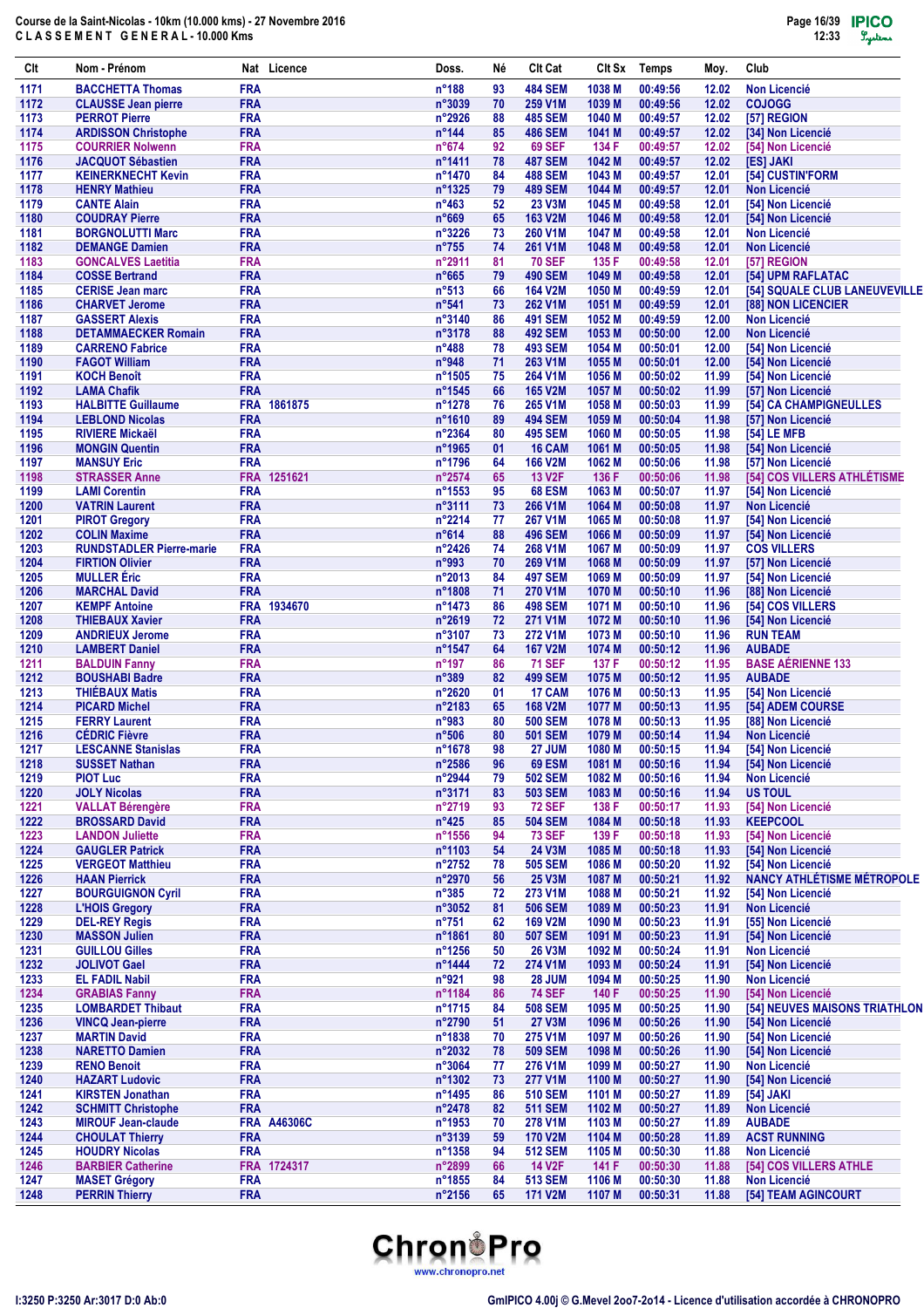Course de la Saint-Nicolas - 10km (10.000 kms) - 27 Novembre 2016
CLASSEMENT GENERAL - 10.000 Kms

| Clt | Nom - Prénom | Nat | Licence | Doss. | Né | Clt Cat | Clt Sx | Temps | Moy. | Club |
|---|---|---|---|---|---|---|---|---|---|---|
| 1171 | BACCHETTA Thomas | FRA | | n°188 | 93 | 484 SEM | 1038 M | 00:49:56 | 12.02 | Non Licencié |
| 1172 | CLAUSSE Jean pierre | FRA | | n°3039 | 70 | 259 V1M | 1039 M | 00:49:56 | 12.02 | COJOGG |
| 1173 | PERROT Pierre | FRA | | n°2926 | 88 | 485 SEM | 1040 M | 00:49:57 | 12.02 | [57] REGION |
| 1174 | ARDISSON Christophe | FRA | | n°144 | 85 | 486 SEM | 1041 M | 00:49:57 | 12.02 | [34] Non Licencié |
| 1175 | COURRIER Nolwenn | FRA | | n°674 | 92 | 69 SEF | 134 F | 00:49:57 | 12.02 | [54] Non Licencié |
| 1176 | JACQUOT Sébastien | FRA | | n°1411 | 78 | 487 SEM | 1042 M | 00:49:57 | 12.02 | [ES] JAKI |
| 1177 | KEINERKNECHT Kevin | FRA | | n°1470 | 84 | 488 SEM | 1043 M | 00:49:57 | 12.01 | [54] CUSTIN'FORM |
| 1178 | HENRY Mathieu | FRA | | n°1325 | 79 | 489 SEM | 1044 M | 00:49:57 | 12.01 | Non Licencié |
| 1179 | CANTE Alain | FRA | | n°463 | 52 | 23 V3M | 1045 M | 00:49:58 | 12.01 | [54] Non Licencié |
| 1180 | COUDRAY Pierre | FRA | | n°669 | 65 | 163 V2M | 1046 M | 00:49:58 | 12.01 | [54] Non Licencié |
| 1181 | BORGNOLUTTI Marc | FRA | | n°3226 | 73 | 260 V1M | 1047 M | 00:49:58 | 12.01 | Non Licencié |
| 1182 | DEMANGE Damien | FRA | | n°755 | 74 | 261 V1M | 1048 M | 00:49:58 | 12.01 | Non Licencié |
| 1183 | GONCALVES Laetitia | FRA | | n°2911 | 81 | 70 SEF | 135 F | 00:49:58 | 12.01 | [57] REGION |
| 1184 | COSSE Bertrand | FRA | | n°665 | 79 | 490 SEM | 1049 M | 00:49:58 | 12.01 | [54] UPM RAFLATAC |
| 1185 | CERISE Jean marc | FRA | | n°513 | 66 | 164 V2M | 1050 M | 00:49:59 | 12.01 | [54] SQUALE CLUB LANEUVEVILLE |
| 1186 | CHARVET Jerome | FRA | | n°541 | 73 | 262 V1M | 1051 M | 00:49:59 | 12.01 | [88] NON LICENCIER |
| 1187 | GASSERT Alexis | FRA | | n°3140 | 86 | 491 SEM | 1052 M | 00:49:59 | 12.00 | Non Licencié |
| 1188 | DETAMMAECKER Romain | FRA | | n°3178 | 88 | 492 SEM | 1053 M | 00:50:00 | 12.00 | Non Licencié |
| 1189 | CARRENO Fabrice | FRA | | n°488 | 78 | 493 SEM | 1054 M | 00:50:01 | 12.00 | [54] Non Licencié |
| 1190 | FAGOT William | FRA | | n°948 | 71 | 263 V1M | 1055 M | 00:50:01 | 12.00 | [54] Non Licencié |
| 1191 | KOCH Benoît | FRA | | n°1505 | 75 | 264 V1M | 1056 M | 00:50:02 | 11.99 | [54] Non Licencié |
| 1192 | LAMA Chafik | FRA | | n°1545 | 66 | 165 V2M | 1057 M | 00:50:02 | 11.99 | [57] Non Licencié |
| 1193 | HALBITTE Guillaume | FRA | 1861875 | n°1278 | 76 | 265 V1M | 1058 M | 00:50:03 | 11.99 | [54] CA CHAMPIGNEULLES |
| 1194 | LEBLOND Nicolas | FRA | | n°1610 | 89 | 494 SEM | 1059 M | 00:50:04 | 11.98 | [57] Non Licencié |
| 1195 | RIVIERE Mickaël | FRA | | n°2364 | 80 | 495 SEM | 1060 M | 00:50:05 | 11.98 | [54] LE MFB |
| 1196 | MONGIN Quentin | FRA | | n°1965 | 01 | 16 CAM | 1061 M | 00:50:05 | 11.98 | [54] Non Licencié |
| 1197 | MANSUY Eric | FRA | | n°1796 | 64 | 166 V2M | 1062 M | 00:50:06 | 11.98 | [57] Non Licencié |
| 1198 | STRASSER Anne | FRA | 1251621 | n°2574 | 65 | 13 V2F | 136 F | 00:50:06 | 11.98 | [54] COS VILLERS ATHLÉTISME |
| 1199 | LAMI Corentin | FRA | | n°1553 | 95 | 68 ESM | 1063 M | 00:50:07 | 11.97 | [54] Non Licencié |
| 1200 | VATRIN Laurent | FRA | | n°3111 | 73 | 266 V1M | 1064 M | 00:50:08 | 11.97 | Non Licencié |
| 1201 | PIROT Gregory | FRA | | n°2214 | 77 | 267 V1M | 1065 M | 00:50:08 | 11.97 | [54] Non Licencié |
| 1202 | COLIN Maxime | FRA | | n°614 | 88 | 496 SEM | 1066 M | 00:50:09 | 11.97 | [54] Non Licencié |
| 1203 | RUNDSTADLER Pierre-marie | FRA | | n°2426 | 74 | 268 V1M | 1067 M | 00:50:09 | 11.97 | COS VILLERS |
| 1204 | FIRTION Olivier | FRA | | n°993 | 70 | 269 V1M | 1068 M | 00:50:09 | 11.97 | [57] Non Licencié |
| 1205 | MULLER Éric | FRA | | n°2013 | 84 | 497 SEM | 1069 M | 00:50:09 | 11.97 | [54] Non Licencié |
| 1206 | MARCHAL David | FRA | | n°1808 | 71 | 270 V1M | 1070 M | 00:50:10 | 11.96 | [88] Non Licencié |
| 1207 | KEMPF Antoine | FRA | 1934670 | n°1473 | 86 | 498 SEM | 1071 M | 00:50:10 | 11.96 | [54] COS VILLERS |
| 1208 | THIEBAUX Xavier | FRA | | n°2619 | 72 | 271 V1M | 1072 M | 00:50:10 | 11.96 | [54] Non Licencié |
| 1209 | ANDRIEUX Jerome | FRA | | n°3107 | 73 | 272 V1M | 1073 M | 00:50:10 | 11.96 | RUN TEAM |
| 1210 | LAMBERT Daniel | FRA | | n°1547 | 64 | 167 V2M | 1074 M | 00:50:12 | 11.96 | AUBADE |
| 1211 | BALDUIN Fanny | FRA | | n°197 | 86 | 71 SEF | 137 F | 00:50:12 | 11.95 | BASE AÉRIENNE 133 |
| 1212 | BOUSHABI Badre | FRA | | n°389 | 82 | 499 SEM | 1075 M | 00:50:12 | 11.95 | AUBADE |
| 1213 | THIÉBAUX Matis | FRA | | n°2620 | 01 | 17 CAM | 1076 M | 00:50:13 | 11.95 | [54] Non Licencié |
| 1214 | PICARD Michel | FRA | | n°2183 | 65 | 168 V2M | 1077 M | 00:50:13 | 11.95 | [54] ADEM COURSE |
| 1215 | FERRY Laurent | FRA | | n°983 | 80 | 500 SEM | 1078 M | 00:50:13 | 11.95 | [88] Non Licencié |
| 1216 | CÉDRIC Fièvre | FRA | | n°506 | 80 | 501 SEM | 1079 M | 00:50:14 | 11.94 | Non Licencié |
| 1217 | LESCANNE Stanislas | FRA | | n°1678 | 98 | 27 JUM | 1080 M | 00:50:15 | 11.94 | [54] Non Licencié |
| 1218 | SUSSET Nathan | FRA | | n°2586 | 96 | 69 ESM | 1081 M | 00:50:16 | 11.94 | [54] Non Licencié |
| 1219 | PIOT Luc | FRA | | n°2944 | 79 | 502 SEM | 1082 M | 00:50:16 | 11.94 | Non Licencié |
| 1220 | JOLY Nicolas | FRA | | n°3171 | 83 | 503 SEM | 1083 M | 00:50:16 | 11.94 | US TOUL |
| 1221 | VALLAT Bérengère | FRA | | n°2719 | 93 | 72 SEF | 138 F | 00:50:17 | 11.93 | [54] Non Licencié |
| 1222 | BROSSARD David | FRA | | n°425 | 85 | 504 SEM | 1084 M | 00:50:18 | 11.93 | KEEPCOOL |
| 1223 | LANDON Juliette | FRA | | n°1556 | 94 | 73 SEF | 139 F | 00:50:18 | 11.93 | [54] Non Licencié |
| 1224 | GAUGLER Patrick | FRA | | n°1103 | 54 | 24 V3M | 1085 M | 00:50:18 | 11.93 | [54] Non Licencié |
| 1225 | VERGEOT Matthieu | FRA | | n°2752 | 78 | 505 SEM | 1086 M | 00:50:20 | 11.92 | [54] Non Licencié |
| 1226 | HAAN Pierrick | FRA | | n°2970 | 56 | 25 V3M | 1087 M | 00:50:21 | 11.92 | NANCY ATHLÉTISME MÉTROPOLE |
| 1227 | BOURGUIGNON Cyril | FRA | | n°385 | 72 | 273 V1M | 1088 M | 00:50:21 | 11.92 | [54] Non Licencié |
| 1228 | L'HOIS Gregory | FRA | | n°3052 | 81 | 506 SEM | 1089 M | 00:50:23 | 11.91 | Non Licencié |
| 1229 | DEL-REY Regis | FRA | | n°751 | 62 | 169 V2M | 1090 M | 00:50:23 | 11.91 | [55] Non Licencié |
| 1230 | MASSON Julien | FRA | | n°1861 | 80 | 507 SEM | 1091 M | 00:50:23 | 11.91 | [54] Non Licencié |
| 1231 | GUILLOU Gilles | FRA | | n°1256 | 50 | 26 V3M | 1092 M | 00:50:24 | 11.91 | Non Licencié |
| 1232 | JOLIVOT Gael | FRA | | n°1444 | 72 | 274 V1M | 1093 M | 00:50:24 | 11.91 | [54] Non Licencié |
| 1233 | EL FADIL Nabil | FRA | | n°921 | 98 | 28 JUM | 1094 M | 00:50:25 | 11.90 | Non Licencié |
| 1234 | GRABIAS Fanny | FRA | | n°1184 | 86 | 74 SEF | 140 F | 00:50:25 | 11.90 | [54] Non Licencié |
| 1235 | LOMBARDET Thibaut | FRA | | n°1715 | 84 | 508 SEM | 1095 M | 00:50:25 | 11.90 | [54] NEUVES MAISONS TRIATHLON |
| 1236 | VINCQ Jean-pierre | FRA | | n°2790 | 51 | 27 V3M | 1096 M | 00:50:26 | 11.90 | [54] Non Licencié |
| 1237 | MARTIN David | FRA | | n°1838 | 70 | 275 V1M | 1097 M | 00:50:26 | 11.90 | [54] Non Licencié |
| 1238 | NARETTO Damien | FRA | | n°2032 | 78 | 509 SEM | 1098 M | 00:50:26 | 11.90 | [54] Non Licencié |
| 1239 | RENO Benoit | FRA | | n°3064 | 77 | 276 V1M | 1099 M | 00:50:27 | 11.90 | Non Licencié |
| 1240 | HAZART Ludovic | FRA | | n°1302 | 73 | 277 V1M | 1100 M | 00:50:27 | 11.90 | [54] Non Licencié |
| 1241 | KIRSTEN Jonathan | FRA | | n°1495 | 86 | 510 SEM | 1101 M | 00:50:27 | 11.89 | [54] JAKI |
| 1242 | SCHMITT Christophe | FRA | | n°2478 | 82 | 511 SEM | 1102 M | 00:50:27 | 11.89 | Non Licencié |
| 1243 | MIROUF Jean-claude | FRA | A46306C | n°1953 | 70 | 278 V1M | 1103 M | 00:50:27 | 11.89 | AUBADE |
| 1244 | CHOULAT Thierry | FRA | | n°3139 | 59 | 170 V2M | 1104 M | 00:50:28 | 11.89 | ACST RUNNING |
| 1245 | HOUDRY Nicolas | FRA | | n°1358 | 94 | 512 SEM | 1105 M | 00:50:30 | 11.88 | Non Licencié |
| 1246 | BARBIER Catherine | FRA | 1724317 | n°2899 | 66 | 14 V2F | 141 F | 00:50:30 | 11.88 | [54] COS VILLERS ATHLE |
| 1247 | MASET Grégory | FRA | | n°1855 | 84 | 513 SEM | 1106 M | 00:50:30 | 11.88 | Non Licencié |
| 1248 | PERRIN Thierry | FRA | | n°2156 | 65 | 171 V2M | 1107 M | 00:50:31 | 11.88 | [54] TEAM AGINCOURT |

I:3250 P:3250 Ar:3017 D:0 Ab:0

GmIPICO 4.00j © G.Mevel 2oo7-2o14 - Licence d'utilisation accordée à CHRONOPRO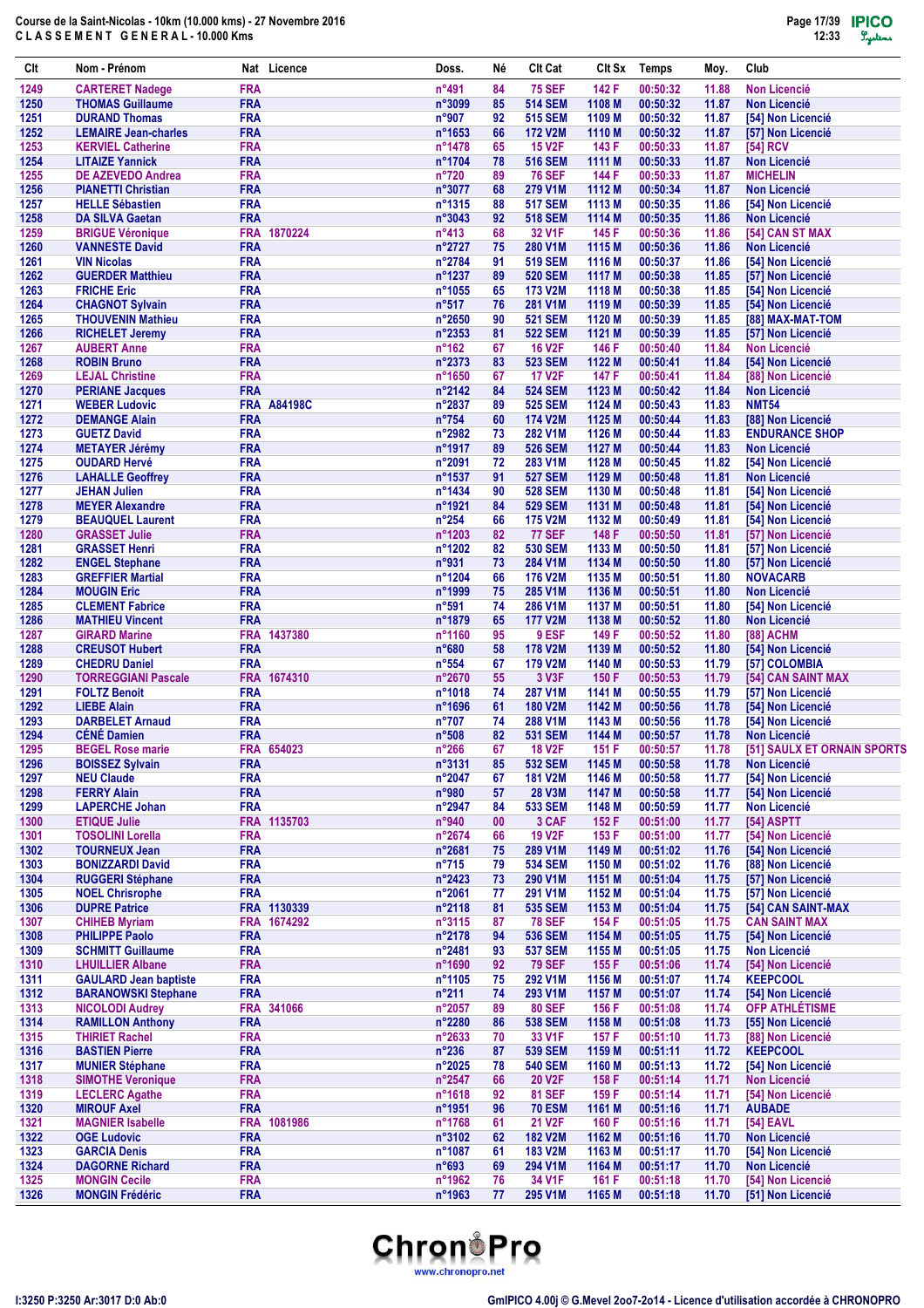**Course de la Saint-Nicolas - 10km (10.000 kms) - 27 Novembre 2016**
**C L A S S E M E N T   G E N E R A L - 10.000 Kms**

| Clt | Nom - Prénom | Nat | Licence | Doss. | Né | Clt Cat | Clt Sx | Temps | Moy. | Club |
|---|---|---|---|---|---|---|---|---|---|---|
| 1249 | CARTERET Nadege | FRA | | n°491 | 84 | 75 SEF | 142 F | 00:50:32 | 11.88 | Non Licencié |
| 1250 | THOMAS Guillaume | FRA | | n°3099 | 85 | 514 SEM | 1108 M | 00:50:32 | 11.87 | Non Licencié |
| 1251 | DURAND Thomas | FRA | | n°907 | 92 | 515 SEM | 1109 M | 00:50:32 | 11.87 | [54] Non Licencié |
| 1252 | LEMAIRE Jean-charles | FRA | | n°1653 | 66 | 172 V2M | 1110 M | 00:50:32 | 11.87 | [57] Non Licencié |
| 1253 | KERVIEL Catherine | FRA | | n°1478 | 65 | 15 V2F | 143 F | 00:50:33 | 11.87 | [54] RCV |
| 1254 | LITAIZE Yannick | FRA | | n°1704 | 78 | 516 SEM | 1111 M | 00:50:33 | 11.87 | Non Licencié |
| 1255 | DE AZEVEDO Andrea | FRA | | n°720 | 89 | 76 SEF | 144 F | 00:50:33 | 11.87 | MICHELIN |
| 1256 | PIANETTI Christian | FRA | | n°3077 | 68 | 279 V1M | 1112 M | 00:50:34 | 11.87 | Non Licencié |
| 1257 | HELLE Sébastien | FRA | | n°1315 | 88 | 517 SEM | 1113 M | 00:50:35 | 11.86 | [54] Non Licencié |
| 1258 | DA SILVA Gaetan | FRA | | n°3043 | 92 | 518 SEM | 1114 M | 00:50:35 | 11.86 | Non Licencié |
| 1259 | BRIGUE Véronique | FRA | 1870224 | n°413 | 68 | 32 V1F | 145 F | 00:50:36 | 11.86 | [54] CAN ST MAX |
| 1260 | VANNESTE David | FRA | | n°2727 | 75 | 280 V1M | 1115 M | 00:50:36 | 11.86 | Non Licencié |
| 1261 | VIN Nicolas | FRA | | n°2784 | 91 | 519 SEM | 1116 M | 00:50:37 | 11.86 | [54] Non Licencié |
| 1262 | GUERDER Matthieu | FRA | | n°1237 | 89 | 520 SEM | 1117 M | 00:50:38 | 11.85 | [57] Non Licencié |
| 1263 | FRICHE Eric | FRA | | n°1055 | 65 | 173 V2M | 1118 M | 00:50:38 | 11.85 | [54] Non Licencié |
| 1264 | CHAGNOT Sylvain | FRA | | n°517 | 76 | 281 V1M | 1119 M | 00:50:39 | 11.85 | [54] Non Licencié |
| 1265 | THOUVENIN Mathieu | FRA | | n°2650 | 90 | 521 SEM | 1120 M | 00:50:39 | 11.85 | [88] MAX-MAT-TOM |
| 1266 | RICHELET Jeremy | FRA | | n°2353 | 81 | 522 SEM | 1121 M | 00:50:39 | 11.85 | [57] Non Licencié |
| 1267 | AUBERT Anne | FRA | | n°162 | 67 | 16 V2F | 146 F | 00:50:40 | 11.84 | Non Licencié |
| 1268 | ROBIN Bruno | FRA | | n°2373 | 83 | 523 SEM | 1122 M | 00:50:41 | 11.84 | [54] Non Licencié |
| 1269 | LEJAL Christine | FRA | | n°1650 | 67 | 17 V2F | 147 F | 00:50:41 | 11.84 | [88] Non Licencié |
| 1270 | PERIANE Jacques | FRA | | n°2142 | 84 | 524 SEM | 1123 M | 00:50:42 | 11.84 | Non Licencié |
| 1271 | WEBER Ludovic | FRA | A84198C | n°2837 | 89 | 525 SEM | 1124 M | 00:50:43 | 11.83 | NMT54 |
| 1272 | DEMANGE Alain | FRA | | n°754 | 60 | 174 V2M | 1125 M | 00:50:44 | 11.83 | [88] Non Licencié |
| 1273 | GUETZ David | FRA | | n°2982 | 73 | 282 V1M | 1126 M | 00:50:44 | 11.83 | ENDURANCE SHOP |
| 1274 | METAYER Jérémy | FRA | | n°1917 | 89 | 526 SEM | 1127 M | 00:50:44 | 11.83 | Non Licencié |
| 1275 | OUDARD Hervé | FRA | | n°2091 | 72 | 283 V1M | 1128 M | 00:50:45 | 11.82 | [54] Non Licencié |
| 1276 | LAHALLE Geoffrey | FRA | | n°1537 | 91 | 527 SEM | 1129 M | 00:50:48 | 11.81 | Non Licencié |
| 1277 | JEHAN Julien | FRA | | n°1434 | 90 | 528 SEM | 1130 M | 00:50:48 | 11.81 | [54] Non Licencié |
| 1278 | MEYER Alexandre | FRA | | n°1921 | 84 | 529 SEM | 1131 M | 00:50:48 | 11.81 | [54] Non Licencié |
| 1279 | BEAUQUEL Laurent | FRA | | n°254 | 66 | 175 V2M | 1132 M | 00:50:49 | 11.81 | [54] Non Licencié |
| 1280 | GRASSET Julie | FRA | | n°1203 | 82 | 77 SEF | 148 F | 00:50:50 | 11.81 | [57] Non Licencié |
| 1281 | GRASSET Henri | FRA | | n°1202 | 82 | 530 SEM | 1133 M | 00:50:50 | 11.81 | [57] Non Licencié |
| 1282 | ENGEL Stephane | FRA | | n°931 | 73 | 284 V1M | 1134 M | 00:50:50 | 11.80 | [57] Non Licencié |
| 1283 | GREFFIER Martial | FRA | | n°1204 | 66 | 176 V2M | 1135 M | 00:50:51 | 11.80 | NOVACARB |
| 1284 | MOUGIN Eric | FRA | | n°1999 | 75 | 285 V1M | 1136 M | 00:50:51 | 11.80 | Non Licencié |
| 1285 | CLEMENT Fabrice | FRA | | n°591 | 74 | 286 V1M | 1137 M | 00:50:51 | 11.80 | [54] Non Licencié |
| 1286 | MATHIEU Vincent | FRA | | n°1879 | 65 | 177 V2M | 1138 M | 00:50:52 | 11.80 | Non Licencié |
| 1287 | GIRARD Marine | FRA | 1437380 | n°1160 | 95 | 9 ESF | 149 F | 00:50:52 | 11.80 | [88] ACHM |
| 1288 | CREUSOT Hubert | FRA | | n°680 | 58 | 178 V2M | 1139 M | 00:50:52 | 11.80 | [54] Non Licencié |
| 1289 | CHEDRU Daniel | FRA | | n°554 | 67 | 179 V2M | 1140 M | 00:50:53 | 11.79 | [57] COLOMBIA |
| 1290 | TORREGGIANI Pascale | FRA | 1674310 | n°2670 | 55 | 3 V3F | 150 F | 00:50:53 | 11.79 | [54] CAN SAINT MAX |
| 1291 | FOLTZ Benoit | FRA | | n°1018 | 74 | 287 V1M | 1141 M | 00:50:55 | 11.79 | [57] Non Licencié |
| 1292 | LIEBE Alain | FRA | | n°1696 | 61 | 180 V2M | 1142 M | 00:50:56 | 11.78 | [54] Non Licencié |
| 1293 | DARBELET Arnaud | FRA | | n°707 | 74 | 288 V1M | 1143 M | 00:50:56 | 11.78 | [54] Non Licencié |
| 1294 | CÉNÉ Damien | FRA | | n°508 | 82 | 531 SEM | 1144 M | 00:50:57 | 11.78 | Non Licencié |
| 1295 | BEGEL Rose marie | FRA | 654023 | n°266 | 67 | 18 V2F | 151 F | 00:50:57 | 11.78 | [51] SAULX ET ORNAIN SPORTS |
| 1296 | BOISSEZ Sylvain | FRA | | n°3131 | 85 | 532 SEM | 1145 M | 00:50:58 | 11.78 | Non Licencié |
| 1297 | NEU Claude | FRA | | n°2047 | 67 | 181 V2M | 1146 M | 00:50:58 | 11.77 | [54] Non Licencié |
| 1298 | FERRY Alain | FRA | | n°980 | 57 | 28 V3M | 1147 M | 00:50:58 | 11.77 | [54] Non Licencié |
| 1299 | LAPERCHE Johan | FRA | | n°2947 | 84 | 533 SEM | 1148 M | 00:50:59 | 11.77 | Non Licencié |
| 1300 | ETIQUE Julie | FRA | 1135703 | n°940 | 00 | 3 CAF | 152 F | 00:51:00 | 11.77 | [54] ASPTT |
| 1301 | TOSOLINI Lorella | FRA | | n°2674 | 66 | 19 V2F | 153 F | 00:51:00 | 11.77 | [54] Non Licencié |
| 1302 | TOURNEUX Jean | FRA | | n°2681 | 75 | 289 V1M | 1149 M | 00:51:02 | 11.76 | [54] Non Licencié |
| 1303 | BONIZZARDI David | FRA | | n°715 | 79 | 534 SEM | 1150 M | 00:51:02 | 11.76 | [88] Non Licencié |
| 1304 | RUGGERI Stéphane | FRA | | n°2423 | 73 | 290 V1M | 1151 M | 00:51:04 | 11.75 | [57] Non Licencié |
| 1305 | NOEL Chrisrophe | FRA | | n°2061 | 77 | 291 V1M | 1152 M | 00:51:04 | 11.75 | [57] Non Licencié |
| 1306 | DUPRE Patrice | FRA | 1130339 | n°2118 | 81 | 535 SEM | 1153 M | 00:51:04 | 11.75 | [54] CAN SAINT-MAX |
| 1307 | CHIHEB Myriam | FRA | 1674292 | n°3115 | 87 | 78 SEF | 154 F | 00:51:05 | 11.75 | CAN SAINT MAX |
| 1308 | PHILIPPE Paolo | FRA | | n°2178 | 94 | 536 SEM | 1154 M | 00:51:05 | 11.75 | [54] Non Licencié |
| 1309 | SCHMITT Guillaume | FRA | | n°2481 | 93 | 537 SEM | 1155 M | 00:51:05 | 11.75 | Non Licencié |
| 1310 | LHUILLIER Albane | FRA | | n°1690 | 92 | 79 SEF | 155 F | 00:51:06 | 11.74 | [54] Non Licencié |
| 1311 | GAULARD Jean baptiste | FRA | | n°1105 | 75 | 292 V1M | 1156 M | 00:51:07 | 11.74 | KEEPCOOL |
| 1312 | BARANOWSKI Stephane | FRA | | n°211 | 74 | 293 V1M | 1157 M | 00:51:07 | 11.74 | [54] Non Licencié |
| 1313 | NICOLODI Audrey | FRA | 341066 | n°2057 | 89 | 80 SEF | 156 F | 00:51:08 | 11.74 | OFP ATHLÉTISME |
| 1314 | RAMILLON Anthony | FRA | | n°2280 | 86 | 538 SEM | 1158 M | 00:51:08 | 11.73 | [55] Non Licencié |
| 1315 | THIRIET Rachel | FRA | | n°2633 | 70 | 33 V1F | 157 F | 00:51:10 | 11.73 | [88] Non Licencié |
| 1316 | BASTIEN Pierre | FRA | | n°236 | 87 | 539 SEM | 1159 M | 00:51:11 | 11.72 | KEEPCOOL |
| 1317 | MUNIER Stéphane | FRA | | n°2025 | 78 | 540 SEM | 1160 M | 00:51:13 | 11.72 | [54] Non Licencié |
| 1318 | SIMOTHE Veronique | FRA | | n°2547 | 66 | 20 V2F | 158 F | 00:51:14 | 11.71 | Non Licencié |
| 1319 | LECLERC Agathe | FRA | | n°1618 | 92 | 81 SEF | 159 F | 00:51:14 | 11.71 | [54] Non Licencié |
| 1320 | MIROUF Axel | FRA | | n°1951 | 96 | 70 ESM | 1161 M | 00:51:16 | 11.71 | AUBADE |
| 1321 | MAGNIER Isabelle | FRA | 1081986 | n°1768 | 61 | 21 V2F | 160 F | 00:51:16 | 11.71 | [54] EAVL |
| 1322 | OGE Ludovic | FRA | | n°3102 | 62 | 182 V2M | 1162 M | 00:51:16 | 11.70 | Non Licencié |
| 1323 | GARCIA Denis | FRA | | n°1087 | 61 | 183 V2M | 1163 M | 00:51:17 | 11.70 | [54] Non Licencié |
| 1324 | DAGORNE Richard | FRA | | n°693 | 69 | 294 V1M | 1164 M | 00:51:17 | 11.70 | Non Licencié |
| 1325 | MONGIN Cecile | FRA | | n°1962 | 76 | 34 V1F | 161 F | 00:51:18 | 11.70 | [54] Non Licencié |
| 1326 | MONGIN Frédéric | FRA | | n°1963 | 77 | 295 V1M | 1165 M | 00:51:18 | 11.70 | [51] Non Licencié |

I:3250 P:3250 Ar:3017 D:0 Ab:0

GmIPICO 4.00j © G.Mevel 2oo7-2o14 - Licence d'utilisation accordée à CHRONOPRO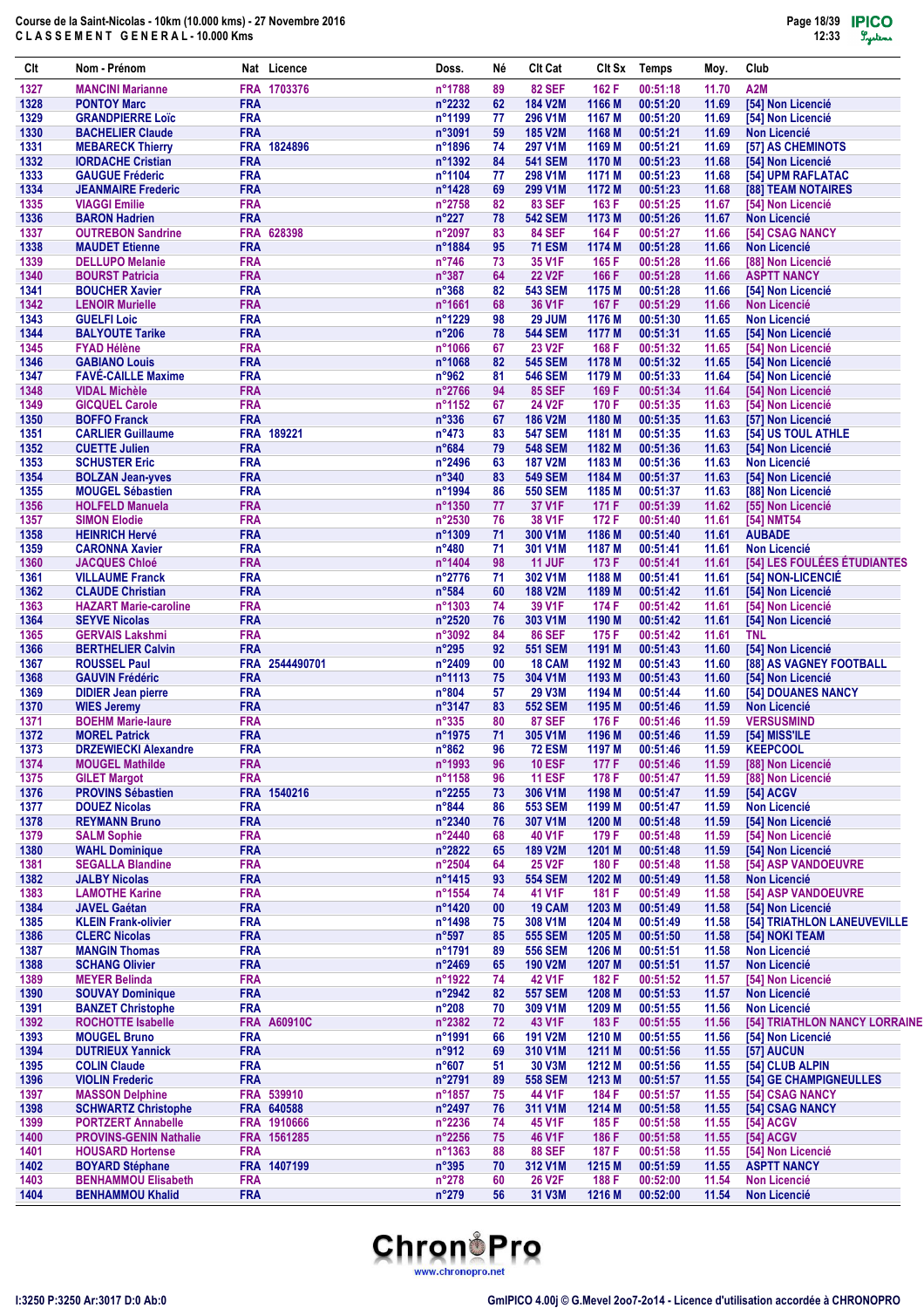Course de la Saint-Nicolas - 10km (10.000 kms) - 27 Novembre 2016
C L A S S E M E N T   G E N E R A L - 10.000 Kms

| Clt | Nom - Prénom | Nat | Licence | Doss. | Né | Clt Cat | Clt Sx | Temps | Moy. | Club |
|---|---|---|---|---|---|---|---|---|---|---|
| 1327 | MANCINI Marianne | FRA | 1703376 | n°1788 | 89 | 82 SEF | 162 F | 00:51:18 | 11.70 | A2M |
| 1328 | PONTOY Marc | FRA | | n°2232 | 62 | 184 V2M | 1166 M | 00:51:20 | 11.69 | [54] Non Licencié |
| 1329 | GRANDPIERRE Loïc | FRA | | n°1199 | 77 | 296 V1M | 1167 M | 00:51:20 | 11.69 | [54] Non Licencié |
| 1330 | BACHELIER Claude | FRA | | n°3091 | 59 | 185 V2M | 1168 M | 00:51:21 | 11.69 | Non Licencié |
| 1331 | MEBARECK Thierry | FRA | 1824896 | n°1896 | 74 | 297 V1M | 1169 M | 00:51:21 | 11.69 | [57] AS CHEMINOTS |
| 1332 | IORDACHE Cristian | FRA | | n°1392 | 84 | 541 SEM | 1170 M | 00:51:23 | 11.68 | [54] Non Licencié |
| 1333 | GAUGUE Fréderic | FRA | | n°1104 | 77 | 298 V1M | 1171 M | 00:51:23 | 11.68 | [54] UPM RAFLATAC |
| 1334 | JEANMAIRE Frederic | FRA | | n°1428 | 69 | 299 V1M | 1172 M | 00:51:23 | 11.68 | [88] TEAM NOTAIRES |
| 1335 | VIAGGI Emilie | FRA | | n°2758 | 82 | 83 SEF | 163 F | 00:51:25 | 11.67 | [54] Non Licencié |
| 1336 | BARON Hadrien | FRA | | n°227 | 78 | 542 SEM | 1173 M | 00:51:26 | 11.67 | Non Licencié |
| 1337 | OUTREBON Sandrine | FRA | 628398 | n°2097 | 83 | 84 SEF | 164 F | 00:51:27 | 11.66 | [54] CSAG NANCY |
| 1338 | MAUDET Etienne | FRA | | n°1884 | 95 | 71 ESM | 1174 M | 00:51:28 | 11.66 | Non Licencié |
| 1339 | DELLUPO Melanie | FRA | | n°746 | 73 | 35 V1F | 165 F | 00:51:28 | 11.66 | [88] Non Licencié |
| 1340 | BOURST Patricia | FRA | | n°387 | 64 | 22 V2F | 166 F | 00:51:28 | 11.66 | ASPTT NANCY |
| 1341 | BOUCHER Xavier | FRA | | n°368 | 82 | 543 SEM | 1175 M | 00:51:28 | 11.66 | [54] Non Licencié |
| 1342 | LENOIR Murielle | FRA | | n°1661 | 68 | 36 V1F | 167 F | 00:51:29 | 11.66 | Non Licencié |
| 1343 | GUELFI Loic | FRA | | n°1229 | 98 | 29 JUM | 1176 M | 00:51:30 | 11.65 | Non Licencié |
| 1344 | BALYOUTE Tarike | FRA | | n°206 | 78 | 544 SEM | 1177 M | 00:51:31 | 11.65 | [54] Non Licencié |
| 1345 | FYAD Hélène | FRA | | n°1066 | 67 | 23 V2F | 168 F | 00:51:32 | 11.65 | [54] Non Licencié |
| 1346 | GABIANO Louis | FRA | | n°1068 | 82 | 545 SEM | 1178 M | 00:51:32 | 11.65 | [54] Non Licencié |
| 1347 | FAVÉ-CAILLE Maxime | FRA | | n°962 | 81 | 546 SEM | 1179 M | 00:51:33 | 11.64 | [54] Non Licencié |
| 1348 | VIDAL Michèle | FRA | | n°2766 | 94 | 85 SEF | 169 F | 00:51:34 | 11.64 | [54] Non Licencié |
| 1349 | GICQUEL Carole | FRA | | n°1152 | 67 | 24 V2F | 170 F | 00:51:35 | 11.63 | [54] Non Licencié |
| 1350 | BOFFO Franck | FRA | | n°336 | 67 | 186 V2M | 1180 M | 00:51:35 | 11.63 | [57] Non Licencié |
| 1351 | CARLIER Guillaume | FRA | 189221 | n°473 | 83 | 547 SEM | 1181 M | 00:51:35 | 11.63 | [54] US TOUL ATHLE |
| 1352 | CUETTE Julien | FRA | | n°684 | 79 | 548 SEM | 1182 M | 00:51:36 | 11.63 | [54] Non Licencié |
| 1353 | SCHUSTER Eric | FRA | | n°2496 | 63 | 187 V2M | 1183 M | 00:51:36 | 11.63 | Non Licencié |
| 1354 | BOLZAN Jean-yves | FRA | | n°340 | 83 | 549 SEM | 1184 M | 00:51:37 | 11.63 | [54] Non Licencié |
| 1355 | MOUGEL Sébastien | FRA | | n°1994 | 86 | 550 SEM | 1185 M | 00:51:37 | 11.63 | [88] Non Licencié |
| 1356 | HOLFELD Manuela | FRA | | n°1350 | 77 | 37 V1F | 171 F | 00:51:39 | 11.62 | [55] Non Licencié |
| 1357 | SIMON Elodie | FRA | | n°2530 | 76 | 38 V1F | 172 F | 00:51:40 | 11.61 | [54] NMT54 |
| 1358 | HEINRICH Hervé | FRA | | n°1309 | 71 | 300 V1M | 1186 M | 00:51:40 | 11.61 | AUBADE |
| 1359 | CARONNA Xavier | FRA | | n°480 | 71 | 301 V1M | 1187 M | 00:51:41 | 11.61 | Non Licencié |
| 1360 | JACQUES Chloé | FRA | | n°1404 | 98 | 11 JUF | 173 F | 00:51:41 | 11.61 | [54] LES FOULÉES ÉTUDIANTES |
| 1361 | VILLAUME Franck | FRA | | n°2776 | 71 | 302 V1M | 1188 M | 00:51:41 | 11.61 | [54] NON-LICENCIÉ |
| 1362 | CLAUDE Christian | FRA | | n°584 | 60 | 188 V2M | 1189 M | 00:51:42 | 11.61 | [54] Non Licencié |
| 1363 | HAZART Marie-caroline | FRA | | n°1303 | 74 | 39 V1F | 174 F | 00:51:42 | 11.61 | [54] Non Licencié |
| 1364 | SEYVE Nicolas | FRA | | n°2520 | 76 | 303 V1M | 1190 M | 00:51:42 | 11.61 | [54] Non Licencié |
| 1365 | GERVAIS Lakshmi | FRA | | n°3092 | 84 | 86 SEF | 175 F | 00:51:42 | 11.61 | TNL |
| 1366 | BERTHELIER Calvin | FRA | | n°295 | 92 | 551 SEM | 1191 M | 00:51:43 | 11.60 | [54] Non Licencié |
| 1367 | ROUSSEL Paul | FRA | 2544490701 | n°2409 | 00 | 18 CAM | 1192 M | 00:51:43 | 11.60 | [88] AS VAGNEY FOOTBALL |
| 1368 | GAUVIN Frédéric | FRA | | n°1113 | 75 | 304 V1M | 1193 M | 00:51:43 | 11.60 | [54] Non Licencié |
| 1369 | DIDIER Jean pierre | FRA | | n°804 | 57 | 29 V3M | 1194 M | 00:51:44 | 11.60 | [54] DOUANES NANCY |
| 1370 | WIES Jeremy | FRA | | n°3147 | 83 | 552 SEM | 1195 M | 00:51:46 | 11.59 | Non Licencié |
| 1371 | BOEHM Marie-laure | FRA | | n°335 | 80 | 87 SEF | 176 F | 00:51:46 | 11.59 | VERSUSMIND |
| 1372 | MOREL Patrick | FRA | | n°1975 | 71 | 305 V1M | 1196 M | 00:51:46 | 11.59 | [54] MISS'ILE |
| 1373 | DRZEWIECKI Alexandre | FRA | | n°862 | 96 | 72 ESM | 1197 M | 00:51:46 | 11.59 | KEEPCOOL |
| 1374 | MOUGEL Mathilde | FRA | | n°1993 | 96 | 10 ESF | 177 F | 00:51:46 | 11.59 | [88] Non Licencié |
| 1375 | GILET Margot | FRA | | n°1158 | 96 | 11 ESF | 178 F | 00:51:47 | 11.59 | [88] Non Licencié |
| 1376 | PROVINS Sébastien | FRA | 1540216 | n°2255 | 73 | 306 V1M | 1198 M | 00:51:47 | 11.59 | [54] ACGV |
| 1377 | DOUEZ Nicolas | FRA | | n°844 | 86 | 553 SEM | 1199 M | 00:51:47 | 11.59 | Non Licencié |
| 1378 | REYMANN Bruno | FRA | | n°2340 | 76 | 307 V1M | 1200 M | 00:51:48 | 11.59 | [54] Non Licencié |
| 1379 | SALM Sophie | FRA | | n°2440 | 68 | 40 V1F | 179 F | 00:51:48 | 11.59 | [54] Non Licencié |
| 1380 | WAHL Dominique | FRA | | n°2822 | 65 | 189 V2M | 1201 M | 00:51:48 | 11.59 | [54] Non Licencié |
| 1381 | SEGALLA Blandine | FRA | | n°2504 | 64 | 25 V2F | 180 F | 00:51:48 | 11.58 | [54] ASP VANDOEUVRE |
| 1382 | JALBY Nicolas | FRA | | n°1415 | 93 | 554 SEM | 1202 M | 00:51:49 | 11.58 | Non Licencié |
| 1383 | LAMOTHE Karine | FRA | | n°1554 | 74 | 41 V1F | 181 F | 00:51:49 | 11.58 | [54] ASP VANDOEUVRE |
| 1384 | JAVEL Gaétan | FRA | | n°1420 | 00 | 19 CAM | 1203 M | 00:51:49 | 11.58 | [54] Non Licencié |
| 1385 | KLEIN Frank-olivier | FRA | | n°1498 | 75 | 308 V1M | 1204 M | 00:51:49 | 11.58 | [54] TRIATHLON LANEUVEVILLE |
| 1386 | CLERC Nicolas | FRA | | n°597 | 85 | 555 SEM | 1205 M | 00:51:50 | 11.58 | [54] NOKI TEAM |
| 1387 | MANGIN Thomas | FRA | | n°1791 | 89 | 556 SEM | 1206 M | 00:51:51 | 11.58 | Non Licencié |
| 1388 | SCHANG Olivier | FRA | | n°2469 | 65 | 190 V2M | 1207 M | 00:51:51 | 11.57 | Non Licencié |
| 1389 | MEYER Belinda | FRA | | n°1922 | 74 | 42 V1F | 182 F | 00:51:52 | 11.57 | [54] Non Licencié |
| 1390 | SOUVAY Dominique | FRA | | n°2942 | 82 | 557 SEM | 1208 M | 00:51:53 | 11.57 | Non Licencié |
| 1391 | BANZET Christophe | FRA | | n°208 | 70 | 309 V1M | 1209 M | 00:51:55 | 11.56 | Non Licencié |
| 1392 | ROCHOTTE Isabelle | FRA | A60910C | n°2382 | 72 | 43 V1F | 183 F | 00:51:55 | 11.56 | [54] TRIATHLON NANCY LORRAINE |
| 1393 | MOUGEL Bruno | FRA | | n°1991 | 66 | 191 V2M | 1210 M | 00:51:55 | 11.56 | [54] Non Licencié |
| 1394 | DUTRIEUX Yannick | FRA | | n°912 | 69 | 310 V1M | 1211 M | 00:51:56 | 11.55 | [57] AUCUN |
| 1395 | COLIN Claude | FRA | | n°607 | 51 | 30 V3M | 1212 M | 00:51:56 | 11.55 | [54] CLUB ALPIN |
| 1396 | VIOLIN Frederic | FRA | | n°2791 | 89 | 558 SEM | 1213 M | 00:51:57 | 11.55 | [54] GE CHAMPIGNEULLES |
| 1397 | MASSON Delphine | FRA | 539910 | n°1857 | 75 | 44 V1F | 184 F | 00:51:57 | 11.55 | [54] CSAG NANCY |
| 1398 | SCHWARTZ Christophe | FRA | 640588 | n°2497 | 76 | 311 V1M | 1214 M | 00:51:58 | 11.55 | [54] CSAG NANCY |
| 1399 | PORTZERT Annabelle | FRA | 1910666 | n°2236 | 74 | 45 V1F | 185 F | 00:51:58 | 11.55 | [54] ACGV |
| 1400 | PROVINS-GENIN Nathalie | FRA | 1561285 | n°2256 | 75 | 46 V1F | 186 F | 00:51:58 | 11.55 | [54] ACGV |
| 1401 | HOUSARD Hortense | FRA | | n°1363 | 88 | 88 SEF | 187 F | 00:51:58 | 11.55 | [54] Non Licencié |
| 1402 | BOYARD Stéphane | FRA | 1407199 | n°395 | 70 | 312 V1M | 1215 M | 00:51:59 | 11.55 | ASPTT NANCY |
| 1403 | BENHAMMOU Elisabeth | FRA | | n°278 | 60 | 26 V2F | 188 F | 00:52:00 | 11.54 | Non Licencié |
| 1404 | BENHAMMOU Khalid | FRA | | n°279 | 56 | 31 V3M | 1216 M | 00:52:00 | 11.54 | Non Licencié |

I:3250 P:3250 Ar:3017 D:0 Ab:0

GmIPICO 4.00j © G.Mevel 2oo7-2o14 - Licence d'utilisation accordée à CHRONOPRO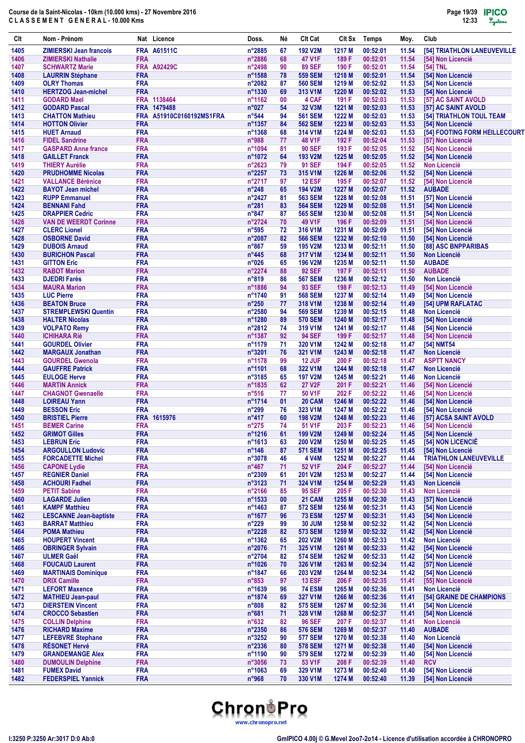Course de la Saint-Nicolas - 10km (10.000 kms) - 27 Novembre 2016
C L A S S E M E N T   G E N E R A L - 10.000 Kms

| Clt | Nom - Prénom | Nat | Licence | Doss. | Né | Clt Cat | Clt Sx | Temps | Moy. | Club |
|---|---|---|---|---|---|---|---|---|---|---|
| 1405 | ZIMIERSKI Jean francois | FRA | A61511C | n°2885 | 67 | 192 V2M | 1217 M | 00:52:01 | 11.54 | [54] TRIATHLON LANEUVEVILLE |
| 1406 | ZIMIERSKI Nathalie | FRA | | n°2886 | 68 | 47 V1F | 189 F | 00:52:01 | 11.54 | [54] Non Licencié |
| 1407 | SCHWARTZ Marie | FRA | A92429C | n°2498 | 90 | 89 SEF | 190 F | 00:52:01 | 11.54 | [54] TNL |
| 1408 | LAURRIN Stéphane | FRA | | n°1588 | 78 | 559 SEM | 1218 M | 00:52:01 | 11.54 | [54] Non Licencié |
| 1409 | OLRY Thomas | FRA | | n°2082 | 87 | 560 SEM | 1219 M | 00:52:02 | 11.53 | [54] Non Licencié |
| 1410 | HERTZOG Jean-michel | FRA | | n°1330 | 69 | 313 V1M | 1220 M | 00:52:02 | 11.53 | [54] Non Licencié |
| 1411 | GODARD Mael | FRA | 1138464 | n°1162 | 00 | 4 CAF | 191 F | 00:52:03 | 11.53 | [57] AC SAINT AVOLD |
| 1412 | GODARD Pascal | FRA | 1479488 | n°027 | 54 | 32 V3M | 1221 M | 00:52:03 | 11.53 | [57] AC SAINT AVOLD |
| 1413 | CHATTON Mathieu | FRA | A51910C0160192MS1FRA | n°544 | 94 | 561 SEM | 1222 M | 00:52:03 | 11.53 | [54] TRIATHLON TOUL TEAM |
| 1414 | HOTTON Olivier | FRA | | n°1357 | 84 | 562 SEM | 1223 M | 00:52:03 | 11.53 | [54] Non Licencié |
| 1415 | HUET Arnaud | FRA | | n°1368 | 68 | 314 V1M | 1224 M | 00:52:03 | 11.53 | [54] FOOTING FORM HEILLECOURT |
| 1416 | FIDEL Sandrine | FRA | | n°988 | 77 | 48 V1F | 192 F | 00:52:04 | 11.53 | [57] Non Licencié |
| 1417 | GASPARD Anne france | FRA | | n°1094 | 81 | 90 SEF | 193 F | 00:52:05 | 11.52 | [54] Non Licencié |
| 1418 | GAILLET Franck | FRA | | n°1072 | 64 | 193 V2M | 1225 M | 00:52:05 | 11.52 | [54] Non Licencié |
| 1419 | THIERY Aurélie | FRA | | n°2623 | 79 | 91 SEF | 194 F | 00:52:05 | 11.52 | Non Licencié |
| 1420 | PRUDHOMME Nicolas | FRA | | n°2257 | 73 | 315 V1M | 1226 M | 00:52:06 | 11.52 | [54] Non Licencié |
| 1421 | VALLANCE Bérénice | FRA | | n°2717 | 97 | 12 ESF | 195 F | 00:52:07 | 11.52 | [54] Non Licencié |
| 1422 | BAYOT Jean michel | FRA | | n°248 | 65 | 194 V2M | 1227 M | 00:52:07 | 11.52 | AUBADE |
| 1423 | RUPP Emmanuel | FRA | | n°2427 | 81 | 563 SEM | 1228 M | 00:52:08 | 11.51 | [57] Non Licencié |
| 1424 | BENNANI Fahd | FRA | | n°281 | 83 | 564 SEM | 1229 M | 00:52:08 | 11.51 | [54] Non Licencié |
| 1425 | DRAPPIER Cedric | FRA | | n°847 | 87 | 565 SEM | 1230 M | 00:52:08 | 11.51 | [54] Non Licencié |
| 1426 | VAN DE WEERDT Corinne | FRA | | n°2724 | 70 | 49 V1F | 196 F | 00:52:09 | 11.51 | [54] Non Licencié |
| 1427 | CLERC Lionel | FRA | | n°595 | 72 | 316 V1M | 1231 M | 00:52:09 | 11.51 | [54] Non Licencié |
| 1428 | OSBORNE David | FRA | | n°2087 | 82 | 566 SEM | 1232 M | 00:52:10 | 11.50 | [54] Non Licencié |
| 1429 | DUBOIS Arnaud | FRA | | n°867 | 59 | 195 V2M | 1233 M | 00:52:11 | 11.50 | [88] ASC BNPPARIBAS |
| 1430 | BURICHON Pascal | FRA | | n°445 | 68 | 317 V1M | 1234 M | 00:52:11 | 11.50 | Non Licencié |
| 1431 | GITTON Eric | FRA | | n°026 | 65 | 196 V2M | 1235 M | 00:52:11 | 11.50 | AUBADE |
| 1432 | RABOT Marion | FRA | | n°2274 | 88 | 92 SEF | 197 F | 00:52:11 | 11.50 | AUBADE |
| 1433 | DJEDRI Farès | FRA | | n°819 | 86 | 567 SEM | 1236 M | 00:52:12 | 11.50 | Non Licencié |
| 1434 | MAURA Marion | FRA | | n°1886 | 94 | 93 SEF | 198 F | 00:52:13 | 11.49 | [54] Non Licencié |
| 1435 | LUC Pierre | FRA | | n°1740 | 91 | 568 SEM | 1237 M | 00:52:14 | 11.49 | [54] Non Licencié |
| 1436 | BEATON Bruce | FRA | | n°250 | 77 | 318 V1M | 1238 M | 00:52:14 | 11.49 | [54] UPM RAFLATAC |
| 1437 | STREMPLEWSKI Quentin | FRA | | n°2580 | 94 | 569 SEM | 1239 M | 00:52:15 | 11.48 | Non Licencié |
| 1438 | HALTER Nicolas | FRA | | n°1280 | 89 | 570 SEM | 1240 M | 00:52:17 | 11.48 | [54] Non Licencié |
| 1439 | VOLPATO Remy | FRA | | n°2812 | 74 | 319 V1M | 1241 M | 00:52:17 | 11.48 | [54] Non Licencié |
| 1440 | ICHIHARA Rié | FRA | | n°1387 | 92 | 94 SEF | 199 F | 00:52:17 | 11.48 | [54] Non Licencié |
| 1441 | GOURDEL Olivier | FRA | | n°1179 | 71 | 320 V1M | 1242 M | 00:52:18 | 11.47 | [54] NMT54 |
| 1442 | MARGAUX Jonathan | FRA | | n°3201 | 76 | 321 V1M | 1243 M | 00:52:18 | 11.47 | Non Licencié |
| 1443 | GOURDEL Gwenola | FRA | | n°1178 | 99 | 12 JUF | 200 F | 00:52:18 | 11.47 | ASPTT NANCY |
| 1444 | GAUFFRE Patrick | FRA | | n°1101 | 68 | 322 V1M | 1244 M | 00:52:18 | 11.47 | Non Licencié |
| 1445 | EULOGE Herve | FRA | | n°3185 | 65 | 197 V2M | 1245 M | 00:52:21 | 11.46 | Non Licencié |
| 1446 | MARTIN Annick | FRA | | n°1835 | 62 | 27 V2F | 201 F | 00:52:21 | 11.46 | [54] Non Licencié |
| 1447 | CHAGNOT Gwenaelle | FRA | | n°516 | 77 | 50 V1F | 202 F | 00:52:22 | 11.46 | [54] Non Licencié |
| 1448 | LOIREAU Yann | FRA | | n°1714 | 01 | 20 CAM | 1246 M | 00:52:22 | 11.46 | [54] Non Licencié |
| 1449 | BESSON Eric | FRA | | n°299 | 76 | 323 V1M | 1247 M | 00:52:22 | 11.46 | [54] Non Licencié |
| 1450 | BRISTIEL Pierre | FRA | 1615976 | n°417 | 60 | 198 V2M | 1248 M | 00:52:23 | 11.46 | [57] ACSA SAINT AVOLD |
| 1451 | BEMER Carine | FRA | | n°275 | 74 | 51 V1F | 203 F | 00:52:23 | 11.46 | [54] Non Licencié |
| 1452 | GRIMOT Gilles | FRA | | n°1216 | 61 | 199 V2M | 1249 M | 00:52:24 | 11.46 | [54] Non Licencié |
| 1453 | LEBRUN Eric | FRA | | n°1613 | 63 | 200 V2M | 1250 M | 00:52:25 | 11.45 | [54] NON LICENCIÉ |
| 1454 | ARGOULLON Ludovic | FRA | | n°146 | 87 | 571 SEM | 1251 M | 00:52:25 | 11.45 | [54] Non Licencié |
| 1455 | FORCADETTE Michel | FRA | | n°3078 | 46 | 4 V4M | 1252 M | 00:52:27 | 11.44 | TRIATHLON LANEUVEVILLE |
| 1456 | CAPONE Lydie | FRA | | n°467 | 71 | 52 V1F | 204 F | 00:52:27 | 11.44 | [54] Non Licencié |
| 1457 | REGNIER Daniel | FRA | | n°2309 | 61 | 201 V2M | 1253 M | 00:52:27 | 11.44 | [54] Non Licencié |
| 1458 | ACHOURI Fadhel | FRA | | n°3123 | 71 | 324 V1M | 1254 M | 00:52:29 | 11.43 | Non Licencié |
| 1459 | PETIT Sabine | FRA | | n°2166 | 85 | 95 SEF | 205 F | 00:52:30 | 11.43 | Non Licencié |
| 1460 | LAGARDE Julien | FRA | | n°1533 | 00 | 21 CAM | 1255 M | 00:52:30 | 11.43 | [57] Non Licencié |
| 1461 | KAMPF Matthieu | FRA | | n°1463 | 87 | 572 SEM | 1256 M | 00:52:31 | 11.43 | [54] Non Licencié |
| 1462 | LESCANNE Jean-baptiste | FRA | | n°1677 | 96 | 73 ESM | 1257 M | 00:52:31 | 11.43 | [54] Non Licencié |
| 1463 | BARRAT Matthieu | FRA | | n°229 | 99 | 30 JUM | 1258 M | 00:52:32 | 11.42 | [54] Non Licencié |
| 1464 | POMA Mathieu | FRA | | n°2228 | 82 | 573 SEM | 1259 M | 00:52:32 | 11.42 | [54] Non Licencié |
| 1465 | HOUPERT Vincent | FRA | | n°1362 | 65 | 202 V2M | 1260 M | 00:52:33 | 11.42 | Non Licencié |
| 1466 | OBRINGER Sylvain | FRA | | n°2076 | 71 | 325 V1M | 1261 M | 00:52:33 | 11.42 | [54] Non Licencié |
| 1467 | ULMER Gaël | FRA | | n°2704 | 82 | 574 SEM | 1262 M | 00:52:33 | 11.42 | [54] Non Licencié |
| 1468 | FOUCAUD Laurent | FRA | | n°1026 | 70 | 326 V1M | 1263 M | 00:52:34 | 11.42 | [57] Non Licencié |
| 1469 | MARTINAIS Dominique | FRA | | n°1847 | 66 | 203 V2M | 1264 M | 00:52:34 | 11.42 | [54] Non Licencié |
| 1470 | DRIX Camille | FRA | | n°853 | 97 | 13 ESF | 206 F | 00:52:35 | 11.41 | [55] Non Licencié |
| 1471 | LEFORT Maxence | FRA | | n°1639 | 96 | 74 ESM | 1265 M | 00:52:36 | 11.41 | Non Licencié |
| 1472 | MATHIEU Jean-paul | FRA | | n°1874 | 69 | 327 V1M | 1266 M | 00:52:36 | 11.41 | [54] GRAINE DE CHAMPIONS |
| 1473 | DIERSTEIN Vincent | FRA | | n°808 | 82 | 575 SEM | 1267 M | 00:52:36 | 11.41 | [54] Non Licencié |
| 1474 | CROCCO Sebastien | FRA | | n°681 | 71 | 328 V1M | 1268 M | 00:52:37 | 11.41 | [54] Non Licencié |
| 1475 | COLLIN Delphine | FRA | | n°632 | 82 | 96 SEF | 207 F | 00:52:37 | 11.41 | Non Licencié |
| 1476 | RICHARD Maxime | FRA | | n°2350 | 86 | 576 SEM | 1269 M | 00:52:37 | 11.40 | AUBADE |
| 1477 | LEFEBVRE Stephane | FRA | | n°3252 | 90 | 577 SEM | 1270 M | 00:52:38 | 11.40 | Non Licencié |
| 1478 | RÉSONET Hervé | FRA | | n°2336 | 80 | 578 SEM | 1271 M | 00:52:38 | 11.40 | [54] Non Licencié |
| 1479 | GRANDEMANGE Alex | FRA | | n°1190 | 90 | 579 SEM | 1272 M | 00:52:39 | 11.40 | [54] Non Licencié |
| 1480 | DUMOULIN Delphine | FRA | | n°3056 | 73 | 53 V1F | 208 F | 00:52:39 | 11.40 | RCV |
| 1481 | FUMEX David | FRA | | n°1063 | 69 | 329 V1M | 1273 M | 00:52:40 | 11.40 | [54] Non Licencié |
| 1482 | FEDERSPIEL Yannick | FRA | | n°968 | 70 | 330 V1M | 1274 M | 00:52:40 | 11.39 | [54] Non Licencié |

I:3250 P:3250 Ar:3017 D:0 Ab:0

GmIPICO 4.00j © G.Mevel 2oo7-2o14 - Licence d'utilisation accordée à CHRONOPRO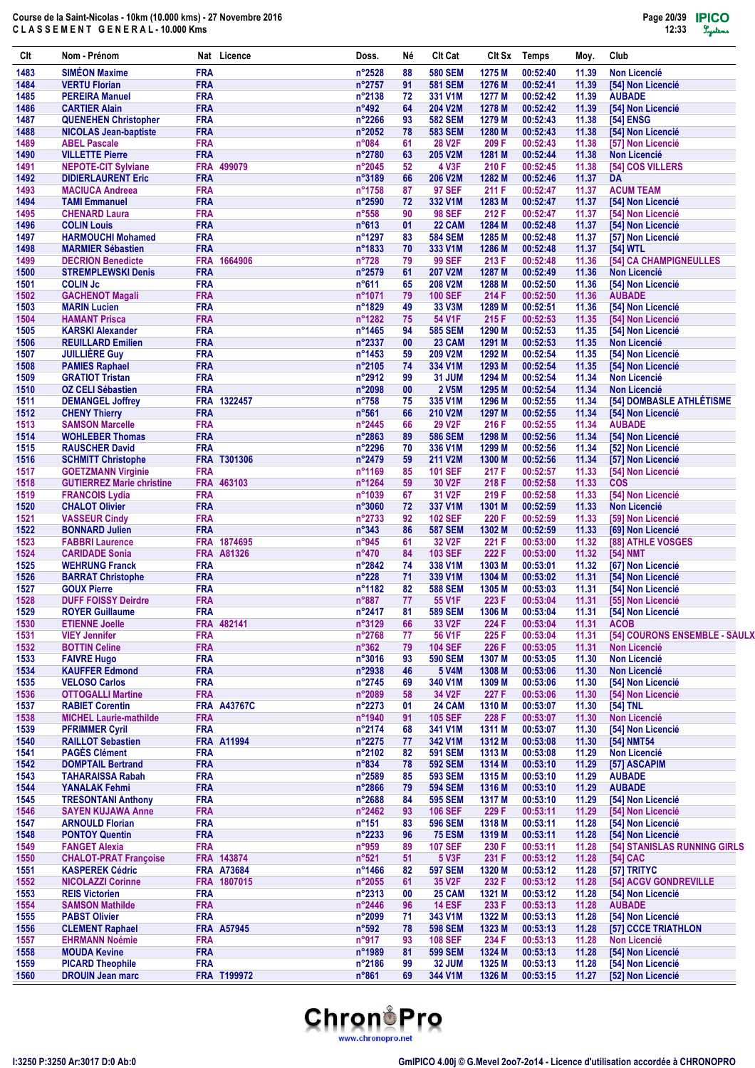Course de la Saint-Nicolas - 10km (10.000 kms) - 27 Novembre 2016
CLASSEMENT GENERAL - 10.000 Kms

| Clt | Nom - Prénom | Nat | Licence | Doss. | Né | Clt Cat | Clt Sx | Temps | Moy. | Club |
|---|---|---|---|---|---|---|---|---|---|---|
| 1483 | SIMÉON Maxime | FRA | | n°2528 | 88 | 580 SEM | 1275 M | 00:52:40 | 11.39 | Non Licencié |
| 1484 | VERTU Florian | FRA | | n°2757 | 91 | 581 SEM | 1276 M | 00:52:41 | 11.39 | [54] Non Licencié |
| 1485 | PEREIRA Manuel | FRA | | n°2138 | 72 | 331 V1M | 1277 M | 00:52:42 | 11.39 | AUBADE |
| 1486 | CARTIER Alain | FRA | | n°492 | 64 | 204 V2M | 1278 M | 00:52:42 | 11.39 | [54] Non Licencié |
| 1487 | QUENEHEN Christopher | FRA | | n°2266 | 93 | 582 SEM | 1279 M | 00:52:43 | 11.38 | [54] ENSG |
| 1488 | NICOLAS Jean-baptiste | FRA | | n°2052 | 78 | 583 SEM | 1280 M | 00:52:43 | 11.38 | [54] Non Licencié |
| 1489 | ABEL Pascale | FRA | | n°084 | 61 | 28 V2F | 209 F | 00:52:43 | 11.38 | [57] Non Licencié |
| 1490 | VILLETTE Pierre | FRA | | n°2780 | 63 | 205 V2M | 1281 M | 00:52:44 | 11.38 | Non Licencié |
| 1491 | NEPOTE-CIT Sylviane | FRA | 499079 | n°2045 | 52 | 4 V3F | 210 F | 00:52:45 | 11.38 | [54] COS VILLERS |
| 1492 | DIDIERLAURENT Eric | FRA | | n°3189 | 66 | 206 V2M | 1282 M | 00:52:46 | 11.37 | DA |
| 1493 | MACIUCA Andreea | FRA | | n°1758 | 87 | 97 SEF | 211 F | 00:52:47 | 11.37 | ACUM TEAM |
| 1494 | TAMI Emmanuel | FRA | | n°2590 | 72 | 332 V1M | 1283 M | 00:52:47 | 11.37 | [54] Non Licencié |
| 1495 | CHENARD Laura | FRA | | n°558 | 90 | 98 SEF | 212 F | 00:52:47 | 11.37 | [54] Non Licencié |
| 1496 | COLIN Louis | FRA | | n°613 | 01 | 22 CAM | 1284 M | 00:52:48 | 11.37 | [54] Non Licencié |
| 1497 | HARMOUCHI Mohamed | FRA | | n°1297 | 83 | 584 SEM | 1285 M | 00:52:48 | 11.37 | [57] Non Licencié |
| 1498 | MARMIER Sébastien | FRA | | n°1833 | 70 | 333 V1M | 1286 M | 00:52:48 | 11.37 | [54] WTL |
| 1499 | DECRION Benedicte | FRA | 1664906 | n°728 | 79 | 99 SEF | 213 F | 00:52:48 | 11.36 | [54] CA CHAMPIGNEULLES |
| 1500 | STREMPLEWSKI Denis | FRA | | n°2579 | 61 | 207 V2M | 1287 M | 00:52:49 | 11.36 | Non Licencié |
| 1501 | COLIN Jc | FRA | | n°611 | 65 | 208 V2M | 1288 M | 00:52:50 | 11.36 | [54] Non Licencié |
| 1502 | GACHENOT Magali | FRA | | n°1071 | 79 | 100 SEF | 214 F | 00:52:50 | 11.36 | AUBADE |
| 1503 | MARIN Lucien | FRA | | n°1829 | 49 | 33 V3M | 1289 M | 00:52:51 | 11.36 | [54] Non Licencié |
| 1504 | HAMANT Prisca | FRA | | n°1282 | 75 | 54 V1F | 215 F | 00:52:53 | 11.35 | [54] Non Licencié |
| 1505 | KARSKI Alexander | FRA | | n°1465 | 94 | 585 SEM | 1290 M | 00:52:53 | 11.35 | [54] Non Licencié |
| 1506 | REUILLARD Emilien | FRA | | n°2337 | 00 | 23 CAM | 1291 M | 00:52:53 | 11.35 | Non Licencié |
| 1507 | JUILLIÈRE Guy | FRA | | n°1453 | 59 | 209 V2M | 1292 M | 00:52:54 | 11.35 | [54] Non Licencié |
| 1508 | PAMIES Raphael | FRA | | n°2105 | 74 | 334 V1M | 1293 M | 00:52:54 | 11.35 | [54] Non Licencié |
| 1509 | GRATIOT Tristan | FRA | | n°2912 | 99 | 31 JUM | 1294 M | 00:52:54 | 11.34 | Non Licencié |
| 1510 | OZ CELI Sébastien | FRA | | n°2098 | 00 | 2 V5M | 1295 M | 00:52:54 | 11.34 | Non Licencié |
| 1511 | DEMANGEL Joffrey | FRA | 1322457 | n°758 | 75 | 335 V1M | 1296 M | 00:52:55 | 11.34 | [54] DOMBASLE ATHLÉTISME |
| 1512 | CHENY Thierry | FRA | | n°561 | 66 | 210 V2M | 1297 M | 00:52:55 | 11.34 | [54] Non Licencié |
| 1513 | SAMSON Marcelle | FRA | | n°2445 | 66 | 29 V2F | 216 F | 00:52:55 | 11.34 | AUBADE |
| 1514 | WOHLEBER Thomas | FRA | | n°2863 | 89 | 586 SEM | 1298 M | 00:52:56 | 11.34 | [54] Non Licencié |
| 1515 | RAUSCHER David | FRA | | n°2296 | 70 | 336 V1M | 1299 M | 00:52:56 | 11.34 | [52] Non Licencié |
| 1516 | SCHMITT Christophe | FRA | T301306 | n°2479 | 59 | 211 V2M | 1300 M | 00:52:56 | 11.34 | [57] Non Licencié |
| 1517 | GOETZMANN Virginie | FRA | | n°1169 | 85 | 101 SEF | 217 F | 00:52:57 | 11.33 | [54] Non Licencié |
| 1518 | GUTIERREZ Marie christine | FRA | 463103 | n°1264 | 59 | 30 V2F | 218 F | 00:52:58 | 11.33 | COS |
| 1519 | FRANCOIS Lydia | FRA | | n°1039 | 67 | 31 V2F | 219 F | 00:52:58 | 11.33 | [54] Non Licencié |
| 1520 | CHALOT Olivier | FRA | | n°3060 | 72 | 337 V1M | 1301 M | 00:52:59 | 11.33 | Non Licencié |
| 1521 | VASSEUR Cindy | FRA | | n°2733 | 92 | 102 SEF | 220 F | 00:52:59 | 11.33 | [59] Non Licencié |
| 1522 | BONNARD Julien | FRA | | n°343 | 86 | 587 SEM | 1302 M | 00:52:59 | 11.33 | [69] Non Licencié |
| 1523 | FABBRI Laurence | FRA | 1874695 | n°945 | 61 | 32 V2F | 221 F | 00:53:00 | 11.32 | [88] ATHLE VOSGES |
| 1524 | CARIDADE Sonia | FRA | A81326 | n°470 | 84 | 103 SEF | 222 F | 00:53:00 | 11.32 | [54] NMT |
| 1525 | WEHRUNG Franck | FRA | | n°2842 | 74 | 338 V1M | 1303 M | 00:53:01 | 11.32 | [67] Non Licencié |
| 1526 | BARRAT Christophe | FRA | | n°228 | 71 | 339 V1M | 1304 M | 00:53:02 | 11.31 | [54] Non Licencié |
| 1527 | GOUX Pierre | FRA | | n°1182 | 82 | 588 SEM | 1305 M | 00:53:03 | 11.31 | [54] Non Licencié |
| 1528 | DUFF FOISSY Deirdre | FRA | | n°887 | 77 | 55 V1F | 223 F | 00:53:04 | 11.31 | [55] Non Licencié |
| 1529 | ROYER Guillaume | FRA | | n°2417 | 81 | 589 SEM | 1306 M | 00:53:04 | 11.31 | [54] Non Licencié |
| 1530 | ETIENNE Joelle | FRA | 482141 | n°3129 | 66 | 33 V2F | 224 F | 00:53:04 | 11.31 | ACOB |
| 1531 | VIEY Jennifer | FRA | | n°2768 | 77 | 56 V1F | 225 F | 00:53:04 | 11.31 | [54] COURONS ENSEMBLE - SAULX |
| 1532 | BOTTIN Celine | FRA | | n°362 | 79 | 104 SEF | 226 F | 00:53:05 | 11.31 | Non Licencié |
| 1533 | FAIVRE Hugo | FRA | | n°3016 | 93 | 590 SEM | 1307 M | 00:53:05 | 11.30 | Non Licencié |
| 1534 | KAUFFER Edmond | FRA | | n°2938 | 46 | 5 V4M | 1308 M | 00:53:06 | 11.30 | Non Licencié |
| 1535 | VELOSO Carlos | FRA | | n°2745 | 69 | 340 V1M | 1309 M | 00:53:06 | 11.30 | [54] Non Licencié |
| 1536 | OTTOGALLI Martine | FRA | | n°2089 | 58 | 34 V2F | 227 F | 00:53:06 | 11.30 | [54] Non Licencié |
| 1537 | RABIET Corentin | FRA | A43767C | n°2273 | 01 | 24 CAM | 1310 M | 00:53:07 | 11.30 | [54] TNL |
| 1538 | MICHEL Laurie-mathilde | FRA | | n°1940 | 91 | 105 SEF | 228 F | 00:53:07 | 11.30 | Non Licencié |
| 1539 | PFRIMMER Cyril | FRA | | n°2174 | 68 | 341 V1M | 1311 M | 00:53:07 | 11.30 | [54] Non Licencié |
| 1540 | RAILLOT Sebastien | FRA | A11994 | n°2275 | 77 | 342 V1M | 1312 M | 00:53:08 | 11.30 | [54] NMT54 |
| 1541 | PAGÈS Clément | FRA | | n°2102 | 82 | 591 SEM | 1313 M | 00:53:08 | 11.29 | Non Licencié |
| 1542 | DOMPTAIL Bertrand | FRA | | n°834 | 78 | 592 SEM | 1314 M | 00:53:10 | 11.29 | [57] ASCAPIM |
| 1543 | TAHARAISSA Rabah | FRA | | n°2589 | 85 | 593 SEM | 1315 M | 00:53:10 | 11.29 | AUBADE |
| 1544 | YANALAK Fehmi | FRA | | n°2866 | 79 | 594 SEM | 1316 M | 00:53:10 | 11.29 | AUBADE |
| 1545 | TRESONTANI Anthony | FRA | | n°2688 | 84 | 595 SEM | 1317 M | 00:53:10 | 11.29 | [54] Non Licencié |
| 1546 | SAYEN KUJAWA Anne | FRA | | n°2462 | 93 | 106 SEF | 229 F | 00:53:11 | 11.29 | [54] Non Licencié |
| 1547 | ARNOULD Florian | FRA | | n°151 | 83 | 596 SEM | 1318 M | 00:53:11 | 11.28 | [54] Non Licencié |
| 1548 | PONTOY Quentin | FRA | | n°2233 | 96 | 75 ESM | 1319 M | 00:53:11 | 11.28 | [54] Non Licencié |
| 1549 | FANGET Alexia | FRA | | n°959 | 89 | 107 SEF | 230 F | 00:53:11 | 11.28 | [54] STANISLAS RUNNING GIRLS |
| 1550 | CHALOT-PRAT Françoise | FRA | 143874 | n°521 | 51 | 5 V3F | 231 F | 00:53:12 | 11.28 | [54] CAC |
| 1551 | KASPEREK Cédric | FRA | A73684 | n°1466 | 82 | 597 SEM | 1320 M | 00:53:12 | 11.28 | [57] TRITYC |
| 1552 | NICOLAZZI Corinne | FRA | 1807015 | n°2055 | 61 | 35 V2F | 232 F | 00:53:12 | 11.28 | [54] ACGV GONDREVILLE |
| 1553 | REIS Victorien | FRA | | n°2313 | 00 | 25 CAM | 1321 M | 00:53:12 | 11.28 | [54] Non Licencié |
| 1554 | SAMSON Mathilde | FRA | | n°2446 | 96 | 14 ESF | 233 F | 00:53:12 | 11.28 | AUBADE |
| 1555 | PABST Olivier | FRA | | n°2099 | 71 | 343 V1M | 1322 M | 00:53:13 | 11.28 | [54] Non Licencié |
| 1556 | CLEMENT Raphael | FRA | A57945 | n°592 | 78 | 598 SEM | 1323 M | 00:53:13 | 11.28 | [57] CCCE TRIATHLON |
| 1557 | EHRMANN Noémie | FRA | | n°917 | 93 | 108 SEF | 234 F | 00:53:13 | 11.28 | Non Licencié |
| 1558 | MOUDA Kevine | FRA | | n°1989 | 81 | 599 SEM | 1324 M | 00:53:13 | 11.28 | [54] Non Licencié |
| 1559 | PICARD Theophile | FRA | | n°2186 | 99 | 32 JUM | 1325 M | 00:53:13 | 11.28 | [54] Non Licencié |
| 1560 | DROUIN Jean marc | FRA | T199972 | n°861 | 69 | 344 V1M | 1326 M | 00:53:15 | 11.27 | [52] Non Licencié |

I:3250 P:3250 Ar:3017 D:0 Ab:0

GmIPICO 4.00j © G.Mevel 2oo7-2o14 - Licence d'utilisation accordée à CHRONOPRO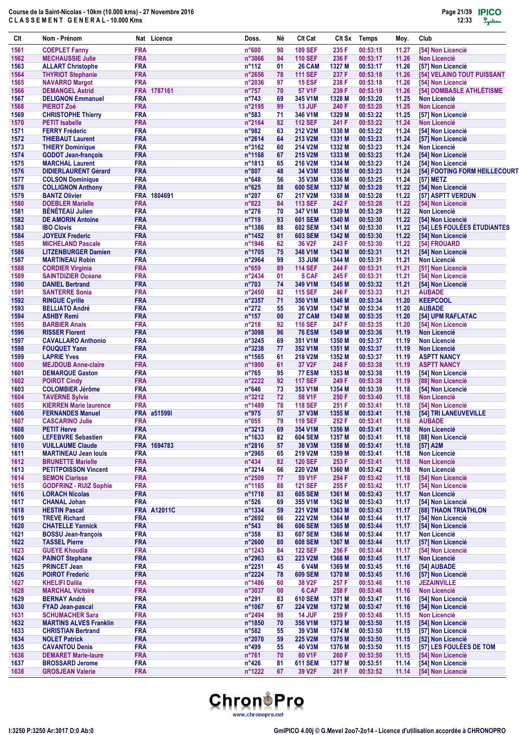Course de la Saint-Nicolas - 10km (10.000 kms) - 27 Novembre 2016
C L A S S E M E N T G E N E R A L - 10.000 Kms

| Clt | Nom - Prénom | Nat | Licence | Doss. | Né | Clt Cat | Clt Sx | Temps | Moy. | Club |
|---|---|---|---|---|---|---|---|---|---|---|
| 1561 | COEPLET Fanny | FRA | | n°600 | 90 | 109 SEF | 235 F | 00:53:15 | 11.27 | [54] Non Licencié |
| 1562 | MECHAUSSIE Julie | FRA | | n°3066 | 94 | 110 SEF | 236 F | 00:53:17 | 11.26 | Non Licencié |
| 1563 | ALLART Christophe | FRA | | n°112 | 01 | 26 CAM | 1327 M | 00:53:17 | 11.26 | [57] Non Licencié |
| 1564 | THYRIOT Stephanie | FRA | | n°2656 | 78 | 111 SEF | 237 F | 00:53:18 | 11.26 | [54] VELAINO TOUT PUISSANT |
| 1565 | NAVARRO Margot | FRA | | n°2036 | 97 | 15 ESF | 238 F | 00:53:18 | 11.26 | [54] Non Licencié |
| 1566 | DEMANGEL Astrid | FRA | 1787161 | n°757 | 70 | 57 V1F | 239 F | 00:53:19 | 11.26 | [54] DOMBASLE ATHLÉTISME |
| 1567 | DELIGNON Emmanuel | FRA | | n°743 | 69 | 345 V1M | 1328 M | 00:53:20 | 11.25 | Non Licencié |
| 1568 | PIEROT Zoé | FRA | | n°2195 | 99 | 13 JUF | 240 F | 00:53:20 | 11.25 | Non Licencié |
| 1569 | CHRISTOPHE Thierry | FRA | | n°583 | 71 | 346 V1M | 1329 M | 00:53:22 | 11.25 | [57] Non Licencié |
| 1570 | PETIT Isabelle | FRA | | n°2164 | 82 | 112 SEF | 241 F | 00:53:22 | 11.24 | Non Licencié |
| 1571 | FERRY Fréderic | FRA | | n°982 | 63 | 212 V2M | 1330 M | 00:53:22 | 11.24 | [54] Non Licencié |
| 1572 | THIEBAUT Laurent | FRA | | n°2614 | 64 | 213 V2M | 1331 M | 00:53:23 | 11.24 | [57] Non Licencié |
| 1573 | THIERY Dominique | FRA | | n°3162 | 60 | 214 V2M | 1332 M | 00:53:23 | 11.24 | Non Licencié |
| 1574 | GODOT Jean-françois | FRA | | n°1168 | 67 | 215 V2M | 1333 M | 00:53:23 | 11.24 | [54] Non Licencié |
| 1575 | MARCHAL Laurent | FRA | | n°1813 | 65 | 216 V2M | 1334 M | 00:53:23 | 11.24 | [54] Non Licencié |
| 1576 | DIDIERLAURENT Gérard | FRA | | n°807 | 48 | 34 V3M | 1335 M | 00:53:23 | 11.24 | [54] FOOTING FORM HEILLECOURT |
| 1577 | COLSON Dominique | FRA | | n°648 | 56 | 35 V3M | 1336 M | 00:53:25 | 11.24 | [57] METZ |
| 1578 | COLLIGNON Anthony | FRA | | n°625 | 88 | 600 SEM | 1337 M | 00:53:28 | 11.22 | [54] Non Licencié |
| 1579 | BANTZ Olivier | FRA | 1804691 | n°207 | 67 | 217 V2M | 1338 M | 00:53:28 | 11.22 | [57] ASPTT VERDUN |
| 1580 | DOEBLER Marielle | FRA | | n°823 | 84 | 113 SEF | 242 F | 00:53:28 | 11.22 | [54] Non Licencié |
| 1581 | BÉNÉTEAU Julien | FRA | | n°276 | 70 | 347 V1M | 1339 M | 00:53:29 | 11.22 | Non Licencié |
| 1582 | DE AMORIN Antoine | FRA | | n°719 | 93 | 601 SEM | 1340 M | 00:53:30 | 11.22 | [54] Non Licencié |
| 1583 | IBO Clovis | FRA | | n°1386 | 88 | 602 SEM | 1341 M | 00:53:30 | 11.22 | [54] LES FOULÉES ÉTUDIANTES |
| 1584 | JOYEUX Frederic | FRA | | n°1452 | 81 | 603 SEM | 1342 M | 00:53:30 | 11.22 | [54] Non Licencié |
| 1585 | MICHELAND Pascale | FRA | | n°1946 | 62 | 36 V2F | 243 F | 00:53:30 | 11.22 | [54] FROUARD |
| 1586 | LITZENBURGER Damien | FRA | | n°1705 | 75 | 348 V1M | 1343 M | 00:53:31 | 11.21 | [54] Non Licencié |
| 1587 | MARTINEAU Robin | FRA | | n°2964 | 99 | 33 JUM | 1344 M | 00:53:31 | 11.21 | Non Licencié |
| 1588 | CORDIER Virginia | FRA | | n°659 | 89 | 114 SEF | 244 F | 00:53:31 | 11.21 | [51] Non Licencié |
| 1589 | SAINTDIZIER Océane | FRA | | n°2434 | 01 | 5 CAF | 245 F | 00:53:31 | 11.21 | [54] Non Licencié |
| 1590 | DANIEL Bertrand | FRA | | n°703 | 74 | 349 V1M | 1345 M | 00:53:32 | 11.21 | [54] Non Licencié |
| 1591 | SANTERRE Sonia | FRA | | n°2450 | 82 | 115 SEF | 246 F | 00:53:33 | 11.21 | AUBADE |
| 1592 | RINGUE Cyrille | FRA | | n°2357 | 71 | 350 V1M | 1346 M | 00:53:34 | 11.20 | KEEPCOOL |
| 1593 | BELLIATO André | FRA | | n°272 | 55 | 36 V3M | 1347 M | 00:53:34 | 11.20 | AUBADE |
| 1594 | ASHBY Remi | FRA | | n°157 | 00 | 27 CAM | 1348 M | 00:53:35 | 11.20 | [54] UPM RAFLATAC |
| 1595 | BARBIER Anais | FRA | | n°218 | 92 | 116 SEF | 247 F | 00:53:35 | 11.20 | [54] Non Licencié |
| 1596 | RISSER Florent | FRA | | n°3098 | 96 | 76 ESM | 1349 M | 00:53:36 | 11.19 | Non Licencié |
| 1597 | CAVALLARO Anthonio | FRA | | n°3245 | 69 | 351 V1M | 1350 M | 00:53:37 | 11.19 | Non Licencié |
| 1598 | FOUQUET Yann | FRA | | n°3238 | 77 | 352 V1M | 1351 M | 00:53:37 | 11.19 | Non Licencié |
| 1599 | LAPRIE Yves | FRA | | n°1565 | 61 | 218 V2M | 1352 M | 00:53:37 | 11.19 | ASPTT NANCY |
| 1600 | MEJDOUB Anne-claire | FRA | | n°1900 | 61 | 37 V2F | 248 F | 00:53:38 | 11.19 | ASPTT NANCY |
| 1601 | DEMARQUE Gaston | FRA | | n°765 | 95 | 77 ESM | 1353 M | 00:53:38 | 11.19 | [54] Non Licencié |
| 1602 | POIROT Cindy | FRA | | n°2222 | 92 | 117 SEF | 249 F | 00:53:38 | 11.19 | [88] Non Licencié |
| 1603 | COLOMBIER Jérôme | FRA | | n°646 | 73 | 353 V1M | 1354 M | 00:53:39 | 11.18 | [54] Non Licencié |
| 1604 | TAVERNE Sylvie | FRA | | n°3212 | 72 | 58 V1F | 250 F | 00:53:40 | 11.18 | Non Licencié |
| 1605 | KIERREN Marie laurence | FRA | | n°1489 | 78 | 118 SEF | 251 F | 00:53:41 | 11.18 | [54] Non Licencié |
| 1606 | FERNANDES Manuel | FRA | a515991 | n°975 | 57 | 37 V3M | 1355 M | 00:53:41 | 11.18 | [54] TRI LANEUVEVILLE |
| 1607 | CASCARINO Julie | FRA | | n°055 | 79 | 119 SEF | 252 F | 00:53:41 | 11.18 | AUBADE |
| 1608 | PETIT Herve | FRA | | n°3213 | 69 | 354 V1M | 1356 M | 00:53:41 | 11.18 | Non Licencié |
| 1609 | LEFEBVRE Sebastien | FRA | | n°1633 | 82 | 604 SEM | 1357 M | 00:53:41 | 11.18 | [88] Non Licencié |
| 1610 | VUILLAUME Claude | FRA | 1694783 | n°2816 | 57 | 38 V3M | 1358 M | 00:53:41 | 11.18 | [57] A2M |
| 1611 | MARTINEAU Jean louis | FRA | | n°2965 | 65 | 219 V2M | 1359 M | 00:53:41 | 11.18 | Non Licencié |
| 1612 | BRUNETTE Marielle | FRA | | n°434 | 82 | 120 SEF | 253 F | 00:53:41 | 11.18 | Non Licencié |
| 1613 | PETITPOISSON Vincent | FRA | | n°3214 | 66 | 220 V2M | 1360 M | 00:53:42 | 11.18 | Non Licencié |
| 1614 | SEMON Clarisse | FRA | | n°2509 | 77 | 59 V1F | 254 F | 00:53:42 | 11.18 | [54] Non Licencié |
| 1615 | GODFRINZ - RUIZ Sophie | FRA | | n°1165 | 88 | 121 SEF | 255 F | 00:53:42 | 11.18 | [54] Non Licencié |
| 1616 | LORACH Nicolas | FRA | | n°1718 | 83 | 605 SEM | 1361 M | 00:53:43 | 11.17 | Non Licencié |
| 1617 | CHANAL Johan | FRA | | n°526 | 69 | 355 V1M | 1362 M | 00:53:43 | 11.17 | [54] Non Licencié |
| 1618 | HESTIN Pascal | FRA | A12011C | n°1334 | 59 | 221 V2M | 1363 M | 00:53:43 | 11.17 | [88] THAON TRIATHLON |
| 1619 | TREVE Richard | FRA | | n°2692 | 66 | 222 V2M | 1364 M | 00:53:44 | 11.17 | [54] Non Licencié |
| 1620 | CHATELLE Yannick | FRA | | n°543 | 86 | 606 SEM | 1365 M | 00:53:44 | 11.17 | [54] Non Licencié |
| 1621 | BOSSU Jean-françois | FRA | | n°358 | 83 | 607 SEM | 1366 M | 00:53:44 | 11.17 | Non Licencié |
| 1622 | TASSEL Pierre | FRA | | n°2600 | 80 | 608 SEM | 1367 M | 00:53:44 | 11.17 | [57] Non Licencié |
| 1623 | GUEYE Khoudia | FRA | | n°1243 | 84 | 122 SEF | 256 F | 00:53:44 | 11.17 | [54] Non Licencié |
| 1624 | PAINOT Stephane | FRA | | n°2963 | 63 | 223 V2M | 1368 M | 00:53:45 | 11.17 | Non Licencié |
| 1625 | PRINCET Jean | FRA | | n°2251 | 45 | 6 V4M | 1369 M | 00:53:45 | 11.16 | [54] AUBADE |
| 1626 | POIROT Frederic | FRA | | n°2224 | 78 | 609 SEM | 1370 M | 00:53:45 | 11.16 | [57] Non Licencié |
| 1627 | KHELIFI Dalila | FRA | | n°1486 | 60 | 38 V2F | 257 F | 00:53:46 | 11.16 | JEZAINVILLE |
| 1628 | MARCHAL Victoire | FRA | | n°3037 | 00 | 6 CAF | 258 F | 00:53:46 | 11.16 | Non Licencié |
| 1629 | BERNAY André | FRA | | n°291 | 83 | 610 SEM | 1371 M | 00:53:47 | 11.16 | [54] Non Licencié |
| 1630 | FYAD Jean-pascal | FRA | | n°1067 | 67 | 224 V2M | 1372 M | 00:53:47 | 11.16 | [54] Non Licencié |
| 1631 | SCHUMACHER Sara | FRA | | n°2494 | 98 | 14 JUF | 259 F | 00:53:48 | 11.15 | Non Licencié |
| 1632 | MARTINS ALVES Franklin | FRA | | n°1850 | 70 | 356 V1M | 1373 M | 00:53:50 | 11.15 | [54] Non Licencié |
| 1633 | CHRISTIAN Bertrand | FRA | | n°582 | 55 | 39 V3M | 1374 M | 00:53:50 | 11.15 | [57] Non Licencié |
| 1634 | NOLET Patrick | FRA | | n°2070 | 59 | 225 V2M | 1375 M | 00:53:50 | 11.15 | [52] Non Licencié |
| 1635 | CAVANTOU Denis | FRA | | n°499 | 55 | 40 V3M | 1376 M | 00:53:50 | 11.15 | [57] LES FOULÉES DE TOM |
| 1636 | DEMARET Marie-laure | FRA | | n°761 | 70 | 60 V1F | 260 F | 00:53:50 | 11.15 | [54] Non Licencié |
| 1637 | BROSSARD Jerome | FRA | | n°426 | 81 | 611 SEM | 1377 M | 00:53:51 | 11.14 | [54] Non Licencié |
| 1638 | GROSJEAN Valerie | FRA | | n°1222 | 67 | 39 V2F | 261 F | 00:53:52 | 11.14 | [54] Non Licencié |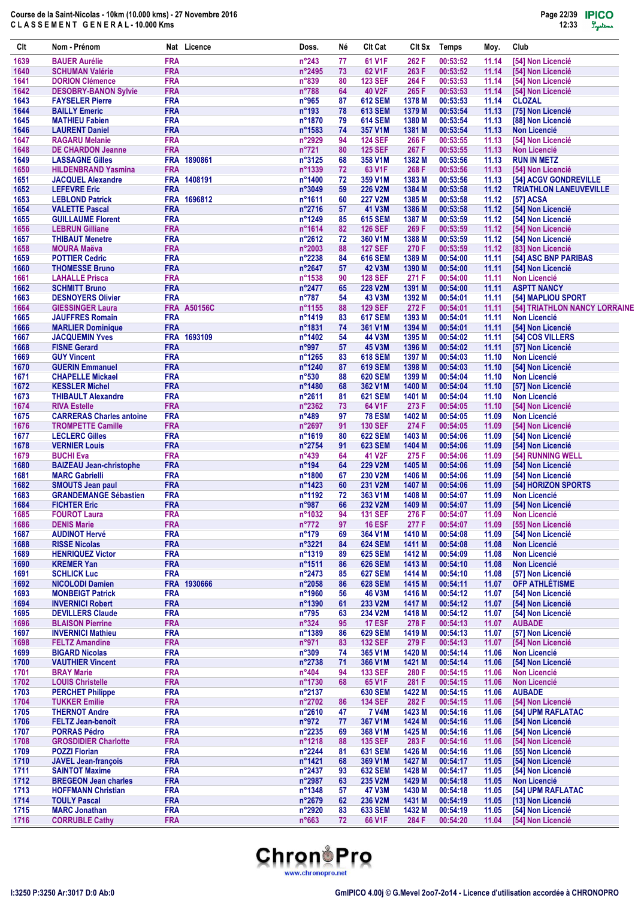Course de la Saint-Nicolas - 10km (10.000 kms) - 27 Novembre 2016
CLASSEMENT GENERAL - 10.000 Kms

| Clt | Nom - Prénom | Nat | Licence | Doss. | Né | Clt Cat | Clt Sx | Temps | Moy. | Club |
|---|---|---|---|---|---|---|---|---|---|---|
| 1639 | BAUER Aurélie | FRA | | n°243 | 77 | 61 V1F | 262 F | 00:53:52 | 11.14 | [54] Non Licencié |
| 1640 | SCHUMAN Valérie | FRA | | n°2495 | 73 | 62 V1F | 263 F | 00:53:52 | 11.14 | [54] Non Licencié |
| 1641 | DORION Clémence | FRA | | n°839 | 80 | 123 SEF | 264 F | 00:53:53 | 11.14 | [54] Non Licencié |
| 1642 | DESOBRY-BANON Sylvie | FRA | | n°788 | 64 | 40 V2F | 265 F | 00:53:53 | 11.14 | [54] Non Licencié |
| 1643 | FAYSELER Pierre | FRA | | n°965 | 87 | 612 SEM | 1378 M | 00:53:53 | 11.14 | CLOZAL |
| 1644 | BAILLY Emeric | FRA | | n°193 | 78 | 613 SEM | 1379 M | 00:53:54 | 11.13 | [75] Non Licencié |
| 1645 | MATHIEU Fabien | FRA | | n°1870 | 79 | 614 SEM | 1380 M | 00:53:54 | 11.13 | [88] Non Licencié |
| 1646 | LAURENT Daniel | FRA | | n°1583 | 74 | 357 V1M | 1381 M | 00:53:54 | 11.13 | Non Licencié |
| 1647 | RAGARU Melanie | FRA | | n°2929 | 94 | 124 SEF | 266 F | 00:53:55 | 11.13 | [54] Non Licencié |
| 1648 | DE CHARDON Jeanne | FRA | | n°721 | 80 | 125 SEF | 267 F | 00:53:55 | 11.13 | Non Licencié |
| 1649 | LASSAGNE Gilles | FRA | 1890861 | n°3125 | 68 | 358 V1M | 1382 M | 00:53:56 | 11.13 | RUN IN METZ |
| 1650 | HILDENBRAND Yasmina | FRA | | n°1339 | 72 | 63 V1F | 268 F | 00:53:56 | 11.13 | [54] Non Licencié |
| 1651 | JACQUEL Alexandre | FRA | 1408191 | n°1400 | 72 | 359 V1M | 1383 M | 00:53:56 | 11.13 | [54] ACGV GONDREVILLE |
| 1652 | LEFEVRE Eric | FRA | | n°3049 | 59 | 226 V2M | 1384 M | 00:53:58 | 11.12 | TRIATHLON LANEUVEVILLE |
| 1653 | LEBLOND Patrick | FRA | 1696812 | n°1611 | 60 | 227 V2M | 1385 M | 00:53:58 | 11.12 | [57] ACSA |
| 1654 | VALETTE Pascal | FRA | | n°2716 | 57 | 41 V3M | 1386 M | 00:53:58 | 11.12 | [54] Non Licencié |
| 1655 | GUILLAUME Florent | FRA | | n°1249 | 85 | 615 SEM | 1387 M | 00:53:59 | 11.12 | [54] Non Licencié |
| 1656 | LEBRUN Gilliane | FRA | | n°1614 | 82 | 126 SEF | 269 F | 00:53:59 | 11.12 | [54] Non Licencié |
| 1657 | THIBAUT Menetre | FRA | | n°2612 | 72 | 360 V1M | 1388 M | 00:53:59 | 11.12 | [54] Non Licencié |
| 1658 | MOURA Maëva | FRA | | n°2003 | 88 | 127 SEF | 270 F | 00:53:59 | 11.12 | [83] Non Licencié |
| 1659 | POTTIER Cedric | FRA | | n°2238 | 84 | 616 SEM | 1389 M | 00:54:00 | 11.11 | [54] ASC BNP PARIBAS |
| 1660 | THOMESSE Bruno | FRA | | n°2647 | 57 | 42 V3M | 1390 M | 00:54:00 | 11.11 | [54] Non Licencié |
| 1661 | LAHALLE Prisca | FRA | | n°1538 | 90 | 128 SEF | 271 F | 00:54:00 | 11.11 | Non Licencié |
| 1662 | SCHMITT Bruno | FRA | | n°2477 | 65 | 228 V2M | 1391 M | 00:54:00 | 11.11 | ASPTT NANCY |
| 1663 | DESNOYERS Olivier | FRA | | n°787 | 54 | 43 V3M | 1392 M | 00:54:01 | 11.11 | [54] MAPLIOU SPORT |
| 1664 | GIESSINGER Laura | FRA | A50156C | n°1155 | 88 | 129 SEF | 272 F | 00:54:01 | 11.11 | [54] TRIATHLON NANCY LORRAINE |
| 1665 | JAUFFRES Romain | FRA | | n°1419 | 83 | 617 SEM | 1393 M | 00:54:01 | 11.11 | Non Licencié |
| 1666 | MARLIER Dominique | FRA | | n°1831 | 74 | 361 V1M | 1394 M | 00:54:01 | 11.11 | [54] Non Licencié |
| 1667 | JACQUEMIN Yves | FRA | 1693109 | n°1402 | 54 | 44 V3M | 1395 M | 00:54:02 | 11.11 | [54] COS VILLERS |
| 1668 | FISNE Gerard | FRA | | n°997 | 57 | 45 V3M | 1396 M | 00:54:02 | 11.11 | [57] Non Licencié |
| 1669 | GUY Vincent | FRA | | n°1265 | 83 | 618 SEM | 1397 M | 00:54:03 | 11.10 | Non Licencié |
| 1670 | GUERIN Emmanuel | FRA | | n°1240 | 87 | 619 SEM | 1398 M | 00:54:03 | 11.10 | [54] Non Licencié |
| 1671 | CHAPELLE Mickael | FRA | | n°530 | 88 | 620 SEM | 1399 M | 00:54:04 | 11.10 | Non Licencié |
| 1672 | KESSLER Michel | FRA | | n°1480 | 68 | 362 V1M | 1400 M | 00:54:04 | 11.10 | [57] Non Licencié |
| 1673 | THIBAULT Alexandre | FRA | | n°2611 | 81 | 621 SEM | 1401 M | 00:54:04 | 11.10 | Non Licencié |
| 1674 | RIVA Estelle | FRA | | n°2362 | 73 | 64 V1F | 273 F | 00:54:05 | 11.10 | [54] Non Licencié |
| 1675 | CARRERAS Charles antoine | FRA | | n°489 | 97 | 78 ESM | 1402 M | 00:54:05 | 11.09 | Non Licencié |
| 1676 | TROMPETTE Camille | FRA | | n°2697 | 91 | 130 SEF | 274 F | 00:54:05 | 11.09 | [54] Non Licencié |
| 1677 | LECLERC Gilles | FRA | | n°1619 | 80 | 622 SEM | 1403 M | 00:54:06 | 11.09 | [54] Non Licencié |
| 1678 | VERNIER Louis | FRA | | n°2754 | 91 | 623 SEM | 1404 M | 00:54:06 | 11.09 | [54] Non Licencié |
| 1679 | BUCHI Eva | FRA | | n°439 | 64 | 41 V2F | 275 F | 00:54:06 | 11.09 | [54] RUNNING WELL |
| 1680 | BAIZEAU Jean-christophe | FRA | | n°194 | 64 | 229 V2M | 1405 M | 00:54:06 | 11.09 | [54] Non Licencié |
| 1681 | MARC Gabrielli | FRA | | n°1800 | 67 | 230 V2M | 1406 M | 00:54:06 | 11.09 | [54] Non Licencié |
| 1682 | SMOUTS Jean paul | FRA | | n°1423 | 60 | 231 V2M | 1407 M | 00:54:06 | 11.09 | [54] HORIZON SPORTS |
| 1683 | GRANDEMANGE Sébastien | FRA | | n°1192 | 72 | 363 V1M | 1408 M | 00:54:07 | 11.09 | Non Licencié |
| 1684 | FICHTER Eric | FRA | | n°987 | 66 | 232 V2M | 1409 M | 00:54:07 | 11.09 | [54] Non Licencié |
| 1685 | FOUROT Laura | FRA | | n°1032 | 94 | 131 SEF | 276 F | 00:54:07 | 11.09 | Non Licencié |
| 1686 | DENIS Marie | FRA | | n°772 | 97 | 16 ESF | 277 F | 00:54:07 | 11.09 | [55] Non Licencié |
| 1687 | AUDINOT Hervé | FRA | | n°179 | 69 | 364 V1M | 1410 M | 00:54:08 | 11.09 | [54] Non Licencié |
| 1688 | RISSE Nicolas | FRA | | n°3221 | 84 | 624 SEM | 1411 M | 00:54:08 | 11.08 | Non Licencié |
| 1689 | HENRIQUEZ Victor | FRA | | n°1319 | 89 | 625 SEM | 1412 M | 00:54:09 | 11.08 | Non Licencié |
| 1690 | KREMER Yan | FRA | | n°1511 | 86 | 626 SEM | 1413 M | 00:54:10 | 11.08 | Non Licencié |
| 1691 | SCHLICK Luc | FRA | | n°2473 | 85 | 627 SEM | 1414 M | 00:54:10 | 11.08 | [57] Non Licencié |
| 1692 | NICOLODI Damien | FRA | 1930666 | n°2058 | 86 | 628 SEM | 1415 M | 00:54:11 | 11.07 | OFP ATHLÉTISME |
| 1693 | MONBEIGT Patrick | FRA | | n°1960 | 56 | 46 V3M | 1416 M | 00:54:12 | 11.07 | [54] Non Licencié |
| 1694 | INVERNICI Robert | FRA | | n°1390 | 61 | 233 V2M | 1417 M | 00:54:12 | 11.07 | [54] Non Licencié |
| 1695 | DEVILLERS Claude | FRA | | n°795 | 63 | 234 V2M | 1418 M | 00:54:12 | 11.07 | [54] Non Licencié |
| 1696 | BLAISON Pierrine | FRA | | n°324 | 95 | 17 ESF | 278 F | 00:54:13 | 11.07 | AUBADE |
| 1697 | INVERNICI Mathieu | FRA | | n°1389 | 86 | 629 SEM | 1419 M | 00:54:13 | 11.07 | [57] Non Licencié |
| 1698 | FELTZ Amandine | FRA | | n°971 | 83 | 132 SEF | 279 F | 00:54:13 | 11.07 | [54] Non Licencié |
| 1699 | BIGARD Nicolas | FRA | | n°309 | 74 | 365 V1M | 1420 M | 00:54:14 | 11.06 | Non Licencié |
| 1700 | VAUTHIER Vincent | FRA | | n°2738 | 71 | 366 V1M | 1421 M | 00:54:14 | 11.06 | [54] Non Licencié |
| 1701 | BRAY Marie | FRA | | n°404 | 94 | 133 SEF | 280 F | 00:54:15 | 11.06 | Non Licencié |
| 1702 | LOUIS Christelle | FRA | | n°1730 | 68 | 65 V1F | 281 F | 00:54:15 | 11.06 | Non Licencié |
| 1703 | PERCHET Philippe | FRA | | n°2137 | | 630 SEM | 1422 M | 00:54:15 | 11.06 | AUBADE |
| 1704 | TUKKER Emilie | FRA | | n°2702 | 86 | 134 SEF | 282 F | 00:54:15 | 11.06 | [54] Non Licencié |
| 1705 | THERNOT Andre | FRA | | n°2610 | 47 | 7 V4M | 1423 M | 00:54:16 | 11.06 | [54] UPM RAFLATAC |
| 1706 | FELTZ Jean-benoît | FRA | | n°972 | 77 | 367 V1M | 1424 M | 00:54:16 | 11.06 | [54] Non Licencié |
| 1707 | PORRAS Pédro | FRA | | n°2235 | 69 | 368 V1M | 1425 M | 00:54:16 | 11.06 | [54] Non Licencié |
| 1708 | GROSDIDIER Charlotte | FRA | | n°1218 | 88 | 135 SEF | 283 F | 00:54:16 | 11.06 | [54] Non Licencié |
| 1709 | POZZI Florian | FRA | | n°2244 | 81 | 631 SEM | 1426 M | 00:54:16 | 11.06 | [55] Non Licencié |
| 1710 | JAVEL Jean-françois | FRA | | n°1421 | 68 | 369 V1M | 1427 M | 00:54:17 | 11.05 | [54] Non Licencié |
| 1711 | SAINTOT Maxime | FRA | | n°2437 | 93 | 632 SEM | 1428 M | 00:54:17 | 11.05 | [54] Non Licencié |
| 1712 | BREGEON Jean charles | FRA | | n°2987 | 63 | 235 V2M | 1429 M | 00:54:18 | 11.05 | Non Licencié |
| 1713 | HOFFMANN Christian | FRA | | n°1348 | 57 | 47 V3M | 1430 M | 00:54:18 | 11.05 | [54] UPM RAFLATAC |
| 1714 | TOULY Pascal | FRA | | n°2679 | 62 | 236 V2M | 1431 M | 00:54:19 | 11.05 | [13] Non Licencié |
| 1715 | MARC Jonathan | FRA | | n°2920 | 83 | 633 SEM | 1432 M | 00:54:19 | 11.05 | [54] Non Licencié |
| 1716 | CORRUBLE Cathy | FRA | | n°663 | 72 | 66 V1F | 284 F | 00:54:20 | 11.04 | [54] Non Licencié |

I:3250 P:3250 Ar:3017 D:0 Ab:0

GmIPICO 4.00j © G.Mevel 2oo7-2o14 - Licence d'utilisation accordée à CHRONOPRO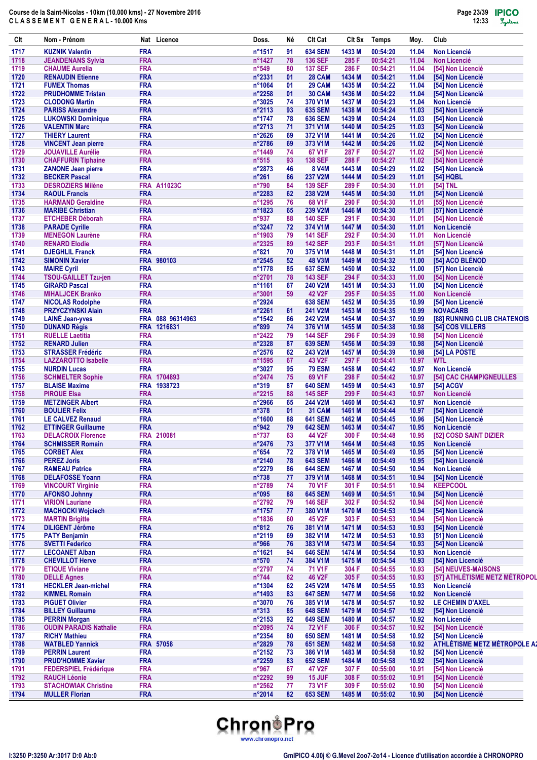Course de la Saint-Nicolas - 10km (10.000 kms) - 27 Novembre 2016

CLASSEMENT GENERAL - 10.000 Kms

| Clt | Nom - Prénom | Nat | Licence | Doss. | Né | Clt Cat | Clt Sx | Temps | Moy. | Club |
|---|---|---|---|---|---|---|---|---|---|---|
| 1717 | KUZNIK Valentin | FRA | | n°1517 | 91 | 634 SEM | 1433 M | 00:54:20 | 11.04 | Non Licencié |
| 1718 | JEANDENANS Sylvia | FRA | | n°1427 | 78 | 136 SEF | 285 F | 00:54:21 | 11.04 | Non Licencié |
| 1719 | CHAUME Aurelia | FRA | | n°549 | 80 | 137 SEF | 286 F | 00:54:21 | 11.04 | [54] Non Licencié |
| 1720 | RENAUDIN Etienne | FRA | | n°2331 | 01 | 28 CAM | 1434 M | 00:54:21 | 11.04 | [54] Non Licencié |
| 1721 | FUMEX Thomas | FRA | | n°1064 | 01 | 29 CAM | 1435 M | 00:54:22 | 11.04 | [54] Non Licencié |
| 1722 | PRUDHOMME Tristan | FRA | | n°2258 | 01 | 30 CAM | 1436 M | 00:54:22 | 11.04 | [54] Non Licencié |
| 1723 | CLODONG Martin | FRA | | n°3025 | 74 | 370 V1M | 1437 M | 00:54:23 | 11.04 | Non Licencié |
| 1724 | PARISS Alexandre | FRA | | n°2113 | 93 | 635 SEM | 1438 M | 00:54:24 | 11.03 | [54] Non Licencié |
| 1725 | LUKOWSKI Dominique | FRA | | n°1747 | 78 | 636 SEM | 1439 M | 00:54:24 | 11.03 | [54] Non Licencié |
| 1726 | VALENTIN Marc | FRA | | n°2713 | 71 | 371 V1M | 1440 M | 00:54:25 | 11.03 | [54] Non Licencié |
| 1727 | THIERY Laurent | FRA | | n°2626 | 69 | 372 V1M | 1441 M | 00:54:26 | 11.02 | [54] Non Licencié |
| 1728 | VINCENT Jean pierre | FRA | | n°2786 | 69 | 373 V1M | 1442 M | 00:54:26 | 11.02 | [54] Non Licencié |
| 1729 | JOUAVILLE Aurélie | FRA | | n°1449 | 74 | 67 V1F | 287 F | 00:54:27 | 11.02 | [54] Non Licencié |
| 1730 | CHAFFURIN Tiphaine | FRA | | n°515 | 93 | 138 SEF | 288 F | 00:54:27 | 11.02 | [54] Non Licencié |
| 1731 | ZANONE Jean pierre | FRA | | n°2873 | 46 | 8 V4M | 1443 M | 00:54:29 | 11.02 | [54] Non Licencié |
| 1732 | BECKER Pascal | FRA | | n°261 | 66 | 237 V2M | 1444 M | 00:54:29 | 11.01 | [54] HQBL |
| 1733 | DESROZIERS Milène | FRA | A11023C | n°790 | 84 | 139 SEF | 289 F | 00:54:30 | 11.01 | [54] TNL |
| 1734 | RAOUL Francis | FRA | | n°2283 | 62 | 238 V2M | 1445 M | 00:54:30 | 11.01 | [54] Non Licencié |
| 1735 | HARMAND Geraldine | FRA | | n°1295 | 76 | 68 V1F | 290 F | 00:54:30 | 11.01 | [55] Non Licencié |
| 1736 | MARIBE Christian | FRA | | n°1823 | 65 | 239 V2M | 1446 M | 00:54:30 | 11.01 | [57] Non Licencié |
| 1737 | ETCHEBER Déborah | FRA | | n°937 | 88 | 140 SEF | 291 F | 00:54:30 | 11.01 | [54] Non Licencié |
| 1738 | PARADE Cyrille | FRA | | n°3247 | 72 | 374 V1M | 1447 M | 00:54:30 | 11.01 | Non Licencié |
| 1739 | MENEGON Laurène | FRA | | n°1903 | 79 | 141 SEF | 292 F | 00:54:30 | 11.01 | Non Licencié |
| 1740 | RENARD Elodie | FRA | | n°2325 | 89 | 142 SEF | 293 F | 00:54:31 | 11.01 | [57] Non Licencié |
| 1741 | DJEGHLIL Franck | FRA | | n°821 | 70 | 375 V1M | 1448 M | 00:54:31 | 11.01 | [54] Non Licencié |
| 1742 | SIMONIN Xavier | FRA | 980103 | n°2545 | 52 | 48 V3M | 1449 M | 00:54:32 | 11.00 | [54] ACO BLÉNOD |
| 1743 | MAIRE Cyril | FRA | | n°1778 | 85 | 637 SEM | 1450 M | 00:54:32 | 11.00 | [57] Non Licencié |
| 1744 | TSOU-GAILLET Tzu-jen | FRA | | n°2701 | 78 | 143 SEF | 294 F | 00:54:33 | 11.00 | [54] Non Licencié |
| 1745 | GIRARD Pascal | FRA | | n°1161 | 67 | 240 V2M | 1451 M | 00:54:33 | 11.00 | [54] Non Licencié |
| 1746 | MIHALJCEK Branko | FRA | | n°3001 | 59 | 42 V2F | 295 F | 00:54:35 | 11.00 | Non Licencié |
| 1747 | NICOLAS Rodolphe | FRA | | n°2924 | | 638 SEM | 1452 M | 00:54:35 | 10.99 | [54] Non Licencié |
| 1748 | PRZYCZYNSKI Alain | FRA | | n°2261 | 61 | 241 V2M | 1453 M | 00:54:35 | 10.99 | NOVACARB |
| 1749 | LAINÉ Jean-yves | FRA | 088_96314963 | n°1542 | 66 | 242 V2M | 1454 M | 00:54:37 | 10.99 | [88] RUNNING CLUB CHATENOIS |
| 1750 | DUNAND Régis | FRA | 1216831 | n°899 | 74 | 376 V1M | 1455 M | 00:54:38 | 10.98 | [54] COS VILLERS |
| 1751 | RUELLE Laetitia | FRA | | n°2422 | 79 | 144 SEF | 296 F | 00:54:39 | 10.98 | [54] Non Licencié |
| 1752 | RENARD Julien | FRA | | n°2328 | 87 | 639 SEM | 1456 M | 00:54:39 | 10.98 | [54] Non Licencié |
| 1753 | STRASSER Frédéric | FRA | | n°2576 | 62 | 243 V2M | 1457 M | 00:54:39 | 10.98 | [54] LA POSTE |
| 1754 | LAZZAROTTO Isabelle | FRA | | n°1595 | 67 | 43 V2F | 297 F | 00:54:41 | 10.97 | WTL |
| 1755 | NURDIN Lucas | FRA | | n°3027 | 95 | 79 ESM | 1458 M | 00:54:42 | 10.97 | Non Licencié |
| 1756 | SCHMELTER Sophie | FRA | 1704893 | n°2474 | 75 | 69 V1F | 298 F | 00:54:42 | 10.97 | [54] CAC CHAMPIGNEULLES |
| 1757 | BLAISE Maxime | FRA | 1938723 | n°319 | 87 | 640 SEM | 1459 M | 00:54:43 | 10.97 | [54] ACGV |
| 1758 | PIROUE Elsa | FRA | | n°2215 | 88 | 145 SEF | 299 F | 00:54:43 | 10.97 | Non Licencié |
| 1759 | METZINGER Albert | FRA | | n°2966 | 65 | 244 V2M | 1460 M | 00:54:43 | 10.97 | Non Licencié |
| 1760 | BOULIER Felix | FRA | | n°378 | 01 | 31 CAM | 1461 M | 00:54:44 | 10.97 | [54] Non Licencié |
| 1761 | LE CALVEZ Renaud | FRA | | n°1600 | 88 | 641 SEM | 1462 M | 00:54:45 | 10.96 | [54] Non Licencié |
| 1762 | ETTINGER Guillaume | FRA | | n°942 | 79 | 642 SEM | 1463 M | 00:54:47 | 10.95 | Non Licencié |
| 1763 | DELACROIX Florence | FRA | 210081 | n°737 | 63 | 44 V2F | 300 F | 00:54:48 | 10.95 | [52] COSD SAINT DIZIER |
| 1764 | SCHMISSER Romain | FRA | | n°2476 | 73 | 377 V1M | 1464 M | 00:54:48 | 10.95 | Non Licencié |
| 1765 | CORBET Alex | FRA | | n°654 | 72 | 378 V1M | 1465 M | 00:54:49 | 10.95 | [54] Non Licencié |
| 1766 | PEREZ Joris | FRA | | n°2140 | 78 | 643 SEM | 1466 M | 00:54:49 | 10.95 | [54] Non Licencié |
| 1767 | RAMEAU Patrice | FRA | | n°2279 | 86 | 644 SEM | 1467 M | 00:54:50 | 10.94 | Non Licencié |
| 1768 | DELAFOSSE Yoann | FRA | | n°738 | 77 | 379 V1M | 1468 M | 00:54:51 | 10.94 | [54] Non Licencié |
| 1769 | VINCOURT Virginie | FRA | | n°2789 | 74 | 70 V1F | 301 F | 00:54:51 | 10.94 | KEEPCOOL |
| 1770 | AFONSO Johnny | FRA | | n°095 | 88 | 645 SEM | 1469 M | 00:54:51 | 10.94 | [54] Non Licencié |
| 1771 | VIRION Lauriane | FRA | | n°2792 | 79 | 146 SEF | 302 F | 00:54:52 | 10.94 | [54] Non Licencié |
| 1772 | MACHOCKI Wojciech | FRA | | n°1757 | 77 | 380 V1M | 1470 M | 00:54:53 | 10.94 | [54] Non Licencié |
| 1773 | MARTIN Brigitte | FRA | | n°1836 | 60 | 45 V2F | 303 F | 00:54:53 | 10.94 | [54] Non Licencié |
| 1774 | DILIGENT Jérôme | FRA | | n°812 | 76 | 381 V1M | 1471 M | 00:54:53 | 10.93 | [54] Non Licencié |
| 1775 | PATY Benjamin | FRA | | n°2119 | 69 | 382 V1M | 1472 M | 00:54:53 | 10.93 | [51] Non Licencié |
| 1776 | SVETTI Federico | FRA | | n°966 | 76 | 383 V1M | 1473 M | 00:54:54 | 10.93 | [54] Non Licencié |
| 1777 | LECOANET Alban | FRA | | n°1621 | 94 | 646 SEM | 1474 M | 00:54:54 | 10.93 | Non Licencié |
| 1778 | CHEVILLOT Herve | FRA | | n°570 | 74 | 384 V1M | 1475 M | 00:54:54 | 10.93 | [54] Non Licencié |
| 1779 | ETIQUE Viviane | FRA | | n°2797 | 74 | 71 V1F | 304 F | 00:54:55 | 10.93 | [54] NEUVES-MAISONS |
| 1780 | DELLE Agnes | FRA | | n°744 | 62 | 46 V2F | 305 F | 00:54:55 | 10.93 | [57] ATHLÉTISME METZ MÉTROPOL |
| 1781 | HECKLER Jean-michel | FRA | | n°1304 | 62 | 245 V2M | 1476 M | 00:54:55 | 10.93 | Non Licencié |
| 1782 | KIMMEL Romain | FRA | | n°1493 | 83 | 647 SEM | 1477 M | 00:54:56 | 10.92 | Non Licencié |
| 1783 | PIGUET Olivier | FRA | | n°3070 | 76 | 385 V1M | 1478 M | 00:54:57 | 10.92 | LE CHEMIN D'AXEL |
| 1784 | BILLEY Guillaume | FRA | | n°313 | 85 | 648 SEM | 1479 M | 00:54:57 | 10.92 | [54] Non Licencié |
| 1785 | PERRIN Morgan | FRA | | n°2153 | 92 | 649 SEM | 1480 M | 00:54:57 | 10.92 | Non Licencié |
| 1786 | OUDIN PARADIS Nathalie | FRA | | n°2095 | 74 | 72 V1F | 306 F | 00:54:57 | 10.92 | [54] Non Licencié |
| 1787 | RICHY Mathieu | FRA | | n°2354 | 80 | 650 SEM | 1481 M | 00:54:58 | 10.92 | [54] Non Licencié |
| 1788 | WATBLED Yannick | FRA | 57058 | n°2829 | 78 | 651 SEM | 1482 M | 00:54:58 | 10.92 | ATHLÉTISME METZ MÉTROPOLE A |
| 1789 | PERRIN Laurent | FRA | | n°2152 | 73 | 386 V1M | 1483 M | 00:54:58 | 10.92 | [54] Non Licencié |
| 1790 | PRUD'HOMME Xavier | FRA | | n°2259 | 83 | 652 SEM | 1484 M | 00:54:58 | 10.92 | [54] Non Licencié |
| 1791 | FEDERSPIEL Frédérique | FRA | | n°967 | 67 | 47 V2F | 307 F | 00:55:00 | 10.91 | [54] Non Licencié |
| 1792 | RAUCH Léonie | FRA | | n°2292 | 99 | 15 JUF | 308 F | 00:55:02 | 10.91 | [54] Non Licencié |
| 1793 | STACHOWIAK Christine | FRA | | n°2562 | 77 | 73 V1F | 309 F | 00:55:02 | 10.90 | [54] Non Licencié |
| 1794 | MULLER Florian | FRA | | n°2014 | 82 | 653 SEM | 1485 M | 00:55:02 | 10.90 | [54] Non Licencié |

I:3250 P:3250 Ar:3017 D:0 Ab:0

GmIPICO 4.00j © G.Mevel 2oo7-2o14 - Licence d'utilisation accordée à CHRONOPRO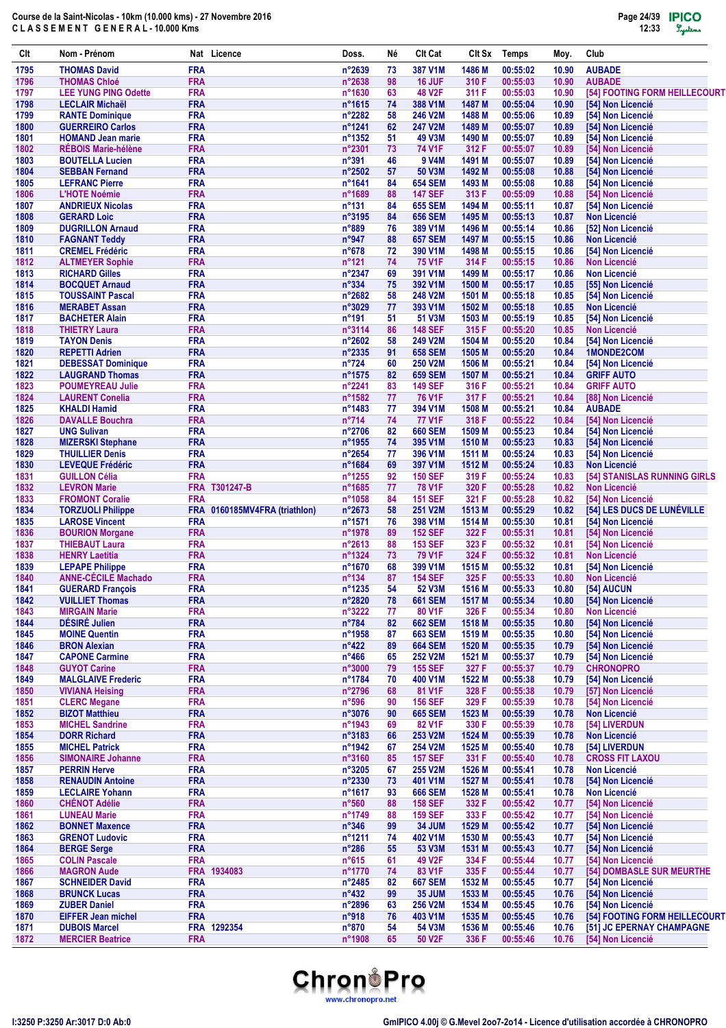Course de la Saint-Nicolas - 10km (10.000 kms) - 27 Novembre 2016
CLASSEMENT GENERAL - 10.000 Kms

| Clt | Nom - Prénom | Nat | Licence | Doss. | Né | Clt Cat | Clt Sx | Temps | Moy. | Club |
|---|---|---|---|---|---|---|---|---|---|---|
| 1795 | THOMAS David | FRA | | n°2639 | 73 | 387 V1M | 1486 M | 00:55:02 | 10.90 | AUBADE |
| 1796 | THOMAS Chloé | FRA | | n°2638 | 98 | 16 JUF | 310 F | 00:55:03 | 10.90 | AUBADE |
| 1797 | LEE YUNG PING Odette | FRA | | n°1630 | 63 | 48 V2F | 311 F | 00:55:03 | 10.90 | [54] FOOTING FORM HEILLECOURT |
| 1798 | LECLAIR Michaël | FRA | | n°1615 | 74 | 388 V1M | 1487 M | 00:55:04 | 10.90 | [54] Non Licencié |
| 1799 | RANTE Dominique | FRA | | n°2282 | 58 | 246 V2M | 1488 M | 00:55:06 | 10.89 | [54] Non Licencié |
| 1800 | GUERREIRO Carlos | FRA | | n°1241 | 62 | 247 V2M | 1489 M | 00:55:07 | 10.89 | [54] Non Licencié |
| 1801 | HOMAND Jean marie | FRA | | n°1352 | 51 | 49 V3M | 1490 M | 00:55:07 | 10.89 | [54] Non Licencié |
| 1802 | RÉBOIS Marie-hélène | FRA | | n°2301 | 73 | 74 V1F | 312 F | 00:55:07 | 10.89 | [54] Non Licencié |
| 1803 | BOUTELLA Lucien | FRA | | n°391 | 46 | 9 V4M | 1491 M | 00:55:07 | 10.89 | [54] Non Licencié |
| 1804 | SEBBAN Fernand | FRA | | n°2502 | 57 | 50 V3M | 1492 M | 00:55:08 | 10.88 | [54] Non Licencié |
| 1805 | LEFRANC Pierre | FRA | | n°1641 | 84 | 654 SEM | 1493 M | 00:55:08 | 10.88 | [54] Non Licencié |
| 1806 | L'HOTE Noémie | FRA | | n°1689 | 88 | 147 SEF | 313 F | 00:55:09 | 10.88 | [54] Non Licencié |
| 1807 | ANDRIEUX Nicolas | FRA | | n°131 | 84 | 655 SEM | 1494 M | 00:55:11 | 10.87 | [54] Non Licencié |
| 1808 | GERARD Loic | FRA | | n°3195 | 84 | 656 SEM | 1495 M | 00:55:13 | 10.87 | Non Licencié |
| 1809 | DUGRILLON Arnaud | FRA | | n°889 | 76 | 389 V1M | 1496 M | 00:55:14 | 10.86 | [52] Non Licencié |
| 1810 | FAGNANT Teddy | FRA | | n°947 | 88 | 657 SEM | 1497 M | 00:55:15 | 10.86 | Non Licencié |
| 1811 | CREMEL Frédéric | FRA | | n°678 | 72 | 390 V1M | 1498 M | 00:55:15 | 10.86 | [54] Non Licencié |
| 1812 | ALTMEYER Sophie | FRA | | n°121 | 74 | 75 V1F | 314 F | 00:55:15 | 10.86 | Non Licencié |
| 1813 | RICHARD Gilles | FRA | | n°2347 | 69 | 391 V1M | 1499 M | 00:55:17 | 10.86 | Non Licencié |
| 1814 | BOCQUET Arnaud | FRA | | n°334 | 75 | 392 V1M | 1500 M | 00:55:17 | 10.85 | [55] Non Licencié |
| 1815 | TOUSSAINT Pascal | FRA | | n°2682 | 58 | 248 V2M | 1501 M | 00:55:18 | 10.85 | [54] Non Licencié |
| 1816 | MERABET Assan | FRA | | n°3029 | 77 | 393 V1M | 1502 M | 00:55:18 | 10.85 | Non Licencié |
| 1817 | BACHETER Alain | FRA | | n°191 | 51 | 51 V3M | 1503 M | 00:55:19 | 10.85 | [54] Non Licencié |
| 1818 | THIETRY Laura | FRA | | n°3114 | 86 | 148 SEF | 315 F | 00:55:20 | 10.85 | Non Licencié |
| 1819 | TAYON Denis | FRA | | n°2602 | 58 | 249 V2M | 1504 M | 00:55:20 | 10.84 | [54] Non Licencié |
| 1820 | REPETTI Adrien | FRA | | n°2335 | 91 | 658 SEM | 1505 M | 00:55:20 | 10.84 | 1MONDE2COM |
| 1821 | DEBESSAT Dominique | FRA | | n°724 | 60 | 250 V2M | 1506 M | 00:55:21 | 10.84 | [54] Non Licencié |
| 1822 | LAUGRAND Thomas | FRA | | n°1575 | 82 | 659 SEM | 1507 M | 00:55:21 | 10.84 | GRIFF AUTO |
| 1823 | POUMEYREAU Julie | FRA | | n°2241 | 83 | 149 SEF | 316 F | 00:55:21 | 10.84 | GRIFF AUTO |
| 1824 | LAURENT Conelia | FRA | | n°1582 | 77 | 76 V1F | 317 F | 00:55:21 | 10.84 | [88] Non Licencié |
| 1825 | KHALDI Hamid | FRA | | n°1483 | 77 | 394 V1M | 1508 M | 00:55:21 | 10.84 | AUBADE |
| 1826 | DAVALLE Bouchra | FRA | | n°714 | 74 | 77 V1F | 318 F | 00:55:22 | 10.84 | [54] Non Licencié |
| 1827 | UNG Sulivan | FRA | | n°2706 | 82 | 660 SEM | 1509 M | 00:55:23 | 10.84 | [54] Non Licencié |
| 1828 | MIZERSKI Stephane | FRA | | n°1955 | 74 | 395 V1M | 1510 M | 00:55:23 | 10.83 | [54] Non Licencié |
| 1829 | THUILLIER Denis | FRA | | n°2654 | 77 | 396 V1M | 1511 M | 00:55:24 | 10.83 | [54] Non Licencié |
| 1830 | LEVEQUE Frédéric | FRA | | n°1684 | 69 | 397 V1M | 1512 M | 00:55:24 | 10.83 | Non Licencié |
| 1831 | GUILLON Célia | FRA | | n°1255 | 92 | 150 SEF | 319 F | 00:55:24 | 10.83 | [54] STANISLAS RUNNING GIRLS |
| 1832 | LEVRON Marie | FRA | T301247-B | n°1685 | 77 | 78 V1F | 320 F | 00:55:28 | 10.82 | Non Licencié |
| 1833 | FROMONT Coralie | FRA | | n°1058 | 84 | 151 SEF | 321 F | 00:55:28 | 10.82 | [54] Non Licencié |
| 1834 | TORZUOLI Philippe | FRA | 0160185MV4FRA (triathlon) | n°2673 | 58 | 251 V2M | 1513 M | 00:55:29 | 10.82 | [54] LES DUCS DE LUNÉVILLE |
| 1835 | LAROSE Vincent | FRA | | n°1571 | 76 | 398 V1M | 1514 M | 00:55:30 | 10.81 | [54] Non Licencié |
| 1836 | BOURION Morgane | FRA | | n°1978 | 89 | 152 SEF | 322 F | 00:55:31 | 10.81 | [54] Non Licencié |
| 1837 | THIEBAUT Laura | FRA | | n°2613 | 88 | 153 SEF | 323 F | 00:55:32 | 10.81 | [54] Non Licencié |
| 1838 | HENRY Laetitia | FRA | | n°1324 | 73 | 79 V1F | 324 F | 00:55:32 | 10.81 | Non Licencié |
| 1839 | LEPAPE Philippe | FRA | | n°1670 | 68 | 399 V1M | 1515 M | 00:55:32 | 10.81 | [54] Non Licencié |
| 1840 | ANNE-CÉCILE Machado | FRA | | n°134 | 87 | 154 SEF | 325 F | 00:55:33 | 10.80 | Non Licencié |
| 1841 | GUERARD François | FRA | | n°1235 | 54 | 52 V3M | 1516 M | 00:55:33 | 10.80 | [54] AUCUN |
| 1842 | VUILLIET Thomas | FRA | | n°2820 | 78 | 661 SEM | 1517 M | 00:55:34 | 10.80 | [54] Non Licencié |
| 1843 | MIRGAIN Marie | FRA | | n°3222 | 77 | 80 V1F | 326 F | 00:55:34 | 10.80 | Non Licencié |
| 1844 | DÉSIRÉ Julien | FRA | | n°784 | 82 | 662 SEM | 1518 M | 00:55:35 | 10.80 | [54] Non Licencié |
| 1845 | MOINE Quentin | FRA | | n°1958 | 87 | 663 SEM | 1519 M | 00:55:35 | 10.80 | [54] Non Licencié |
| 1846 | BRON Alexian | FRA | | n°422 | 89 | 664 SEM | 1520 M | 00:55:35 | 10.79 | [54] Non Licencié |
| 1847 | CAPONE Carmine | FRA | | n°466 | 65 | 252 V2M | 1521 M | 00:55:37 | 10.79 | [54] Non Licencié |
| 1848 | GUYOT Carine | FRA | | n°3000 | 79 | 155 SEF | 327 F | 00:55:37 | 10.79 | CHRONOPRO |
| 1849 | MALGLAIVE Frederic | FRA | | n°1784 | 70 | 400 V1M | 1522 M | 00:55:38 | 10.79 | [54] Non Licencié |
| 1850 | VIVIANA Heising | FRA | | n°2796 | 68 | 81 V1F | 328 F | 00:55:38 | 10.79 | [57] Non Licencié |
| 1851 | CLERC Megane | FRA | | n°596 | 90 | 156 SEF | 329 F | 00:55:39 | 10.78 | [54] Non Licencié |
| 1852 | BIZOT Matthieu | FRA | | n°3076 | 90 | 665 SEM | 1523 M | 00:55:39 | 10.78 | Non Licencié |
| 1853 | MICHEL Sandrine | FRA | | n°1943 | 69 | 82 V1F | 330 F | 00:55:39 | 10.78 | [54] LIVERDUN |
| 1854 | DORR Richard | FRA | | n°3183 | 66 | 253 V2M | 1524 M | 00:55:39 | 10.78 | Non Licencié |
| 1855 | MICHEL Patrick | FRA | | n°1942 | 67 | 254 V2M | 1525 M | 00:55:40 | 10.78 | [54] LIVERDUN |
| 1856 | SIMONAIRE Johanne | FRA | | n°3160 | 85 | 157 SEF | 331 F | 00:55:40 | 10.78 | CROSS FIT LAXOU |
| 1857 | PERRIN Herve | FRA | | n°3205 | 67 | 255 V2M | 1526 M | 00:55:41 | 10.78 | Non Licencié |
| 1858 | RENAUDIN Antoine | FRA | | n°2330 | 73 | 401 V1M | 1527 M | 00:55:41 | 10.78 | [54] Non Licencié |
| 1859 | LECLAIRE Yohann | FRA | | n°1617 | 93 | 666 SEM | 1528 M | 00:55:41 | 10.78 | Non Licencié |
| 1860 | CHÉNOT Adélie | FRA | | n°560 | 88 | 158 SEF | 332 F | 00:55:42 | 10.77 | [54] Non Licencié |
| 1861 | LUNEAU Marie | FRA | | n°1749 | 88 | 159 SEF | 333 F | 00:55:42 | 10.77 | [54] Non Licencié |
| 1862 | BONNET Maxence | FRA | | n°346 | 99 | 34 JUM | 1529 M | 00:55:42 | 10.77 | [54] Non Licencié |
| 1863 | GRENOT Ludovic | FRA | | n°1211 | 74 | 402 V1M | 1530 M | 00:55:43 | 10.77 | [54] Non Licencié |
| 1864 | BERGE Serge | FRA | | n°286 | 55 | 53 V3M | 1531 M | 00:55:43 | 10.77 | [54] Non Licencié |
| 1865 | COLIN Pascale | FRA | | n°615 | 61 | 49 V2F | 334 F | 00:55:44 | 10.77 | [54] Non Licencié |
| 1866 | MAGRON Aude | FRA | 1934083 | n°1770 | 74 | 83 V1F | 335 F | 00:55:44 | 10.77 | [54] DOMBASLE SUR MEURTHE |
| 1867 | SCHNEIDER David | FRA | | n°2485 | 82 | 667 SEM | 1532 M | 00:55:45 | 10.77 | [54] Non Licencié |
| 1868 | BRUNCK Lucas | FRA | | n°432 | 99 | 35 JUM | 1533 M | 00:55:45 | 10.76 | [54] Non Licencié |
| 1869 | ZUBER Daniel | FRA | | n°2896 | 63 | 256 V2M | 1534 M | 00:55:45 | 10.76 | [54] Non Licencié |
| 1870 | EIFFER Jean michel | FRA | | n°918 | 76 | 403 V1M | 1535 M | 00:55:45 | 10.76 | [54] FOOTING FORM HEILLECOURT |
| 1871 | DUBOIS Marcel | FRA | 1292354 | n°870 | 54 | 54 V3M | 1536 M | 00:55:46 | 10.76 | [51] JC EPERNAY CHAMPAGNE |
| 1872 | MERCIER Beatrice | FRA | | n°1908 | 65 | 50 V2F | 336 F | 00:55:46 | 10.76 | [54] Non Licencié |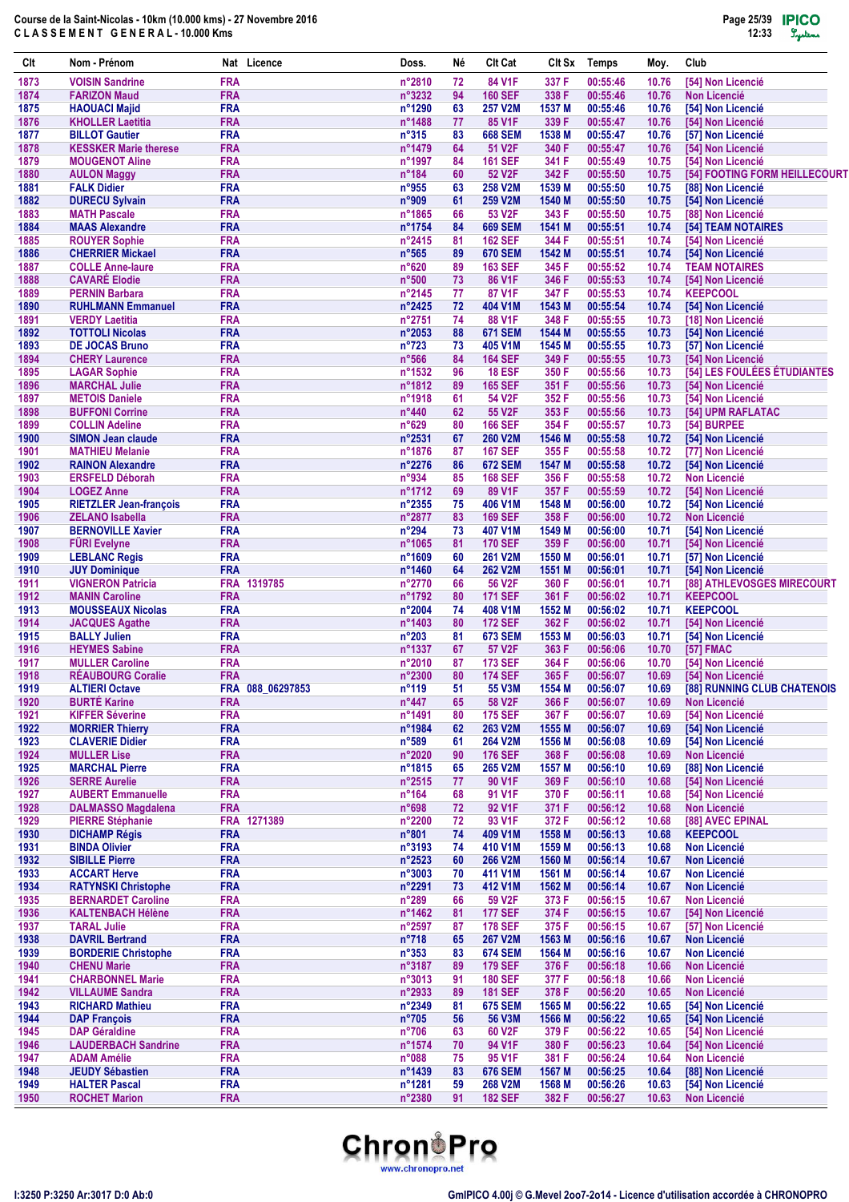# Course de la Saint-Nicolas - 10km (10.000 kms) - 27 Novembre 2016

## C L A S S E M E N T   G E N E R A L - 10.000 Kms

| Clt | Nom - Prénom | Nat | Licence | Doss. | Né | Clt Cat | Clt Sx | Temps | Moy. | Club |
|---|---|---|---|---|---|---|---|---|---|---|
| 1873 | VOISIN Sandrine | FRA | | n°2810 | 72 | 84 V1F | 337 F | 00:55:46 | 10.76 | [54] Non Licencié |
| 1874 | FARIZON Maud | FRA | | n°3232 | 94 | 160 SEF | 338 F | 00:55:46 | 10.76 | Non Licencié |
| 1875 | HAOUACI Majid | FRA | | n°1290 | 63 | 257 V2M | 1537 M | 00:55:46 | 10.76 | [54] Non Licencié |
| 1876 | KHOLLER Laetitia | FRA | | n°1488 | 77 | 85 V1F | 339 F | 00:55:47 | 10.76 | [54] Non Licencié |
| 1877 | BILLOT Gautier | FRA | | n°315 | 83 | 668 SEM | 1538 M | 00:55:47 | 10.76 | [57] Non Licencié |
| 1878 | KESSKER Marie therese | FRA | | n°1479 | 64 | 51 V2F | 340 F | 00:55:47 | 10.76 | [54] Non Licencié |
| 1879 | MOUGENOT Aline | FRA | | n°1997 | 84 | 161 SEF | 341 F | 00:55:49 | 10.75 | [54] Non Licencié |
| 1880 | AULON Maggy | FRA | | n°184 | 60 | 52 V2F | 342 F | 00:55:50 | 10.75 | [54] FOOTING FORM HEILLECOURT |
| 1881 | FALK Didier | FRA | | n°955 | 63 | 258 V2M | 1539 M | 00:55:50 | 10.75 | [88] Non Licencié |
| 1882 | DURECU Sylvain | FRA | | n°909 | 61 | 259 V2M | 1540 M | 00:55:50 | 10.75 | [54] Non Licencié |
| 1883 | MATH Pascale | FRA | | n°1865 | 66 | 53 V2F | 343 F | 00:55:50 | 10.75 | [88] Non Licencié |
| 1884 | MAAS Alexandre | FRA | | n°1754 | 84 | 669 SEM | 1541 M | 00:55:51 | 10.74 | [54] TEAM NOTAIRES |
| 1885 | ROUYER Sophie | FRA | | n°2415 | 81 | 162 SEF | 344 F | 00:55:51 | 10.74 | [54] Non Licencié |
| 1886 | CHERRIER Mickael | FRA | | n°565 | 89 | 670 SEM | 1542 M | 00:55:51 | 10.74 | [54] Non Licencié |
| 1887 | COLLE Anne-laure | FRA | | n°620 | 89 | 163 SEF | 345 F | 00:55:52 | 10.74 | TEAM NOTAIRES |
| 1888 | CAVARÉ Elodie | FRA | | n°500 | 73 | 86 V1F | 346 F | 00:55:53 | 10.74 | [54] Non Licencié |
| 1889 | PERNIN Barbara | FRA | | n°2145 | 77 | 87 V1F | 347 F | 00:55:53 | 10.74 | KEEPCOOL |
| 1890 | RUHLMANN Emmanuel | FRA | | n°2425 | 72 | 404 V1M | 1543 M | 00:55:54 | 10.74 | [54] Non Licencié |
| 1891 | VERDY Laetitia | FRA | | n°2751 | 74 | 88 V1F | 348 F | 00:55:55 | 10.73 | [18] Non Licencié |
| 1892 | TOTTOLI Nicolas | FRA | | n°2053 | 88 | 671 SEM | 1544 M | 00:55:55 | 10.73 | [54] Non Licencié |
| 1893 | DE JOCAS Bruno | FRA | | n°723 | 73 | 405 V1M | 1545 M | 00:55:55 | 10.73 | [57] Non Licencié |
| 1894 | CHERY Laurence | FRA | | n°566 | 84 | 164 SEF | 349 F | 00:55:55 | 10.73 | [54] Non Licencié |
| 1895 | LAGAR Sophie | FRA | | n°1532 | 96 | 18 ESF | 350 F | 00:55:56 | 10.73 | [54] LES FOULÉES ÉTUDIANTES |
| 1896 | MARCHAL Julie | FRA | | n°1812 | 89 | 165 SEF | 351 F | 00:55:56 | 10.73 | [54] Non Licencié |
| 1897 | METOIS Daniele | FRA | | n°1918 | 61 | 54 V2F | 352 F | 00:55:56 | 10.73 | [54] Non Licencié |
| 1898 | BUFFONI Corrine | FRA | | n°440 | 62 | 55 V2F | 353 F | 00:55:56 | 10.73 | [54] UPM RAFLATAC |
| 1899 | COLLIN Adeline | FRA | | n°629 | 80 | 166 SEF | 354 F | 00:55:57 | 10.73 | [54] BURPEE |
| 1900 | SIMON Jean claude | FRA | | n°2531 | 67 | 260 V2M | 1546 M | 00:55:58 | 10.72 | [54] Non Licencié |
| 1901 | MATHIEU Melanie | FRA | | n°1876 | 87 | 167 SEF | 355 F | 00:55:58 | 10.72 | [77] Non Licencié |
| 1902 | RAINON Alexandre | FRA | | n°2276 | 86 | 672 SEM | 1547 M | 00:55:58 | 10.72 | [54] Non Licencié |
| 1903 | ERSFELD Déborah | FRA | | n°934 | 85 | 168 SEF | 356 F | 00:55:58 | 10.72 | Non Licencié |
| 1904 | LOGEZ Anne | FRA | | n°1712 | 69 | 89 V1F | 357 F | 00:55:59 | 10.72 | [54] Non Licencié |
| 1905 | RIETZLER Jean-françois | FRA | | n°2355 | 75 | 406 V1M | 1548 M | 00:56:00 | 10.72 | [54] Non Licencié |
| 1906 | ZELANO Isabella | FRA | | n°2877 | 83 | 169 SEF | 358 F | 00:56:00 | 10.72 | Non Licencié |
| 1907 | BERNOVILLE Xavier | FRA | | n°294 | 73 | 407 V1M | 1549 M | 00:56:00 | 10.71 | [54] Non Licencié |
| 1908 | FÜRI Evelyne | FRA | | n°1065 | 81 | 170 SEF | 359 F | 00:56:00 | 10.71 | [54] Non Licencié |
| 1909 | LEBLANC Regis | FRA | | n°1609 | 60 | 261 V2M | 1550 M | 00:56:01 | 10.71 | [57] Non Licencié |
| 1910 | JUY Dominique | FRA | | n°1460 | 64 | 262 V2M | 1551 M | 00:56:01 | 10.71 | [54] Non Licencié |
| 1911 | VIGNERON Patricia | FRA | 1319785 | n°2770 | 66 | 56 V2F | 360 F | 00:56:01 | 10.71 | [88] ATHLEVOSGES MIRECOURT |
| 1912 | MANIN Caroline | FRA | | n°1792 | 80 | 171 SEF | 361 F | 00:56:02 | 10.71 | KEEPCOOL |
| 1913 | MOUSSEAUX Nicolas | FRA | | n°2004 | 74 | 408 V1M | 1552 M | 00:56:02 | 10.71 | KEEPCOOL |
| 1914 | JACQUES Agathe | FRA | | n°1403 | 80 | 172 SEF | 362 F | 00:56:02 | 10.71 | [54] Non Licencié |
| 1915 | BALLY Julien | FRA | | n°203 | 81 | 673 SEM | 1553 M | 00:56:03 | 10.71 | [54] Non Licencié |
| 1916 | HEYMES Sabine | FRA | | n°1337 | 67 | 57 V2F | 363 F | 00:56:06 | 10.70 | [57] FMAC |
| 1917 | MULLER Caroline | FRA | | n°2010 | 87 | 173 SEF | 364 F | 00:56:06 | 10.70 | [54] Non Licencié |
| 1918 | RÉAUBOURG Coralie | FRA | | n°2300 | 80 | 174 SEF | 365 F | 00:56:07 | 10.69 | [54] Non Licencié |
| 1919 | ALTIERI Octave | FRA | 088_06297853 | n°119 | 51 | 55 V3M | 1554 M | 00:56:07 | 10.69 | [88] RUNNING CLUB CHATENOIS |
| 1920 | BURTÉ Karine | FRA | | n°447 | 65 | 58 V2F | 366 F | 00:56:07 | 10.69 | Non Licencié |
| 1921 | KIFFER Séverine | FRA | | n°1491 | 80 | 175 SEF | 367 F | 00:56:07 | 10.69 | [54] Non Licencié |
| 1922 | MORRIER Thierry | FRA | | n°1984 | 62 | 263 V2M | 1555 M | 00:56:07 | 10.69 | [54] Non Licencié |
| 1923 | CLAVERIE Didier | FRA | | n°589 | 61 | 264 V2M | 1556 M | 00:56:08 | 10.69 | [54] Non Licencié |
| 1924 | MULLER Lise | FRA | | n°2020 | 90 | 176 SEF | 368 F | 00:56:08 | 10.69 | Non Licencié |
| 1925 | MARCHAL Pierre | FRA | | n°1815 | 65 | 265 V2M | 1557 M | 00:56:10 | 10.69 | [88] Non Licencié |
| 1926 | SERRE Aurelie | FRA | | n°2515 | 77 | 90 V1F | 369 F | 00:56:10 | 10.68 | [54] Non Licencié |
| 1927 | AUBERT Emmanuelle | FRA | | n°164 | 68 | 91 V1F | 370 F | 00:56:11 | 10.68 | [54] Non Licencié |
| 1928 | DALMASSO Magdalena | FRA | | n°698 | 72 | 92 V1F | 371 F | 00:56:12 | 10.68 | Non Licencié |
| 1929 | PIERRE Stéphanie | FRA | 1271389 | n°2200 | 72 | 93 V1F | 372 F | 00:56:12 | 10.68 | [88] AVEC EPINAL |
| 1930 | DICHAMP Régis | FRA | | n°801 | 74 | 409 V1M | 1558 M | 00:56:13 | 10.68 | KEEPCOOL |
| 1931 | BINDA Olivier | FRA | | n°3193 | 74 | 410 V1M | 1559 M | 00:56:13 | 10.68 | Non Licencié |
| 1932 | SIBILLE Pierre | FRA | | n°2523 | 60 | 266 V2M | 1560 M | 00:56:14 | 10.67 | Non Licencié |
| 1933 | ACCART Herve | FRA | | n°3003 | 70 | 411 V1M | 1561 M | 00:56:14 | 10.67 | Non Licencié |
| 1934 | RATYNSKI Christophe | FRA | | n°2291 | 73 | 412 V1M | 1562 M | 00:56:14 | 10.67 | Non Licencié |
| 1935 | BERNARDET Caroline | FRA | | n°289 | 66 | 59 V2F | 373 F | 00:56:15 | 10.67 | Non Licencié |
| 1936 | KALTENBACH Hélène | FRA | | n°1462 | 81 | 177 SEF | 374 F | 00:56:15 | 10.67 | [54] Non Licencié |
| 1937 | TARAL Julie | FRA | | n°2597 | 87 | 178 SEF | 375 F | 00:56:15 | 10.67 | [57] Non Licencié |
| 1938 | DAVRIL Bertrand | FRA | | n°718 | 65 | 267 V2M | 1563 M | 00:56:16 | 10.67 | Non Licencié |
| 1939 | BORDERIE Christophe | FRA | | n°353 | 83 | 674 SEM | 1564 M | 00:56:16 | 10.67 | Non Licencié |
| 1940 | CHENU Marie | FRA | | n°3187 | 89 | 179 SEF | 376 F | 00:56:18 | 10.66 | Non Licencié |
| 1941 | CHARBONNEL Marie | FRA | | n°3013 | 91 | 180 SEF | 377 F | 00:56:18 | 10.66 | Non Licencié |
| 1942 | VILLAUME Sandra | FRA | | n°2933 | 89 | 181 SEF | 378 F | 00:56:20 | 10.65 | Non Licencié |
| 1943 | RICHARD Mathieu | FRA | | n°2349 | 81 | 675 SEM | 1565 M | 00:56:22 | 10.65 | [54] Non Licencié |
| 1944 | DAP François | FRA | | n°705 | 56 | 56 V3M | 1566 M | 00:56:22 | 10.65 | [54] Non Licencié |
| 1945 | DAP Géraldine | FRA | | n°706 | 63 | 60 V2F | 379 F | 00:56:22 | 10.65 | [54] Non Licencié |
| 1946 | LAUDERBACH Sandrine | FRA | | n°1574 | 70 | 94 V1F | 380 F | 00:56:23 | 10.64 | [54] Non Licencié |
| 1947 | ADAM Amélie | FRA | | n°088 | 75 | 95 V1F | 381 F | 00:56:24 | 10.64 | Non Licencié |
| 1948 | JEUDY Sébastien | FRA | | n°1439 | 83 | 676 SEM | 1567 M | 00:56:25 | 10.64 | [88] Non Licencié |
| 1949 | HALTER Pascal | FRA | | n°1281 | 59 | 268 V2M | 1568 M | 00:56:26 | 10.63 | [54] Non Licencié |
| 1950 | ROCHET Marion | FRA | | n°2380 | 91 | 182 SEF | 382 F | 00:56:27 | 10.63 | Non Licencié |

I:3250 P:3250 Ar:3017 D:0 Ab:0

GmIPICO 4.00j © G.Mevel 2oo7-2o14 - Licence d'utilisation accordée à CHRONOPRO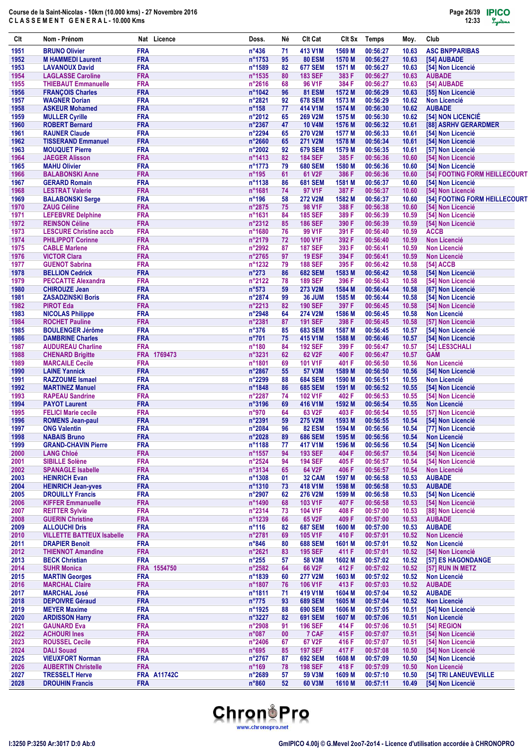Course de la Saint-Nicolas - 10km (10.000 kms) - 27 Novembre 2016

CLASSEMENT GENERAL - 10.000 Kms

12:33

| Clt | Nom - Prénom | Nat | Licence | Doss. | Né | Clt Cat | Clt Sx | Temps | Moy. | Club |
|---|---|---|---|---|---|---|---|---|---|---|
| 1951 | BRUNO Olivier | FRA | | n°436 | 71 | 413 V1M | 1569 M | 00:56:27 | 10.63 | ASC BNPPARIBAS |
| 1952 | M HAMMEDI Laurent | FRA | | n°1753 | 95 | 80 ESM | 1570 M | 00:56:27 | 10.63 | [54] AUBADE |
| 1953 | LAVANOUX David | FRA | | n°1589 | 82 | 677 SEM | 1571 M | 00:56:27 | 10.63 | [54] Non Licencié |
| 1954 | LAGLASSE Caroline | FRA | | n°1535 | 80 | 183 SEF | 383 F | 00:56:27 | 10.63 | AUBADE |
| 1955 | THIEBAUT Emmanuelle | FRA | | n°2616 | 68 | 96 V1F | 384 F | 00:56:27 | 10.63 | [54] AUBADE |
| 1956 | FRANÇOIS Charles | FRA | | n°1042 | 96 | 81 ESM | 1572 M | 00:56:29 | 10.63 | [55] Non Licencié |
| 1957 | WAGNER Dorian | FRA | | n°2821 | 92 | 678 SEM | 1573 M | 00:56:29 | 10.62 | Non Licencié |
| 1958 | ASKEUR Mohamed | FRA | | n°158 | 77 | 414 V1M | 1574 M | 00:56:30 | 10.62 | AUBADE |
| 1959 | MULLER Cyrille | FRA | | n°2012 | 65 | 269 V2M | 1575 M | 00:56:30 | 10.62 | [54] NON LICENCIÉ |
| 1960 | ROBERT Bernard | FRA | | n°2367 | 47 | 10 V4M | 1576 M | 00:56:32 | 10.61 | [88] ASRHV GERARDMER |
| 1961 | RAUNER Claude | FRA | | n°2294 | 65 | 270 V2M | 1577 M | 00:56:33 | 10.61 | [54] Non Licencié |
| 1962 | TISSERAND Emmanuel | FRA | | n°2660 | 65 | 271 V2M | 1578 M | 00:56:34 | 10.61 | [54] Non Licencié |
| 1963 | MOUQUET Pierre | FRA | | n°2002 | 92 | 679 SEM | 1579 M | 00:56:35 | 10.61 | [57] Non Licencié |
| 1964 | JAEGER Alisson | FRA | | n°1413 | 82 | 184 SEF | 385 F | 00:56:36 | 10.60 | [54] Non Licencié |
| 1965 | MAHU Olivier | FRA | | n°1773 | 79 | 680 SEM | 1580 M | 00:56:36 | 10.60 | [54] Non Licencié |
| 1966 | BALABONSKI Anne | FRA | | n°195 | 61 | 61 V2F | 386 F | 00:56:36 | 10.60 | [54] FOOTING FORM HEILLECOURT |
| 1967 | GERARD Romain | FRA | | n°1138 | 86 | 681 SEM | 1581 M | 00:56:37 | 10.60 | [54] Non Licencié |
| 1968 | LESTRAT Valerie | FRA | | n°1681 | 74 | 97 V1F | 387 F | 00:56:37 | 10.60 | [54] Non Licencié |
| 1969 | BALABONSKI Serge | FRA | | n°196 | 58 | 272 V2M | 1582 M | 00:56:37 | 10.60 | [54] FOOTING FORM HEILLECOURT |
| 1970 | ZAUG Céline | FRA | | n°2875 | 75 | 98 V1F | 388 F | 00:56:38 | 10.60 | [54] Non Licencié |
| 1971 | LEFEBVRE Delphine | FRA | | n°1631 | 84 | 185 SEF | 389 F | 00:56:39 | 10.59 | [54] Non Licencié |
| 1972 | REINSON Céline | FRA | | n°2312 | 85 | 186 SEF | 390 F | 00:56:39 | 10.59 | [54] Non Licencié |
| 1973 | LESCURE Christine accb | FRA | | n°1680 | 76 | 99 V1F | 391 F | 00:56:40 | 10.59 | ACCB |
| 1974 | PHILIPPOT Corinne | FRA | | n°2179 | 72 | 100 V1F | 392 F | 00:56:40 | 10.59 | Non Licencié |
| 1975 | CABLE Marlene | FRA | | n°2992 | 87 | 187 SEF | 393 F | 00:56:41 | 10.59 | Non Licencié |
| 1976 | VICTOR Clara | FRA | | n°2765 | 97 | 19 ESF | 394 F | 00:56:41 | 10.59 | Non Licencié |
| 1977 | GUENOT Sabrina | FRA | | n°1232 | 79 | 188 SEF | 395 F | 00:56:42 | 10.58 | [54] ACCB |
| 1978 | BELLION Cedrick | FRA | | n°273 | 86 | 682 SEM | 1583 M | 00:56:42 | 10.58 | [54] Non Licencié |
| 1979 | PECCATTE Alexandra | FRA | | n°2122 | 78 | 189 SEF | 396 F | 00:56:43 | 10.58 | [54] Non Licencié |
| 1980 | CHIROUZE Jean | FRA | | n°573 | 59 | 273 V2M | 1584 M | 00:56:44 | 10.58 | [67] Non Licencié |
| 1981 | ZASADZINSKI Boris | FRA | | n°2874 | 99 | 36 JUM | 1585 M | 00:56:44 | 10.58 | [54] Non Licencié |
| 1982 | PIROT Eda | FRA | | n°2213 | 82 | 190 SEF | 397 F | 00:56:45 | 10.58 | [54] Non Licencié |
| 1983 | NICOLAS Philippe | FRA | | n°2948 | 64 | 274 V2M | 1586 M | 00:56:45 | 10.58 | Non Licencié |
| 1984 | ROCHET Pauline | FRA | | n°2381 | 87 | 191 SEF | 398 F | 00:56:45 | 10.58 | [57] Non Licencié |
| 1985 | BOULENGER Jérôme | FRA | | n°376 | 85 | 683 SEM | 1587 M | 00:56:45 | 10.57 | [54] Non Licencié |
| 1986 | DAMBRINE Charles | FRA | | n°701 | 75 | 415 V1M | 1588 M | 00:56:46 | 10.57 | [54] Non Licencié |
| 1987 | AUDUREAU Charline | FRA | | n°180 | 84 | 192 SEF | 399 F | 00:56:47 | 10.57 | [54] LES3CHALI |
| 1988 | CHENARD Brigitte | FRA | 1769473 | n°3231 | 62 | 62 V2F | 400 F | 00:56:47 | 10.57 | GAM |
| 1989 | MARCAILE Cecile | FRA | | n°1801 | 69 | 101 V1F | 401 F | 00:56:50 | 10.56 | Non Licencié |
| 1990 | LAINE Yannick | FRA | | n°2867 | 55 | 57 V3M | 1589 M | 00:56:50 | 10.56 | [54] Non Licencié |
| 1991 | RAZZOUME Ismael | FRA | | n°2299 | 88 | 684 SEM | 1590 M | 00:56:51 | 10.55 | Non Licencié |
| 1992 | MARTINEZ Manuel | FRA | | n°1848 | 86 | 685 SEM | 1591 M | 00:56:52 | 10.55 | [54] Non Licencié |
| 1993 | RAPEAU Sandrine | FRA | | n°2287 | 74 | 102 V1F | 402 F | 00:56:53 | 10.55 | [54] Non Licencié |
| 1994 | PAYOT Laurent | FRA | | n°3196 | 69 | 416 V1M | 1592 M | 00:56:54 | 10.55 | Non Licencié |
| 1995 | FELICI Marie cecile | FRA | | n°970 | 64 | 63 V2F | 403 F | 00:56:54 | 10.55 | [57] Non Licencié |
| 1996 | ROMENS Jean-paul | FRA | | n°2391 | 59 | 275 V2M | 1593 M | 00:56:55 | 10.54 | [54] Non Licencié |
| 1997 | ONG Valentin | FRA | | n°2084 | 96 | 82 ESM | 1594 M | 00:56:56 | 10.54 | [77] Non Licencié |
| 1998 | NABAIS Bruno | FRA | | n°2028 | 89 | 686 SEM | 1595 M | 00:56:56 | 10.54 | Non Licencié |
| 1999 | GRAND-CHAVIN Pierre | FRA | | n°1188 | 77 | 417 V1M | 1596 M | 00:56:56 | 10.54 | [54] Non Licencié |
| 2000 | LANG Chloé | FRA | | n°1557 | 94 | 193 SEF | 404 F | 00:56:57 | 10.54 | [54] Non Licencié |
| 2001 | SIBILLE Solène | FRA | | n°2524 | 94 | 194 SEF | 405 F | 00:56:57 | 10.54 | [54] Non Licencié |
| 2002 | SPANAGLE Isabelle | FRA | | n°3134 | 65 | 64 V2F | 406 F | 00:56:57 | 10.54 | Non Licencié |
| 2003 | HEINRICH Evan | FRA | | n°1308 | 01 | 32 CAM | 1597 M | 00:56:58 | 10.53 | AUBADE |
| 2004 | HEINRICH Jean-yves | FRA | | n°1310 | 73 | 418 V1M | 1598 M | 00:56:58 | 10.53 | AUBADE |
| 2005 | DROUILLY Francis | FRA | | n°2907 | 62 | 276 V2M | 1599 M | 00:56:58 | 10.53 | [54] Non Licencié |
| 2006 | KIFFER Emmanuelle | FRA | | n°1490 | 68 | 103 V1F | 407 F | 00:56:58 | 10.53 | [54] Non Licencié |
| 2007 | REITTER Sylvie | FRA | | n°2314 | 73 | 104 V1F | 408 F | 00:57:00 | 10.53 | [88] Non Licencié |
| 2008 | GUERIN Christine | FRA | | n°1239 | 66 | 65 V2F | 409 F | 00:57:00 | 10.53 | AUBADE |
| 2009 | ALLOUCHI Dris | FRA | | n°116 | 82 | 687 SEM | 1600 M | 00:57:00 | 10.53 | AUBADE |
| 2010 | VILLETTE BATTEUX Isabelle | FRA | | n°2781 | 69 | 105 V1F | 410 F | 00:57:01 | 10.52 | Non Licencié |
| 2011 | DRAPIER Benoit | FRA | | n°846 | 80 | 688 SEM | 1601 M | 00:57:01 | 10.52 | Non Licencié |
| 2012 | THIENNOT Amandine | FRA | | n°2621 | 83 | 195 SEF | 411 F | 00:57:01 | 10.52 | [54] Non Licencié |
| 2013 | BECK Christian | FRA | | n°255 | 57 | 58 V3M | 1602 M | 00:57:02 | 10.52 | [57] ES HAGONDANGE |
| 2014 | SUHR Monica | FRA | 1554750 | n°2582 | 64 | 66 V2F | 412 F | 00:57:02 | 10.52 | [57] RUN IN METZ |
| 2015 | MARTIN Georges | FRA | | n°1839 | 60 | 277 V2M | 1603 M | 00:57:02 | 10.52 | Non Licencié |
| 2016 | MARCHAL Claire | FRA | | n°1807 | 76 | 106 V1F | 413 F | 00:57:03 | 10.52 | AUBADE |
| 2017 | MARCHAL José | FRA | | n°1811 | 71 | 419 V1M | 1604 M | 00:57:04 | 10.52 | AUBADE |
| 2018 | DEPOIVRE Géraud | FRA | | n°775 | 93 | 689 SEM | 1605 M | 00:57:04 | 10.52 | Non Licencié |
| 2019 | MEYER Maxime | FRA | | n°1925 | 88 | 690 SEM | 1606 M | 00:57:05 | 10.51 | [54] Non Licencié |
| 2020 | ARDISSON Harry | FRA | | n°3227 | 82 | 691 SEM | 1607 M | 00:57:06 | 10.51 | Non Licencié |
| 2021 | GAUNARD Eva | FRA | | n°2908 | 91 | 196 SEF | 414 F | 00:57:06 | 10.51 | [54] REGION |
| 2022 | ACHOURI Ines | FRA | | n°087 | 00 | 7 CAF | 415 F | 00:57:07 | 10.51 | [54] Non Licencié |
| 2023 | ROUSSEL Cecile | FRA | | n°2406 | 67 | 67 V2F | 416 F | 00:57:07 | 10.51 | [54] Non Licencié |
| 2024 | DALI Souad | FRA | | n°695 | 85 | 197 SEF | 417 F | 00:57:08 | 10.50 | [54] Non Licencié |
| 2025 | VIEUXFORT Norman | FRA | | n°2767 | 87 | 692 SEM | 1608 M | 00:57:09 | 10.50 | [54] Non Licencié |
| 2026 | AUBERTIN Christelle | FRA | | n°169 | 78 | 198 SEF | 418 F | 00:57:09 | 10.50 | Non Licencié |
| 2027 | TRESSELT Herve | FRA | A11742C | n°2689 | 57 | 59 V3M | 1609 M | 00:57:10 | 10.50 | [54] TRI LANEUVEVILLE |
| 2028 | DROUHIN Francis | FRA | | n°860 | 52 | 60 V3M | 1610 M | 00:57:11 | 10.49 | [54] Non Licencié |

ChronoPro www.chronopro.net

I:3250 P:3250 Ar:3017 D:0 Ab:0 — GmIPICO 4.00j © G.Mevel 2oo7-2o14 - Licence d'utilisation accordée à CHRONOPRO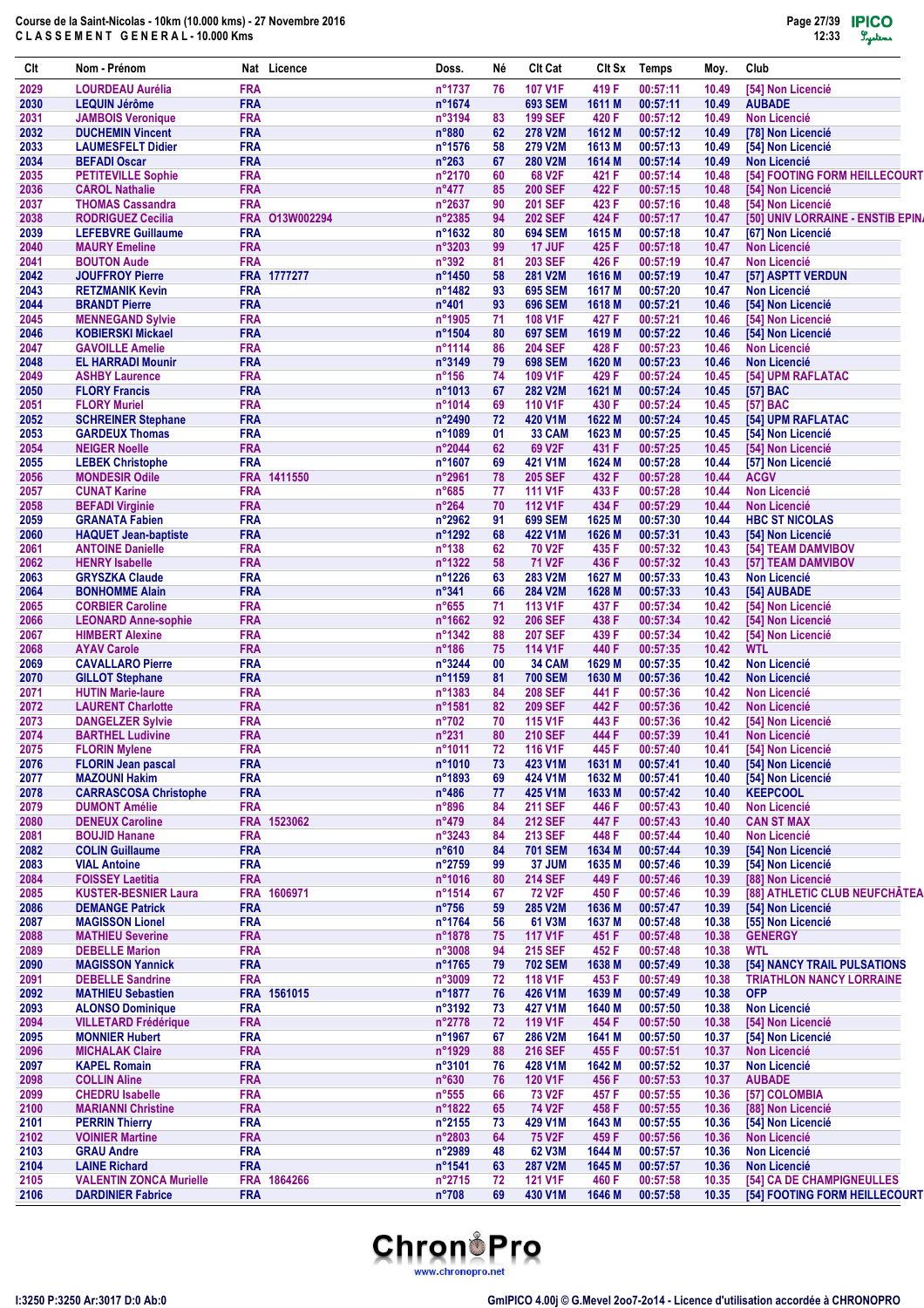Course de la Saint-Nicolas - 10km (10.000 kms) - 27 Novembre 2016

CLASSEMENT GENERAL - 10.000 Kms

| Clt | Nom - Prénom | Nat | Licence | Doss. | Né | Clt Cat | Clt Sx | Temps | Moy. | Club |
|---|---|---|---|---|---|---|---|---|---|---|
| 2029 | LOURDEAU Aurélia | FRA | | n°1737 | 76 | 107 V1F | 419 F | 00:57:11 | 10.49 | [54] Non Licencié |
| 2030 | LEQUIN Jérôme | FRA | | n°1674 | | 693 SEM | 1611 M | 00:57:11 | 10.49 | AUBADE |
| 2031 | JAMBOIS Veronique | FRA | | n°3194 | 83 | 199 SEF | 420 F | 00:57:12 | 10.49 | Non Licencié |
| 2032 | DUCHEMIN Vincent | FRA | | n°880 | 62 | 278 V2M | 1612 M | 00:57:12 | 10.49 | [78] Non Licencié |
| 2033 | LAUMESFELT Didier | FRA | | n°1576 | 58 | 279 V2M | 1613 M | 00:57:13 | 10.49 | [54] Non Licencié |
| 2034 | BEFADI Oscar | FRA | | n°263 | 67 | 280 V2M | 1614 M | 00:57:14 | 10.49 | Non Licencié |
| 2035 | PETITEVILLE Sophie | FRA | | n°2170 | 60 | 68 V2F | 421 F | 00:57:14 | 10.48 | [54] FOOTING FORM HEILLECOURT |
| 2036 | CAROL Nathalie | FRA | | n°477 | 85 | 200 SEF | 422 F | 00:57:15 | 10.48 | [54] Non Licencié |
| 2037 | THOMAS Cassandra | FRA | | n°2637 | 90 | 201 SEF | 423 F | 00:57:16 | 10.48 | [54] Non Licencié |
| 2038 | RODRIGUEZ Cecilia | FRA | O13W002294 | n°2385 | 94 | 202 SEF | 424 F | 00:57:17 | 10.47 | [50] UNIV LORRAINE - ENSTIB EPIN/ |
| 2039 | LEFEBVRE Guillaume | FRA | | n°1632 | 80 | 694 SEM | 1615 M | 00:57:18 | 10.47 | [67] Non Licencié |
| 2040 | MAURY Emeline | FRA | | n°3203 | 99 | 17 JUF | 425 F | 00:57:18 | 10.47 | Non Licencié |
| 2041 | BOUTON Aude | FRA | | n°392 | 81 | 203 SEF | 426 F | 00:57:19 | 10.47 | Non Licencié |
| 2042 | JOUFFROY Pierre | FRA | 1777277 | n°1450 | 58 | 281 V2M | 1616 M | 00:57:19 | 10.47 | [57] ASPTT VERDUN |
| 2043 | RETZMANIK Kevin | FRA | | n°1482 | 93 | 695 SEM | 1617 M | 00:57:20 | 10.47 | Non Licencié |
| 2044 | BRANDT Pierre | FRA | | n°401 | 93 | 696 SEM | 1618 M | 00:57:21 | 10.46 | [54] Non Licencié |
| 2045 | MENNEGAND Sylvie | FRA | | n°1905 | 71 | 108 V1F | 427 F | 00:57:21 | 10.46 | [54] Non Licencié |
| 2046 | KOBIERSKI Mickael | FRA | | n°1504 | 80 | 697 SEM | 1619 M | 00:57:22 | 10.46 | [54] Non Licencié |
| 2047 | GAVOILLE Amelie | FRA | | n°1114 | 86 | 204 SEF | 428 F | 00:57:23 | 10.46 | Non Licencié |
| 2048 | EL HARRADI Mounir | FRA | | n°3149 | 79 | 698 SEM | 1620 M | 00:57:23 | 10.46 | Non Licencié |
| 2049 | ASHBY Laurence | FRA | | n°156 | 74 | 109 V1F | 429 F | 00:57:24 | 10.45 | [54] UPM RAFLATAC |
| 2050 | FLORY Francis | FRA | | n°1013 | 67 | 282 V2M | 1621 M | 00:57:24 | 10.45 | [57] BAC |
| 2051 | FLORY Muriel | FRA | | n°1014 | 69 | 110 V1F | 430 F | 00:57:24 | 10.45 | [57] BAC |
| 2052 | SCHREINER Stephane | FRA | | n°2490 | 72 | 420 V1M | 1622 M | 00:57:24 | 10.45 | [54] UPM RAFLATAC |
| 2053 | GARDEUX Thomas | FRA | | n°1089 | 01 | 33 CAM | 1623 M | 00:57:25 | 10.45 | [54] Non Licencié |
| 2054 | NEIGER Noelle | FRA | | n°2044 | 62 | 69 V2F | 431 F | 00:57:25 | 10.45 | [54] Non Licencié |
| 2055 | LEBEK Christophe | FRA | | n°1607 | 69 | 421 V1M | 1624 M | 00:57:28 | 10.44 | [57] Non Licencié |
| 2056 | MONDESIR Odile | FRA | 1411550 | n°2961 | 78 | 205 SEF | 432 F | 00:57:28 | 10.44 | ACGV |
| 2057 | CUNAT Karine | FRA | | n°685 | 77 | 111 V1F | 433 F | 00:57:28 | 10.44 | Non Licencié |
| 2058 | BEFADI Virginie | FRA | | n°264 | 70 | 112 V1F | 434 F | 00:57:29 | 10.44 | Non Licencié |
| 2059 | GRANATA Fabien | FRA | | n°2962 | 91 | 699 SEM | 1625 M | 00:57:30 | 10.44 | HBC ST NICOLAS |
| 2060 | HAQUET Jean-baptiste | FRA | | n°1292 | 68 | 422 V1M | 1626 M | 00:57:31 | 10.43 | [54] Non Licencié |
| 2061 | ANTOINE Danielle | FRA | | n°138 | 62 | 70 V2F | 435 F | 00:57:32 | 10.43 | [54] TEAM DAMVIBOV |
| 2062 | HENRY Isabelle | FRA | | n°1322 | 58 | 71 V2F | 436 F | 00:57:32 | 10.43 | [57] TEAM DAMVIBOV |
| 2063 | GRYSZKA Claude | FRA | | n°1226 | 63 | 283 V2M | 1627 M | 00:57:33 | 10.43 | Non Licencié |
| 2064 | BONHOMME Alain | FRA | | n°341 | 66 | 284 V2M | 1628 M | 00:57:33 | 10.43 | [54] AUBADE |
| 2065 | CORBIER Caroline | FRA | | n°655 | 71 | 113 V1F | 437 F | 00:57:34 | 10.42 | [54] Non Licencié |
| 2066 | LEONARD Anne-sophie | FRA | | n°1662 | 92 | 206 SEF | 438 F | 00:57:34 | 10.42 | [54] Non Licencié |
| 2067 | HIMBERT Alexine | FRA | | n°1342 | 88 | 207 SEF | 439 F | 00:57:34 | 10.42 | [54] Non Licencié |
| 2068 | AYAV Carole | FRA | | n°186 | 75 | 114 V1F | 440 F | 00:57:35 | 10.42 | WTL |
| 2069 | CAVALLARO Pierre | FRA | | n°3244 | 00 | 34 CAM | 1629 M | 00:57:35 | 10.42 | Non Licencié |
| 2070 | GILLOT Stephane | FRA | | n°1159 | 81 | 700 SEM | 1630 M | 00:57:36 | 10.42 | Non Licencié |
| 2071 | HUTIN Marie-laure | FRA | | n°1383 | 84 | 208 SEF | 441 F | 00:57:36 | 10.42 | Non Licencié |
| 2072 | LAURENT Charlotte | FRA | | n°1581 | 82 | 209 SEF | 442 F | 00:57:36 | 10.42 | Non Licencié |
| 2073 | DANGELZER Sylvie | FRA | | n°702 | 70 | 115 V1F | 443 F | 00:57:36 | 10.42 | [54] Non Licencié |
| 2074 | BARTHEL Ludivine | FRA | | n°231 | 80 | 210 SEF | 444 F | 00:57:39 | 10.41 | Non Licencié |
| 2075 | FLORIN Mylene | FRA | | n°1011 | 72 | 116 V1F | 445 F | 00:57:40 | 10.41 | [54] Non Licencié |
| 2076 | FLORIN Jean pascal | FRA | | n°1010 | 73 | 423 V1M | 1631 M | 00:57:41 | 10.40 | [54] Non Licencié |
| 2077 | MAZOUNI Hakim | FRA | | n°1893 | 69 | 424 V1M | 1632 M | 00:57:41 | 10.40 | [54] Non Licencié |
| 2078 | CARRASCOSA Christophe | FRA | | n°486 | 77 | 425 V1M | 1633 M | 00:57:42 | 10.40 | KEEPCOOL |
| 2079 | DUMONT Amélie | FRA | | n°896 | 84 | 211 SEF | 446 F | 00:57:43 | 10.40 | Non Licencié |
| 2080 | DENEUX Caroline | FRA | 1523062 | n°479 | 84 | 212 SEF | 447 F | 00:57:43 | 10.40 | CAN ST MAX |
| 2081 | BOUJID Hanane | FRA | | n°3243 | 84 | 213 SEF | 448 F | 00:57:44 | 10.40 | Non Licencié |
| 2082 | COLIN Guillaume | FRA | | n°610 | 84 | 701 SEM | 1634 M | 00:57:44 | 10.39 | [54] Non Licencié |
| 2083 | VIAL Antoine | FRA | | n°2759 | 99 | 37 JUM | 1635 M | 00:57:46 | 10.39 | [54] Non Licencié |
| 2084 | FOISSEY Laetitia | FRA | | n°1016 | 80 | 214 SEF | 449 F | 00:57:46 | 10.39 | [88] Non Licencié |
| 2085 | KUSTER-BESNIER Laura | FRA | 1606971 | n°1514 | 67 | 72 V2F | 450 F | 00:57:46 | 10.39 | [88] ATHLETIC CLUB NEUFCHÂTEA |
| 2086 | DEMANGE Patrick | FRA | | n°756 | 59 | 285 V2M | 1636 M | 00:57:47 | 10.39 | [54] Non Licencié |
| 2087 | MAGISSON Lionel | FRA | | n°1764 | 56 | 61 V3M | 1637 M | 00:57:48 | 10.38 | [55] Non Licencié |
| 2088 | MATHIEU Severine | FRA | | n°1878 | 75 | 117 V1F | 451 F | 00:57:48 | 10.38 | GENERGY |
| 2089 | DEBELLE Marion | FRA | | n°3008 | 94 | 215 SEF | 452 F | 00:57:48 | 10.38 | WTL |
| 2090 | MAGISSON Yannick | FRA | | n°1765 | 79 | 702 SEM | 1638 M | 00:57:49 | 10.38 | [54] NANCY TRAIL PULSATIONS |
| 2091 | DEBELLE Sandrine | FRA | | n°3009 | 72 | 118 V1F | 453 F | 00:57:49 | 10.38 | TRIATHLON NANCY LORRAINE |
| 2092 | MATHIEU Sebastien | FRA | 1561015 | n°1877 | 76 | 426 V1M | 1639 M | 00:57:49 | 10.38 | OFP |
| 2093 | ALONSO Dominique | FRA | | n°3192 | 73 | 427 V1M | 1640 M | 00:57:50 | 10.38 | Non Licencié |
| 2094 | VILLETARD Frédérique | FRA | | n°2778 | 72 | 119 V1F | 454 F | 00:57:50 | 10.38 | [54] Non Licencié |
| 2095 | MONNIER Hubert | FRA | | n°1967 | 67 | 286 V2M | 1641 M | 00:57:50 | 10.37 | [54] Non Licencié |
| 2096 | MICHALAK Claire | FRA | | n°1929 | 88 | 216 SEF | 455 F | 00:57:51 | 10.37 | Non Licencié |
| 2097 | KAPEL Romain | FRA | | n°3101 | 76 | 428 V1M | 1642 M | 00:57:52 | 10.37 | Non Licencié |
| 2098 | COLLIN Aline | FRA | | n°630 | 76 | 120 V1F | 456 F | 00:57:53 | 10.37 | AUBADE |
| 2099 | CHEDRU Isabelle | FRA | | n°555 | 66 | 73 V2F | 457 F | 00:57:55 | 10.36 | [57] COLOMBIA |
| 2100 | MARIANNI Christine | FRA | | n°1822 | 65 | 74 V2F | 458 F | 00:57:55 | 10.36 | [88] Non Licencié |
| 2101 | PERRIN Thierry | FRA | | n°2155 | 73 | 429 V1M | 1643 M | 00:57:55 | 10.36 | [54] Non Licencié |
| 2102 | VOINIER Martine | FRA | | n°2803 | 64 | 75 V2F | 459 F | 00:57:56 | 10.36 | Non Licencié |
| 2103 | GRAU Andre | FRA | | n°2989 | 48 | 62 V3M | 1644 M | 00:57:57 | 10.36 | Non Licencié |
| 2104 | LAINE Richard | FRA | | n°1541 | 63 | 287 V2M | 1645 M | 00:57:57 | 10.36 | Non Licencié |
| 2105 | VALENTIN ZONCA Murielle | FRA | 1864266 | n°2715 | 72 | 121 V1F | 460 F | 00:57:58 | 10.35 | [54] CA DE CHAMPIGNEULLES |
| 2106 | DARDINIER Fabrice | FRA | | n°708 | 69 | 430 V1M | 1646 M | 00:57:58 | 10.35 | [54] FOOTING FORM HEILLECOURT |

I:3250 P:3250 Ar:3017 D:0 Ab:0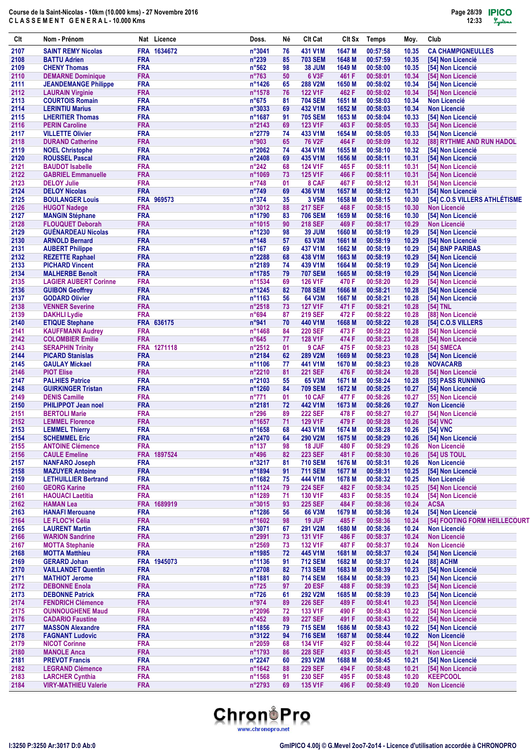Course de la Saint-Nicolas - 10km (10.000 kms) - 27 Novembre 2016
CLASSEMENT GENERAL - 10.000 Kms

| Clt | Nom - Prénom | Nat | Licence | Doss. | Né | Clt Cat | Clt Sx | Temps | Moy. | Club |
|---|---|---|---|---|---|---|---|---|---|---|
| 2107 | SAINT REMY Nicolas | FRA | 1634672 | n°3041 | 76 | 431 V1M | 1647 M | 00:57:58 | 10.35 | CA CHAMPIGNEULLES |
| 2108 | BATTU Adrien | FRA | | n°239 | 85 | 703 SEM | 1648 M | 00:57:59 | 10.35 | [54] Non Licencié |
| 2109 | CHENY Thomas | FRA | | n°562 | 98 | 38 JUM | 1649 M | 00:58:00 | 10.35 | [54] Non Licencié |
| 2110 | DEMARNE Dominique | FRA | | n°763 | 50 | 6 V3F | 461 F | 00:58:01 | 10.34 | [54] Non Licencié |
| 2111 | JEANDEMANGE Philippe | FRA | | n°1426 | 65 | 288 V2M | 1650 M | 00:58:02 | 10.34 | [54] Non Licencié |
| 2112 | LAURAIN Virginie | FRA | | n°1578 | 76 | 122 V1F | 462 F | 00:58:02 | 10.34 | [54] Non Licencié |
| 2113 | COURTOIS Romain | FRA | | n°675 | 81 | 704 SEM | 1651 M | 00:58:03 | 10.34 | Non Licencié |
| 2114 | LERINTIU Marius | FRA | | n°3033 | 69 | 432 V1M | 1652 M | 00:58:03 | 10.34 | Non Licencié |
| 2115 | LHERITIER Thomas | FRA | | n°1687 | 91 | 705 SEM | 1653 M | 00:58:04 | 10.33 | [54] Non Licencié |
| 2116 | PERIN Caroline | FRA | | n°2143 | 69 | 123 V1F | 463 F | 00:58:05 | 10.33 | [54] Non Licencié |
| 2117 | VILLETTE Olivier | FRA | | n°2779 | 74 | 433 V1M | 1654 M | 00:58:05 | 10.33 | [54] Non Licencié |
| 2118 | DURAND Catherine | FRA | | n°903 | 65 | 76 V2F | 464 F | 00:58:09 | 10.32 | [88] RYTHME AND RUN HADOL |
| 2119 | NOEL Christophe | FRA | | n°2062 | 74 | 434 V1M | 1655 M | 00:58:10 | 10.32 | [54] Non Licencié |
| 2120 | ROUSSEL Pascal | FRA | | n°2408 | 69 | 435 V1M | 1656 M | 00:58:11 | 10.31 | [54] Non Licencié |
| 2121 | BAUDOT Isabelle | FRA | | n°242 | 68 | 124 V1F | 465 F | 00:58:11 | 10.31 | [54] Non Licencié |
| 2122 | GABRIEL Emmanuelle | FRA | | n°1069 | 73 | 125 V1F | 466 F | 00:58:11 | 10.31 | [54] Non Licencié |
| 2123 | DELOY Julie | FRA | | n°748 | 01 | 8 CAF | 467 F | 00:58:12 | 10.31 | [54] Non Licencié |
| 2124 | DELOY Nicolas | FRA | | n°749 | 69 | 436 V1M | 1657 M | 00:58:12 | 10.31 | [54] Non Licencié |
| 2125 | BOULANGER Louis | FRA | 969573 | n°374 | 35 | 3 V5M | 1658 M | 00:58:15 | 10.30 | [54] C.O.S VILLERS ATHLÉTISME |
| 2126 | HUGOT Nadege | FRA | | n°3012 | 88 | 217 SEF | 468 F | 00:58:15 | 10.30 | Non Licencié |
| 2127 | MANGIN Stéphane | FRA | | n°1790 | 83 | 706 SEM | 1659 M | 00:58:16 | 10.30 | [54] Non Licencié |
| 2128 | FLOUQUET Deborah | FRA | | n°1015 | 90 | 218 SEF | 469 F | 00:58:17 | 10.29 | Non Licencié |
| 2129 | GUÉNARDEAU Nicolas | FRA | | n°1230 | 98 | 39 JUM | 1660 M | 00:58:19 | 10.29 | [54] Non Licencié |
| 2130 | ARNOLD Bernard | FRA | | n°148 | 57 | 63 V3M | 1661 M | 00:58:19 | 10.29 | [54] Non Licencié |
| 2131 | AUBERT Philippe | FRA | | n°167 | 69 | 437 V1M | 1662 M | 00:58:19 | 10.29 | [54] BNP PARIBAS |
| 2132 | REZETTE Raphael | FRA | | n°2288 | 68 | 438 V1M | 1663 M | 00:58:19 | 10.29 | [54] Non Licencié |
| 2133 | PICHARD Vincent | FRA | | n°2189 | 74 | 439 V1M | 1664 M | 00:58:19 | 10.29 | [54] Non Licencié |
| 2134 | MALHERBE Benoît | FRA | | n°1785 | 79 | 707 SEM | 1665 M | 00:58:19 | 10.29 | [54] Non Licencié |
| 2135 | LAGIER AUBERT Corinne | FRA | | n°1534 | 69 | 126 V1F | 470 F | 00:58:20 | 10.29 | [54] Non Licencié |
| 2136 | GUIBON Geoffrey | FRA | | n°1245 | 82 | 708 SEM | 1666 M | 00:58:21 | 10.28 | [54] Non Licencié |
| 2137 | GODARD Olivier | FRA | | n°1163 | 56 | 64 V3M | 1667 M | 00:58:21 | 10.28 | [54] Non Licencié |
| 2138 | VENNER Severine | FRA | | n°2518 | 73 | 127 V1F | 471 F | 00:58:21 | 10.28 | [54] TNL |
| 2139 | DAKHLI Lydie | FRA | | n°694 | 87 | 219 SEF | 472 F | 00:58:22 | 10.28 | [88] Non Licencié |
| 2140 | ETIQUE Stephane | FRA | 636175 | n°941 | 70 | 440 V1M | 1668 M | 00:58:22 | 10.28 | [54] C.O.S VILLERS |
| 2141 | KAUFFMANN Audrey | FRA | | n°1468 | 84 | 220 SEF | 473 F | 00:58:22 | 10.28 | [54] Non Licencié |
| 2142 | COLOMBIER Emilie | FRA | | n°645 | 77 | 128 V1F | 474 F | 00:58:23 | 10.28 | [54] Non Licencié |
| 2143 | SERAPHIN Trinity | FRA | 1271118 | n°2512 | 01 | 9 CAF | 475 F | 00:58:23 | 10.28 | [54] SMECA |
| 2144 | PICARD Stanislas | FRA | | n°2184 | 62 | 289 V2M | 1669 M | 00:58:23 | 10.28 | [54] Non Licencié |
| 2145 | GAULAY Mickael | FRA | | n°1106 | 77 | 441 V1M | 1670 M | 00:58:23 | 10.28 | NOVACARB |
| 2146 | PIOT Elise | FRA | | n°2210 | 81 | 221 SEF | 476 F | 00:58:24 | 10.28 | [54] Non Licencié |
| 2147 | PALHIES Patrice | FRA | | n°2103 | 55 | 65 V3M | 1671 M | 00:58:24 | 10.28 | [55] PASS RUNNING |
| 2148 | GUIRKINGER Tristan | FRA | | n°1260 | 84 | 709 SEM | 1672 M | 00:58:25 | 10.27 | [54] Non Licencié |
| 2149 | DENIS Camille | FRA | | n°771 | 01 | 10 CAF | 477 F | 00:58:26 | 10.27 | [55] Non Licencié |
| 2150 | PHILIPPOT Jean noel | FRA | | n°2181 | 72 | 442 V1M | 1673 M | 00:58:26 | 10.27 | Non Licencié |
| 2151 | BERTOLI Marie | FRA | | n°296 | 89 | 222 SEF | 478 F | 00:58:27 | 10.27 | [54] Non Licencié |
| 2152 | LEMMEL Florence | FRA | | n°1657 | 71 | 129 V1F | 479 F | 00:58:28 | 10.26 | [54] VNC |
| 2153 | LEMMEL Thierry | FRA | | n°1658 | 68 | 443 V1M | 1674 M | 00:58:28 | 10.26 | [54] VNC |
| 2154 | SCHEMMEL Eric | FRA | | n°2470 | 64 | 290 V2M | 1675 M | 00:58:29 | 10.26 | [54] Non Licencié |
| 2155 | ANTOINE Clémence | FRA | | n°137 | 98 | 18 JUF | 480 F | 00:58:29 | 10.26 | Non Licencié |
| 2156 | CAULE Emeline | FRA | 1897524 | n°496 | 82 | 223 SEF | 481 F | 00:58:30 | 10.26 | [54] US TOUL |
| 2157 | NANFARO Joseph | FRA | | n°3217 | 81 | 710 SEM | 1676 M | 00:58:31 | 10.26 | Non Licencié |
| 2158 | MAZUYER Antoine | FRA | | n°1894 | 91 | 711 SEM | 1677 M | 00:58:31 | 10.25 | [54] Non Licencié |
| 2159 | LETHUILLIER Bertrand | FRA | | n°1682 | 75 | 444 V1M | 1678 M | 00:58:32 | 10.25 | Non Licencié |
| 2160 | GEORG Karine | FRA | | n°1124 | 79 | 224 SEF | 482 F | 00:58:34 | 10.25 | [54] Non Licencié |
| 2161 | HAOUACI Laetitia | FRA | | n°1289 | 71 | 130 V1F | 483 F | 00:58:35 | 10.24 | [54] Non Licencié |
| 2162 | HAMAN Lea | FRA | 1689919 | n°3015 | 93 | 225 SEF | 484 F | 00:58:36 | 10.24 | ACSA |
| 2163 | HANAFI Merouane | FRA | | n°1286 | 56 | 66 V3M | 1679 M | 00:58:36 | 10.24 | [54] Non Licencié |
| 2164 | LE FLOC'H Célia | FRA | | n°1602 | 98 | 19 JUF | 485 F | 00:58:36 | 10.24 | [54] FOOTING FORM HEILLECOURT |
| 2165 | LAURENT Martin | FRA | | n°3071 | 67 | 291 V2M | 1680 M | 00:58:36 | 10.24 | Non Licencié |
| 2166 | WARION Sandrine | FRA | | n°2991 | 73 | 131 V1F | 486 F | 00:58:37 | 10.24 | Non Licencié |
| 2167 | MOTTA Stephanie | FRA | | n°2569 | 73 | 132 V1F | 487 F | 00:58:37 | 10.24 | Non Licencié |
| 2168 | MOTTA Matthieu | FRA | | n°1985 | 72 | 445 V1M | 1681 M | 00:58:37 | 10.24 | [54] Non Licencié |
| 2169 | GERARD Johan | FRA | 1945073 | n°1136 | 91 | 712 SEM | 1682 M | 00:58:37 | 10.24 | [88] ACHM |
| 2170 | VAILLANDET Quentin | FRA | | n°2708 | 82 | 713 SEM | 1683 M | 00:58:39 | 10.23 | [54] Non Licencié |
| 2171 | MATHIOT Jerome | FRA | | n°1881 | 80 | 714 SEM | 1684 M | 00:58:39 | 10.23 | [54] Non Licencié |
| 2172 | DEBONNE Enola | FRA | | n°725 | 97 | 20 ESF | 488 F | 00:58:39 | 10.23 | [54] Non Licencié |
| 2173 | DEBONNE Patrick | FRA | | n°726 | 61 | 292 V2M | 1685 M | 00:58:39 | 10.23 | [54] Non Licencié |
| 2174 | FENDRICH Clémence | FRA | | n°974 | 89 | 226 SEF | 489 F | 00:58:41 | 10.23 | [54] Non Licencié |
| 2175 | OUNNOUGHENE Maud | FRA | | n°2096 | 72 | 133 V1F | 490 F | 00:58:43 | 10.22 | [54] Non Licencié |
| 2176 | CADARIO Faustine | FRA | | n°452 | 89 | 227 SEF | 491 F | 00:58:43 | 10.22 | [54] Non Licencié |
| 2177 | MASSON Alexandre | FRA | | n°1856 | 79 | 715 SEM | 1686 M | 00:58:43 | 10.22 | [54] Non Licencié |
| 2178 | FAGNANT Ludovic | FRA | | n°3122 | 94 | 716 SEM | 1687 M | 00:58:44 | 10.22 | Non Licencié |
| 2179 | NICOT Corinne | FRA | | n°2059 | 68 | 134 V1F | 492 F | 00:58:44 | 10.22 | [54] Non Licencié |
| 2180 | MANOLE Anca | FRA | | n°1793 | 86 | 228 SEF | 493 F | 00:58:45 | 10.21 | Non Licencié |
| 2181 | PREVOT Francis | FRA | | n°2247 | 60 | 293 V2M | 1688 M | 00:58:45 | 10.21 | [54] Non Licencié |
| 2182 | LEGRAND Clémence | FRA | | n°1642 | 88 | 229 SEF | 494 F | 00:58:48 | 10.21 | [54] Non Licencié |
| 2183 | LARCHER Cynthia | FRA | | n°1568 | 91 | 230 SEF | 495 F | 00:58:48 | 10.20 | KEEPCOOL |
| 2184 | VIRY-MATHIEU Valerie | FRA | | n°2793 | 69 | 135 V1F | 496 F | 00:58:49 | 10.20 | Non Licencié |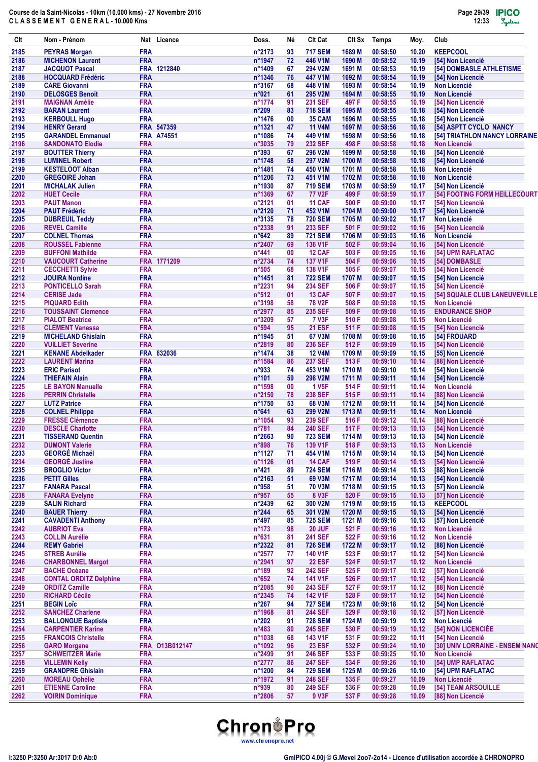Course de la Saint-Nicolas - 10km (10.000 kms) - 27 Novembre 2016
C L A S S E M E N T   G E N E R A L - 10.000 Kms

| Clt | Nom - Prénom | Nat | Licence | Doss. | Né | Clt Cat | Clt Sx | Temps | Moy. | Club |
|---|---|---|---|---|---|---|---|---|---|---|
| 2185 | PEYRAS Morgan | FRA | | n°2173 | 93 | 717 SEM | 1689 M | 00:58:50 | 10.20 | KEEPCOOL |
| 2186 | MICHENON Laurent | FRA | | n°1947 | 72 | 446 V1M | 1690 M | 00:58:52 | 10.19 | [54] Non Licencié |
| 2187 | JACQUOT Pascal | FRA | 1212840 | n°1409 | 67 | 294 V2M | 1691 M | 00:58:53 | 10.19 | [54] DOMBASLE ATHLETISME |
| 2188 | HOCQUARD Frédéric | FRA | | n°1346 | 76 | 447 V1M | 1692 M | 00:58:54 | 10.19 | [54] Non Licencié |
| 2189 | CARE Giovanni | FRA | | n°3167 | 68 | 448 V1M | 1693 M | 00:58:54 | 10.19 | Non Licencié |
| 2190 | DELOSGES Benoit | FRA | | n°021 | 61 | 295 V2M | 1694 M | 00:58:55 | 10.19 | Non Licencié |
| 2191 | MAIGNAN Amélie | FRA | | n°1774 | 91 | 231 SEF | 497 F | 00:58:55 | 10.19 | [54] Non Licencié |
| 2192 | BARAN Laurent | FRA | | n°209 | 83 | 718 SEM | 1695 M | 00:58:55 | 10.18 | [54] Non Licencié |
| 2193 | KERBOULL Hugo | FRA | | n°1476 | 00 | 35 CAM | 1696 M | 00:58:55 | 10.18 | [54] Non Licencié |
| 2194 | HENRY Gerard | FRA | 547359 | n°1321 | 47 | 11 V4M | 1697 M | 00:58:56 | 10.18 | [54] ASPTT CYCLO NANCY |
| 2195 | GARANDEL Emmanuel | FRA | A74551 | n°1086 | 74 | 449 V1M | 1698 M | 00:58:56 | 10.18 | [54] TRIATHLON NANCY LORRAINE |
| 2196 | SANDONATO Elodie | FRA | | n°3035 | 79 | 232 SEF | 498 F | 00:58:58 | 10.18 | Non Licencié |
| 2197 | BOUTTER Thierry | FRA | | n°393 | 67 | 296 V2M | 1699 M | 00:58:58 | 10.18 | [54] Non Licencié |
| 2198 | LUMINEL Robert | FRA | | n°1748 | 58 | 297 V2M | 1700 M | 00:58:58 | 10.18 | [54] Non Licencié |
| 2199 | KESTELOOT Alban | FRA | | n°1481 | 74 | 450 V1M | 1701 M | 00:58:58 | 10.18 | Non Licencié |
| 2200 | GREGOIRE Johan | FRA | | n°1206 | 73 | 451 V1M | 1702 M | 00:58:58 | 10.18 | Non Licencié |
| 2201 | MICHALAK Julien | FRA | | n°1930 | 87 | 719 SEM | 1703 M | 00:58:59 | 10.17 | [54] Non Licencié |
| 2202 | HUET Cecile | FRA | | n°1369 | 67 | 77 V2F | 499 F | 00:58:59 | 10.17 | [54] FOOTING FORM HEILLECOURT |
| 2203 | PAUT Manon | FRA | | n°2121 | 01 | 11 CAF | 500 F | 00:59:00 | 10.17 | [54] Non Licencié |
| 2204 | PAUT Frédéric | FRA | | n°2120 | 71 | 452 V1M | 1704 M | 00:59:00 | 10.17 | [54] Non Licencié |
| 2205 | DUBREUIL Teddy | FRA | | n°3135 | 78 | 720 SEM | 1705 M | 00:59:02 | 10.17 | Non Licencié |
| 2206 | REVEL Camille | FRA | | n°2338 | 91 | 233 SEF | 501 F | 00:59:02 | 10.16 | [54] Non Licencié |
| 2207 | COLNEL Thomas | FRA | | n°642 | 89 | 721 SEM | 1706 M | 00:59:03 | 10.16 | Non Licencié |
| 2208 | ROUSSEL Fabienne | FRA | | n°2407 | 69 | 136 V1F | 502 F | 00:59:04 | 10.16 | [54] Non Licencié |
| 2209 | BUFFONI Mathilde | FRA | | n°441 | 00 | 12 CAF | 503 F | 00:59:05 | 10.16 | [54] UPM RAFLATAC |
| 2210 | VAUCOURT Catherine | FRA | 1771209 | n°2734 | 74 | 137 V1F | 504 F | 00:59:06 | 10.15 | [54] DOMBASLE |
| 2211 | CECCHETTI Sylvie | FRA | | n°505 | 68 | 138 V1F | 505 F | 00:59:07 | 10.15 | [54] Non Licencié |
| 2212 | JOUIRA Nordine | FRA | | n°1451 | 81 | 722 SEM | 1707 M | 00:59:07 | 10.15 | [54] Non Licencié |
| 2213 | PONTICELLO Sarah | FRA | | n°2231 | 94 | 234 SEF | 506 F | 00:59:07 | 10.15 | [54] Non Licencié |
| 2214 | CERISE Jade | FRA | | n°512 | 01 | 13 CAF | 507 F | 00:59:07 | 10.15 | [54] SQUALE CLUB LANEUVEVILLE |
| 2215 | PIQUARD Edith | FRA | | n°3198 | 58 | 78 V2F | 508 F | 00:59:08 | 10.15 | Non Licencié |
| 2216 | TOUSSAINT Clemence | FRA | | n°2977 | 85 | 235 SEF | 509 F | 00:59:08 | 10.15 | ENDURANCE SHOP |
| 2217 | PIALOT Beatrice | FRA | | n°3209 | 57 | 7 V3F | 510 F | 00:59:08 | 10.15 | Non Licencié |
| 2218 | CLÉMENT Vanessa | FRA | | n°594 | 95 | 21 ESF | 511 F | 00:59:08 | 10.15 | [54] Non Licencié |
| 2219 | MICHELAND Ghislain | FRA | | n°1945 | 51 | 67 V3M | 1708 M | 00:59:08 | 10.15 | [54] FROUARD |
| 2220 | VUILLIET Severine | FRA | | n°2819 | 80 | 236 SEF | 512 F | 00:59:09 | 10.15 | [54] Non Licencié |
| 2221 | KENANE Abdelkader | FRA | 632036 | n°1474 | 38 | 12 V4M | 1709 M | 00:59:09 | 10.15 | [55] Non Licencié |
| 2222 | LAURENT Marina | FRA | | n°1584 | 86 | 237 SEF | 513 F | 00:59:10 | 10.14 | [88] Non Licencié |
| 2223 | ERIC Parisot | FRA | | n°933 | 74 | 453 V1M | 1710 M | 00:59:10 | 10.14 | [54] Non Licencié |
| 2224 | THIEFAIN Alain | FRA | | n°101 | 59 | 298 V2M | 1711 M | 00:59:11 | 10.14 | [54] Non Licencié |
| 2225 | LE BAYON Manuelle | FRA | | n°1598 | 00 | 1 V5F | 514 F | 00:59:11 | 10.14 | Non Licencié |
| 2226 | PERRIN Christelle | FRA | | n°2150 | 78 | 238 SEF | 515 F | 00:59:11 | 10.14 | [88] Non Licencié |
| 2227 | LUTZ Patrice | FRA | | n°1750 | 53 | 68 V3M | 1712 M | 00:59:11 | 10.14 | [54] Non Licencié |
| 2228 | COLNEL Philippe | FRA | | n°641 | 63 | 299 V2M | 1713 M | 00:59:11 | 10.14 | Non Licencié |
| 2229 | FRESSE Clémence | FRA | | n°1054 | 93 | 239 SEF | 516 F | 00:59:12 | 10.14 | [88] Non Licencié |
| 2230 | DESCLE Charlotte | FRA | | n°781 | 84 | 240 SEF | 517 F | 00:59:13 | 10.13 | [54] Non Licencié |
| 2231 | TISSERAND Quentin | FRA | | n°2663 | 90 | 723 SEM | 1714 M | 00:59:13 | 10.13 | [54] Non Licencié |
| 2232 | DUMONT Valerie | FRA | | n°898 | 76 | 139 V1F | 518 F | 00:59:13 | 10.13 | Non Licencié |
| 2233 | GEORGÉ Michaël | FRA | | n°1127 | 71 | 454 V1M | 1715 M | 00:59:14 | 10.13 | [54] Non Licencié |
| 2234 | GEORGÉ Justine | FRA | | n°1126 | 01 | 14 CAF | 519 F | 00:59:14 | 10.13 | [54] Non Licencié |
| 2235 | BROGLIO Victor | FRA | | n°421 | 89 | 724 SEM | 1716 M | 00:59:14 | 10.13 | [88] Non Licencié |
| 2236 | PETIT Gilles | FRA | | n°2163 | 51 | 69 V3M | 1717 M | 00:59:14 | 10.13 | [54] Non Licencié |
| 2237 | FANARA Pascal | FRA | | n°958 | 51 | 70 V3M | 1718 M | 00:59:15 | 10.13 | [57] Non Licencié |
| 2238 | FANARA Evelyne | FRA | | n°957 | 55 | 8 V3F | 520 F | 00:59:15 | 10.13 | [57] Non Licencié |
| 2239 | SALIN Richard | FRA | | n°2439 | 62 | 300 V2M | 1719 M | 00:59:15 | 10.13 | KEEPCOOL |
| 2240 | BAUER Thierry | FRA | | n°244 | 65 | 301 V2M | 1720 M | 00:59:15 | 10.13 | [54] Non Licencié |
| 2241 | CAVADENTI Anthony | FRA | | n°497 | 85 | 725 SEM | 1721 M | 00:59:16 | 10.13 | [57] Non Licencié |
| 2242 | AUBRIOT Eva | FRA | | n°173 | 98 | 20 JUF | 521 F | 00:59:16 | 10.12 | Non Licencié |
| 2243 | COLLIN Aurélie | FRA | | n°631 | 81 | 241 SEF | 522 F | 00:59:16 | 10.12 | Non Licencié |
| 2244 | REMY Gabriel | FRA | | n°2322 | 81 | 726 SEM | 1722 M | 00:59:17 | 10.12 | [88] Non Licencié |
| 2245 | STREB Aurélie | FRA | | n°2577 | 77 | 140 V1F | 523 F | 00:59:17 | 10.12 | [54] Non Licencié |
| 2246 | CHARBONNEL Margot | FRA | | n°2941 | 97 | 22 ESF | 524 F | 00:59:17 | 10.12 | Non Licencié |
| 2247 | BACHE Océane | FRA | | n°189 | 92 | 242 SEF | 525 F | 00:59:17 | 10.12 | [57] Non Licencié |
| 2248 | CONTAL ORDITZ Delphine | FRA | | n°652 | 74 | 141 V1F | 526 F | 00:59:17 | 10.12 | [54] Non Licencié |
| 2249 | ORDITZ Camille | FRA | | n°2085 | 90 | 243 SEF | 527 F | 00:59:17 | 10.12 | [88] Non Licencié |
| 2250 | RICHARD Cécile | FRA | | n°2345 | 74 | 142 V1F | 528 F | 00:59:17 | 10.12 | [54] Non Licencié |
| 2251 | BEGIN Loïc | FRA | | n°267 | 94 | 727 SEM | 1723 M | 00:59:18 | 10.12 | [54] Non Licencié |
| 2252 | SANCHEZ Charlene | FRA | | n°1968 | 81 | 244 SEF | 529 F | 00:59:18 | 10.12 | [57] Non Licencié |
| 2253 | BALLONGUE Baptiste | FRA | | n°202 | 91 | 728 SEM | 1724 M | 00:59:19 | 10.12 | Non Licencié |
| 2254 | CARPENTIER Karine | FRA | | n°483 | 80 | 245 SEF | 530 F | 00:59:19 | 10.12 | [54] NON LICENCIÉE |
| 2255 | FRANCOIS Christelle | FRA | | n°1038 | 68 | 143 V1F | 531 F | 00:59:22 | 10.11 | [54] Non Licencié |
| 2256 | GARO Morgane | FRA | O13B012147 | n°1092 | 96 | 23 ESF | 532 F | 00:59:24 | 10.10 | [30] UNIV LORRAINE - ENSEM NANC |
| 2257 | SCHWEITZER Marie | FRA | | n°2499 | 91 | 246 SEF | 533 F | 00:59:25 | 10.10 | Non Licencié |
| 2258 | VILLEMIN Kelly | FRA | | n°2777 | 86 | 247 SEF | 534 F | 00:59:26 | 10.10 | [54] UMP RAFLATAC |
| 2259 | GRANDPRE Ghislain | FRA | | n°1200 | 84 | 729 SEM | 1725 M | 00:59:26 | 10.10 | [54] UPM RAFLATAC |
| 2260 | MOREAU Ophélie | FRA | | n°1972 | 91 | 248 SEF | 535 F | 00:59:27 | 10.09 | Non Licencié |
| 2261 | ETIENNE Caroline | FRA | | n°939 | 80 | 249 SEF | 536 F | 00:59:28 | 10.09 | [54] TEAM ARSOUILLE |
| 2262 | VOIRIN Dominique | FRA | | n°2806 | 57 | 9 V3F | 537 F | 00:59:28 | 10.09 | [88] Non Licencié |

I:3250 P:3250 Ar:3017 D:0 Ab:0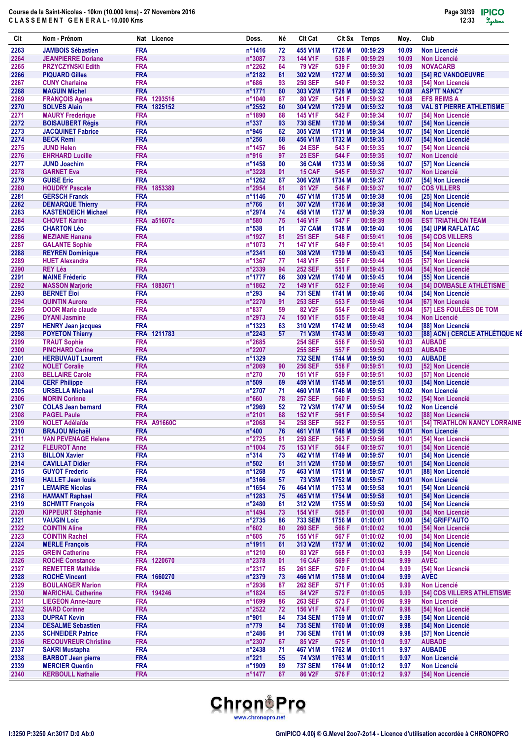Course de la Saint-Nicolas - 10km (10.000 kms) - 27 Novembre 2016
C L A S S E M E N T   G E N E R A L - 10.000 Kms

| Clt | Nom - Prénom | Nat | Licence | Doss. | Né | Clt Cat | Clt Sx | Temps | Moy. | Club |
|---|---|---|---|---|---|---|---|---|---|---|
| 2263 | JAMBOIS Sébastien | FRA | | n°1416 | 72 | 455 V1M | 1726 M | 00:59:29 | 10.09 | Non Licencié |
| 2264 | JEANPIERRE Doriane | FRA | | n°3087 | 73 | 144 V1F | 538 F | 00:59:29 | 10.09 | Non Licencié |
| 2265 | PRZYCZYNSKI Edith | FRA | | n°2262 | 64 | 79 V2F | 539 F | 00:59:30 | 10.09 | NOVACARB |
| 2266 | PIQUARD Gilles | FRA | | n°2182 | 61 | 302 V2M | 1727 M | 00:59:30 | 10.09 | [54] RC VANDOEUVRE |
| 2267 | CUNY Charlaine | FRA | | n°686 | 93 | 250 SEF | 540 F | 00:59:32 | 10.08 | [54] Non Licencié |
| 2268 | MAGUIN Michel | FRA | | n°1771 | 60 | 303 V2M | 1728 M | 00:59:32 | 10.08 | ASPTT NANCY |
| 2269 | FRANÇOIS Agnes | FRA | 1293516 | n°1040 | 67 | 80 V2F | 541 F | 00:59:32 | 10.08 | EFS REIMS A |
| 2270 | SOLVES Alain | FRA | 1825152 | n°2552 | 60 | 304 V2M | 1729 M | 00:59:32 | 10.08 | VAL ST PIERRE ATHLETISME |
| 2271 | MAURY Frederique | FRA | | n°1890 | 68 | 145 V1F | 542 F | 00:59:34 | 10.07 | [54] Non Licencié |
| 2272 | BOISAUBERT Régis | FRA | | n°337 | 93 | 730 SEM | 1730 M | 00:59:34 | 10.07 | [54] Non Licencié |
| 2273 | JACQUINET Fabrice | FRA | | n°946 | 62 | 305 V2M | 1731 M | 00:59:34 | 10.07 | [54] Non Licencié |
| 2274 | BECK Remi | FRA | | n°256 | 68 | 456 V1M | 1732 M | 00:59:35 | 10.07 | [54] Non Licencié |
| 2275 | JUND Helen | FRA | | n°1457 | 96 | 24 ESF | 543 F | 00:59:35 | 10.07 | [54] Non Licencié |
| 2276 | EHRHARD Lucille | FRA | | n°916 | 97 | 25 ESF | 544 F | 00:59:35 | 10.07 | Non Licencié |
| 2277 | JUND Joachim | FRA | | n°1458 | 00 | 36 CAM | 1733 M | 00:59:36 | 10.07 | [57] Non Licencié |
| 2278 | GARNET Eva | FRA | | n°3228 | 01 | 15 CAF | 545 F | 00:59:37 | 10.07 | Non Licencié |
| 2279 | GUISE Eric | FRA | | n°1262 | 67 | 306 V2M | 1734 M | 00:59:37 | 10.07 | [54] Non Licencié |
| 2280 | HOUDRY Pascale | FRA | 1853389 | n°2954 | 61 | 81 V2F | 546 F | 00:59:37 | 10.07 | COS VILLERS |
| 2281 | GERSCH Franck | FRA | | n°1146 | 70 | 457 V1M | 1735 M | 00:59:38 | 10.06 | [25] Non Licencié |
| 2282 | DEMARQUE Thierry | FRA | | n°766 | 61 | 307 V2M | 1736 M | 00:59:38 | 10.06 | [54] Non Licencié |
| 2283 | KASTENDEICH Michael | FRA | | n°2974 | 74 | 458 V1M | 1737 M | 00:59:39 | 10.06 | Non Licencié |
| 2284 | CHOVET Karine | FRA | a51607c | n°580 | 75 | 146 V1F | 547 F | 00:59:39 | 10.06 | EST TRIATHLON TEAM |
| 2285 | CHARTON Léo | FRA | | n°538 | 01 | 37 CAM | 1738 M | 00:59:40 | 10.06 | [54] UPM RAFLATAC |
| 2286 | MEZIANE Hanane | FRA | | n°1927 | 81 | 251 SEF | 548 F | 00:59:41 | 10.06 | [54] COS VILLERS |
| 2287 | GALANTE Sophie | FRA | | n°1073 | 71 | 147 V1F | 549 F | 00:59:41 | 10.05 | [54] Non Licencié |
| 2288 | REYREN Dominique | FRA | | n°2341 | 60 | 308 V2M | 1739 M | 00:59:43 | 10.05 | [54] Non Licencié |
| 2289 | HUET Alexandra | FRA | | n°1367 | 77 | 148 V1F | 550 F | 00:59:44 | 10.05 | [57] Non Licencié |
| 2290 | REY Léa | FRA | | n°2339 | 94 | 252 SEF | 551 F | 00:59:45 | 10.04 | [54] Non Licencié |
| 2291 | MAINE Frédéric | FRA | | n°1777 | 66 | 309 V2M | 1740 M | 00:59:45 | 10.04 | [55] Non Licencié |
| 2292 | MASSON Marjorie | FRA | 1883671 | n°1862 | 72 | 149 V1F | 552 F | 00:59:46 | 10.04 | [54] DOMBASLE ATHLÉTISME |
| 2293 | BERNET Éloi | FRA | | n°293 | 94 | 731 SEM | 1741 M | 00:59:46 | 10.04 | [54] Non Licencié |
| 2294 | QUINTIN Aurore | FRA | | n°2270 | 91 | 253 SEF | 553 F | 00:59:46 | 10.04 | [67] Non Licencié |
| 2295 | DOOR Marie claude | FRA | | n°837 | 59 | 82 V2F | 554 F | 00:59:46 | 10.04 | [57] LES FOULÉES DE TOM |
| 2296 | DYANI Jasmine | FRA | | n°2973 | 74 | 150 V1F | 555 F | 00:59:48 | 10.04 | Non Licencié |
| 2297 | HENRY Jean jacques | FRA | | n°1323 | 63 | 310 V2M | 1742 M | 00:59:48 | 10.04 | [88] Non Licencié |
| 2298 | POYETON Thierry | FRA | 1211783 | n°2243 | 57 | 71 V3M | 1743 M | 00:59:49 | 10.03 | [88] ACN ( CERCLE ATHLÉTIQUE NÉ |
| 2299 | TRAUT Sophie | FRA | | n°2685 | | 254 SEF | 556 F | 00:59:50 | 10.03 | AUBADE |
| 2300 | PINCHARD Carine | FRA | | n°2207 | | 255 SEF | 557 F | 00:59:50 | 10.03 | AUBADE |
| 2301 | HERBUVAUT Laurent | FRA | | n°1329 | | 732 SEM | 1744 M | 00:59:50 | 10.03 | AUBADE |
| 2302 | NOLET Coralie | FRA | | n°2069 | 90 | 256 SEF | 558 F | 00:59:51 | 10.03 | [52] Non Licencié |
| 2303 | BELLAIRE Carole | FRA | | n°270 | 70 | 151 V1F | 559 F | 00:59:51 | 10.03 | [57] Non Licencié |
| 2304 | CERF Philippe | FRA | | n°509 | 69 | 459 V1M | 1745 M | 00:59:51 | 10.03 | [54] Non Licencié |
| 2305 | URSELLA Michael | FRA | | n°2707 | 71 | 460 V1M | 1746 M | 00:59:53 | 10.02 | Non Licencié |
| 2306 | MORIN Corinne | FRA | | n°660 | 78 | 257 SEF | 560 F | 00:59:53 | 10.02 | [54] Non Licencié |
| 2307 | COLAS Jean bernard | FRA | | n°2969 | 52 | 72 V3M | 1747 M | 00:59:54 | 10.02 | Non Licencié |
| 2308 | PAGEL Paule | FRA | | n°2101 | 68 | 152 V1F | 561 F | 00:59:54 | 10.02 | [88] Non Licencié |
| 2309 | NOLET Adélaïde | FRA | A91660C | n°2068 | 94 | 258 SEF | 562 F | 00:59:55 | 10.01 | [54] TRIATHLON NANCY LORRAINE |
| 2310 | BRAJOU Michaël | FRA | | n°400 | 76 | 461 V1M | 1748 M | 00:59:56 | 10.01 | Non Licencié |
| 2311 | VAN PEVENAGE Helene | FRA | | n°2725 | 81 | 259 SEF | 563 F | 00:59:56 | 10.01 | [54] Non Licencié |
| 2312 | FLEUROT Anne | FRA | | n°1004 | 75 | 153 V1F | 564 F | 00:59:57 | 10.01 | [54] Non Licencié |
| 2313 | BILLON Xavier | FRA | | n°314 | 73 | 462 V1M | 1749 M | 00:59:57 | 10.01 | [54] Non Licencié |
| 2314 | CAVILLAT Didier | FRA | | n°502 | 61 | 311 V2M | 1750 M | 00:59:57 | 10.01 | [54] Non Licencié |
| 2315 | GUYOT Frederic | FRA | | n°1268 | 75 | 463 V1M | 1751 M | 00:59:57 | 10.01 | [88] Non Licencié |
| 2316 | HALLET Jean louis | FRA | | n°3166 | 57 | 73 V3M | 1752 M | 00:59:57 | 10.01 | Non Licencié |
| 2317 | LEMAIRE Nicolas | FRA | | n°1654 | 76 | 464 V1M | 1753 M | 00:59:58 | 10.01 | [54] Non Licencié |
| 2318 | HAMANT Raphael | FRA | | n°1283 | 75 | 465 V1M | 1754 M | 00:59:58 | 10.01 | [54] Non Licencié |
| 2319 | SCHMITT François | FRA | | n°2480 | 61 | 312 V2M | 1755 M | 00:59:59 | 10.00 | [54] Non Licencié |
| 2320 | KIPPEURT Stéphanie | FRA | | n°1494 | 73 | 154 V1F | 565 F | 01:00:00 | 10.00 | [54] Non Licencié |
| 2321 | VAUGIN Loic | FRA | | n°2735 | 86 | 733 SEM | 1756 M | 01:00:01 | 10.00 | [54] GRIFF'AUTO |
| 2322 | COINTIN Aline | FRA | | n°602 | 80 | 260 SEF | 566 F | 01:00:02 | 10.00 | [54] Non Licencié |
| 2323 | COINTIN Rachel | FRA | | n°605 | 75 | 155 V1F | 567 F | 01:00:02 | 10.00 | [54] Non Licencié |
| 2324 | MERLE François | FRA | | n°1911 | 61 | 313 V2M | 1757 M | 01:00:02 | 10.00 | [54] Non Licencié |
| 2325 | GREIN Catherine | FRA | | n°1210 | 60 | 83 V2F | 568 F | 01:00:03 | 9.99 | [54] Non Licencié |
| 2326 | ROCHÉ Constance | FRA | 1220670 | n°2378 | 01 | 16 CAF | 569 F | 01:00:04 | 9.99 | AVEC |
| 2327 | REMETTER Mathilde | FRA | | n°2317 | 85 | 261 SEF | 570 F | 01:00:04 | 9.99 | [54] Non Licencié |
| 2328 | ROCHÉ Vincent | FRA | 1660270 | n°2379 | 73 | 466 V1M | 1758 M | 01:00:04 | 9.99 | AVEC |
| 2329 | BOULANGER Marion | FRA | | n°2936 | 87 | 262 SEF | 571 F | 01:00:05 | 9.99 | Non Licencié |
| 2330 | MARICHAL Catherine | FRA | 194246 | n°1824 | 65 | 84 V2F | 572 F | 01:00:05 | 9.99 | [54] COS VILLERS ATHLETISME |
| 2331 | LIEGEON Anne-laure | FRA | | n°1699 | 86 | 263 SEF | 573 F | 01:00:06 | 9.99 | Non Licencié |
| 2332 | SIARD Corinne | FRA | | n°2522 | 72 | 156 V1F | 574 F | 01:00:07 | 9.98 | [54] Non Licencié |
| 2333 | DUPRAT Kevin | FRA | | n°901 | 84 | 734 SEM | 1759 M | 01:00:07 | 9.98 | [54] Non Licencié |
| 2334 | DESALME Sebastien | FRA | | n°779 | 84 | 735 SEM | 1760 M | 01:00:09 | 9.98 | [54] Non Licencié |
| 2335 | SCHNEIDER Patrice | FRA | | n°2486 | 91 | 736 SEM | 1761 M | 01:00:09 | 9.98 | [57] Non Licencié |
| 2336 | RECOUVREUR Christine | FRA | | n°2307 | 67 | 85 V2F | 575 F | 01:00:10 | 9.97 | AUBADE |
| 2337 | SAKRI Mustapha | FRA | | n°2438 | 71 | 467 V1M | 1762 M | 01:00:11 | 9.97 | AUBADE |
| 2338 | BARBOT Jean pierre | FRA | | n°221 | 55 | 74 V3M | 1763 M | 01:00:11 | 9.97 | Non Licencié |
| 2339 | MERCIER Quentin | FRA | | n°1909 | 89 | 737 SEM | 1764 M | 01:00:12 | 9.97 | Non Licencié |
| 2340 | KERBOULL Nathalie | FRA | | n°1477 | 67 | 86 V2F | 576 F | 01:00:12 | 9.97 | [54] Non Licencié |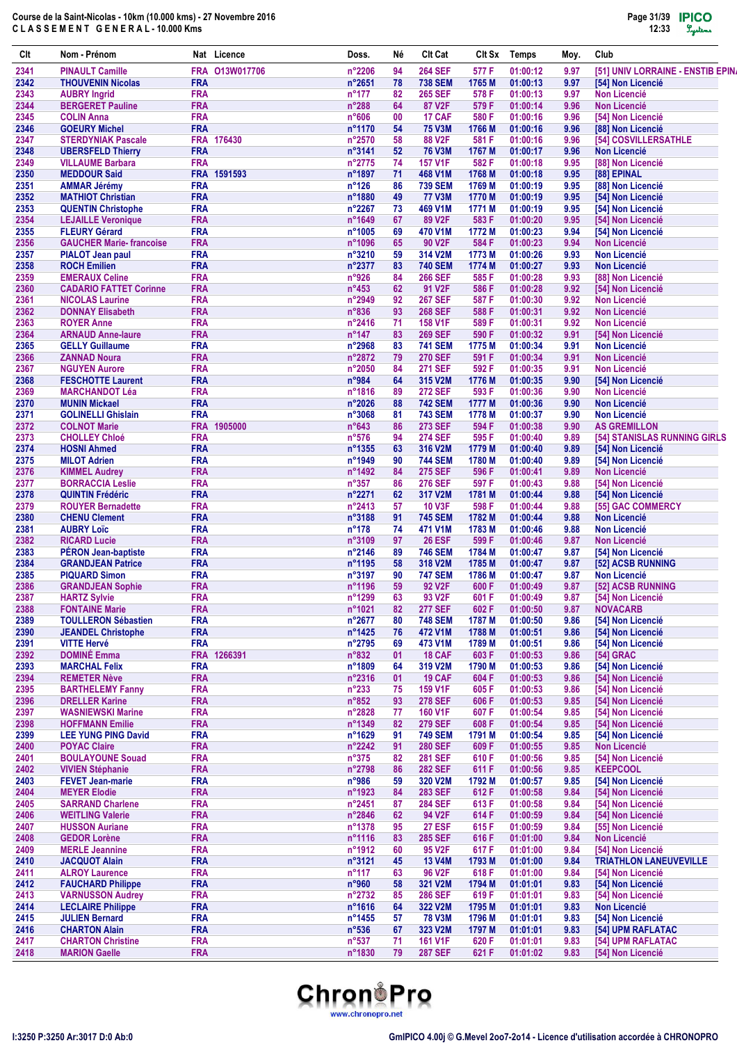Course de la Saint-Nicolas - 10km (10.000 kms) - 27 Novembre 2016
CLASSEMENT GENERAL - 10.000 Kms

| Clt | Nom - Prénom | Nat | Licence | Doss. | Né | Clt Cat | Clt Sx | Temps | Moy. | Club |
|---|---|---|---|---|---|---|---|---|---|---|
| 2341 | PINAULT Camille | FRA | O13W017706 | n°2206 | 94 | 264 SEF | 577 F | 01:00:12 | 9.97 | [51] UNIV LORRAINE - ENSTIB EPIN |
| 2342 | THOUVENIN Nicolas | FRA | | n°2651 | 78 | 738 SEM | 1765 M | 01:00:13 | 9.97 | [54] Non Licencié |
| 2343 | AUBRY Ingrid | FRA | | n°177 | 82 | 265 SEF | 578 F | 01:00:13 | 9.97 | Non Licencié |
| 2344 | BERGERET Pauline | FRA | | n°288 | 64 | 87 V2F | 579 F | 01:00:14 | 9.96 | Non Licencié |
| 2345 | COLIN Anna | FRA | | n°606 | 00 | 17 CAF | 580 F | 01:00:16 | 9.96 | [54] Non Licencié |
| 2346 | GOEURY Michel | FRA | | n°1170 | 54 | 75 V3M | 1766 M | 01:00:16 | 9.96 | [88] Non Licencié |
| 2347 | STERDYNIAK Pascale | FRA | 176430 | n°2570 | 58 | 88 V2F | 581 F | 01:00:16 | 9.96 | [54] COSVILLERSATHLE |
| 2348 | UBERSFELD Thierry | FRA | | n°3141 | 52 | 76 V3M | 1767 M | 01:00:17 | 9.96 | Non Licencié |
| 2349 | VILLAUME Barbara | FRA | | n°2775 | 74 | 157 V1F | 582 F | 01:00:18 | 9.95 | [88] Non Licencié |
| 2350 | MEDDOUR Said | FRA | 1591593 | n°1897 | 71 | 468 V1M | 1768 M | 01:00:18 | 9.95 | [88] EPINAL |
| 2351 | AMMAR Jérémy | FRA | | n°126 | 86 | 739 SEM | 1769 M | 01:00:19 | 9.95 | [88] Non Licencié |
| 2352 | MATHIOT Christian | FRA | | n°1880 | 49 | 77 V3M | 1770 M | 01:00:19 | 9.95 | [54] Non Licencié |
| 2353 | QUENTIN Christophe | FRA | | n°2267 | 73 | 469 V1M | 1771 M | 01:00:19 | 9.95 | [54] Non Licencié |
| 2354 | LEJAILLE Veronique | FRA | | n°1649 | 67 | 89 V2F | 583 F | 01:00:20 | 9.95 | [54] Non Licencié |
| 2355 | FLEURY Gérard | FRA | | n°1005 | 69 | 470 V1M | 1772 M | 01:00:23 | 9.94 | [54] Non Licencié |
| 2356 | GAUCHER Marie- francoise | FRA | | n°1096 | 65 | 90 V2F | 584 F | 01:00:23 | 9.94 | Non Licencié |
| 2357 | PIALOT Jean paul | FRA | | n°3210 | 59 | 314 V2M | 1773 M | 01:00:26 | 9.93 | Non Licencié |
| 2358 | ROCH Emilien | FRA | | n°2377 | 83 | 740 SEM | 1774 M | 01:00:27 | 9.93 | Non Licencié |
| 2359 | EMERAUX Celine | FRA | | n°926 | 84 | 266 SEF | 585 F | 01:00:28 | 9.93 | [88] Non Licencié |
| 2360 | CADARIO FATTET Corinne | FRA | | n°453 | 62 | 91 V2F | 586 F | 01:00:28 | 9.92 | [54] Non Licencié |
| 2361 | NICOLAS Laurine | FRA | | n°2949 | 92 | 267 SEF | 587 F | 01:00:30 | 9.92 | Non Licencié |
| 2362 | DONNAY Elisabeth | FRA | | n°836 | 93 | 268 SEF | 588 F | 01:00:31 | 9.92 | Non Licencié |
| 2363 | ROYER Anne | FRA | | n°2416 | 71 | 158 V1F | 589 F | 01:00:31 | 9.92 | Non Licencié |
| 2364 | ARNAUD Anne-laure | FRA | | n°147 | 83 | 269 SEF | 590 F | 01:00:32 | 9.91 | [54] Non Licencié |
| 2365 | GELLY Guillaume | FRA | | n°2968 | 83 | 741 SEM | 1775 M | 01:00:34 | 9.91 | Non Licencié |
| 2366 | ZANNAD Noura | FRA | | n°2872 | 79 | 270 SEF | 591 F | 01:00:34 | 9.91 | Non Licencié |
| 2367 | NGUYEN Aurore | FRA | | n°2050 | 84 | 271 SEF | 592 F | 01:00:35 | 9.91 | Non Licencié |
| 2368 | FESCHOTTE Laurent | FRA | | n°984 | 64 | 315 V2M | 1776 M | 01:00:35 | 9.90 | [54] Non Licencié |
| 2369 | MARCHANDOT Léa | FRA | | n°1816 | 89 | 272 SEF | 593 F | 01:00:36 | 9.90 | Non Licencié |
| 2370 | MUNIN Mickael | FRA | | n°2026 | 88 | 742 SEM | 1777 M | 01:00:36 | 9.90 | Non Licencié |
| 2371 | GOLINELLI Ghislain | FRA | | n°3068 | 81 | 743 SEM | 1778 M | 01:00:37 | 9.90 | Non Licencié |
| 2372 | COLNOT Marie | FRA | 1905000 | n°643 | 86 | 273 SEF | 594 F | 01:00:38 | 9.90 | AS GREMILLON |
| 2373 | CHOLLEY Chloé | FRA | | n°576 | 94 | 274 SEF | 595 F | 01:00:40 | 9.89 | [54] STANISLAS RUNNING GIRLS |
| 2374 | HOSNI Ahmed | FRA | | n°1355 | 63 | 316 V2M | 1779 M | 01:00:40 | 9.89 | [54] Non Licencié |
| 2375 | MILOT Adrien | FRA | | n°1949 | 90 | 744 SEM | 1780 M | 01:00:40 | 9.89 | [54] Non Licencié |
| 2376 | KIMMEL Audrey | FRA | | n°1492 | 84 | 275 SEF | 596 F | 01:00:41 | 9.89 | Non Licencié |
| 2377 | BORRACCIA Leslie | FRA | | n°357 | 86 | 276 SEF | 597 F | 01:00:43 | 9.88 | [54] Non Licencié |
| 2378 | QUINTIN Frédéric | FRA | | n°2271 | 62 | 317 V2M | 1781 M | 01:00:44 | 9.88 | [54] Non Licencié |
| 2379 | ROUYER Bernadette | FRA | | n°2413 | 57 | 10 V3F | 598 F | 01:00:44 | 9.88 | [55] GAC COMMERCY |
| 2380 | CHENU Clement | FRA | | n°3188 | 91 | 745 SEM | 1782 M | 01:00:44 | 9.88 | Non Licencié |
| 2381 | AUBRY Loïc | FRA | | n°178 | 74 | 471 V1M | 1783 M | 01:00:46 | 9.88 | Non Licencié |
| 2382 | RICARD Lucie | FRA | | n°3109 | 97 | 26 ESF | 599 F | 01:00:46 | 9.87 | Non Licencié |
| 2383 | PÉRON Jean-baptiste | FRA | | n°2146 | 89 | 746 SEM | 1784 M | 01:00:47 | 9.87 | [54] Non Licencié |
| 2384 | GRANDJEAN Patrice | FRA | | n°1195 | 58 | 318 V2M | 1785 M | 01:00:47 | 9.87 | [52] ACSB RUNNING |
| 2385 | PIQUARD Simon | FRA | | n°3197 | 90 | 747 SEM | 1786 M | 01:00:47 | 9.87 | Non Licencié |
| 2386 | GRANDJEAN Sophie | FRA | | n°1196 | 59 | 92 V2F | 600 F | 01:00:49 | 9.87 | [52] ACSB RUNNING |
| 2387 | HARTZ Sylvie | FRA | | n°1299 | 63 | 93 V2F | 601 F | 01:00:49 | 9.87 | [54] Non Licencié |
| 2388 | FONTAINE Marie | FRA | | n°1021 | 82 | 277 SEF | 602 F | 01:00:50 | 9.87 | NOVACARB |
| 2389 | TOULLERON Sébastien | FRA | | n°2677 | 80 | 748 SEM | 1787 M | 01:00:50 | 9.86 | [54] Non Licencié |
| 2390 | JEANDEL Christophe | FRA | | n°1425 | 76 | 472 V1M | 1788 M | 01:00:51 | 9.86 | [54] Non Licencié |
| 2391 | VITTE Hervé | FRA | | n°2795 | 69 | 473 V1M | 1789 M | 01:00:51 | 9.86 | [54] Non Licencié |
| 2392 | DOMINÉ Emma | FRA | 1266391 | n°832 | 01 | 18 CAF | 603 F | 01:00:53 | 9.86 | [54] GRAC |
| 2393 | MARCHAL Felix | FRA | | n°1809 | 64 | 319 V2M | 1790 M | 01:00:53 | 9.86 | [54] Non Licencié |
| 2394 | REMETER Nève | FRA | | n°2316 | 01 | 19 CAF | 604 F | 01:00:53 | 9.86 | [54] Non Licencié |
| 2395 | BARTHELEMY Fanny | FRA | | n°233 | 75 | 159 V1F | 605 F | 01:00:53 | 9.86 | [54] Non Licencié |
| 2396 | DRELLER Karine | FRA | | n°852 | 93 | 278 SEF | 606 F | 01:00:53 | 9.85 | [54] Non Licencié |
| 2397 | WASNIEWSKI Marine | FRA | | n°2828 | 77 | 160 V1F | 607 F | 01:00:54 | 9.85 | [54] Non Licencié |
| 2398 | HOFFMANN Emilie | FRA | | n°1349 | 82 | 279 SEF | 608 F | 01:00:54 | 9.85 | [54] Non Licencié |
| 2399 | LEE YUNG PING David | FRA | | n°1629 | 91 | 749 SEM | 1791 M | 01:00:54 | 9.85 | [54] Non Licencié |
| 2400 | POYAC Claire | FRA | | n°2242 | 91 | 280 SEF | 609 F | 01:00:55 | 9.85 | Non Licencié |
| 2401 | BOULAYOUNE Souad | FRA | | n°375 | 82 | 281 SEF | 610 F | 01:00:56 | 9.85 | [54] Non Licencié |
| 2402 | VIVIEN Stéphanie | FRA | | n°2798 | 86 | 282 SEF | 611 F | 01:00:56 | 9.85 | KEEPCOOL |
| 2403 | FEVET Jean-marie | FRA | | n°986 | 59 | 320 V2M | 1792 M | 01:00:57 | 9.85 | [54] Non Licencié |
| 2404 | MEYER Elodie | FRA | | n°1923 | 84 | 283 SEF | 612 F | 01:00:58 | 9.84 | [54] Non Licencié |
| 2405 | SARRAND Charlene | FRA | | n°2451 | 87 | 284 SEF | 613 F | 01:00:58 | 9.84 | [54] Non Licencié |
| 2406 | WEITLING Valerie | FRA | | n°2846 | 62 | 94 V2F | 614 F | 01:00:59 | 9.84 | [54] Non Licencié |
| 2407 | HUSSON Auriane | FRA | | n°1378 | 95 | 27 ESF | 615 F | 01:00:59 | 9.84 | [55] Non Licencié |
| 2408 | GEDOR Lorène | FRA | | n°1116 | 83 | 285 SEF | 616 F | 01:01:00 | 9.84 | Non Licencié |
| 2409 | MERLE Jeannine | FRA | | n°1912 | 60 | 95 V2F | 617 F | 01:01:00 | 9.84 | [54] Non Licencié |
| 2410 | JACQUOT Alain | FRA | | n°3121 | 45 | 13 V4M | 1793 M | 01:01:00 | 9.84 | TRIATHLON LANEUVEVILLE |
| 2411 | ALROY Laurence | FRA | | n°117 | 63 | 96 V2F | 618 F | 01:01:00 | 9.84 | [54] Non Licencié |
| 2412 | FAUCHARD Philippe | FRA | | n°960 | 58 | 321 V2M | 1794 M | 01:01:01 | 9.83 | [54] Non Licencié |
| 2413 | VARNUSSON Audrey | FRA | | n°2732 | 85 | 286 SEF | 619 F | 01:01:01 | 9.83 | [54] Non Licencié |
| 2414 | LECLAIRE Philippe | FRA | | n°1616 | 64 | 322 V2M | 1795 M | 01:01:01 | 9.83 | Non Licencié |
| 2415 | JULIEN Bernard | FRA | | n°1455 | 57 | 78 V3M | 1796 M | 01:01:01 | 9.83 | [54] Non Licencié |
| 2416 | CHARTON Alain | FRA | | n°536 | 67 | 323 V2M | 1797 M | 01:01:01 | 9.83 | [54] UPM RAFLATAC |
| 2417 | CHARTON Christine | FRA | | n°537 | 71 | 161 V1F | 620 F | 01:01:01 | 9.83 | [54] UPM RAFLATAC |
| 2418 | MARION Gaelle | FRA | | n°1830 | 79 | 287 SEF | 621 F | 01:01:02 | 9.83 | [54] Non Licencié |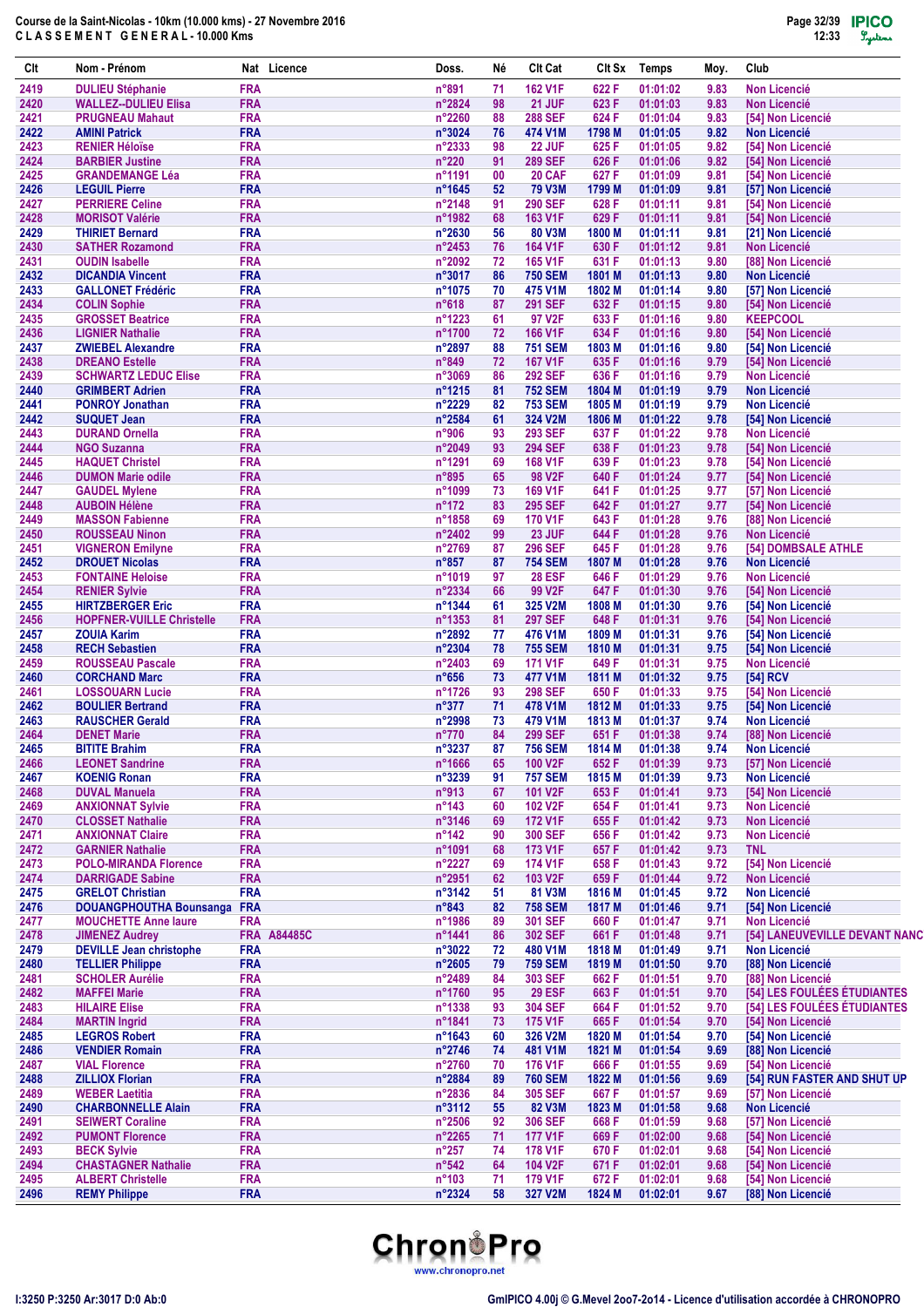Course de la Saint-Nicolas - 10km (10.000 kms) - 27 Novembre 2016
CLASSEMENT GENERAL - 10.000 Kms

| Clt | Nom - Prénom | Nat | Licence | Doss. | Né | Clt Cat | Clt Sx | Temps | Moy. | Club |
|---|---|---|---|---|---|---|---|---|---|---|
| 2419 | DULIEU Stéphanie | FRA | | n°891 | 71 | 162 V1F | 622 F | 01:01:02 | 9.83 | Non Licencié |
| 2420 | WALLEZ--DULIEU Elisa | FRA | | n°2824 | 98 | 21 JUF | 623 F | 01:01:03 | 9.83 | Non Licencié |
| 2421 | PRUGNEAU Mahaut | FRA | | n°2260 | 88 | 288 SEF | 624 F | 01:01:04 | 9.83 | [54] Non Licencié |
| 2422 | AMINI Patrick | FRA | | n°3024 | 76 | 474 V1M | 1798 M | 01:01:05 | 9.83 | Non Licencié |
| 2423 | RENIER Héloïse | FRA | | n°2333 | 98 | 22 JUF | 625 F | 01:01:05 | 9.82 | [54] Non Licencié |
| 2424 | BARBIER Justine | FRA | | n°220 | 91 | 289 SEF | 626 F | 01:01:06 | 9.82 | [54] Non Licencié |
| 2425 | GRANDEMANGE Léa | FRA | | n°1191 | 00 | 20 CAF | 627 F | 01:01:09 | 9.81 | [54] Non Licencié |
| 2426 | LEGUIL Pierre | FRA | | n°1645 | 52 | 79 V3M | 1799 M | 01:01:09 | 9.81 | [57] Non Licencié |
| 2427 | PERRIERE Celine | FRA | | n°2148 | 91 | 290 SEF | 628 F | 01:01:11 | 9.81 | [54] Non Licencié |
| 2428 | MORISOT Valérie | FRA | | n°1982 | 68 | 163 V1F | 629 F | 01:01:11 | 9.81 | [54] Non Licencié |
| 2429 | THIRIET Bernard | FRA | | n°2630 | 56 | 80 V3M | 1800 M | 01:01:11 | 9.81 | [21] Non Licencié |
| 2430 | SATHER Rozamond | FRA | | n°2453 | 76 | 164 V1F | 630 F | 01:01:12 | 9.81 | Non Licencié |
| 2431 | OUDIN Isabelle | FRA | | n°2092 | 72 | 165 V1F | 631 F | 01:01:13 | 9.80 | [88] Non Licencié |
| 2432 | DICANDIA Vincent | FRA | | n°3017 | 86 | 750 SEM | 1801 M | 01:01:13 | 9.80 | Non Licencié |
| 2433 | GALLONET Frédéric | FRA | | n°1075 | 70 | 475 V1M | 1802 M | 01:01:14 | 9.80 | [57] Non Licencié |
| 2434 | COLIN Sophie | FRA | | n°618 | 87 | 291 SEF | 632 F | 01:01:15 | 9.80 | [54] Non Licencié |
| 2435 | GROSSET Beatrice | FRA | | n°1223 | 61 | 97 V2F | 633 F | 01:01:16 | 9.80 | KEEPCOOL |
| 2436 | LIGNIER Nathalie | FRA | | n°1700 | 72 | 166 V1F | 634 F | 01:01:16 | 9.80 | [54] Non Licencié |
| 2437 | ZWIEBEL Alexandre | FRA | | n°2897 | 88 | 751 SEM | 1803 M | 01:01:16 | 9.80 | [54] Non Licencié |
| 2438 | DREANO Estelle | FRA | | n°849 | 72 | 167 V1F | 635 F | 01:01:16 | 9.79 | [54] Non Licencié |
| 2439 | SCHWARTZ LEDUC Elise | FRA | | n°3069 | 86 | 292 SEF | 636 F | 01:01:16 | 9.79 | Non Licencié |
| 2440 | GRIMBERT Adrien | FRA | | n°1215 | 81 | 752 SEM | 1804 M | 01:01:19 | 9.79 | Non Licencié |
| 2441 | PONROY Jonathan | FRA | | n°2229 | 82 | 753 SEM | 1805 M | 01:01:19 | 9.79 | Non Licencié |
| 2442 | SUQUET Jean | FRA | | n°2584 | 61 | 324 V2M | 1806 M | 01:01:22 | 9.78 | [54] Non Licencié |
| 2443 | DURAND Ornella | FRA | | n°906 | 93 | 293 SEF | 637 F | 01:01:22 | 9.78 | Non Licencié |
| 2444 | NGO Suzanna | FRA | | n°2049 | 93 | 294 SEF | 638 F | 01:01:23 | 9.78 | [54] Non Licencié |
| 2445 | HAQUET Christel | FRA | | n°1291 | 69 | 168 V1F | 639 F | 01:01:23 | 9.78 | [54] Non Licencié |
| 2446 | DUMON Marie odile | FRA | | n°895 | 65 | 98 V2F | 640 F | 01:01:24 | 9.77 | [54] Non Licencié |
| 2447 | GAUDEL Mylene | FRA | | n°1099 | 73 | 169 V1F | 641 F | 01:01:25 | 9.77 | [57] Non Licencié |
| 2448 | AUBOIN Hélène | FRA | | n°172 | 83 | 295 SEF | 642 F | 01:01:27 | 9.77 | [54] Non Licencié |
| 2449 | MASSON Fabienne | FRA | | n°1858 | 69 | 170 V1F | 643 F | 01:01:28 | 9.76 | [88] Non Licencié |
| 2450 | ROUSSEAU Ninon | FRA | | n°2402 | 99 | 23 JUF | 644 F | 01:01:28 | 9.76 | Non Licencié |
| 2451 | VIGNERON Emilyne | FRA | | n°2769 | 87 | 296 SEF | 645 F | 01:01:28 | 9.76 | [54] DOMBSALE ATHLE |
| 2452 | DROUET Nicolas | FRA | | n°857 | 87 | 754 SEM | 1807 M | 01:01:28 | 9.76 | Non Licencié |
| 2453 | FONTAINE Heloise | FRA | | n°1019 | 97 | 28 ESF | 646 F | 01:01:29 | 9.76 | Non Licencié |
| 2454 | RENIER Sylvie | FRA | | n°2334 | 66 | 99 V2F | 647 F | 01:01:30 | 9.76 | [54] Non Licencié |
| 2455 | HIRTZBERGER Eric | FRA | | n°1344 | 61 | 325 V2M | 1808 M | 01:01:30 | 9.76 | [54] Non Licencié |
| 2456 | HOPFNER-VUILLE Christelle | FRA | | n°1353 | 81 | 297 SEF | 648 F | 01:01:31 | 9.76 | [54] Non Licencié |
| 2457 | ZOUIA Karim | FRA | | n°2892 | 77 | 476 V1M | 1809 M | 01:01:31 | 9.76 | [54] Non Licencié |
| 2458 | RECH Sebastien | FRA | | n°2304 | 78 | 755 SEM | 1810 M | 01:01:31 | 9.75 | [54] Non Licencié |
| 2459 | ROUSSEAU Pascale | FRA | | n°2403 | 69 | 171 V1F | 649 F | 01:01:31 | 9.75 | Non Licencié |
| 2460 | CORCHAND Marc | FRA | | n°656 | 73 | 477 V1M | 1811 M | 01:01:32 | 9.75 | [54] RCV |
| 2461 | LOSSOUARN Lucie | FRA | | n°1726 | 93 | 298 SEF | 650 F | 01:01:33 | 9.75 | [54] Non Licencié |
| 2462 | BOULIER Bertrand | FRA | | n°377 | 71 | 478 V1M | 1812 M | 01:01:33 | 9.75 | [54] Non Licencié |
| 2463 | RAUSCHER Gerald | FRA | | n°2998 | 73 | 479 V1M | 1813 M | 01:01:37 | 9.74 | Non Licencié |
| 2464 | DENET Marie | FRA | | n°770 | 84 | 299 SEF | 651 F | 01:01:38 | 9.74 | [88] Non Licencié |
| 2465 | BITITE Brahim | FRA | | n°3237 | 87 | 756 SEM | 1814 M | 01:01:38 | 9.74 | Non Licencié |
| 2466 | LEONET Sandrine | FRA | | n°1666 | 65 | 100 V2F | 652 F | 01:01:39 | 9.73 | [57] Non Licencié |
| 2467 | KOENIG Ronan | FRA | | n°3239 | 91 | 757 SEM | 1815 M | 01:01:39 | 9.73 | Non Licencié |
| 2468 | DUVAL Manuela | FRA | | n°913 | 67 | 101 V2F | 653 F | 01:01:41 | 9.73 | [54] Non Licencié |
| 2469 | ANXIONNAT Sylvie | FRA | | n°143 | 60 | 102 V2F | 654 F | 01:01:41 | 9.73 | Non Licencié |
| 2470 | CLOSSET Nathalie | FRA | | n°3146 | 69 | 172 V1F | 655 F | 01:01:42 | 9.73 | Non Licencié |
| 2471 | ANXIONNAT Claire | FRA | | n°142 | 90 | 300 SEF | 656 F | 01:01:42 | 9.73 | Non Licencié |
| 2472 | GARNIER Nathalie | FRA | | n°1091 | 68 | 173 V1F | 657 F | 01:01:42 | 9.73 | TNL |
| 2473 | POLO-MIRANDA Florence | FRA | | n°2227 | 69 | 174 V1F | 658 F | 01:01:43 | 9.72 | [54] Non Licencié |
| 2474 | DARRIGADE Sabine | FRA | | n°2951 | 62 | 103 V2F | 659 F | 01:01:44 | 9.72 | Non Licencié |
| 2475 | GRELOT Christian | FRA | | n°3142 | 51 | 81 V3M | 1816 M | 01:01:45 | 9.72 | Non Licencié |
| 2476 | DOUANGPHOUTHA Bounsanga | FRA | | n°843 | 82 | 758 SEM | 1817 M | 01:01:46 | 9.71 | [54] Non Licencié |
| 2477 | MOUCHETTE Anne laure | FRA | | n°1986 | 89 | 301 SEF | 660 F | 01:01:47 | 9.71 | Non Licencié |
| 2478 | JIMENEZ Audrey | FRA | A84485C | n°1441 | 86 | 302 SEF | 661 F | 01:01:48 | 9.71 | [54] LANEUVEVILLE DEVANT NANC |
| 2479 | DEVILLE Jean christophe | FRA | | n°3022 | 72 | 480 V1M | 1818 M | 01:01:49 | 9.71 | Non Licencié |
| 2480 | TELLIER Philippe | FRA | | n°2605 | 79 | 759 SEM | 1819 M | 01:01:50 | 9.70 | [88] Non Licencié |
| 2481 | SCHOLER Aurélie | FRA | | n°2489 | 84 | 303 SEF | 662 F | 01:01:51 | 9.70 | [88] Non Licencié |
| 2482 | MAFFEI Marie | FRA | | n°1760 | 95 | 29 ESF | 663 F | 01:01:51 | 9.70 | [54] LES FOULÉES ÉTUDIANTES |
| 2483 | HILAIRE Elise | FRA | | n°1338 | 93 | 304 SEF | 664 F | 01:01:52 | 9.70 | [54] LES FOULÉES ÉTUDIANTES |
| 2484 | MARTIN Ingrid | FRA | | n°1841 | 73 | 175 V1F | 665 F | 01:01:54 | 9.70 | [54] Non Licencié |
| 2485 | LEGROS Robert | FRA | | n°1643 | 60 | 326 V2M | 1820 M | 01:01:54 | 9.70 | [54] Non Licencié |
| 2486 | VENDIER Romain | FRA | | n°2746 | 74 | 481 V1M | 1821 M | 01:01:54 | 9.69 | [88] Non Licencié |
| 2487 | VIAL Florence | FRA | | n°2760 | 70 | 176 V1F | 666 F | 01:01:55 | 9.69 | [54] Non Licencié |
| 2488 | ZILLIOX Florian | FRA | | n°2884 | 89 | 760 SEM | 1822 M | 01:01:56 | 9.69 | [54] RUN FASTER AND SHUT UP |
| 2489 | WEBER Laetitia | FRA | | n°2836 | 84 | 305 SEF | 667 F | 01:01:57 | 9.69 | [57] Non Licencié |
| 2490 | CHARBONNELLE Alain | FRA | | n°3112 | 55 | 82 V3M | 1823 M | 01:01:58 | 9.68 | Non Licencié |
| 2491 | SEIWERT Coraline | FRA | | n°2506 | 92 | 306 SEF | 668 F | 01:01:59 | 9.68 | [57] Non Licencié |
| 2492 | PUMONT Florence | FRA | | n°2265 | 71 | 177 V1F | 669 F | 01:02:00 | 9.68 | [54] Non Licencié |
| 2493 | BECK Sylvie | FRA | | n°257 | 74 | 178 V1F | 670 F | 01:02:01 | 9.68 | [54] Non Licencié |
| 2494 | CHASTAGNER Nathalie | FRA | | n°542 | 64 | 104 V2F | 671 F | 01:02:01 | 9.68 | [54] Non Licencié |
| 2495 | ALBERT Christelle | FRA | | n°103 | 71 | 179 V1F | 672 F | 01:02:01 | 9.68 | [54] Non Licencié |
| 2496 | REMY Philippe | FRA | | n°2324 | 58 | 327 V2M | 1824 M | 01:02:01 | 9.67 | [88] Non Licencié |

I:3250 P:3250 Ar:3017 D:0 Ab:0

GmIPICO 4.00j © G.Mevel 2007-2014 - Licence d'utilisation accordée à CHRONOPRO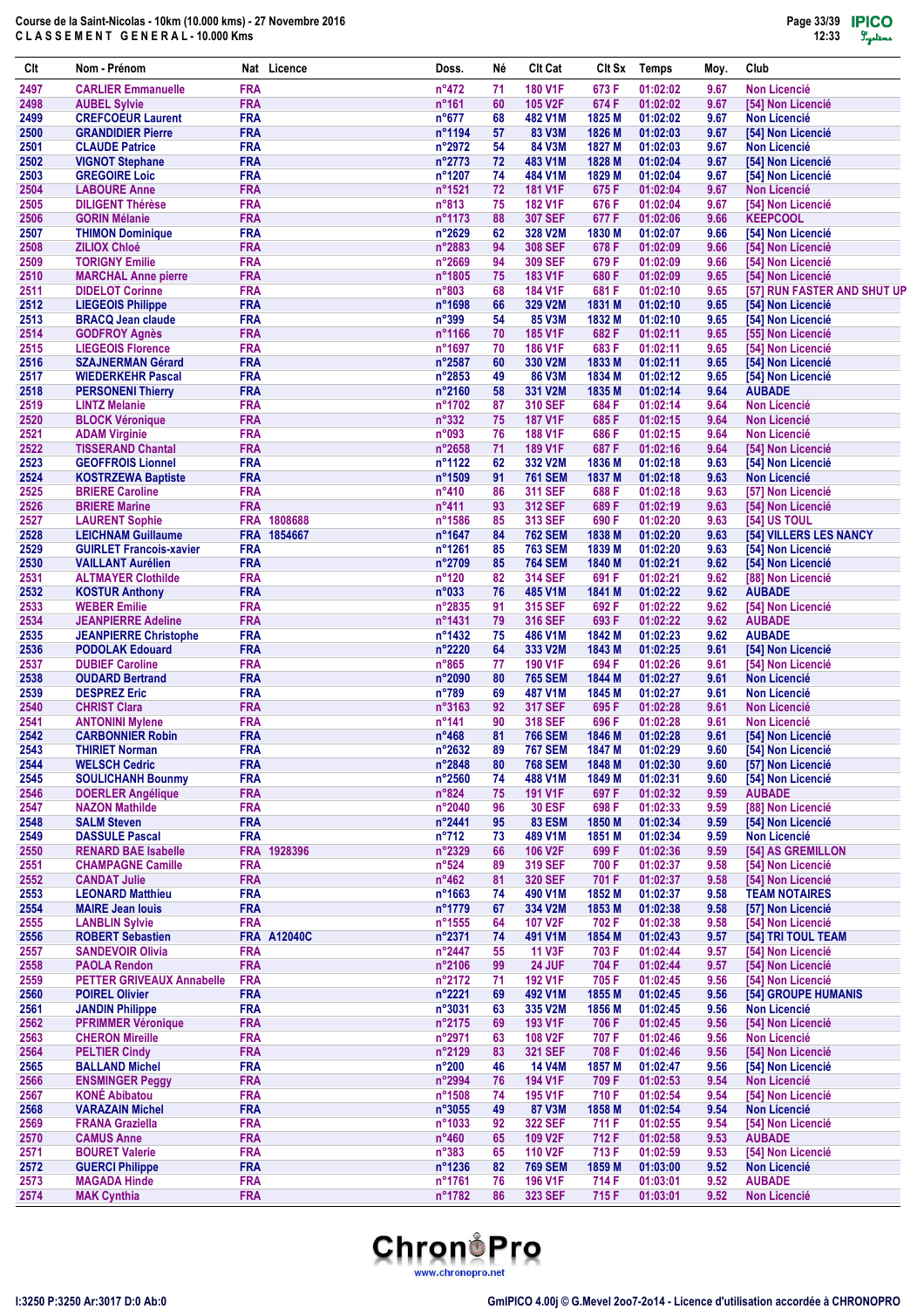Course de la Saint-Nicolas - 10km (10.000 kms) - 27 Novembre 2016
C L A S S E M E N T   G E N E R A L - 10.000 Kms

| Clt | Nom - Prénom | Nat | Licence | Doss. | Né | Clt Cat | Clt Sx | Temps | Moy. | Club |
|---|---|---|---|---|---|---|---|---|---|---|
| 2497 | CARLIER Emmanuelle | FRA | | n°472 | 71 | 180 V1F | 673 F | 01:02:02 | 9.67 | Non Licencié |
| 2498 | AUBEL Sylvie | FRA | | n°161 | 60 | 105 V2F | 674 F | 01:02:02 | 9.67 | [54] Non Licencié |
| 2499 | CREFCOEUR Laurent | FRA | | n°677 | 68 | 482 V1M | 1825 M | 01:02:02 | 9.67 | Non Licencié |
| 2500 | GRANDIDIER Pierre | FRA | | n°1194 | 57 | 83 V3M | 1826 M | 01:02:03 | 9.67 | [54] Non Licencié |
| 2501 | CLAUDE Patrice | FRA | | n°2972 | 54 | 84 V3M | 1827 M | 01:02:03 | 9.67 | Non Licencié |
| 2502 | VIGNOT Stephane | FRA | | n°2773 | 72 | 483 V1M | 1828 M | 01:02:04 | 9.67 | [54] Non Licencié |
| 2503 | GREGOIRE Loic | FRA | | n°1207 | 74 | 484 V1M | 1829 M | 01:02:04 | 9.67 | [54] Non Licencié |
| 2504 | LABOURE Anne | FRA | | n°1521 | 72 | 181 V1F | 675 F | 01:02:04 | 9.67 | Non Licencié |
| 2505 | DILIGENT Thérèse | FRA | | n°813 | 75 | 182 V1F | 676 F | 01:02:04 | 9.67 | [54] Non Licencié |
| 2506 | GORIN Mélanie | FRA | | n°1173 | 88 | 307 SEF | 677 F | 01:02:06 | 9.66 | KEEPCOOL |
| 2507 | THIMON Dominique | FRA | | n°2629 | 62 | 328 V2M | 1830 M | 01:02:07 | 9.66 | [54] Non Licencié |
| 2508 | ZILIOX Chloé | FRA | | n°2883 | 94 | 308 SEF | 678 F | 01:02:09 | 9.66 | [54] Non Licencié |
| 2509 | TORIGNY Emilie | FRA | | n°2669 | 94 | 309 SEF | 679 F | 01:02:09 | 9.66 | [54] Non Licencié |
| 2510 | MARCHAL Anne pierre | FRA | | n°1805 | 75 | 183 V1F | 680 F | 01:02:09 | 9.65 | [54] Non Licencié |
| 2511 | DIDELOT Corinne | FRA | | n°803 | 68 | 184 V1F | 681 F | 01:02:10 | 9.65 | [57] RUN FASTER AND SHUT UP |
| 2512 | LIEGEOIS Philippe | FRA | | n°1698 | 66 | 329 V2M | 1831 M | 01:02:10 | 9.65 | [54] Non Licencié |
| 2513 | BRACQ Jean claude | FRA | | n°399 | 54 | 85 V3M | 1832 M | 01:02:10 | 9.65 | [54] Non Licencié |
| 2514 | GODFROY Agnès | FRA | | n°1166 | 70 | 185 V1F | 682 F | 01:02:11 | 9.65 | [55] Non Licencié |
| 2515 | LIEGEOIS Florence | FRA | | n°1697 | 70 | 186 V1F | 683 F | 01:02:11 | 9.65 | [54] Non Licencié |
| 2516 | SZAJNERMAN Gérard | FRA | | n°2587 | 60 | 330 V2M | 1833 M | 01:02:11 | 9.65 | [54] Non Licencié |
| 2517 | WIEDERKEHR Pascal | FRA | | n°2853 | 49 | 86 V3M | 1834 M | 01:02:12 | 9.65 | [54] Non Licencié |
| 2518 | PERSONENI Thierry | FRA | | n°2160 | 58 | 331 V2M | 1835 M | 01:02:14 | 9.64 | AUBADE |
| 2519 | LINTZ Melanie | FRA | | n°1702 | 87 | 310 SEF | 684 F | 01:02:14 | 9.64 | Non Licencié |
| 2520 | BLOCK Véronique | FRA | | n°332 | 75 | 187 V1F | 685 F | 01:02:15 | 9.64 | Non Licencié |
| 2521 | ADAM Virginie | FRA | | n°093 | 76 | 188 V1F | 686 F | 01:02:15 | 9.64 | Non Licencié |
| 2522 | TISSERAND Chantal | FRA | | n°2658 | 71 | 189 V1F | 687 F | 01:02:16 | 9.64 | [54] Non Licencié |
| 2523 | GEOFFROIS Lionnel | FRA | | n°1122 | 62 | 332 V2M | 1836 M | 01:02:18 | 9.63 | [54] Non Licencié |
| 2524 | KOSTRZEWA Baptiste | FRA | | n°1509 | 91 | 761 SEM | 1837 M | 01:02:18 | 9.63 | Non Licencié |
| 2525 | BRIERE Caroline | FRA | | n°410 | 86 | 311 SEF | 688 F | 01:02:18 | 9.63 | [57] Non Licencié |
| 2526 | BRIERE Marine | FRA | | n°411 | 93 | 312 SEF | 689 F | 01:02:19 | 9.63 | [54] Non Licencié |
| 2527 | LAURENT Sophie | FRA | 1808688 | n°1586 | 85 | 313 SEF | 690 F | 01:02:20 | 9.63 | [54] US TOUL |
| 2528 | LEICHNAM Guillaume | FRA | 1854667 | n°1647 | 84 | 762 SEM | 1838 M | 01:02:20 | 9.63 | [54] VILLERS LES NANCY |
| 2529 | GUIRLET Francois-xavier | FRA | | n°1261 | 85 | 763 SEM | 1839 M | 01:02:20 | 9.63 | [54] Non Licencié |
| 2530 | VAILLANT Aurélien | FRA | | n°2709 | 85 | 764 SEM | 1840 M | 01:02:21 | 9.62 | [54] Non Licencié |
| 2531 | ALTMAYER Clothilde | FRA | | n°120 | 82 | 314 SEF | 691 F | 01:02:21 | 9.62 | [88] Non Licencié |
| 2532 | KOSTUR Anthony | FRA | | n°033 | 76 | 485 V1M | 1841 M | 01:02:22 | 9.62 | AUBADE |
| 2533 | WEBER Emilie | FRA | | n°2835 | 91 | 315 SEF | 692 F | 01:02:22 | 9.62 | [54] Non Licencié |
| 2534 | JEANPIERRE Adeline | FRA | | n°1431 | 79 | 316 SEF | 693 F | 01:02:22 | 9.62 | AUBADE |
| 2535 | JEANPIERRE Christophe | FRA | | n°1432 | 75 | 486 V1M | 1842 M | 01:02:23 | 9.62 | AUBADE |
| 2536 | PODOLAK Edouard | FRA | | n°2220 | 64 | 333 V2M | 1843 M | 01:02:25 | 9.61 | [54] Non Licencié |
| 2537 | DUBIEF Caroline | FRA | | n°865 | 77 | 190 V1F | 694 F | 01:02:26 | 9.61 | [54] Non Licencié |
| 2538 | OUDARD Bertrand | FRA | | n°2090 | 80 | 765 SEM | 1844 M | 01:02:27 | 9.61 | Non Licencié |
| 2539 | DESPREZ Eric | FRA | | n°789 | 69 | 487 V1M | 1845 M | 01:02:27 | 9.61 | Non Licencié |
| 2540 | CHRIST Clara | FRA | | n°3163 | 92 | 317 SEF | 695 F | 01:02:28 | 9.61 | Non Licencié |
| 2541 | ANTONINI Mylene | FRA | | n°141 | 90 | 318 SEF | 696 F | 01:02:28 | 9.61 | Non Licencié |
| 2542 | CARBONNIER Robin | FRA | | n°468 | 81 | 766 SEM | 1846 M | 01:02:28 | 9.61 | [54] Non Licencié |
| 2543 | THIRIET Norman | FRA | | n°2632 | 89 | 767 SEM | 1847 M | 01:02:29 | 9.60 | [54] Non Licencié |
| 2544 | WELSCH Cedric | FRA | | n°2848 | 80 | 768 SEM | 1848 M | 01:02:30 | 9.60 | [57] Non Licencié |
| 2545 | SOULICHANH Bounmy | FRA | | n°2560 | 74 | 488 V1M | 1849 M | 01:02:31 | 9.60 | [54] Non Licencié |
| 2546 | DOERLER Angélique | FRA | | n°824 | 75 | 191 V1F | 697 F | 01:02:32 | 9.59 | AUBADE |
| 2547 | NAZON Mathilde | FRA | | n°2040 | 96 | 30 ESF | 698 F | 01:02:33 | 9.59 | [88] Non Licencié |
| 2548 | SALM Steven | FRA | | n°2441 | 95 | 83 ESM | 1850 M | 01:02:34 | 9.59 | [54] Non Licencié |
| 2549 | DASSULE Pascal | FRA | | n°712 | 73 | 489 V1M | 1851 M | 01:02:34 | 9.59 | Non Licencié |
| 2550 | RENARD BAE Isabelle | FRA | 1928396 | n°2329 | 66 | 106 V2F | 699 F | 01:02:36 | 9.59 | [54] AS GREMILLON |
| 2551 | CHAMPAGNE Camille | FRA | | n°524 | 89 | 319 SEF | 700 F | 01:02:37 | 9.58 | [54] Non Licencié |
| 2552 | CANDAT Julie | FRA | | n°462 | 81 | 320 SEF | 701 F | 01:02:37 | 9.58 | [54] Non Licencié |
| 2553 | LEONARD Matthieu | FRA | | n°1663 | 74 | 490 V1M | 1852 M | 01:02:37 | 9.58 | TEAM NOTAIRES |
| 2554 | MAIRE Jean louis | FRA | | n°1779 | 67 | 334 V2M | 1853 M | 01:02:38 | 9.58 | [57] Non Licencié |
| 2555 | LANBLIN Sylvie | FRA | | n°1555 | 64 | 107 V2F | 702 F | 01:02:38 | 9.58 | [54] Non Licencié |
| 2556 | ROBERT Sebastien | FRA | A12040C | n°2371 | 74 | 491 V1M | 1854 M | 01:02:43 | 9.57 | [54] TRI TOUL TEAM |
| 2557 | SANDEVOIR Olivia | FRA | | n°2447 | 55 | 11 V3F | 703 F | 01:02:44 | 9.57 | [54] Non Licencié |
| 2558 | PAOLA Rendon | FRA | | n°2106 | 99 | 24 JUF | 704 F | 01:02:44 | 9.57 | [54] Non Licencié |
| 2559 | PETTER GRIVEAUX Annabelle | FRA | | n°2172 | 71 | 192 V1F | 705 F | 01:02:45 | 9.56 | [54] Non Licencié |
| 2560 | POIREL Olivier | FRA | | n°2221 | 69 | 492 V1M | 1855 M | 01:02:45 | 9.56 | [54] GROUPE HUMANIS |
| 2561 | JANDIN Philippe | FRA | | n°3031 | 63 | 335 V2M | 1856 M | 01:02:45 | 9.56 | Non Licencié |
| 2562 | PFRIMMER Véronique | FRA | | n°2175 | 69 | 193 V1F | 706 F | 01:02:45 | 9.56 | [54] Non Licencié |
| 2563 | CHERON Mireille | FRA | | n°2971 | 63 | 108 V2F | 707 F | 01:02:46 | 9.56 | Non Licencié |
| 2564 | PELTIER Cindy | FRA | | n°2129 | 83 | 321 SEF | 708 F | 01:02:46 | 9.56 | [54] Non Licencié |
| 2565 | BALLAND Michel | FRA | | n°200 | 46 | 14 V4M | 1857 M | 01:02:47 | 9.56 | [54] Non Licencié |
| 2566 | ENSMINGER Peggy | FRA | | n°2994 | 76 | 194 V1F | 709 F | 01:02:53 | 9.54 | Non Licencié |
| 2567 | KONÉ Abibatou | FRA | | n°1508 | 74 | 195 V1F | 710 F | 01:02:54 | 9.54 | [54] Non Licencié |
| 2568 | VARAZAIN Michel | FRA | | n°3055 | 49 | 87 V3M | 1858 M | 01:02:54 | 9.54 | Non Licencié |
| 2569 | FRANA Graziella | FRA | | n°1033 | 92 | 322 SEF | 711 F | 01:02:55 | 9.54 | [54] Non Licencié |
| 2570 | CAMUS Anne | FRA | | n°460 | 65 | 109 V2F | 712 F | 01:02:58 | 9.53 | AUBADE |
| 2571 | BOURET Valerie | FRA | | n°383 | 65 | 110 V2F | 713 F | 01:02:59 | 9.53 | [54] Non Licencié |
| 2572 | GUERCI Philippe | FRA | | n°1236 | 82 | 769 SEM | 1859 M | 01:03:00 | 9.52 | Non Licencié |
| 2573 | MAGADA Hinde | FRA | | n°1761 | 76 | 196 V1F | 714 F | 01:03:01 | 9.52 | AUBADE |
| 2574 | MAK Cynthia | FRA | | n°1782 | 86 | 323 SEF | 715 F | 01:03:01 | 9.52 | Non Licencié |

I:3250 P:3250 Ar:3017 D:0 Ab:0

GmIPICO 4.00j © G.Mevel 2oo7-2o14 - Licence d'utilisation accordée à CHRONOPRO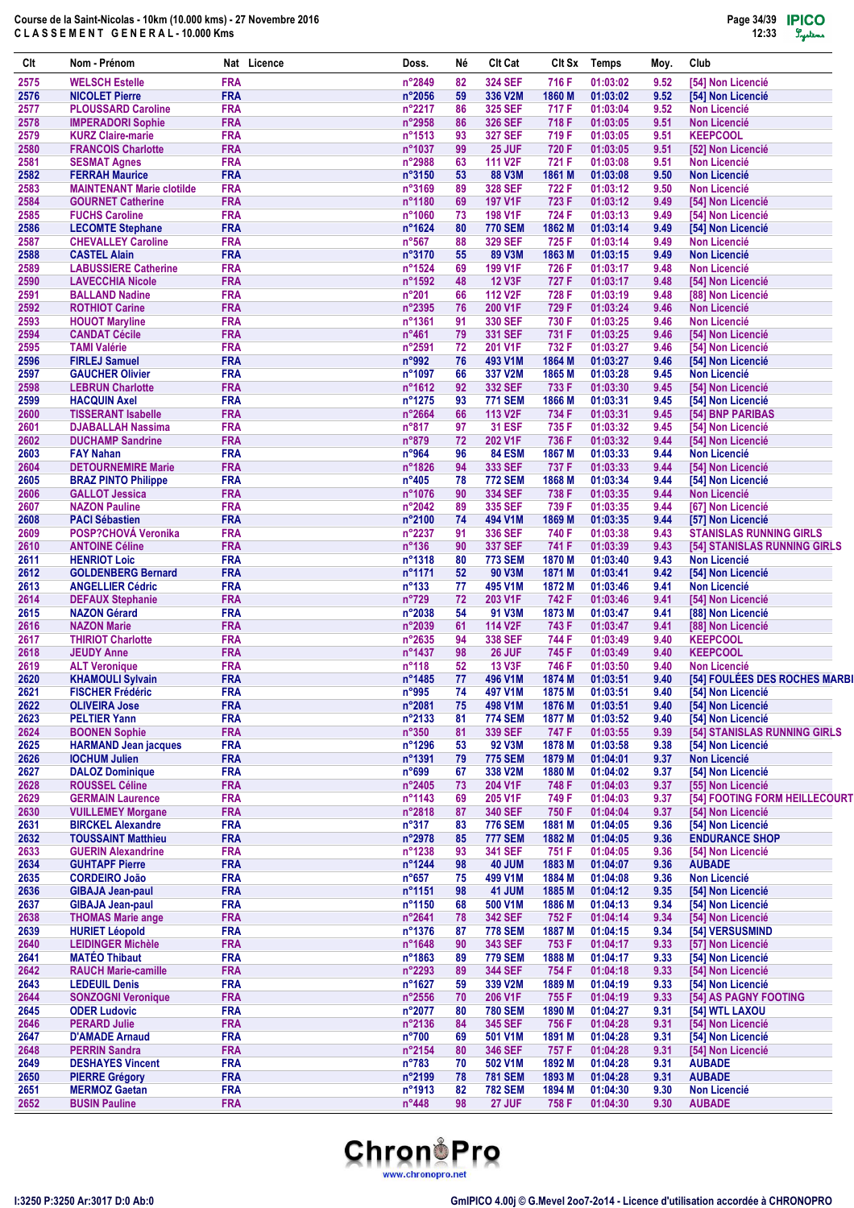Course de la Saint-Nicolas - 10km (10.000 kms) - 27 Novembre 2016
CLASSEMENT GENERAL - 10.000 Kms

| Clt | Nom - Prénom | Nat | Licence | Doss. | Né | Clt Cat | Clt Sx | Temps | Moy. | Club |
|---|---|---|---|---|---|---|---|---|---|---|
| 2575 | WELSCH Estelle | FRA | | n°2849 | 82 | 324 SEF | 716 F | 01:03:02 | 9.52 | [54] Non Licencié |
| 2576 | NICOLET Pierre | FRA | | n°2056 | 59 | 336 V2M | 1860 M | 01:03:02 | 9.52 | [54] Non Licencié |
| 2577 | PLOUSSARD Caroline | FRA | | n°2217 | 86 | 325 SEF | 717 F | 01:03:04 | 9.52 | Non Licencié |
| 2578 | IMPERADORI Sophie | FRA | | n°2958 | 86 | 326 SEF | 718 F | 01:03:05 | 9.51 | Non Licencié |
| 2579 | KURZ Claire-marie | FRA | | n°1513 | 93 | 327 SEF | 719 F | 01:03:05 | 9.51 | KEEPCOOL |
| 2580 | FRANCOIS Charlotte | FRA | | n°1037 | 99 | 25 JUF | 720 F | 01:03:05 | 9.51 | [52] Non Licencié |
| 2581 | SESMAT Agnes | FRA | | n°2988 | 63 | 111 V2F | 721 F | 01:03:08 | 9.51 | Non Licencié |
| 2582 | FERRAH Maurice | FRA | | n°3150 | 53 | 88 V3M | 1861 M | 01:03:08 | 9.50 | Non Licencié |
| 2583 | MAINTENANT Marie clotilde | FRA | | n°3169 | 89 | 328 SEF | 722 F | 01:03:12 | 9.50 | Non Licencié |
| 2584 | GOURNET Catherine | FRA | | n°1180 | 69 | 197 V1F | 723 F | 01:03:12 | 9.49 | [54] Non Licencié |
| 2585 | FUCHS Caroline | FRA | | n°1060 | 73 | 198 V1F | 724 F | 01:03:13 | 9.49 | [54] Non Licencié |
| 2586 | LECOMTE Stephane | FRA | | n°1624 | 80 | 770 SEM | 1862 M | 01:03:14 | 9.49 | [54] Non Licencié |
| 2587 | CHEVALLEY Caroline | FRA | | n°567 | 88 | 329 SEF | 725 F | 01:03:14 | 9.49 | Non Licencié |
| 2588 | CASTEL Alain | FRA | | n°3170 | 55 | 89 V3M | 1863 M | 01:03:15 | 9.49 | Non Licencié |
| 2589 | LABUSSIERE Catherine | FRA | | n°1524 | 69 | 199 V1F | 726 F | 01:03:17 | 9.48 | Non Licencié |
| 2590 | LAVECCHIA Nicole | FRA | | n°1592 | 48 | 12 V3F | 727 F | 01:03:17 | 9.48 | [54] Non Licencié |
| 2591 | BALLAND Nadine | FRA | | n°201 | 66 | 112 V2F | 728 F | 01:03:19 | 9.48 | [88] Non Licencié |
| 2592 | ROTHIOT Carine | FRA | | n°2395 | 76 | 200 V1F | 729 F | 01:03:24 | 9.46 | Non Licencié |
| 2593 | HOUOT Maryline | FRA | | n°1361 | 91 | 330 SEF | 730 F | 01:03:25 | 9.46 | Non Licencié |
| 2594 | CANDAT Cécile | FRA | | n°461 | 79 | 331 SEF | 731 F | 01:03:25 | 9.46 | [54] Non Licencié |
| 2595 | TAMI Valérie | FRA | | n°2591 | 72 | 201 V1F | 732 F | 01:03:27 | 9.46 | [54] Non Licencié |
| 2596 | FIRLEJ Samuel | FRA | | n°992 | 76 | 493 V1M | 1864 M | 01:03:27 | 9.46 | [54] Non Licencié |
| 2597 | GAUCHER Olivier | FRA | | n°1097 | 66 | 337 V2M | 1865 M | 01:03:28 | 9.45 | Non Licencié |
| 2598 | LEBRUN Charlotte | FRA | | n°1612 | 92 | 332 SEF | 733 F | 01:03:30 | 9.45 | [54] Non Licencié |
| 2599 | HACQUIN Axel | FRA | | n°1275 | 93 | 771 SEM | 1866 M | 01:03:31 | 9.45 | [54] Non Licencié |
| 2600 | TISSERANT Isabelle | FRA | | n°2664 | 66 | 113 V2F | 734 F | 01:03:31 | 9.45 | [54] BNP PARIBAS |
| 2601 | DJABALLAH Nassima | FRA | | n°817 | 97 | 31 ESF | 735 F | 01:03:32 | 9.45 | [54] Non Licencié |
| 2602 | DUCHAMP Sandrine | FRA | | n°879 | 72 | 202 V1F | 736 F | 01:03:32 | 9.44 | [54] Non Licencié |
| 2603 | FAY Nahan | FRA | | n°964 | 96 | 84 ESM | 1867 M | 01:03:33 | 9.44 | Non Licencié |
| 2604 | DETOURNEMIRE Marie | FRA | | n°1826 | 94 | 333 SEF | 737 F | 01:03:33 | 9.44 | [54] Non Licencié |
| 2605 | BRAZ PINTO Philippe | FRA | | n°405 | 78 | 772 SEM | 1868 M | 01:03:34 | 9.44 | [54] Non Licencié |
| 2606 | GALLOT Jessica | FRA | | n°1076 | 90 | 334 SEF | 738 F | 01:03:35 | 9.44 | Non Licencié |
| 2607 | NAZON Pauline | FRA | | n°2042 | 89 | 335 SEF | 739 F | 01:03:35 | 9.44 | [67] Non Licencié |
| 2608 | PACI Sébastien | FRA | | n°2100 | 74 | 494 V1M | 1869 M | 01:03:35 | 9.44 | [57] Non Licencié |
| 2609 | POSP?CHOVÁ Veronika | FRA | | n°2237 | 91 | 336 SEF | 740 F | 01:03:38 | 9.43 | STANISLAS RUNNING GIRLS |
| 2610 | ANTOINE Céline | FRA | | n°136 | 90 | 337 SEF | 741 F | 01:03:39 | 9.43 | [54] STANISLAS RUNNING GIRLS |
| 2611 | HENRIOT Loic | FRA | | n°1318 | 80 | 773 SEM | 1870 M | 01:03:40 | 9.43 | Non Licencié |
| 2612 | GOLDENBERG Bernard | FRA | | n°1171 | 52 | 90 V3M | 1871 M | 01:03:41 | 9.42 | [54] Non Licencié |
| 2613 | ANGELLIER Cédric | FRA | | n°133 | 77 | 495 V1M | 1872 M | 01:03:46 | 9.41 | Non Licencié |
| 2614 | DEFAUX Stephanie | FRA | | n°729 | 72 | 203 V1F | 742 F | 01:03:46 | 9.41 | [54] Non Licencié |
| 2615 | NAZON Gérard | FRA | | n°2038 | 54 | 91 V3M | 1873 M | 01:03:47 | 9.41 | [88] Non Licencié |
| 2616 | NAZON Marie | FRA | | n°2039 | 61 | 114 V2F | 743 F | 01:03:47 | 9.41 | [88] Non Licencié |
| 2617 | THIRIOT Charlotte | FRA | | n°2635 | 94 | 338 SEF | 744 F | 01:03:49 | 9.40 | KEEPCOOL |
| 2618 | JEUDY Anne | FRA | | n°1437 | 98 | 26 JUF | 745 F | 01:03:49 | 9.40 | KEEPCOOL |
| 2619 | ALT Veronique | FRA | | n°118 | 52 | 13 V3F | 746 F | 01:03:50 | 9.40 | Non Licencié |
| 2620 | KHAMOULI Sylvain | FRA | | n°1485 | 77 | 496 V1M | 1874 M | 01:03:51 | 9.40 | [54] FOULÉES DES ROCHES MARBI |
| 2621 | FISCHER Frédéric | FRA | | n°995 | 74 | 497 V1M | 1875 M | 01:03:51 | 9.40 | [54] Non Licencié |
| 2622 | OLIVEIRA Jose | FRA | | n°2081 | 75 | 498 V1M | 1876 M | 01:03:51 | 9.40 | [54] Non Licencié |
| 2623 | PELTIER Yann | FRA | | n°2133 | 81 | 774 SEM | 1877 M | 01:03:52 | 9.40 | [54] Non Licencié |
| 2624 | BOONEN Sophie | FRA | | n°350 | 81 | 339 SEF | 747 F | 01:03:55 | 9.39 | [54] STANISLAS RUNNING GIRLS |
| 2625 | HARMAND Jean jacques | FRA | | n°1296 | 53 | 92 V3M | 1878 M | 01:03:58 | 9.38 | [54] Non Licencié |
| 2626 | IOCHUM Julien | FRA | | n°1391 | 79 | 775 SEM | 1879 M | 01:04:01 | 9.37 | Non Licencié |
| 2627 | DALOZ Dominique | FRA | | n°699 | 67 | 338 V2M | 1880 M | 01:04:02 | 9.37 | [54] Non Licencié |
| 2628 | ROUSSEL Céline | FRA | | n°2405 | 73 | 204 V1F | 748 F | 01:04:03 | 9.37 | [55] Non Licencié |
| 2629 | GERMAIN Laurence | FRA | | n°1143 | 69 | 205 V1F | 749 F | 01:04:03 | 9.37 | [54] FOOTING FORM HEILLECOURT |
| 2630 | VUILLEMEY Morgane | FRA | | n°2818 | 87 | 340 SEF | 750 F | 01:04:04 | 9.37 | [54] Non Licencié |
| 2631 | BIRCKEL Alexandre | FRA | | n°317 | 83 | 776 SEM | 1881 M | 01:04:05 | 9.36 | [54] Non Licencié |
| 2632 | TOUSSAINT Matthieu | FRA | | n°2978 | 85 | 777 SEM | 1882 M | 01:04:05 | 9.36 | ENDURANCE SHOP |
| 2633 | GUERIN Alexandrine | FRA | | n°1238 | 93 | 341 SEF | 751 F | 01:04:05 | 9.36 | [54] Non Licencié |
| 2634 | GUHTAPF Pierre | FRA | | n°1244 | 98 | 40 JUM | 1883 M | 01:04:07 | 9.36 | AUBADE |
| 2635 | CORDEIRO João | FRA | | n°657 | 75 | 499 V1M | 1884 M | 01:04:08 | 9.36 | Non Licencié |
| 2636 | GIBAJA Jean-paul | FRA | | n°1151 | 98 | 41 JUM | 1885 M | 01:04:12 | 9.35 | [54] Non Licencié |
| 2637 | GIBAJA Jean-paul | FRA | | n°1150 | 68 | 500 V1M | 1886 M | 01:04:13 | 9.34 | [54] Non Licencié |
| 2638 | THOMAS Marie ange | FRA | | n°2641 | 78 | 342 SEF | 752 F | 01:04:14 | 9.34 | [54] Non Licencié |
| 2639 | HURIET Léopold | FRA | | n°1376 | 87 | 778 SEM | 1887 M | 01:04:15 | 9.34 | [54] VERSUSMIND |
| 2640 | LEIDINGER Michèle | FRA | | n°1648 | 90 | 343 SEF | 753 F | 01:04:17 | 9.33 | [57] Non Licencié |
| 2641 | MATÉO Thibaut | FRA | | n°1863 | 89 | 779 SEM | 1888 M | 01:04:17 | 9.33 | [54] Non Licencié |
| 2642 | RAUCH Marie-camille | FRA | | n°2293 | 89 | 344 SEF | 754 F | 01:04:18 | 9.33 | [54] Non Licencié |
| 2643 | LEDEUIL Denis | FRA | | n°1627 | 59 | 339 V2M | 1889 M | 01:04:19 | 9.33 | [54] Non Licencié |
| 2644 | SONZOGNI Veronique | FRA | | n°2556 | 70 | 206 V1F | 755 F | 01:04:19 | 9.33 | [54] AS PAGNY FOOTING |
| 2645 | ODER Ludovic | FRA | | n°2077 | 80 | 780 SEM | 1890 M | 01:04:27 | 9.31 | [54] WTL LAXOU |
| 2646 | PERARD Julie | FRA | | n°2136 | 84 | 345 SEF | 756 F | 01:04:28 | 9.31 | [54] Non Licencié |
| 2647 | D'AMADE Arnaud | FRA | | n°700 | 69 | 501 V1M | 1891 M | 01:04:28 | 9.31 | [54] Non Licencié |
| 2648 | PERRIN Sandra | FRA | | n°2154 | 80 | 346 SEF | 757 F | 01:04:28 | 9.31 | [54] Non Licencié |
| 2649 | DESHAYES Vincent | FRA | | n°783 | 70 | 502 V1M | 1892 M | 01:04:28 | 9.31 | AUBADE |
| 2650 | PIERRE Grégory | FRA | | n°2199 | 78 | 781 SEM | 1893 M | 01:04:28 | 9.31 | AUBADE |
| 2651 | MERMOZ Gaetan | FRA | | n°1913 | 82 | 782 SEM | 1894 M | 01:04:30 | 9.30 | Non Licencié |
| 2652 | BUSIN Pauline | FRA | | n°448 | 98 | 27 JUF | 758 F | 01:04:30 | 9.30 | AUBADE |

I:3250 P:3250 Ar:3017 D:0 Ab:0 — GmIPICO 4.00j © G.Mevel 2oo7-2o14 - Licence d'utilisation accordée à CHRONOPRO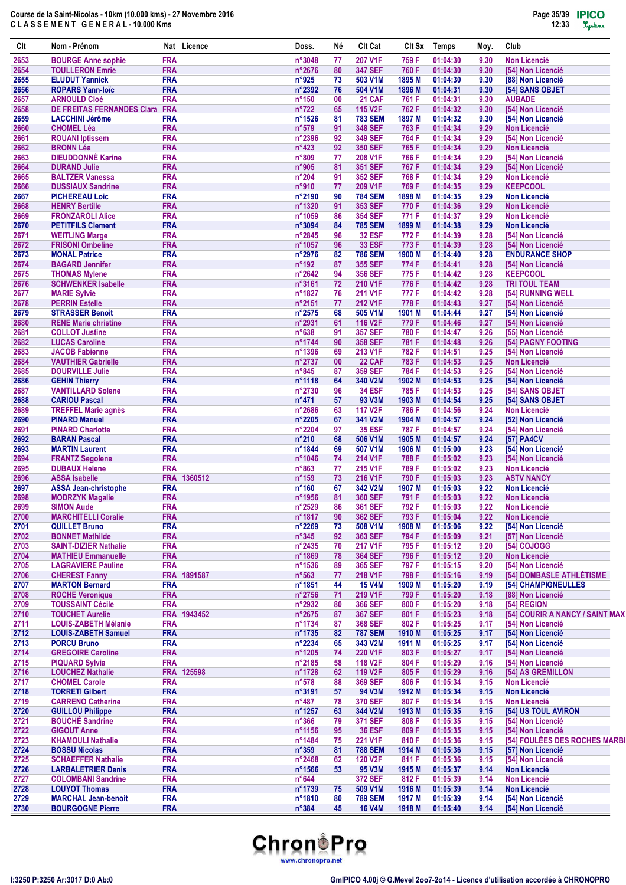Course de la Saint-Nicolas - 10km (10.000 kms) - 27 Novembre 2016
C L A S S E M E N T G E N E R A L - 10.000 Kms

| Clt | Nom - Prénom | Nat | Licence | Doss. | Né | Clt Cat | Clt Sx | Temps | Moy. | Club |
|---|---|---|---|---|---|---|---|---|---|---|
| 2653 | BOURGE Anne sophie | FRA | | n°3048 | 77 | 207 V1F | 759 F | 01:04:30 | 9.30 | Non Licencié |
| 2654 | TOULLERON Emrie | FRA | | n°2676 | 80 | 347 SEF | 760 F | 01:04:30 | 9.30 | [54] Non Licencié |
| 2655 | ELUDUT Yannick | FRA | | n°925 | 73 | 503 V1M | 1895 M | 01:04:30 | 9.30 | [88] Non Licencié |
| 2656 | ROPARS Yann-loïc | FRA | | n°2392 | 76 | 504 V1M | 1896 M | 01:04:31 | 9.30 | [54] SANS OBJET |
| 2657 | ARNOULD Cloé | FRA | | n°150 | 00 | 21 CAF | 761 F | 01:04:31 | 9.30 | AUBADE |
| 2658 | DE FREITAS FERNANDES Clara | FRA | | n°722 | 65 | 115 V2F | 762 F | 01:04:32 | 9.30 | [54] Non Licencié |
| 2659 | LACCHINI Jérôme | FRA | | n°1526 | 81 | 783 SEM | 1897 M | 01:04:32 | 9.30 | [54] Non Licencié |
| 2660 | CHOMEL Léa | FRA | | n°579 | 91 | 348 SEF | 763 F | 01:04:34 | 9.29 | Non Licencié |
| 2661 | ROUANI Iptissem | FRA | | n°2396 | 92 | 349 SEF | 764 F | 01:04:34 | 9.29 | [54] Non Licencié |
| 2662 | BRONN Léa | FRA | | n°423 | 92 | 350 SEF | 765 F | 01:04:34 | 9.29 | Non Licencié |
| 2663 | DIEUDDONNÉ Karine | FRA | | n°809 | 77 | 208 V1F | 766 F | 01:04:34 | 9.29 | [54] Non Licencié |
| 2664 | DURAND Julie | FRA | | n°905 | 81 | 351 SEF | 767 F | 01:04:34 | 9.29 | [54] Non Licencié |
| 2665 | BALTZER Vanessa | FRA | | n°204 | 91 | 352 SEF | 768 F | 01:04:34 | 9.29 | Non Licencié |
| 2666 | DUSSIAUX Sandrine | FRA | | n°910 | 77 | 209 V1F | 769 F | 01:04:35 | 9.29 | KEEPCOOL |
| 2667 | PICHEREAU Loic | FRA | | n°2190 | 90 | 784 SEM | 1898 M | 01:04:35 | 9.29 | Non Licencié |
| 2668 | HENRY Bertille | FRA | | n°1320 | 91 | 353 SEF | 770 F | 01:04:36 | 9.29 | Non Licencié |
| 2669 | FRONZAROLI Alice | FRA | | n°1059 | 86 | 354 SEF | 771 F | 01:04:37 | 9.29 | Non Licencié |
| 2670 | PETITFILS Clement | FRA | | n°3094 | 84 | 785 SEM | 1899 M | 01:04:38 | 9.29 | Non Licencié |
| 2671 | WEITLING Marge | FRA | | n°2845 | 96 | 32 ESF | 772 F | 01:04:39 | 9.28 | [54] Non Licencié |
| 2672 | FRISONI Ombeline | FRA | | n°1057 | 96 | 33 ESF | 773 F | 01:04:39 | 9.28 | [54] Non Licencié |
| 2673 | MONAL Patrice | FRA | | n°2976 | 82 | 786 SEM | 1900 M | 01:04:40 | 9.28 | ENDURANCE SHOP |
| 2674 | BAGARD Jennifer | FRA | | n°192 | 87 | 355 SEF | 774 F | 01:04:41 | 9.28 | [54] Non Licencié |
| 2675 | THOMAS Mylene | FRA | | n°2642 | 94 | 356 SEF | 775 F | 01:04:42 | 9.28 | KEEPCOOL |
| 2676 | SCHWENKER Isabelle | FRA | | n°3161 | 72 | 210 V1F | 776 F | 01:04:42 | 9.28 | TRI TOUL TEAM |
| 2677 | MARIE Sylvie | FRA | | n°1827 | 76 | 211 V1F | 777 F | 01:04:42 | 9.28 | [54] RUNNING WELL |
| 2678 | PERRIN Estelle | FRA | | n°2151 | 77 | 212 V1F | 778 F | 01:04:43 | 9.27 | [54] Non Licencié |
| 2679 | STRASSER Benoit | FRA | | n°2575 | 68 | 505 V1M | 1901 M | 01:04:44 | 9.27 | [54] Non Licencié |
| 2680 | RENE Marie christine | FRA | | n°2931 | 61 | 116 V2F | 779 F | 01:04:46 | 9.27 | [54] Non Licencié |
| 2681 | COLLOT Justine | FRA | | n°638 | 91 | 357 SEF | 780 F | 01:04:47 | 9.26 | [55] Non Licencié |
| 2682 | LUCAS Caroline | FRA | | n°1744 | 90 | 358 SEF | 781 F | 01:04:48 | 9.26 | [54] PAGNY FOOTING |
| 2683 | JACOB Fabienne | FRA | | n°1396 | 69 | 213 V1F | 782 F | 01:04:51 | 9.25 | [54] Non Licencié |
| 2684 | VAUTHIER Gabrielle | FRA | | n°2737 | 00 | 22 CAF | 783 F | 01:04:53 | 9.25 | Non Licencié |
| 2685 | DOURVILLE Julie | FRA | | n°845 | 87 | 359 SEF | 784 F | 01:04:53 | 9.25 | [54] Non Licencié |
| 2686 | GEHIN Thierry | FRA | | n°1118 | 64 | 340 V2M | 1902 M | 01:04:53 | 9.25 | [54] Non Licencié |
| 2687 | VANTILLARD Solene | FRA | | n°2730 | 96 | 34 ESF | 785 F | 01:04:53 | 9.25 | [54] SANS OBJET |
| 2688 | CARIOU Pascal | FRA | | n°471 | 57 | 93 V3M | 1903 M | 01:04:54 | 9.25 | [54] SANS OBJET |
| 2689 | TREFFEL Marie agnès | FRA | | n°2686 | 63 | 117 V2F | 786 F | 01:04:56 | 9.24 | Non Licencié |
| 2690 | PINARD Manuel | FRA | | n°2205 | 67 | 341 V2M | 1904 M | 01:04:57 | 9.24 | [52] Non Licencié |
| 2691 | PINARD Charlotte | FRA | | n°2204 | 97 | 35 ESF | 787 F | 01:04:57 | 9.24 | [54] Non Licencié |
| 2692 | BARAN Pascal | FRA | | n°210 | 68 | 506 V1M | 1905 M | 01:04:57 | 9.24 | [57] PA4CV |
| 2693 | MARTIN Laurent | FRA | | n°1844 | 69 | 507 V1M | 1906 M | 01:05:00 | 9.23 | [54] Non Licencié |
| 2694 | FRANTZ Segolene | FRA | | n°1046 | 74 | 214 V1F | 788 F | 01:05:02 | 9.23 | [54] Non Licencié |
| 2695 | DUBAUX Helene | FRA | | n°863 | 77 | 215 V1F | 789 F | 01:05:02 | 9.23 | Non Licencié |
| 2696 | ASSA Isabelle | FRA | 1360512 | n°159 | 73 | 216 V1F | 790 F | 01:05:03 | 9.23 | ASTV NANCY |
| 2697 | ASSA Jean-christophe | FRA | | n°160 | 67 | 342 V2M | 1907 M | 01:05:03 | 9.22 | Non Licencié |
| 2698 | MODRZYK Magalie | FRA | | n°1956 | 81 | 360 SEF | 791 F | 01:05:03 | 9.22 | Non Licencié |
| 2699 | SIMON Aude | FRA | | n°2529 | 86 | 361 SEF | 792 F | 01:05:03 | 9.22 | Non Licencié |
| 2700 | MARCHITELLI Coralie | FRA | | n°1817 | 90 | 362 SEF | 793 F | 01:05:04 | 9.22 | Non Licencié |
| 2701 | QUILLET Bruno | FRA | | n°2269 | 73 | 508 V1M | 1908 M | 01:05:06 | 9.22 | [54] Non Licencié |
| 2702 | BONNET Mathilde | FRA | | n°345 | 92 | 363 SEF | 794 F | 01:05:09 | 9.21 | [57] Non Licencié |
| 2703 | SAINT-DIZIER Nathalie | FRA | | n°2435 | 70 | 217 V1F | 795 F | 01:05:12 | 9.20 | [54] COJOGG |
| 2704 | MATHIEU Emmanuelle | FRA | | n°1869 | 78 | 364 SEF | 796 F | 01:05:12 | 9.20 | Non Licencié |
| 2705 | LAGRAVIERE Pauline | FRA | | n°1536 | 89 | 365 SEF | 797 F | 01:05:15 | 9.20 | [54] Non Licencié |
| 2706 | CHEREST Fanny | FRA | 1891587 | n°563 | 77 | 218 V1F | 798 F | 01:05:16 | 9.19 | [54] DOMBASLE ATHLÉTISME |
| 2707 | MARTON Bernard | FRA | | n°1851 | 44 | 15 V4M | 1909 M | 01:05:20 | 9.19 | [54] CHAMPIGNEULLES |
| 2708 | ROCHE Veronique | FRA | | n°2756 | 71 | 219 V1F | 799 F | 01:05:20 | 9.18 | [88] Non Licencié |
| 2709 | TOUSSAINT Cécile | FRA | | n°2932 | 80 | 366 SEF | 800 F | 01:05:20 | 9.18 | [54] REGION |
| 2710 | TOUCHET Aurelie | FRA | 1943452 | n°2675 | 87 | 367 SEF | 801 F | 01:05:23 | 9.18 | [54] COURIR A NANCY / SAINT MAX |
| 2711 | LOUIS-ZABETH Mélanie | FRA | | n°1734 | 87 | 368 SEF | 802 F | 01:05:25 | 9.17 | [54] Non Licencié |
| 2712 | LOUIS-ZABETH Samuel | FRA | | n°1735 | 82 | 787 SEM | 1910 M | 01:05:25 | 9.17 | [54] Non Licencié |
| 2713 | PORCU Bruno | FRA | | n°2234 | 65 | 343 V2M | 1911 M | 01:05:25 | 9.17 | [54] Non Licencié |
| 2714 | GREGOIRE Caroline | FRA | | n°1205 | 74 | 220 V1F | 803 F | 01:05:27 | 9.17 | [54] Non Licencié |
| 2715 | PIQUARD Sylvia | FRA | | n°2185 | 58 | 118 V2F | 804 F | 01:05:29 | 9.16 | [54] Non Licencié |
| 2716 | LOUCHEZ Nathalie | FRA | 125598 | n°1728 | 62 | 119 V2F | 805 F | 01:05:29 | 9.16 | [54] AS GREMILLON |
| 2717 | CHOMEL Carole | FRA | | n°578 | 88 | 369 SEF | 806 F | 01:05:34 | 9.15 | Non Licencié |
| 2718 | TORRETI Gilbert | FRA | | n°3191 | 57 | 94 V3M | 1912 M | 01:05:34 | 9.15 | Non Licencié |
| 2719 | CARRENO Catherine | FRA | | n°487 | 78 | 370 SEF | 807 F | 01:05:34 | 9.15 | Non Licencié |
| 2720 | GUILLOU Philippe | FRA | | n°1257 | 63 | 344 V2M | 1913 M | 01:05:35 | 9.15 | [54] US TOUL AVIRON |
| 2721 | BOUCHÉ Sandrine | FRA | | n°366 | 79 | 371 SEF | 808 F | 01:05:35 | 9.15 | [54] Non Licencié |
| 2722 | GIGOUT Anne | FRA | | n°1156 | 95 | 36 ESF | 809 F | 01:05:35 | 9.15 | [54] Non Licencié |
| 2723 | KHAMOULI Nathalie | FRA | | n°1484 | 75 | 221 V1F | 810 F | 01:05:36 | 9.15 | [54] FOULÉES DES ROCHES MARBI |
| 2724 | BOSSU Nicolas | FRA | | n°359 | 81 | 788 SEM | 1914 M | 01:05:36 | 9.15 | [57] Non Licencié |
| 2725 | SCHAEFFER Nathalie | FRA | | n°2468 | 62 | 120 V2F | 811 F | 01:05:36 | 9.15 | [54] Non Licencié |
| 2726 | LARBALETRIER Denis | FRA | | n°1566 | 53 | 95 V3M | 1915 M | 01:05:37 | 9.14 | Non Licencié |
| 2727 | COLOMBANI Sandrine | FRA | | n°644 | | 372 SEF | 812 F | 01:05:39 | 9.14 | Non Licencié |
| 2728 | LOUYOT Thomas | FRA | | n°1739 | 75 | 509 V1M | 1916 M | 01:05:39 | 9.14 | Non Licencié |
| 2729 | MARCHAL Jean-benoit | FRA | | n°1810 | 80 | 789 SEM | 1917 M | 01:05:39 | 9.14 | [54] Non Licencié |
| 2730 | BOURGOGNE Pierre | FRA | | n°384 | 45 | 16 V4M | 1918 M | 01:05:40 | 9.14 | [54] Non Licencié |

I:3250 P:3250 Ar:3017 D:0 Ab:0

GmIPICO 4.00j © G.Mevel 2oo7-2o14 - Licence d'utilisation accordée à CHRONOPRO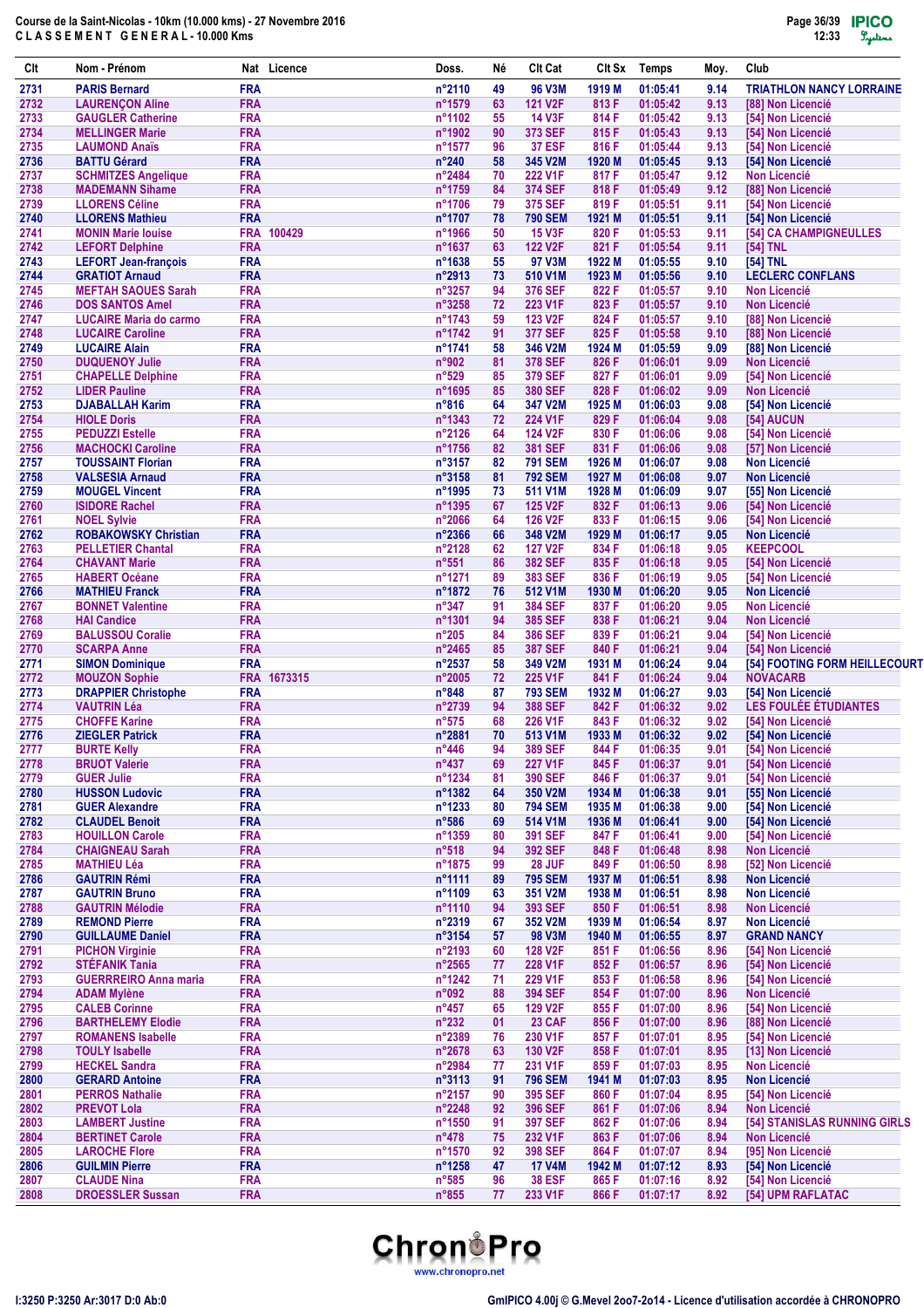Course de la Saint-Nicolas - 10km (10.000 kms) - 27 Novembre 2016
C L A S S E M E N T G E N E R A L - 10.000 Kms

| Clt | Nom - Prénom | Nat | Licence | Doss. | Né | Clt Cat | Clt Sx | Temps | Moy. | Club |
|---|---|---|---|---|---|---|---|---|---|---|
| 2731 | PARIS Bernard | FRA | | n°2110 | 49 | 96 V3M | 1919 M | 01:05:41 | 9.14 | TRIATHLON NANCY LORRAINE |
| 2732 | LAURENÇON Aline | FRA | | n°1579 | 63 | 121 V2F | 813 F | 01:05:42 | 9.13 | [88] Non Licencié |
| 2733 | GAUGLER Catherine | FRA | | n°1102 | 55 | 14 V3F | 814 F | 01:05:42 | 9.13 | [54] Non Licencié |
| 2734 | MELLINGER Marie | FRA | | n°1902 | 90 | 373 SEF | 815 F | 01:05:43 | 9.13 | [54] Non Licencié |
| 2735 | LAUMOND Anaïs | FRA | | n°1577 | 96 | 37 ESF | 816 F | 01:05:44 | 9.13 | [54] Non Licencié |
| 2736 | BATTU Gérard | FRA | | n°240 | 58 | 345 V2M | 1920 M | 01:05:45 | 9.13 | [54] Non Licencié |
| 2737 | SCHMITZES Angelique | FRA | | n°2484 | 70 | 222 V1F | 817 F | 01:05:47 | 9.12 | Non Licencié |
| 2738 | MADEMANN Sihame | FRA | | n°1759 | 84 | 374 SEF | 818 F | 01:05:49 | 9.12 | [88] Non Licencié |
| 2739 | LLORENS Céline | FRA | | n°1706 | 79 | 375 SEF | 819 F | 01:05:51 | 9.11 | [54] Non Licencié |
| 2740 | LLORENS Mathieu | FRA | | n°1707 | 78 | 790 SEM | 1921 M | 01:05:51 | 9.11 | [54] Non Licencié |
| 2741 | MONIN Marie louise | FRA | 100429 | n°1966 | 50 | 15 V3F | 820 F | 01:05:53 | 9.11 | [54] CA CHAMPIGNEULLES |
| 2742 | LEFORT Delphine | FRA | | n°1637 | 63 | 122 V2F | 821 F | 01:05:54 | 9.11 | [54] TNL |
| 2743 | LEFORT Jean-françois | FRA | | n°1638 | 55 | 97 V3M | 1922 M | 01:05:55 | 9.10 | [54] TNL |
| 2744 | GRATIOT Arnaud | FRA | | n°2913 | 73 | 510 V1M | 1923 M | 01:05:56 | 9.10 | LECLERC CONFLANS |
| 2745 | MEFTAH SAOUES Sarah | FRA | | n°3257 | 94 | 376 SEF | 822 F | 01:05:57 | 9.10 | Non Licencié |
| 2746 | DOS SANTOS Amel | FRA | | n°3258 | 72 | 223 V1F | 823 F | 01:05:57 | 9.10 | Non Licencié |
| 2747 | LUCAIRE Maria do carmo | FRA | | n°1743 | 59 | 123 V2F | 824 F | 01:05:57 | 9.10 | [88] Non Licencié |
| 2748 | LUCAIRE Caroline | FRA | | n°1742 | 91 | 377 SEF | 825 F | 01:05:58 | 9.10 | [88] Non Licencié |
| 2749 | LUCAIRE Alain | FRA | | n°1741 | 58 | 346 V2M | 1924 M | 01:05:59 | 9.09 | [88] Non Licencié |
| 2750 | DUQUENOY Julie | FRA | | n°902 | 81 | 378 SEF | 826 F | 01:06:01 | 9.09 | Non Licencié |
| 2751 | CHAPELLE Delphine | FRA | | n°529 | 85 | 379 SEF | 827 F | 01:06:01 | 9.09 | [54] Non Licencié |
| 2752 | LIDER Pauline | FRA | | n°1695 | 85 | 380 SEF | 828 F | 01:06:02 | 9.09 | Non Licencié |
| 2753 | DJABALLAH Karim | FRA | | n°816 | 64 | 347 V2M | 1925 M | 01:06:03 | 9.08 | [54] Non Licencié |
| 2754 | HIOLE Doris | FRA | | n°1343 | 72 | 224 V1F | 829 F | 01:06:04 | 9.08 | [54] AUCUN |
| 2755 | PEDUZZI Estelle | FRA | | n°2126 | 64 | 124 V2F | 830 F | 01:06:06 | 9.08 | [54] Non Licencié |
| 2756 | MACHOCKI Caroline | FRA | | n°1756 | 82 | 381 SEF | 831 F | 01:06:06 | 9.08 | [57] Non Licencié |
| 2757 | TOUSSAINT Florian | FRA | | n°3157 | 82 | 791 SEM | 1926 M | 01:06:07 | 9.08 | Non Licencié |
| 2758 | VALSESIA Arnaud | FRA | | n°3158 | 81 | 792 SEM | 1927 M | 01:06:08 | 9.07 | Non Licencié |
| 2759 | MOUGEL Vincent | FRA | | n°1995 | 73 | 511 V1M | 1928 M | 01:06:09 | 9.07 | [55] Non Licencié |
| 2760 | ISIDORE Rachel | FRA | | n°1395 | 67 | 125 V2F | 832 F | 01:06:13 | 9.06 | [54] Non Licencié |
| 2761 | NOEL Sylvie | FRA | | n°2066 | 64 | 126 V2F | 833 F | 01:06:15 | 9.06 | [54] Non Licencié |
| 2762 | ROBAKOWSKY Christian | FRA | | n°2366 | 66 | 348 V2M | 1929 M | 01:06:17 | 9.05 | Non Licencié |
| 2763 | PELLETIER Chantal | FRA | | n°2128 | 62 | 127 V2F | 834 F | 01:06:18 | 9.05 | KEEPCOOL |
| 2764 | CHAVANT Marie | FRA | | n°551 | 86 | 382 SEF | 835 F | 01:06:18 | 9.05 | [54] Non Licencié |
| 2765 | HABERT Océane | FRA | | n°1271 | 89 | 383 SEF | 836 F | 01:06:19 | 9.05 | [54] Non Licencié |
| 2766 | MATHIEU Franck | FRA | | n°1872 | 76 | 512 V1M | 1930 M | 01:06:20 | 9.05 | Non Licencié |
| 2767 | BONNET Valentine | FRA | | n°347 | 91 | 384 SEF | 837 F | 01:06:20 | 9.05 | Non Licencié |
| 2768 | HAI Candice | FRA | | n°1301 | 94 | 385 SEF | 838 F | 01:06:21 | 9.04 | Non Licencié |
| 2769 | BALUSSOU Coralie | FRA | | n°205 | 84 | 386 SEF | 839 F | 01:06:21 | 9.04 | [54] Non Licencié |
| 2770 | SCARPA Anne | FRA | | n°2465 | 85 | 387 SEF | 840 F | 01:06:21 | 9.04 | [54] Non Licencié |
| 2771 | SIMON Dominique | FRA | | n°2537 | 58 | 349 V2M | 1931 M | 01:06:24 | 9.04 | [54] FOOTING FORM HEILLECOURT |
| 2772 | MOUZON Sophie | FRA | 1673315 | n°2005 | 72 | 225 V1F | 841 F | 01:06:24 | 9.04 | NOVACARB |
| 2773 | DRAPPIER Christophe | FRA | | n°848 | 83 | 793 SEM | 1932 M | 01:06:27 | 9.03 | [54] Non Licencié |
| 2774 | VAUTRIN Léa | FRA | | n°2739 | 94 | 388 SEF | 842 F | 01:06:32 | 9.02 | LES FOULÉE ÉTUDIANTES |
| 2775 | CHOFFE Karine | FRA | | n°575 | 68 | 226 V1F | 843 F | 01:06:32 | 9.02 | [54] Non Licencié |
| 2776 | ZIEGLER Patrick | FRA | | n°2881 | 70 | 513 V1M | 1933 M | 01:06:32 | 9.02 | [54] Non Licencié |
| 2777 | BURTE Kelly | FRA | | n°446 | 94 | 389 SEF | 844 F | 01:06:35 | 9.01 | [54] Non Licencié |
| 2778 | BRUOT Valerie | FRA | | n°437 | 69 | 227 V1F | 845 F | 01:06:37 | 9.01 | [54] Non Licencié |
| 2779 | GUER Julie | FRA | | n°1234 | 81 | 390 SEF | 846 F | 01:06:37 | 9.01 | [54] Non Licencié |
| 2780 | HUSSON Ludovic | FRA | | n°1382 | 64 | 350 V2M | 1934 M | 01:06:38 | 9.01 | [55] Non Licencié |
| 2781 | GUER Alexandre | FRA | | n°1233 | 80 | 794 SEM | 1935 M | 01:06:38 | 9.00 | [54] Non Licencié |
| 2782 | CLAUDEL Benoit | FRA | | n°586 | 69 | 514 V1M | 1936 M | 01:06:41 | 9.00 | [54] Non Licencié |
| 2783 | HOUILLON Carole | FRA | | n°1359 | 80 | 391 SEF | 847 F | 01:06:41 | 9.00 | [54] Non Licencié |
| 2784 | CHAIGNEAU Sarah | FRA | | n°518 | 94 | 392 SEF | 848 F | 01:06:48 | 8.98 | Non Licencié |
| 2785 | MATHIEU Léa | FRA | | n°1875 | 99 | 28 JUF | 849 F | 01:06:50 | 8.98 | [52] Non Licencié |
| 2786 | GAUTRIN Rémi | FRA | | n°1111 | 89 | 795 SEM | 1937 M | 01:06:51 | 8.98 | Non Licencié |
| 2787 | GAUTRIN Bruno | FRA | | n°1109 | 63 | 351 V2M | 1938 M | 01:06:51 | 8.98 | Non Licencié |
| 2788 | GAUTRIN Mélodie | FRA | | n°1110 | 94 | 393 SEF | 850 F | 01:06:51 | 8.98 | Non Licencié |
| 2789 | REMOND Pierre | FRA | | n°2319 | 67 | 352 V2M | 1939 M | 01:06:54 | 8.97 | Non Licencié |
| 2790 | GUILLAUME Daniel | FRA | | n°3154 | 57 | 98 V3M | 1940 M | 01:06:55 | 8.97 | GRAND NANCY |
| 2791 | PICHON Virginie | FRA | | n°2193 | 60 | 128 V2F | 851 F | 01:06:56 | 8.96 | [54] Non Licencié |
| 2792 | STÉFANIK Tania | FRA | | n°2565 | 77 | 228 V1F | 852 F | 01:06:57 | 8.96 | [54] Non Licencié |
| 2793 | GUERRREIRO Anna maria | FRA | | n°1242 | 71 | 229 V1F | 853 F | 01:06:58 | 8.96 | [54] Non Licencié |
| 2794 | ADAM Mylène | FRA | | n°092 | 88 | 394 SEF | 854 F | 01:07:00 | 8.96 | Non Licencié |
| 2795 | CALEB Corinne | FRA | | n°457 | 65 | 129 V2F | 855 F | 01:07:00 | 8.96 | [54] Non Licencié |
| 2796 | BARTHELEMY Elodie | FRA | | n°232 | 01 | 23 CAF | 856 F | 01:07:00 | 8.96 | [88] Non Licencié |
| 2797 | ROMANENS Isabelle | FRA | | n°2389 | 76 | 230 V1F | 857 F | 01:07:01 | 8.95 | [54] Non Licencié |
| 2798 | TOULY Isabelle | FRA | | n°2678 | 63 | 130 V2F | 858 F | 01:07:01 | 8.95 | [13] Non Licencié |
| 2799 | HECKEL Sandra | FRA | | n°2984 | 77 | 231 V1F | 859 F | 01:07:03 | 8.95 | Non Licencié |
| 2800 | GERARD Antoine | FRA | | n°3113 | 91 | 796 SEM | 1941 M | 01:07:03 | 8.95 | Non Licencié |
| 2801 | PERROS Nathalie | FRA | | n°2157 | 90 | 395 SEF | 860 F | 01:07:04 | 8.95 | [54] Non Licencié |
| 2802 | PREVOT Lola | FRA | | n°2248 | 92 | 396 SEF | 861 F | 01:07:06 | 8.94 | Non Licencié |
| 2803 | LAMBERT Justine | FRA | | n°1550 | 91 | 397 SEF | 862 F | 01:07:06 | 8.94 | [54] STANISLAS RUNNING GIRLS |
| 2804 | BERTINET Carole | FRA | | n°478 | 75 | 232 V1F | 863 F | 01:07:06 | 8.94 | Non Licencié |
| 2805 | LAROCHE Flore | FRA | | n°1570 | 92 | 398 SEF | 864 F | 01:07:07 | 8.94 | [95] Non Licencié |
| 2806 | GUILMIN Pierre | FRA | | n°1258 | 47 | 17 V4M | 1942 M | 01:07:12 | 8.93 | [54] Non Licencié |
| 2807 | CLAUDE Nina | FRA | | n°585 | 96 | 38 ESF | 865 F | 01:07:16 | 8.92 | [54] Non Licencié |
| 2808 | DROESSLER Sussan | FRA | | n°855 | 77 | 233 V1F | 866 F | 01:07:17 | 8.92 | [54] UPM RAFLATAC |

I:3250 P:3250 Ar:3017 D:0 Ab:0

GmIPICO 4.00j © G.Mevel 2oo7-2o14 - Licence d'utilisation accordée à CHRONOPRO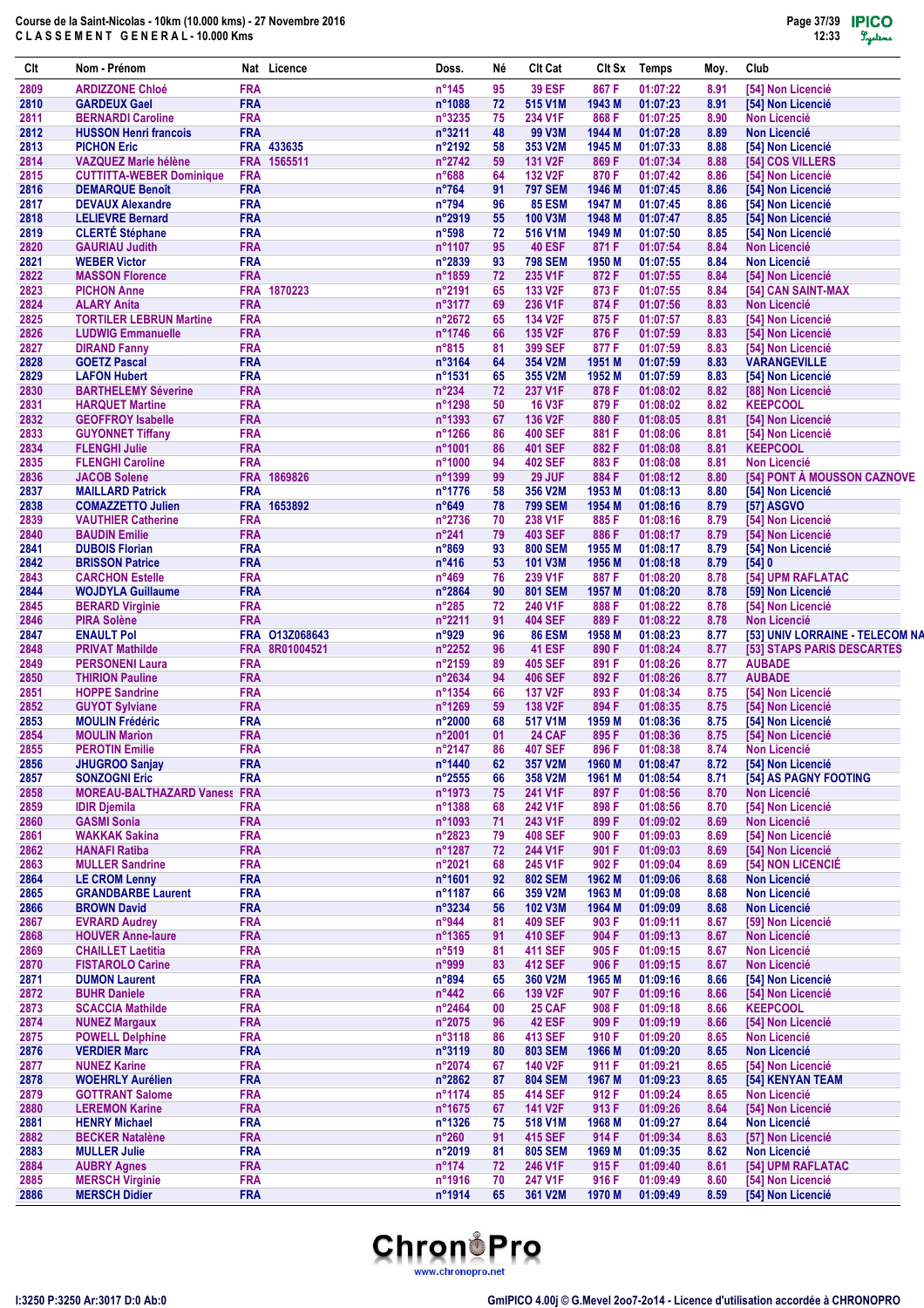Course de la Saint-Nicolas - 10km (10.000 kms) - 27 Novembre 2016
C L A S S E M E N T   G E N E R A L - 10.000 Kms

| Clt | Nom - Prénom | Nat | Licence | Doss. | Né | Clt Cat | Clt Sx | Temps | Moy. | Club |
|---|---|---|---|---|---|---|---|---|---|---|
| 2809 | ARDIZZONE Chloé | FRA | | n°145 | 95 | 39 ESF | 867 F | 01:07:22 | 8.91 | [54] Non Licencié |
| 2810 | GARDEUX Gael | FRA | | n°1088 | 72 | 515 V1M | 1943 M | 01:07:23 | 8.91 | [54] Non Licencié |
| 2811 | BERNARDI Caroline | FRA | | n°3235 | 75 | 234 V1F | 868 F | 01:07:25 | 8.90 | Non Licencié |
| 2812 | HUSSON Henri francois | FRA | | n°3211 | 48 | 99 V3M | 1944 M | 01:07:28 | 8.89 | Non Licencié |
| 2813 | PICHON Eric | FRA | 433635 | n°2192 | 58 | 353 V2M | 1945 M | 01:07:33 | 8.88 | [54] Non Licencié |
| 2814 | VAZQUEZ Marie hélène | FRA | 1565511 | n°2742 | 59 | 131 V2F | 869 F | 01:07:34 | 8.88 | [54] COS VILLERS |
| 2815 | CUTTITTA-WEBER Dominique | FRA | | n°688 | 64 | 132 V2F | 870 F | 01:07:42 | 8.86 | [54] Non Licencié |
| 2816 | DEMARQUE Benoît | FRA | | n°764 | 91 | 797 SEM | 1946 M | 01:07:45 | 8.86 | [54] Non Licencié |
| 2817 | DEVAUX Alexandre | FRA | | n°794 | 96 | 85 ESM | 1947 M | 01:07:45 | 8.86 | [54] Non Licencié |
| 2818 | LELIEVRE Bernard | FRA | | n°2919 | 55 | 100 V3M | 1948 M | 01:07:47 | 8.85 | [54] Non Licencié |
| 2819 | CLERTÉ Stéphane | FRA | | n°598 | 72 | 516 V1M | 1949 M | 01:07:50 | 8.85 | [54] Non Licencié |
| 2820 | GAURIAU Judith | FRA | | n°1107 | 95 | 40 ESF | 871 F | 01:07:54 | 8.84 | Non Licencié |
| 2821 | WEBER Victor | FRA | | n°2839 | 93 | 798 SEM | 1950 M | 01:07:55 | 8.84 | Non Licencié |
| 2822 | MASSON Florence | FRA | | n°1859 | 72 | 235 V1F | 872 F | 01:07:55 | 8.84 | [54] Non Licencié |
| 2823 | PICHON Anne | FRA | 1870223 | n°2191 | 65 | 133 V2F | 873 F | 01:07:55 | 8.84 | [54] CAN SAINT-MAX |
| 2824 | ALARY Anita | FRA | | n°3177 | 69 | 236 V1F | 874 F | 01:07:56 | 8.83 | Non Licencié |
| 2825 | TORTILER LEBRUN Martine | FRA | | n°2672 | 65 | 134 V2F | 875 F | 01:07:57 | 8.83 | [54] Non Licencié |
| 2826 | LUDWIG Emmanuelle | FRA | | n°1746 | 66 | 135 V2F | 876 F | 01:07:59 | 8.83 | [54] Non Licencié |
| 2827 | DIRAND Fanny | FRA | | n°815 | 81 | 399 SEF | 877 F | 01:07:59 | 8.83 | [54] Non Licencié |
| 2828 | GOETZ Pascal | FRA | | n°3164 | 64 | 354 V2M | 1951 M | 01:07:59 | 8.83 | VARANGEVILLE |
| 2829 | LAFON Hubert | FRA | | n°1531 | 65 | 355 V2M | 1952 M | 01:07:59 | 8.83 | [54] Non Licencié |
| 2830 | BARTHELEMY Séverine | FRA | | n°234 | 72 | 237 V1F | 878 F | 01:08:02 | 8.82 | [88] Non Licencié |
| 2831 | HARQUET Martine | FRA | | n°1298 | 50 | 16 V3F | 879 F | 01:08:02 | 8.82 | KEEPCOOL |
| 2832 | GEOFFROY Isabelle | FRA | | n°1393 | 67 | 136 V2F | 880 F | 01:08:05 | 8.81 | [54] Non Licencié |
| 2833 | GUYONNET Tiffany | FRA | | n°1266 | 86 | 400 SEF | 881 F | 01:08:06 | 8.81 | [54] Non Licencié |
| 2834 | FLENGHI Julie | FRA | | n°1001 | 86 | 401 SEF | 882 F | 01:08:08 | 8.81 | KEEPCOOL |
| 2835 | FLENGHI Caroline | FRA | | n°1000 | 94 | 402 SEF | 883 F | 01:08:08 | 8.81 | Non Licencié |
| 2836 | JACOB Solene | FRA | 1869826 | n°1399 | 99 | 29 JUF | 884 F | 01:08:12 | 8.80 | [54] PONT À MOUSSON CAZNOVE |
| 2837 | MAILLARD Patrick | FRA | | n°1776 | 58 | 356 V2M | 1953 M | 01:08:13 | 8.80 | [54] Non Licencié |
| 2838 | COMAZZETTO Julien | FRA | 1653892 | n°649 | 78 | 799 SEM | 1954 M | 01:08:16 | 8.79 | [57] ASGVO |
| 2839 | VAUTHIER Catherine | FRA | | n°2736 | 70 | 238 V1F | 885 F | 01:08:16 | 8.79 | [54] Non Licencié |
| 2840 | BAUDIN Emilie | FRA | | n°241 | 79 | 403 SEF | 886 F | 01:08:17 | 8.79 | [54] Non Licencié |
| 2841 | DUBOIS Florian | FRA | | n°869 | 93 | 800 SEM | 1955 M | 01:08:17 | 8.79 | [54] Non Licencié |
| 2842 | BRISSON Patrice | FRA | | n°416 | 53 | 101 V3M | 1956 M | 01:08:18 | 8.79 | [54] 0 |
| 2843 | CARCHON Estelle | FRA | | n°469 | 76 | 239 V1F | 887 F | 01:08:20 | 8.78 | [54] UPM RAFLATAC |
| 2844 | WOJDYLA Guillaume | FRA | | n°2864 | 90 | 801 SEM | 1957 M | 01:08:20 | 8.78 | [59] Non Licencié |
| 2845 | BERARD Virginie | FRA | | n°285 | 72 | 240 V1F | 888 F | 01:08:22 | 8.78 | [54] Non Licencié |
| 2846 | PIRA Solène | FRA | | n°2211 | 91 | 404 SEF | 889 F | 01:08:22 | 8.78 | Non Licencié |
| 2847 | ENAULT Pol | FRA | O13Z068643 | n°929 | 96 | 86 ESM | 1958 M | 01:08:23 | 8.77 | [53] UNIV LORRAINE - TELECOM NA |
| 2848 | PRIVAT Mathilde | FRA | 8R01004521 | n°2252 | 96 | 41 ESF | 890 F | 01:08:24 | 8.77 | [53] STAPS PARIS DESCARTES |
| 2849 | PERSONENI Laura | FRA | | n°2159 | 89 | 405 SEF | 891 F | 01:08:26 | 8.77 | AUBADE |
| 2850 | THIRION Pauline | FRA | | n°2634 | 94 | 406 SEF | 892 F | 01:08:26 | 8.77 | AUBADE |
| 2851 | HOPPE Sandrine | FRA | | n°1354 | 66 | 137 V2F | 893 F | 01:08:34 | 8.75 | [54] Non Licencié |
| 2852 | GUYOT Sylviane | FRA | | n°1269 | 59 | 138 V2F | 894 F | 01:08:35 | 8.75 | [54] Non Licencié |
| 2853 | MOULIN Frédéric | FRA | | n°2000 | 68 | 517 V1M | 1959 M | 01:08:36 | 8.75 | [54] Non Licencié |
| 2854 | MOULIN Marion | FRA | | n°2001 | 01 | 24 CAF | 895 F | 01:08:36 | 8.75 | [54] Non Licencié |
| 2855 | PEROTIN Emilie | FRA | | n°2147 | 86 | 407 SEF | 896 F | 01:08:38 | 8.74 | Non Licencié |
| 2856 | JHUGROO Sanjay | FRA | | n°1440 | 62 | 357 V2M | 1960 M | 01:08:47 | 8.72 | [54] Non Licencié |
| 2857 | SONZOGNI Eric | FRA | | n°2555 | 66 | 358 V2M | 1961 M | 01:08:54 | 8.71 | [54] AS PAGNY FOOTING |
| 2858 | MOREAU-BALTHAZARD Vaness | FRA | | n°1973 | 75 | 241 V1F | 897 F | 01:08:56 | 8.70 | Non Licencié |
| 2859 | IDIR Djemila | FRA | | n°1388 | 68 | 242 V1F | 898 F | 01:08:56 | 8.70 | [54] Non Licencié |
| 2860 | GASMI Sonia | FRA | | n°1093 | 71 | 243 V1F | 899 F | 01:09:02 | 8.69 | Non Licencié |
| 2861 | WAKKAK Sakina | FRA | | n°2823 | 79 | 408 SEF | 900 F | 01:09:03 | 8.69 | [54] Non Licencié |
| 2862 | HANAFI Ratiba | FRA | | n°1287 | 72 | 244 V1F | 901 F | 01:09:03 | 8.69 | [54] Non Licencié |
| 2863 | MULLER Sandrine | FRA | | n°2021 | 68 | 245 V1F | 902 F | 01:09:04 | 8.69 | [54] NON LICENCIÉ |
| 2864 | LE CROM Lenny | FRA | | n°1601 | 92 | 802 SEM | 1962 M | 01:09:06 | 8.68 | Non Licencié |
| 2865 | GRANDBARBE Laurent | FRA | | n°1187 | 66 | 359 V2M | 1963 M | 01:09:08 | 8.68 | Non Licencié |
| 2866 | BROWN David | FRA | | n°3234 | 56 | 102 V3M | 1964 M | 01:09:09 | 8.68 | Non Licencié |
| 2867 | EVRARD Audrey | FRA | | n°944 | 81 | 409 SEF | 903 F | 01:09:11 | 8.67 | [59] Non Licencié |
| 2868 | HOUVER Anne-laure | FRA | | n°1365 | 91 | 410 SEF | 904 F | 01:09:13 | 8.67 | Non Licencié |
| 2869 | CHAILLET Laetitia | FRA | | n°519 | 81 | 411 SEF | 905 F | 01:09:15 | 8.67 | Non Licencié |
| 2870 | FISTAROLO Carine | FRA | | n°999 | 83 | 412 SEF | 906 F | 01:09:15 | 8.67 | Non Licencié |
| 2871 | DUMON Laurent | FRA | | n°894 | 65 | 360 V2M | 1965 M | 01:09:16 | 8.66 | [54] Non Licencié |
| 2872 | BUHR Daniele | FRA | | n°442 | 66 | 139 V2F | 907 F | 01:09:16 | 8.66 | [54] Non Licencié |
| 2873 | SCACCIA Mathilde | FRA | | n°2464 | 00 | 25 CAF | 908 F | 01:09:18 | 8.66 | KEEPCOOL |
| 2874 | NUNEZ Margaux | FRA | | n°2075 | 96 | 42 ESF | 909 F | 01:09:19 | 8.66 | [54] Non Licencié |
| 2875 | POWELL Delphine | FRA | | n°3118 | 86 | 413 SEF | 910 F | 01:09:20 | 8.65 | Non Licencié |
| 2876 | VERDIER Marc | FRA | | n°3119 | 80 | 803 SEM | 1966 M | 01:09:20 | 8.65 | Non Licencié |
| 2877 | NUNEZ Karine | FRA | | n°2074 | 67 | 140 V2F | 911 F | 01:09:21 | 8.65 | [54] Non Licencié |
| 2878 | WOEHRLY Aurélien | FRA | | n°2862 | 87 | 804 SEM | 1967 M | 01:09:23 | 8.65 | [54] KENYAN TEAM |
| 2879 | GOTTRANT Salome | FRA | | n°1174 | 85 | 414 SEF | 912 F | 01:09:24 | 8.65 | Non Licencié |
| 2880 | LEREMON Karine | FRA | | n°1675 | 67 | 141 V2F | 913 F | 01:09:26 | 8.64 | [54] Non Licencié |
| 2881 | HENRY Michael | FRA | | n°1326 | 75 | 518 V1M | 1968 M | 01:09:27 | 8.64 | Non Licencié |
| 2882 | BECKER Natalène | FRA | | n°260 | 91 | 415 SEF | 914 F | 01:09:34 | 8.63 | [57] Non Licencié |
| 2883 | MULLER Julie | FRA | | n°2019 | 81 | 805 SEM | 1969 M | 01:09:35 | 8.62 | Non Licencié |
| 2884 | AUBRY Agnes | FRA | | n°174 | 72 | 246 V1F | 915 F | 01:09:40 | 8.61 | [54] UPM RAFLATAC |
| 2885 | MERSCH Virginie | FRA | | n°1916 | 70 | 247 V1F | 916 F | 01:09:49 | 8.60 | [54] Non Licencié |
| 2886 | MERSCH Didier | FRA | | n°1914 | 65 | 361 V2M | 1970 M | 01:09:49 | 8.59 | [54] Non Licencié |

I:3250 P:3250 Ar:3017 D:0 Ab:0

GmIPICO 4.00j © G.Mevel 2oo7-2o14 - Licence d'utilisation accordée à CHRONOPRO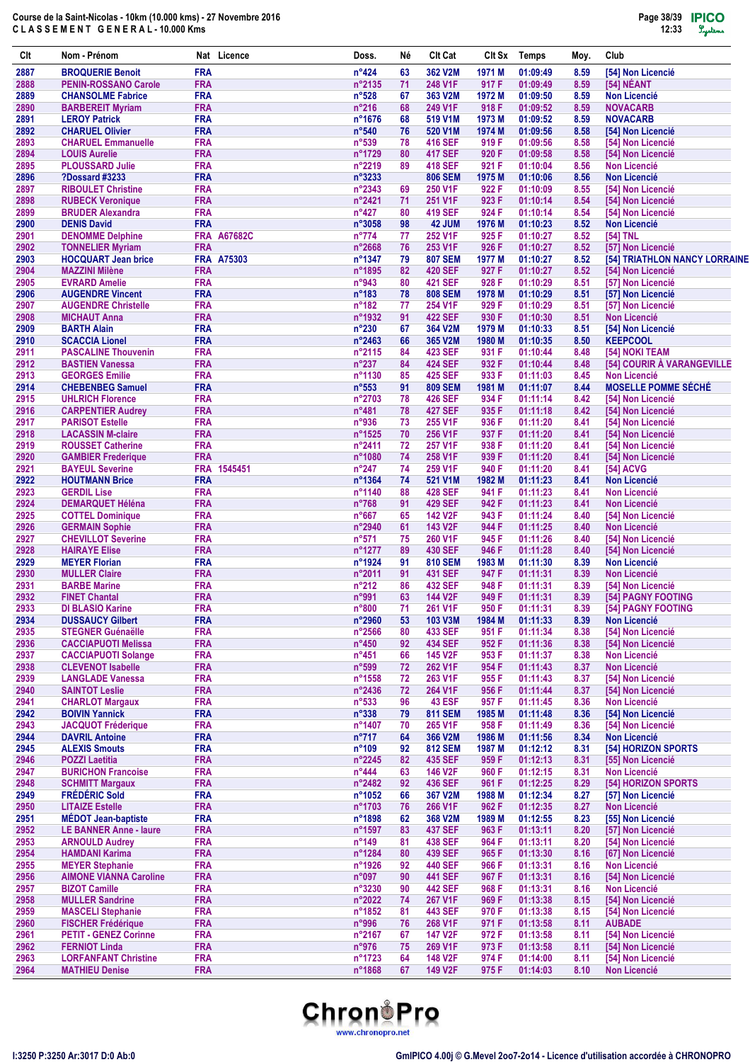Course de la Saint-Nicolas - 10km (10.000 kms) - 27 Novembre 2016

CLASSEMENT GENERAL - 10.000 Kms

| Clt | Nom - Prénom | Nat | Licence | Doss. | Né | Clt Cat | Clt Sx | Temps | Moy. | Club |
|---|---|---|---|---|---|---|---|---|---|---|
| 2887 | BROQUERIE Benoit | FRA | | n°424 | 63 | 362 V2M | 1971 M | 01:09:49 | 8.59 | [54] Non Licencié |
| 2888 | PENIN-ROSSANO Carole | FRA | | n°2135 | 71 | 248 V1F | 917 F | 01:09:49 | 8.59 | [54] NÉANT |
| 2889 | CHANSOLME Fabrice | FRA | | n°528 | 67 | 363 V2M | 1972 M | 01:09:50 | 8.59 | Non Licencié |
| 2890 | BARBEREIT Myriam | FRA | | n°216 | 68 | 249 V1F | 918 F | 01:09:52 | 8.59 | NOVACARB |
| 2891 | LEROY Patrick | FRA | | n°1676 | 68 | 519 V1M | 1973 M | 01:09:52 | 8.59 | NOVACARB |
| 2892 | CHARUEL Olivier | FRA | | n°540 | 76 | 520 V1M | 1974 M | 01:09:56 | 8.58 | [54] Non Licencié |
| 2893 | CHARUEL Emmanuelle | FRA | | n°539 | 78 | 416 SEF | 919 F | 01:09:56 | 8.58 | [54] Non Licencié |
| 2894 | LOUIS Aurelie | FRA | | n°1729 | 80 | 417 SEF | 920 F | 01:09:58 | 8.58 | [54] Non Licencié |
| 2895 | PLOUSSARD Julie | FRA | | n°2219 | 89 | 418 SEF | 921 F | 01:10:04 | 8.56 | Non Licencié |
| 2896 | ?Dossard #3233 | FRA | | n°3233 | | 806 SEM | 1975 M | 01:10:06 | 8.56 | Non Licencié |
| 2897 | RIBOULET Christine | FRA | | n°2343 | 69 | 250 V1F | 922 F | 01:10:09 | 8.55 | [54] Non Licencié |
| 2898 | RUBECK Veronique | FRA | | n°2421 | 71 | 251 V1F | 923 F | 01:10:14 | 8.54 | [54] Non Licencié |
| 2899 | BRUDER Alexandra | FRA | | n°427 | 80 | 419 SEF | 924 F | 01:10:14 | 8.54 | [54] Non Licencié |
| 2900 | DENIS David | FRA | | n°3058 | 98 | 42 JUM | 1976 M | 01:10:23 | 8.52 | Non Licencié |
| 2901 | DENOMME Delphine | FRA | A67682C | n°774 | 77 | 252 V1F | 925 F | 01:10:27 | 8.52 | [54] TNL |
| 2902 | TONNELIER Myriam | FRA | | n°2668 | 76 | 253 V1F | 926 F | 01:10:27 | 8.52 | [57] Non Licencié |
| 2903 | HOCQUART Jean brice | FRA | A75303 | n°1347 | 79 | 807 SEM | 1977 M | 01:10:27 | 8.52 | [54] TRIATHLON NANCY LORRAINE |
| 2904 | MAZZINI Milène | FRA | | n°1895 | 82 | 420 SEF | 927 F | 01:10:27 | 8.52 | [54] Non Licencié |
| 2905 | EVRARD Amelie | FRA | | n°943 | 80 | 421 SEF | 928 F | 01:10:29 | 8.51 | [57] Non Licencié |
| 2906 | AUGENDRE Vincent | FRA | | n°183 | 78 | 808 SEM | 1978 M | 01:10:29 | 8.51 | [57] Non Licencié |
| 2907 | AUGENDRE Christelle | FRA | | n°182 | 77 | 254 V1F | 929 F | 01:10:29 | 8.51 | [57] Non Licencié |
| 2908 | MICHAUT Anna | FRA | | n°1932 | 91 | 422 SEF | 930 F | 01:10:30 | 8.51 | Non Licencié |
| 2909 | BARTH Alain | FRA | | n°230 | 67 | 364 V2M | 1979 M | 01:10:33 | 8.51 | [54] Non Licencié |
| 2910 | SCACCIA Lionel | FRA | | n°2463 | 66 | 365 V2M | 1980 M | 01:10:35 | 8.50 | KEEPCOOL |
| 2911 | PASCALINE Thouvenin | FRA | | n°2115 | 84 | 423 SEF | 931 F | 01:10:44 | 8.48 | [54] NOKI TEAM |
| 2912 | BASTIEN Vanessa | FRA | | n°237 | 84 | 424 SEF | 932 F | 01:10:44 | 8.48 | [54] COURIR À VARANGEVILLE |
| 2913 | GEORGES Emilie | FRA | | n°1130 | 85 | 425 SEF | 933 F | 01:11:03 | 8.45 | Non Licencié |
| 2914 | CHEBENBEG Samuel | FRA | | n°553 | 91 | 809 SEM | 1981 M | 01:11:07 | 8.44 | MOSELLE POMME SÉCHÉ |
| 2915 | UHLRICH Florence | FRA | | n°2703 | 78 | 426 SEF | 934 F | 01:11:14 | 8.42 | [54] Non Licencié |
| 2916 | CARPENTIER Audrey | FRA | | n°481 | 78 | 427 SEF | 935 F | 01:11:18 | 8.42 | [54] Non Licencié |
| 2917 | PARISOT Estelle | FRA | | n°936 | 73 | 255 V1F | 936 F | 01:11:20 | 8.41 | [54] Non Licencié |
| 2918 | LACASSIN M-claire | FRA | | n°1525 | 70 | 256 V1F | 937 F | 01:11:20 | 8.41 | [54] Non Licencié |
| 2919 | ROUSSET Catherine | FRA | | n°2411 | 72 | 257 V1F | 938 F | 01:11:20 | 8.41 | [54] Non Licencié |
| 2920 | GAMBIER Frederique | FRA | | n°1080 | 74 | 258 V1F | 939 F | 01:11:20 | 8.41 | [54] Non Licencié |
| 2921 | BAYEUL Severine | FRA | 1545451 | n°247 | 74 | 259 V1F | 940 F | 01:11:20 | 8.41 | [54] ACVG |
| 2922 | HOUTMANN Brice | FRA | | n°1364 | 74 | 521 V1M | 1982 M | 01:11:23 | 8.41 | Non Licencié |
| 2923 | GERDIL Lise | FRA | | n°1140 | 88 | 428 SEF | 941 F | 01:11:23 | 8.41 | Non Licencié |
| 2924 | DEMARQUET Héléna | FRA | | n°768 | 91 | 429 SEF | 942 F | 01:11:23 | 8.41 | Non Licencié |
| 2925 | COTTEL Dominique | FRA | | n°667 | 65 | 142 V2F | 943 F | 01:11:24 | 8.40 | [54] Non Licencié |
| 2926 | GERMAIN Sophie | FRA | | n°2940 | 61 | 143 V2F | 944 F | 01:11:25 | 8.40 | Non Licencié |
| 2927 | CHEVILLOT Severine | FRA | | n°571 | 75 | 260 V1F | 945 F | 01:11:26 | 8.40 | [54] Non Licencié |
| 2928 | HAIRAYE Elise | FRA | | n°1277 | 89 | 430 SEF | 946 F | 01:11:28 | 8.40 | [54] Non Licencié |
| 2929 | MEYER Florian | FRA | | n°1924 | 91 | 810 SEM | 1983 M | 01:11:30 | 8.39 | Non Licencié |
| 2930 | MULLER Claire | FRA | | n°2011 | 91 | 431 SEF | 947 F | 01:11:31 | 8.39 | Non Licencié |
| 2931 | BARBE Marine | FRA | | n°212 | 86 | 432 SEF | 948 F | 01:11:31 | 8.39 | [54] Non Licencié |
| 2932 | FINET Chantal | FRA | | n°991 | 63 | 144 V2F | 949 F | 01:11:31 | 8.39 | [54] PAGNY FOOTING |
| 2933 | DI BLASIO Karine | FRA | | n°800 | 71 | 261 V1F | 950 F | 01:11:31 | 8.39 | [54] PAGNY FOOTING |
| 2934 | DUSSAUCY Gilbert | FRA | | n°2960 | 53 | 103 V3M | 1984 M | 01:11:33 | 8.39 | Non Licencié |
| 2935 | STEGNER Guénaëlle | FRA | | n°2566 | 80 | 433 SEF | 951 F | 01:11:34 | 8.38 | [54] Non Licencié |
| 2936 | CACCIAPUOTI Melissa | FRA | | n°450 | 92 | 434 SEF | 952 F | 01:11:36 | 8.38 | [54] Non Licencié |
| 2937 | CACCIAPUOTI Solange | FRA | | n°451 | 66 | 145 V2F | 953 F | 01:11:37 | 8.38 | Non Licencié |
| 2938 | CLEVENOT Isabelle | FRA | | n°599 | 72 | 262 V1F | 954 F | 01:11:43 | 8.37 | Non Licencié |
| 2939 | LANGLADE Vanessa | FRA | | n°1558 | 72 | 263 V1F | 955 F | 01:11:43 | 8.37 | [54] Non Licencié |
| 2940 | SAINTOT Leslie | FRA | | n°2436 | 72 | 264 V1F | 956 F | 01:11:44 | 8.37 | [54] Non Licencié |
| 2941 | CHARLOT Margaux | FRA | | n°533 | 96 | 43 ESF | 957 F | 01:11:45 | 8.36 | Non Licencié |
| 2942 | BOIVIN Yannick | FRA | | n°338 | 79 | 811 SEM | 1985 M | 01:11:48 | 8.36 | [54] Non Licencié |
| 2943 | JACQUOT Fréderique | FRA | | n°1407 | 70 | 265 V1F | 958 F | 01:11:49 | 8.36 | [54] Non Licencié |
| 2944 | DAVRIL Antoine | FRA | | n°717 | 64 | 366 V2M | 1986 M | 01:11:56 | 8.34 | Non Licencié |
| 2945 | ALEXIS Smouts | FRA | | n°109 | 92 | 812 SEM | 1987 M | 01:12:12 | 8.31 | [54] HORIZON SPORTS |
| 2946 | POZZI Laetitia | FRA | | n°2245 | 82 | 435 SEF | 959 F | 01:12:13 | 8.31 | [55] Non Licencié |
| 2947 | BURICHON Francoise | FRA | | n°444 | 63 | 146 V2F | 960 F | 01:12:15 | 8.31 | Non Licencié |
| 2948 | SCHMITT Margaux | FRA | | n°2482 | 92 | 436 SEF | 961 F | 01:12:25 | 8.29 | [54] HORIZON SPORTS |
| 2949 | FRÉDÉRIC Sold | FRA | | n°1052 | 66 | 367 V2M | 1988 M | 01:12:34 | 8.27 | [57] Non Licencié |
| 2950 | LITAIZE Estelle | FRA | | n°1703 | 76 | 266 V1F | 962 F | 01:12:35 | 8.27 | Non Licencié |
| 2951 | MÉDOT Jean-baptiste | FRA | | n°1898 | 62 | 368 V2M | 1989 M | 01:12:55 | 8.23 | [55] Non Licencié |
| 2952 | LE BANNER Anne - laure | FRA | | n°1597 | 83 | 437 SEF | 963 F | 01:13:11 | 8.20 | [57] Non Licencié |
| 2953 | ARNOULD Audrey | FRA | | n°149 | 81 | 438 SEF | 964 F | 01:13:11 | 8.20 | [54] Non Licencié |
| 2954 | HAMDANI Karima | FRA | | n°1284 | 80 | 439 SEF | 965 F | 01:13:30 | 8.16 | [67] Non Licencié |
| 2955 | MEYER Stephanie | FRA | | n°1926 | 92 | 440 SEF | 966 F | 01:13:31 | 8.16 | Non Licencié |
| 2956 | AIMONE VIANNA Caroline | FRA | | n°097 | 90 | 441 SEF | 967 F | 01:13:31 | 8.16 | [54] Non Licencié |
| 2957 | BIZOT Camille | FRA | | n°3230 | 90 | 442 SEF | 968 F | 01:13:31 | 8.16 | Non Licencié |
| 2958 | MULLER Sandrine | FRA | | n°2022 | 74 | 267 V1F | 969 F | 01:13:38 | 8.15 | [54] Non Licencié |
| 2959 | MASCELI Stephanie | FRA | | n°1852 | 81 | 443 SEF | 970 F | 01:13:38 | 8.15 | [54] Non Licencié |
| 2960 | FISCHER Frédérique | FRA | | n°996 | 76 | 268 V1F | 971 F | 01:13:58 | 8.11 | AUBADE |
| 2961 | PETIT - GENEZ Corinne | FRA | | n°2167 | 67 | 147 V2F | 972 F | 01:13:58 | 8.11 | [54] Non Licencié |
| 2962 | FERNIOT Linda | FRA | | n°976 | 75 | 269 V1F | 973 F | 01:13:58 | 8.11 | [54] Non Licencié |
| 2963 | LORFANFANT Christine | FRA | | n°1723 | 64 | 148 V2F | 974 F | 01:14:00 | 8.11 | [54] Non Licencié |
| 2964 | MATHIEU Denise | FRA | | n°1868 | 67 | 149 V2F | 975 F | 01:14:03 | 8.10 | Non Licencié |

I:3250 P:3250 Ar:3017 D:0 Ab:0

GmIPICO 4.00j © G.Mevel 2oo7-2o14 - Licence d'utilisation accordée à CHRONOPRO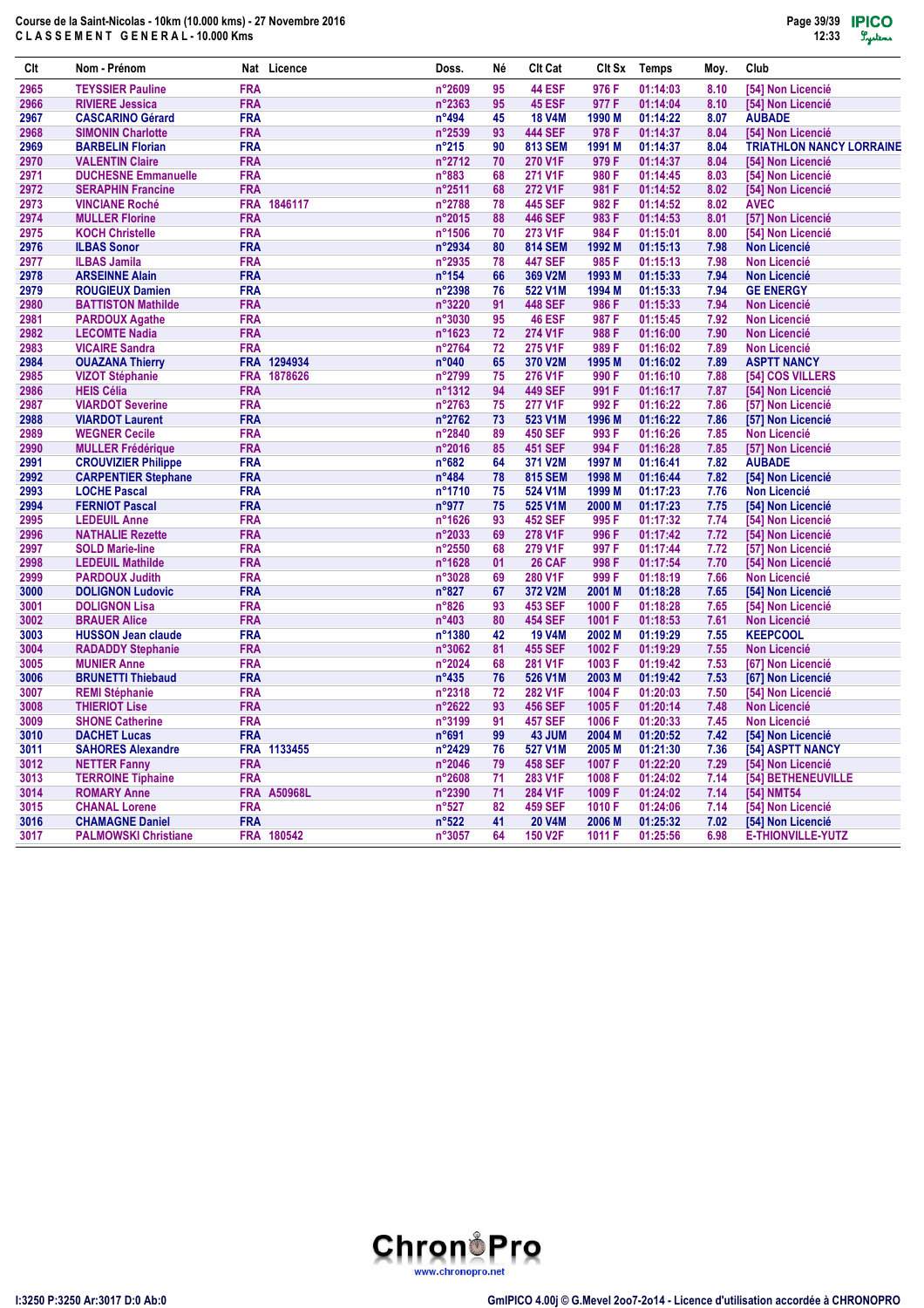Course de la Saint-Nicolas - 10km (10.000 kms) - 27 Novembre 2016
CLASSEMENT GENERAL - 10.000 Kms

| Clt | Nom - Prénom | Nat | Licence | Doss. | Né | Clt Cat | Clt Sx | Temps | Moy. | Club |
|---|---|---|---|---|---|---|---|---|---|---|
| 2965 | TEYSSIER Pauline | FRA | | n°2609 | 95 | 44 ESF | 976 F | 01:14:03 | 8.10 | [54] Non Licencié |
| 2966 | RIVIERE Jessica | FRA | | n°2363 | 95 | 45 ESF | 977 F | 01:14:04 | 8.10 | [54] Non Licencié |
| 2967 | CASCARINO Gérard | FRA | | n°494 | 45 | 18 V4M | 1990 M | 01:14:22 | 8.07 | AUBADE |
| 2968 | SIMONIN Charlotte | FRA | | n°2539 | 93 | 444 SEF | 978 F | 01:14:37 | 8.04 | [54] Non Licencié |
| 2969 | BARBELIN Florian | FRA | | n°215 | 90 | 813 SEM | 1991 M | 01:14:37 | 8.04 | TRIATHLON NANCY LORRAINE |
| 2970 | VALENTIN Claire | FRA | | n°2712 | 70 | 270 V1F | 979 F | 01:14:37 | 8.04 | [54] Non Licencié |
| 2971 | DUCHESNE Emmanuelle | FRA | | n°883 | 68 | 271 V1F | 980 F | 01:14:45 | 8.03 | [54] Non Licencié |
| 2972 | SERAPHIN Francine | FRA | | n°2511 | 68 | 272 V1F | 981 F | 01:14:52 | 8.02 | [54] Non Licencié |
| 2973 | VINCIANE Roché | FRA | 1846117 | n°2788 | 78 | 445 SEF | 982 F | 01:14:52 | 8.02 | AVEC |
| 2974 | MULLER Florine | FRA | | n°2015 | 88 | 446 SEF | 983 F | 01:14:53 | 8.01 | [57] Non Licencié |
| 2975 | KOCH Christelle | FRA | | n°1506 | 70 | 273 V1F | 984 F | 01:15:01 | 8.00 | [54] Non Licencié |
| 2976 | ILBAS Sonor | FRA | | n°2934 | 80 | 814 SEM | 1992 M | 01:15:13 | 7.98 | Non Licencié |
| 2977 | ILBAS Jamila | FRA | | n°2935 | 78 | 447 SEF | 985 F | 01:15:13 | 7.98 | Non Licencié |
| 2978 | ARSEINNE Alain | FRA | | n°154 | 66 | 369 V2M | 1993 M | 01:15:33 | 7.94 | Non Licencié |
| 2979 | ROUGIEUX Damien | FRA | | n°2398 | 76 | 522 V1M | 1994 M | 01:15:33 | 7.94 | GE ENERGY |
| 2980 | BATTISTON Mathilde | FRA | | n°3220 | 91 | 448 SEF | 986 F | 01:15:33 | 7.94 | Non Licencié |
| 2981 | PARDOUX Agathe | FRA | | n°3030 | 95 | 46 ESF | 987 F | 01:15:45 | 7.92 | Non Licencié |
| 2982 | LECOMTE Nadia | FRA | | n°1623 | 72 | 274 V1F | 988 F | 01:16:00 | 7.90 | Non Licencié |
| 2983 | VICAIRE Sandra | FRA | | n°2764 | 72 | 275 V1F | 989 F | 01:16:02 | 7.89 | Non Licencié |
| 2984 | OUAZANA Thierry | FRA | 1294934 | n°040 | 65 | 370 V2M | 1995 M | 01:16:02 | 7.89 | ASPTT NANCY |
| 2985 | VIZOT Stéphanie | FRA | 1878626 | n°2799 | 75 | 276 V1F | 990 F | 01:16:10 | 7.88 | [54] COS VILLERS |
| 2986 | HEIS Célia | FRA | | n°1312 | 94 | 449 SEF | 991 F | 01:16:17 | 7.87 | [54] Non Licencié |
| 2987 | VIARDOT Severine | FRA | | n°2763 | 75 | 277 V1F | 992 F | 01:16:22 | 7.86 | [57] Non Licencié |
| 2988 | VIARDOT Laurent | FRA | | n°2762 | 73 | 523 V1M | 1996 M | 01:16:22 | 7.86 | [57] Non Licencié |
| 2989 | WEGNER Cecile | FRA | | n°2840 | 89 | 450 SEF | 993 F | 01:16:26 | 7.85 | Non Licencié |
| 2990 | MULLER Frédérique | FRA | | n°2016 | 85 | 451 SEF | 994 F | 01:16:28 | 7.85 | [57] Non Licencié |
| 2991 | CROUVIZIER Philippe | FRA | | n°682 | 64 | 371 V2M | 1997 M | 01:16:41 | 7.82 | AUBADE |
| 2992 | CARPENTIER Stephane | FRA | | n°484 | 78 | 815 SEM | 1998 M | 01:16:44 | 7.82 | [54] Non Licencié |
| 2993 | LOCHE Pascal | FRA | | n°1710 | 75 | 524 V1M | 1999 M | 01:17:23 | 7.76 | Non Licencié |
| 2994 | FERNIOT Pascal | FRA | | n°977 | 75 | 525 V1M | 2000 M | 01:17:23 | 7.75 | [54] Non Licencié |
| 2995 | LEDEUIL Anne | FRA | | n°1626 | 93 | 452 SEF | 995 F | 01:17:32 | 7.74 | [54] Non Licencié |
| 2996 | NATHALIE Rezette | FRA | | n°2033 | 69 | 278 V1F | 996 F | 01:17:42 | 7.72 | [54] Non Licencié |
| 2997 | SOLD Marie-line | FRA | | n°2550 | 68 | 279 V1F | 997 F | 01:17:44 | 7.72 | [57] Non Licencié |
| 2998 | LEDEUIL Mathilde | FRA | | n°1628 | 01 | 26 CAF | 998 F | 01:17:54 | 7.70 | [54] Non Licencié |
| 2999 | PARDOUX Judith | FRA | | n°3028 | 69 | 280 V1F | 999 F | 01:18:19 | 7.66 | Non Licencié |
| 3000 | DOLIGNON Ludovic | FRA | | n°827 | 67 | 372 V2M | 2001 M | 01:18:28 | 7.65 | [54] Non Licencié |
| 3001 | DOLIGNON Lisa | FRA | | n°826 | 93 | 453 SEF | 1000 F | 01:18:28 | 7.65 | [54] Non Licencié |
| 3002 | BRAUER Alice | FRA | | n°403 | 80 | 454 SEF | 1001 F | 01:18:53 | 7.61 | Non Licencié |
| 3003 | HUSSON Jean claude | FRA | | n°1380 | 42 | 19 V4M | 2002 M | 01:19:29 | 7.55 | KEEPCOOL |
| 3004 | RADADDY Stephanie | FRA | | n°3062 | 81 | 455 SEF | 1002 F | 01:19:29 | 7.55 | Non Licencié |
| 3005 | MUNIER Anne | FRA | | n°2024 | 68 | 281 V1F | 1003 F | 01:19:42 | 7.53 | [67] Non Licencié |
| 3006 | BRUNETTI Thiebaud | FRA | | n°435 | 76 | 526 V1M | 2003 M | 01:19:42 | 7.53 | [67] Non Licencié |
| 3007 | REMI Stéphanie | FRA | | n°2318 | 72 | 282 V1F | 1004 F | 01:20:03 | 7.50 | [54] Non Licencié |
| 3008 | THIERIOT Lise | FRA | | n°2622 | 93 | 456 SEF | 1005 F | 01:20:14 | 7.48 | Non Licencié |
| 3009 | SHONE Catherine | FRA | | n°3199 | 91 | 457 SEF | 1006 F | 01:20:33 | 7.45 | Non Licencié |
| 3010 | DACHET Lucas | FRA | | n°691 | 99 | 43 JUM | 2004 M | 01:20:52 | 7.42 | [54] Non Licencié |
| 3011 | SAHORES Alexandre | FRA | 1133455 | n°2429 | 76 | 527 V1M | 2005 M | 01:21:30 | 7.36 | [54] ASPTT NANCY |
| 3012 | NETTER Fanny | FRA | | n°2046 | 79 | 458 SEF | 1007 F | 01:22:20 | 7.29 | [54] Non Licencié |
| 3013 | TERROINE Tiphaine | FRA | | n°2608 | 71 | 283 V1F | 1008 F | 01:24:02 | 7.14 | [54] BETHENEUVILLE |
| 3014 | ROMARY Anne | FRA | A50968L | n°2390 | 71 | 284 V1F | 1009 F | 01:24:02 | 7.14 | [54] NMT54 |
| 3015 | CHANAL Lorene | FRA | | n°527 | 82 | 459 SEF | 1010 F | 01:24:06 | 7.14 | [54] Non Licencié |
| 3016 | CHAMAGNE Daniel | FRA | | n°522 | 41 | 20 V4M | 2006 M | 01:25:32 | 7.02 | [54] Non Licencié |
| 3017 | PALMOWSKI Christiane | FRA | 180542 | n°3057 | 64 | 150 V2F | 1011 F | 01:25:56 | 6.98 | E-THIONVILLE-YUTZ |

I:3250 P:3250 Ar:3017 D:0 Ab:0

GmIPICO 4.00j © G.Mevel 2oo7-2o14 - Licence d'utilisation accordée à CHRONOPRO